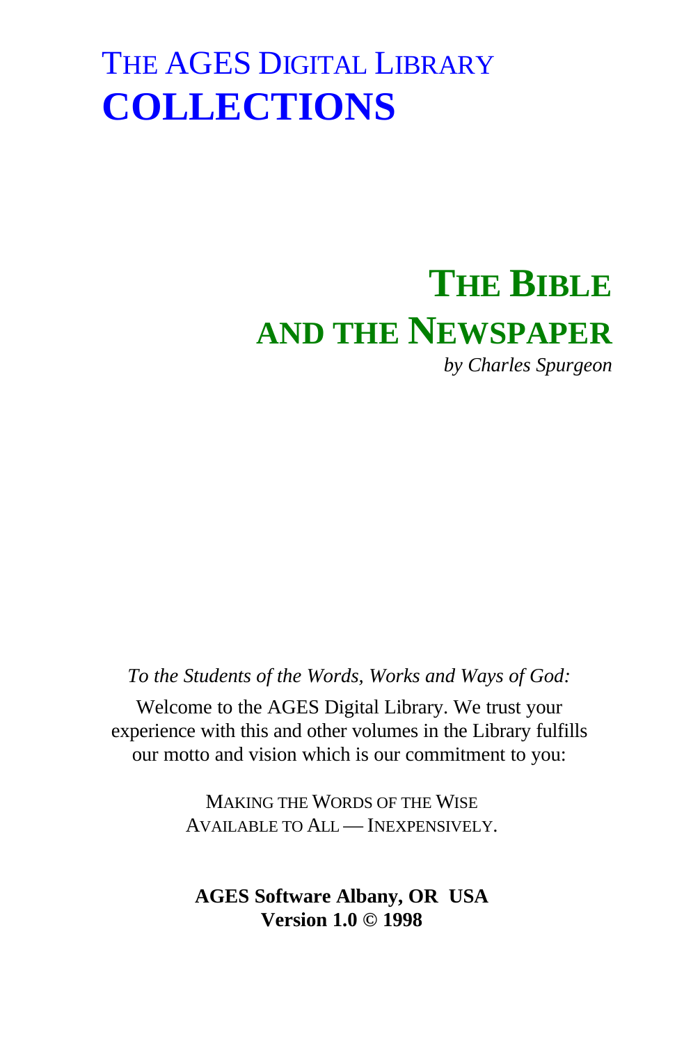# THE AGES DIGITAL LIBRARY
# **COLLECTIONS**

## THE BIBLE AND THE NEWSPAPER

*by Charles Spurgeon*

*To the Students of the Words, Works and Ways of God:*

Welcome to the AGES Digital Library. We trust your experience with this and other volumes in the Library fulfills our motto and vision which is our commitment to you:

MAKING THE WORDS OF THE WISE
AVAILABLE TO ALL — INEXPENSIVELY.

**AGES Software Albany, OR USA**
**Version 1.0 © 1998**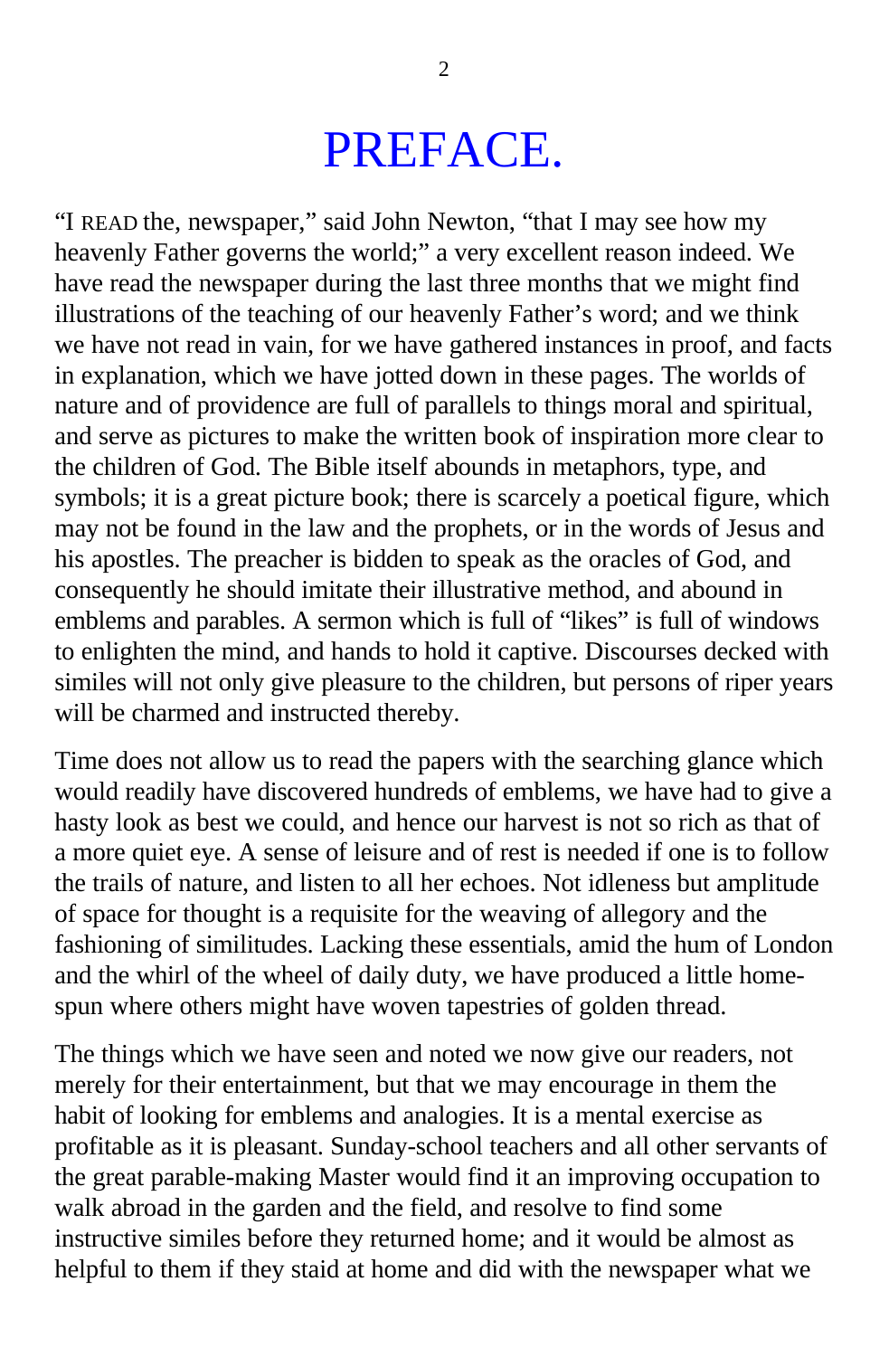# PREFACE.

"I READ the, newspaper," said John Newton, "that I may see how my heavenly Father governs the world;" a very excellent reason indeed. We have read the newspaper during the last three months that we might find illustrations of the teaching of our heavenly Father's word; and we think we have not read in vain, for we have gathered instances in proof, and facts in explanation, which we have jotted down in these pages. The worlds of nature and of providence are full of parallels to things moral and spiritual, and serve as pictures to make the written book of inspiration more clear to the children of God. The Bible itself abounds in metaphors, type, and symbols; it is a great picture book; there is scarcely a poetical figure, which may not be found in the law and the prophets, or in the words of Jesus and his apostles. The preacher is bidden to speak as the oracles of God, and consequently he should imitate their illustrative method, and abound in emblems and parables. A sermon which is full of "likes" is full of windows to enlighten the mind, and hands to hold it captive. Discourses decked with similes will not only give pleasure to the children, but persons of riper years will be charmed and instructed thereby.

Time does not allow us to read the papers with the searching glance which would readily have discovered hundreds of emblems, we have had to give a hasty look as best we could, and hence our harvest is not so rich as that of a more quiet eye. A sense of leisure and of rest is needed if one is to follow the trails of nature, and listen to all her echoes. Not idleness but amplitude of space for thought is a requisite for the weaving of allegory and the fashioning of similitudes. Lacking these essentials, amid the hum of London and the whirl of the wheel of daily duty, we have produced a little home-spun where others might have woven tapestries of golden thread.

The things which we have seen and noted we now give our readers, not merely for their entertainment, but that we may encourage in them the habit of looking for emblems and analogies. It is a mental exercise as profitable as it is pleasant. Sunday-school teachers and all other servants of the great parable-making Master would find it an improving occupation to walk abroad in the garden and the field, and resolve to find some instructive similes before they returned home; and it would be almost as helpful to them if they staid at home and did with the newspaper what we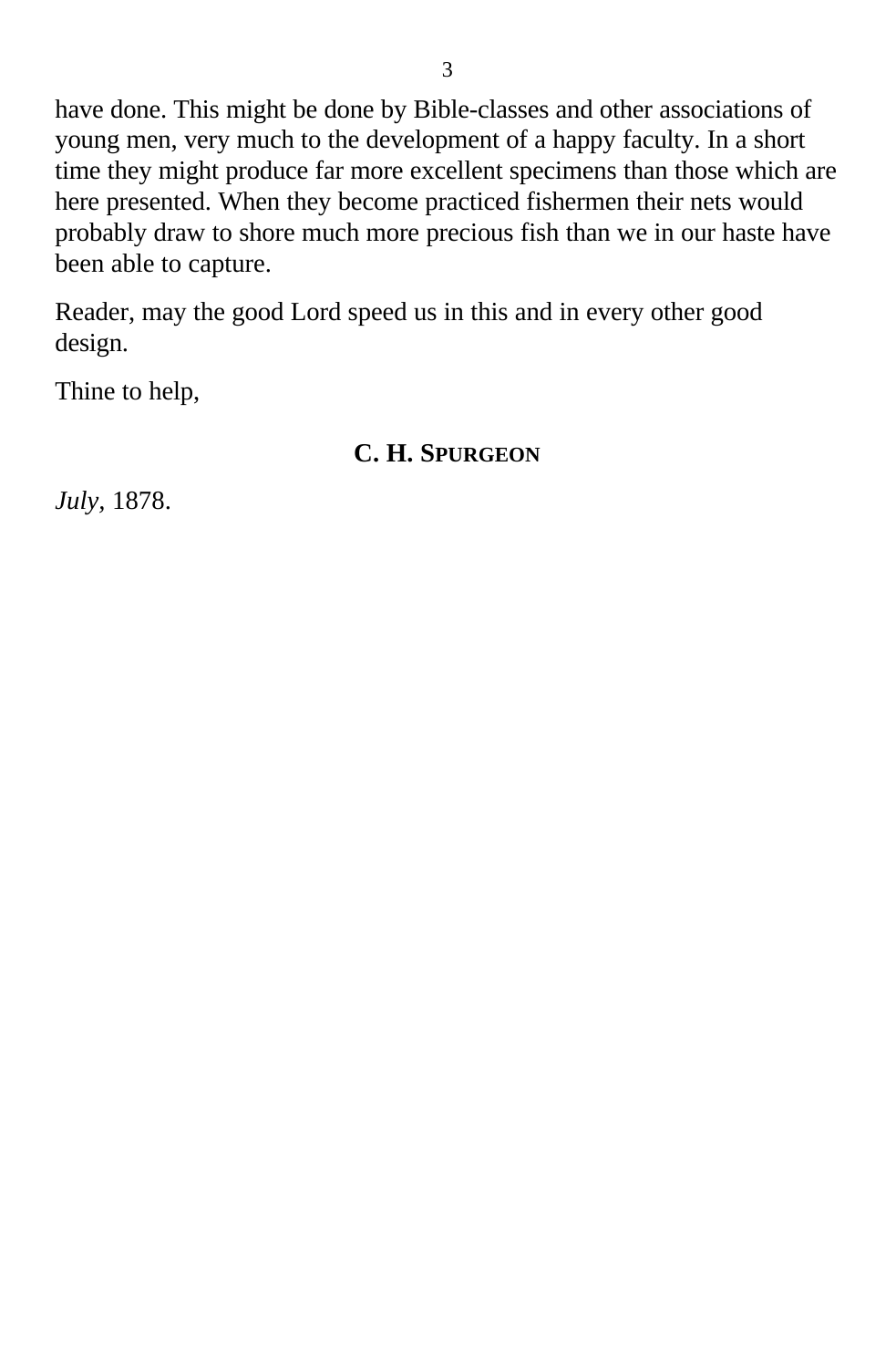have done. This might be done by Bible-classes and other associations of young men, very much to the development of a happy faculty. In a short time they might produce far more excellent specimens than those which are here presented. When they become practiced fishermen their nets would probably draw to shore much more precious fish than we in our haste have been able to capture.

Reader, may the good Lord speed us in this and in every other good design.

Thine to help,

**C. H. SPURGEON**

*July*, 1878.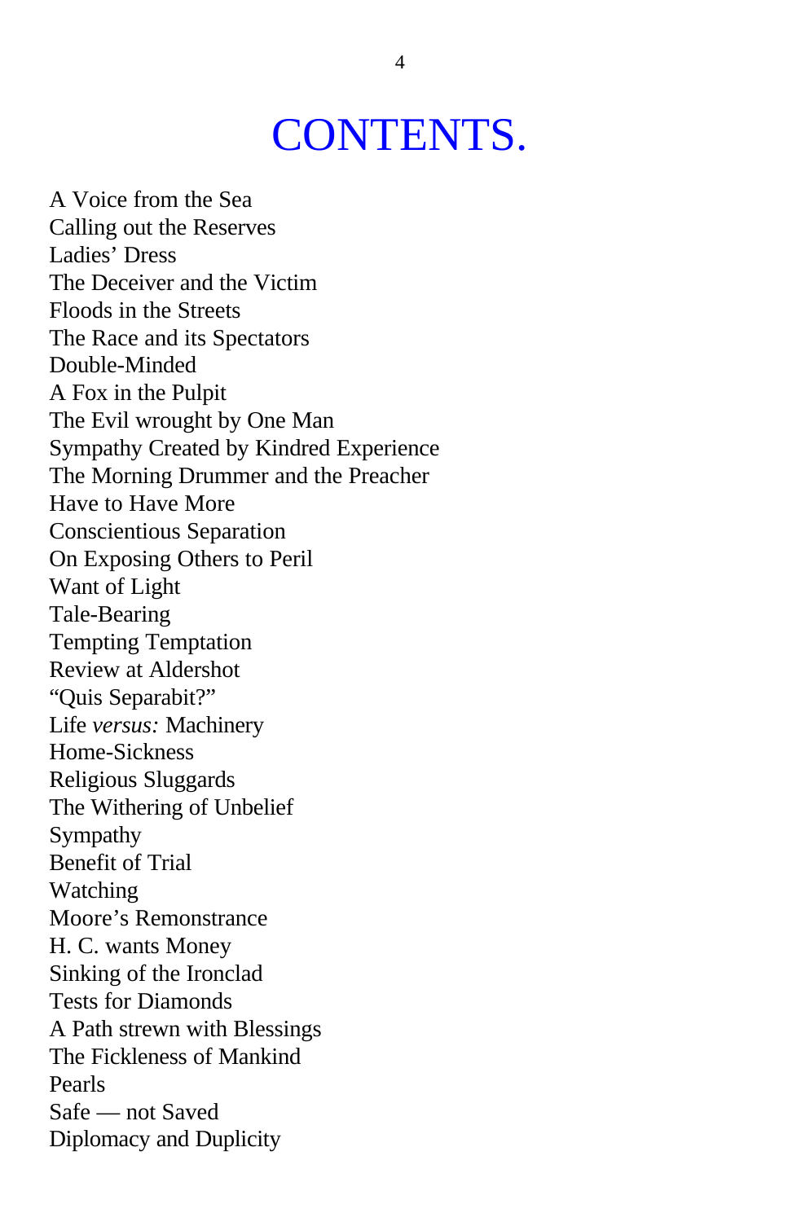# CONTENTS.

A Voice from the Sea
Calling out the Reserves
Ladies' Dress
The Deceiver and the Victim
Floods in the Streets
The Race and its Spectators
Double-Minded
A Fox in the Pulpit
The Evil wrought by One Man
Sympathy Created by Kindred Experience
The Morning Drummer and the Preacher
Have to Have More
Conscientious Separation
On Exposing Others to Peril
Want of Light
Tale-Bearing
Tempting Temptation
Review at Aldershot
"Quis Separabit?"
Life *versus:* Machinery
Home-Sickness
Religious Sluggards
The Withering of Unbelief
Sympathy
Benefit of Trial
Watching
Moore's Remonstrance
H. C. wants Money
Sinking of the Ironclad
Tests for Diamonds
A Path strewn with Blessings
The Fickleness of Mankind
Pearls
Safe — not Saved
Diplomacy and Duplicity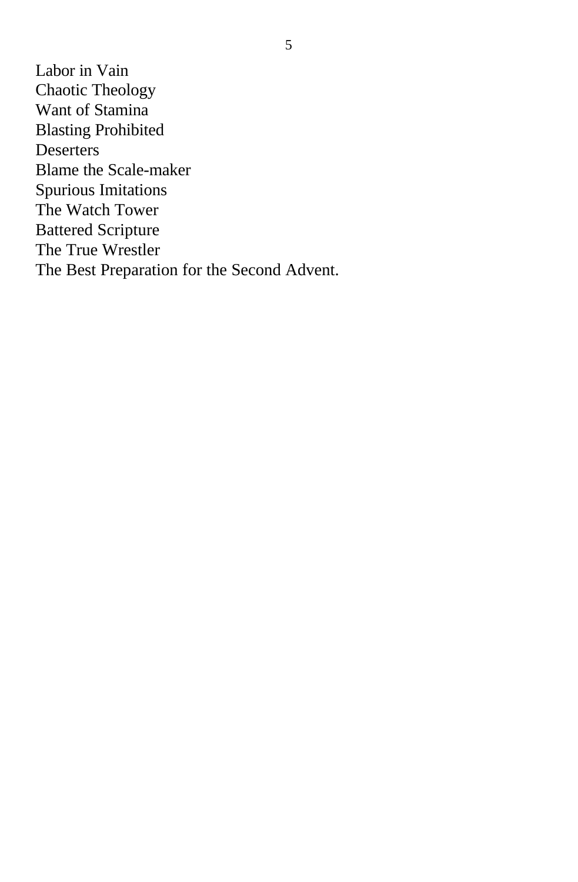Labor in Vain
Chaotic Theology
Want of Stamina
Blasting Prohibited
Deserters
Blame the Scale-maker
Spurious Imitations
The Watch Tower
Battered Scripture
The True Wrestler
The Best Preparation for the Second Advent.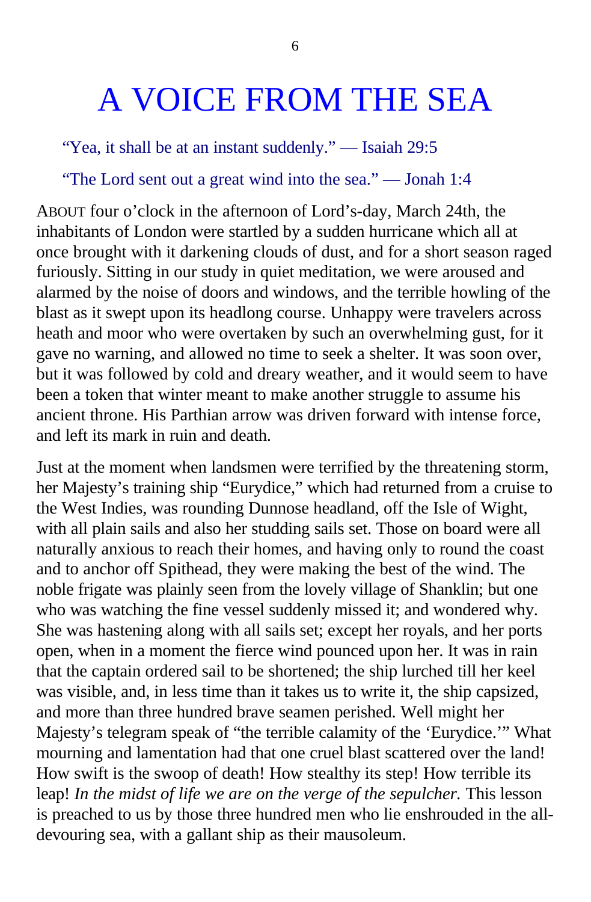# A VOICE FROM THE SEA

"Yea, it shall be at an instant suddenly." — Isaiah 29:5

"The Lord sent out a great wind into the sea." — Jonah 1:4

ABOUT four o'clock in the afternoon of Lord's-day, March 24th, the inhabitants of London were startled by a sudden hurricane which all at once brought with it darkening clouds of dust, and for a short season raged furiously. Sitting in our study in quiet meditation, we were aroused and alarmed by the noise of doors and windows, and the terrible howling of the blast as it swept upon its headlong course. Unhappy were travelers across heath and moor who were overtaken by such an overwhelming gust, for it gave no warning, and allowed no time to seek a shelter. It was soon over, but it was followed by cold and dreary weather, and it would seem to have been a token that winter meant to make another struggle to assume his ancient throne. His Parthian arrow was driven forward with intense force, and left its mark in ruin and death.

Just at the moment when landsmen were terrified by the threatening storm, her Majesty's training ship "Eurydice," which had returned from a cruise to the West Indies, was rounding Dunnose headland, off the Isle of Wight, with all plain sails and also her studding sails set. Those on board were all naturally anxious to reach their homes, and having only to round the coast and to anchor off Spithead, they were making the best of the wind. The noble frigate was plainly seen from the lovely village of Shanklin; but one who was watching the fine vessel suddenly missed it; and wondered why. She was hastening along with all sails set; except her royals, and her ports open, when in a moment the fierce wind pounced upon her. It was in rain that the captain ordered sail to be shortened; the ship lurched till her keel was visible, and, in less time than it takes us to write it, the ship capsized, and more than three hundred brave seamen perished. Well might her Majesty's telegram speak of "the terrible calamity of the 'Eurydice.'" What mourning and lamentation had that one cruel blast scattered over the land! How swift is the swoop of death! How stealthy its step! How terrible its leap! *In the midst of life we are on the verge of the sepulcher.* This lesson is preached to us by those three hundred men who lie enshrouded in the all-devouring sea, with a gallant ship as their mausoleum.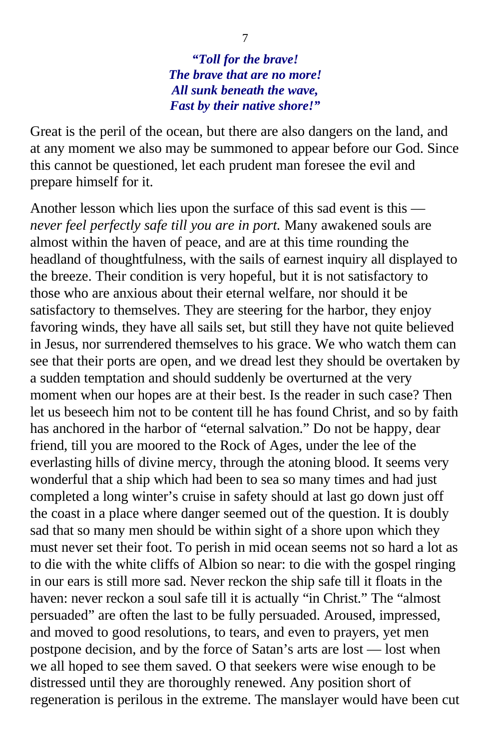*"Toll for the brave!*
*The brave that are no more!*
*All sunk beneath the wave,*
*Fast by their native shore!"*

Great is the peril of the ocean, but there are also dangers on the land, and at any moment we also may be summoned to appear before our God. Since this cannot be questioned, let each prudent man foresee the evil and prepare himself for it.

Another lesson which lies upon the surface of this sad event is this — *never feel perfectly safe till you are in port.* Many awakened souls are almost within the haven of peace, and are at this time rounding the headland of thoughtfulness, with the sails of earnest inquiry all displayed to the breeze. Their condition is very hopeful, but it is not satisfactory to those who are anxious about their eternal welfare, nor should it be satisfactory to themselves. They are steering for the harbor, they enjoy favoring winds, they have all sails set, but still they have not quite believed in Jesus, nor surrendered themselves to his grace. We who watch them can see that their ports are open, and we dread lest they should be overtaken by a sudden temptation and should suddenly be overturned at the very moment when our hopes are at their best. Is the reader in such case? Then let us beseech him not to be content till he has found Christ, and so by faith has anchored in the harbor of "eternal salvation." Do not be happy, dear friend, till you are moored to the Rock of Ages, under the lee of the everlasting hills of divine mercy, through the atoning blood. It seems very wonderful that a ship which had been to sea so many times and had just completed a long winter's cruise in safety should at last go down just off the coast in a place where danger seemed out of the question. It is doubly sad that so many men should be within sight of a shore upon which they must never set their foot. To perish in mid ocean seems not so hard a lot as to die with the white cliffs of Albion so near: to die with the gospel ringing in our ears is still more sad. Never reckon the ship safe till it floats in the haven: never reckon a soul safe till it is actually "in Christ." The "almost persuaded" are often the last to be fully persuaded. Aroused, impressed, and moved to good resolutions, to tears, and even to prayers, yet men postpone decision, and by the force of Satan's arts are lost — lost when we all hoped to see them saved. O that seekers were wise enough to be distressed until they are thoroughly renewed. Any position short of regeneration is perilous in the extreme. The manslayer would have been cut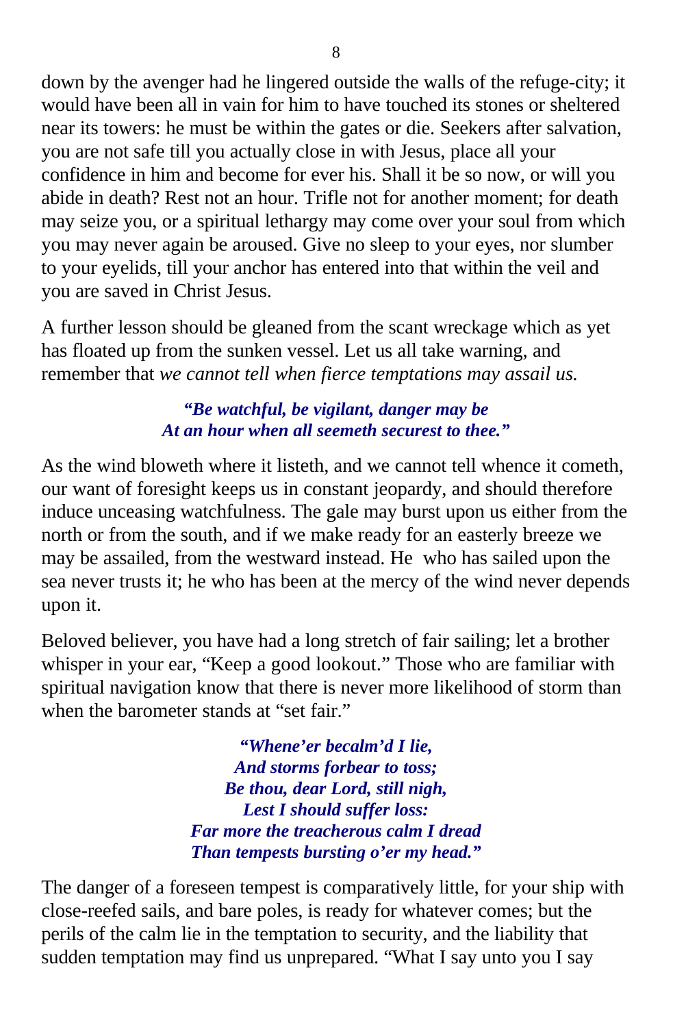down by the avenger had he lingered outside the walls of the refuge-city; it would have been all in vain for him to have touched its stones or sheltered near its towers: he must be within the gates or die. Seekers after salvation, you are not safe till you actually close in with Jesus, place all your confidence in him and become for ever his. Shall it be so now, or will you abide in death? Rest not an hour. Trifle not for another moment; for death may seize you, or a spiritual lethargy may come over your soul from which you may never again be aroused. Give no sleep to your eyes, nor slumber to your eyelids, till your anchor has entered into that within the veil and you are saved in Christ Jesus.

A further lesson should be gleaned from the scant wreckage which as yet has floated up from the sunken vessel. Let us all take warning, and remember that *we cannot tell when fierce temptations may assail us.*

> ***"Be watchful, be vigilant, danger may be***
> ***At an hour when all seemeth securest to thee."***

As the wind bloweth where it listeth, and we cannot tell whence it cometh, our want of foresight keeps us in constant jeopardy, and should therefore induce unceasing watchfulness. The gale may burst upon us either from the north or from the south, and if we make ready for an easterly breeze we may be assailed, from the westward instead. He who has sailed upon the sea never trusts it; he who has been at the mercy of the wind never depends upon it.

Beloved believer, you have had a long stretch of fair sailing; let a brother whisper in your ear, "Keep a good lookout." Those who are familiar with spiritual navigation know that there is never more likelihood of storm than when the barometer stands at "set fair."

> ***"Whene'er becalm'd I lie,***
> ***And storms forbear to toss;***
> ***Be thou, dear Lord, still nigh,***
> ***Lest I should suffer loss:***
> ***Far more the treacherous calm I dread***
> ***Than tempests bursting o'er my head."***

The danger of a foreseen tempest is comparatively little, for your ship with close-reefed sails, and bare poles, is ready for whatever comes; but the perils of the calm lie in the temptation to security, and the liability that sudden temptation may find us unprepared. "What I say unto you I say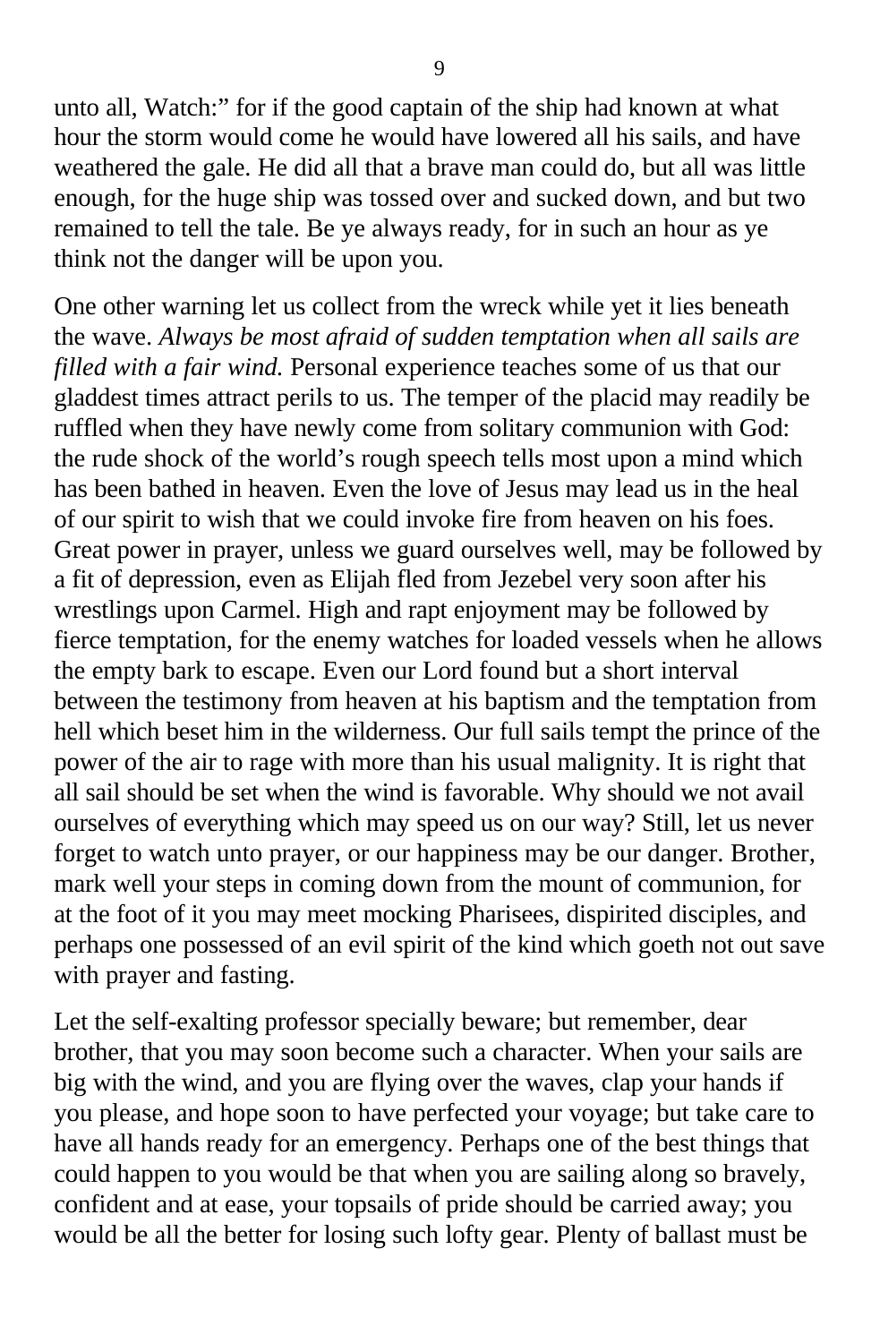unto all, Watch:" for if the good captain of the ship had known at what hour the storm would come he would have lowered all his sails, and have weathered the gale. He did all that a brave man could do, but all was little enough, for the huge ship was tossed over and sucked down, and but two remained to tell the tale. Be ye always ready, for in such an hour as ye think not the danger will be upon you.

One other warning let us collect from the wreck while yet it lies beneath the wave. *Always be most afraid of sudden temptation when all sails are filled with a fair wind.* Personal experience teaches some of us that our gladdest times attract perils to us. The temper of the placid may readily be ruffled when they have newly come from solitary communion with God: the rude shock of the world's rough speech tells most upon a mind which has been bathed in heaven. Even the love of Jesus may lead us in the heal of our spirit to wish that we could invoke fire from heaven on his foes. Great power in prayer, unless we guard ourselves well, may be followed by a fit of depression, even as Elijah fled from Jezebel very soon after his wrestlings upon Carmel. High and rapt enjoyment may be followed by fierce temptation, for the enemy watches for loaded vessels when he allows the empty bark to escape. Even our Lord found but a short interval between the testimony from heaven at his baptism and the temptation from hell which beset him in the wilderness. Our full sails tempt the prince of the power of the air to rage with more than his usual malignity. It is right that all sail should be set when the wind is favorable. Why should we not avail ourselves of everything which may speed us on our way? Still, let us never forget to watch unto prayer, or our happiness may be our danger. Brother, mark well your steps in coming down from the mount of communion, for at the foot of it you may meet mocking Pharisees, dispirited disciples, and perhaps one possessed of an evil spirit of the kind which goeth not out save with prayer and fasting.

Let the self-exalting professor specially beware; but remember, dear brother, that you may soon become such a character. When your sails are big with the wind, and you are flying over the waves, clap your hands if you please, and hope soon to have perfected your voyage; but take care to have all hands ready for an emergency. Perhaps one of the best things that could happen to you would be that when you are sailing along so bravely, confident and at ease, your topsails of pride should be carried away; you would be all the better for losing such lofty gear. Plenty of ballast must be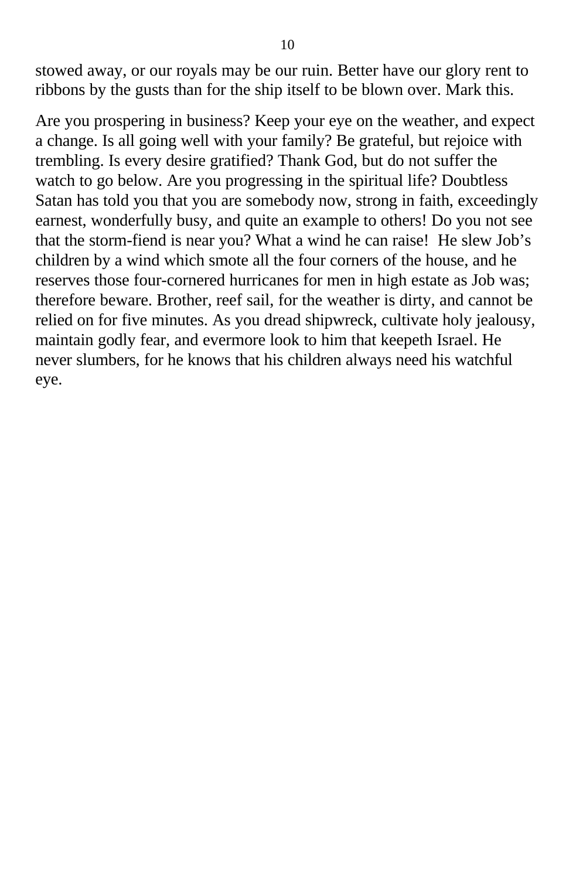stowed away, or our royals may be our ruin. Better have our glory rent to ribbons by the gusts than for the ship itself to be blown over. Mark this.

Are you prospering in business? Keep your eye on the weather, and expect a change. Is all going well with your family? Be grateful, but rejoice with trembling. Is every desire gratified? Thank God, but do not suffer the watch to go below. Are you progressing in the spiritual life? Doubtless Satan has told you that you are somebody now, strong in faith, exceedingly earnest, wonderfully busy, and quite an example to others! Do you not see that the storm-fiend is near you? What a wind he can raise! He slew Job's children by a wind which smote all the four corners of the house, and he reserves those four-cornered hurricanes for men in high estate as Job was; therefore beware. Brother, reef sail, for the weather is dirty, and cannot be relied on for five minutes. As you dread shipwreck, cultivate holy jealousy, maintain godly fear, and evermore look to him that keepeth Israel. He never slumbers, for he knows that his children always need his watchful eye.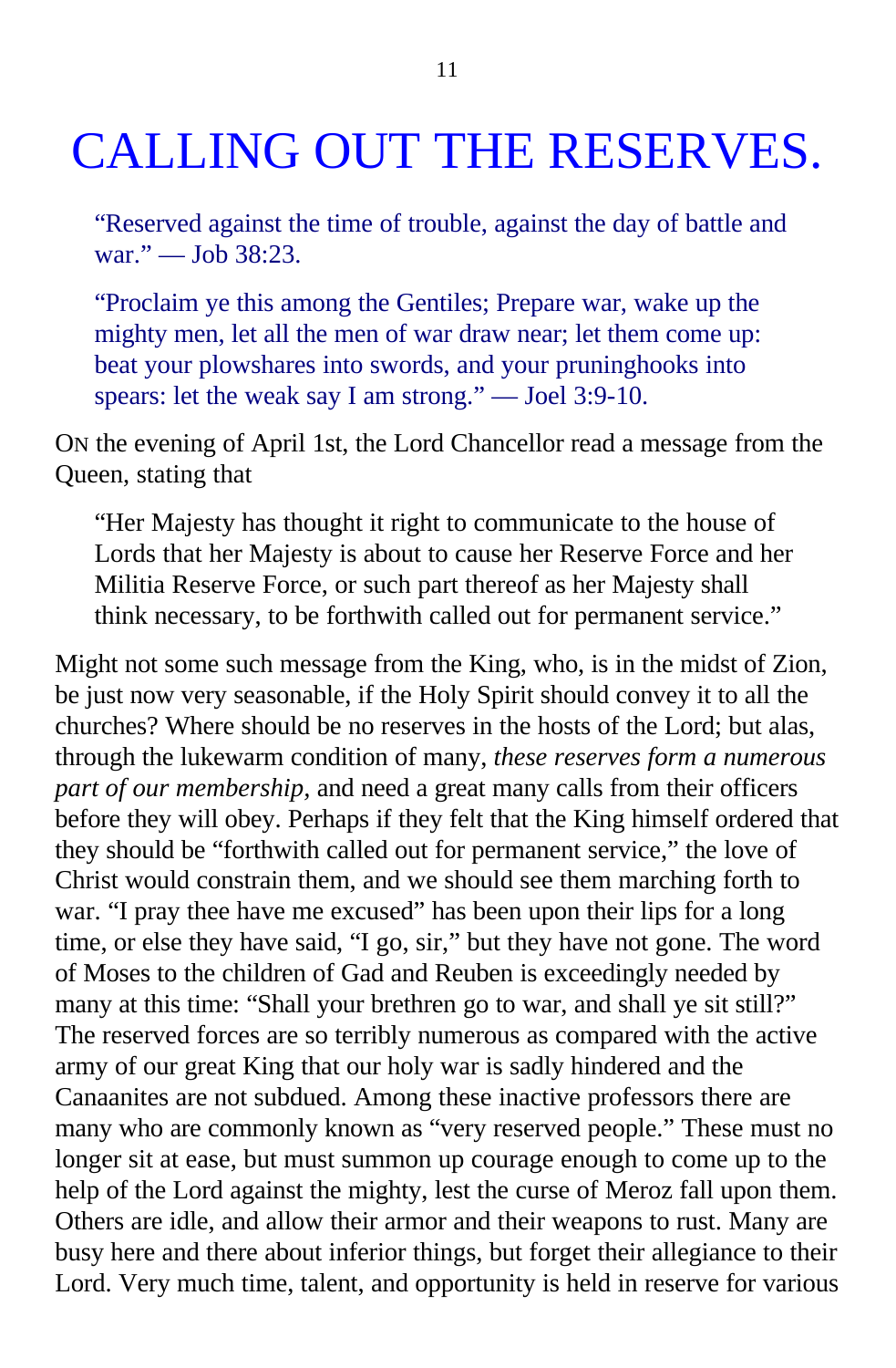# CALLING OUT THE RESERVES.

> "Reserved against the time of trouble, against the day of battle and war." — Job 38:23.

> "Proclaim ye this among the Gentiles; Prepare war, wake up the mighty men, let all the men of war draw near; let them come up: beat your plowshares into swords, and your pruninghooks into spears: let the weak say I am strong." — Joel 3:9-10.

ON the evening of April 1st, the Lord Chancellor read a message from the Queen, stating that

> "Her Majesty has thought it right to communicate to the house of Lords that her Majesty is about to cause her Reserve Force and her Militia Reserve Force, or such part thereof as her Majesty shall think necessary, to be forthwith called out for permanent service."

Might not some such message from the King, who, is in the midst of Zion, be just now very seasonable, if the Holy Spirit should convey it to all the churches? Where should be no reserves in the hosts of the Lord; but alas, through the lukewarm condition of many, *these reserves form a numerous part of our membership,* and need a great many calls from their officers before they will obey. Perhaps if they felt that the King himself ordered that they should be "forthwith called out for permanent service," the love of Christ would constrain them, and we should see them marching forth to war. "I pray thee have me excused" has been upon their lips for a long time, or else they have said, "I go, sir," but they have not gone. The word of Moses to the children of Gad and Reuben is exceedingly needed by many at this time: "Shall your brethren go to war, and shall ye sit still?" The reserved forces are so terribly numerous as compared with the active army of our great King that our holy war is sadly hindered and the Canaanites are not subdued. Among these inactive professors there are many who are commonly known as "very reserved people." These must no longer sit at ease, but must summon up courage enough to come up to the help of the Lord against the mighty, lest the curse of Meroz fall upon them. Others are idle, and allow their armor and their weapons to rust. Many are busy here and there about inferior things, but forget their allegiance to their Lord. Very much time, talent, and opportunity is held in reserve for various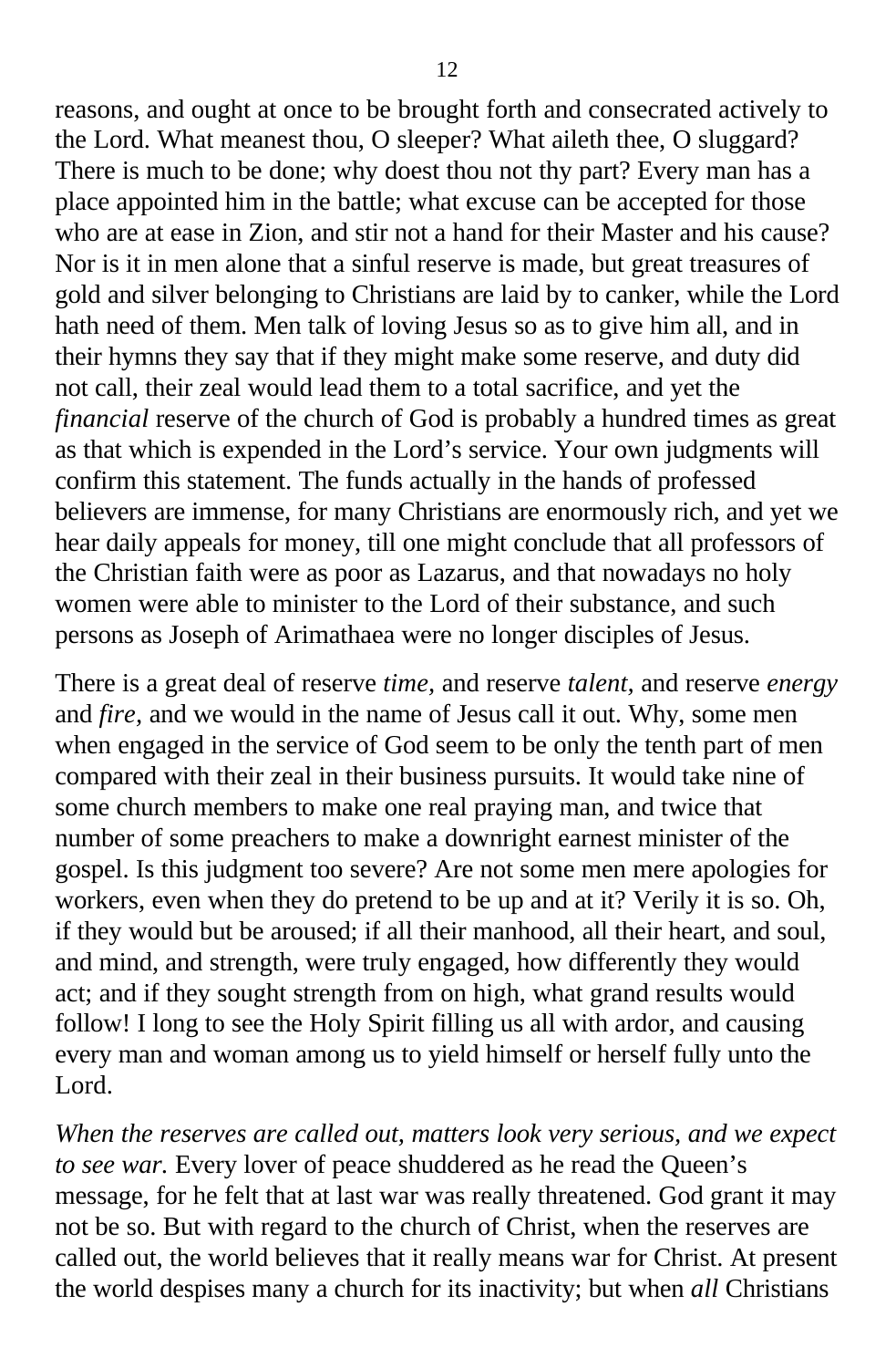reasons, and ought at once to be brought forth and consecrated actively to the Lord. What meanest thou, O sleeper? What aileth thee, O sluggard? There is much to be done; why doest thou not thy part? Every man has a place appointed him in the battle; what excuse can be accepted for those who are at ease in Zion, and stir not a hand for their Master and his cause? Nor is it in men alone that a sinful reserve is made, but great treasures of gold and silver belonging to Christians are laid by to canker, while the Lord hath need of them. Men talk of loving Jesus so as to give him all, and in their hymns they say that if they might make some reserve, and duty did not call, their zeal would lead them to a total sacrifice, and yet the *financial* reserve of the church of God is probably a hundred times as great as that which is expended in the Lord's service. Your own judgments will confirm this statement. The funds actually in the hands of professed believers are immense, for many Christians are enormously rich, and yet we hear daily appeals for money, till one might conclude that all professors of the Christian faith were as poor as Lazarus, and that nowadays no holy women were able to minister to the Lord of their substance, and such persons as Joseph of Arimathaea were no longer disciples of Jesus.

There is a great deal of reserve *time,* and reserve *talent,* and reserve *energy* and *fire,* and we would in the name of Jesus call it out. Why, some men when engaged in the service of God seem to be only the tenth part of men compared with their zeal in their business pursuits. It would take nine of some church members to make one real praying man, and twice that number of some preachers to make a downright earnest minister of the gospel. Is this judgment too severe? Are not some men mere apologies for workers, even when they do pretend to be up and at it? Verily it is so. Oh, if they would but be aroused; if all their manhood, all their heart, and soul, and mind, and strength, were truly engaged, how differently they would act; and if they sought strength from on high, what grand results would follow! I long to see the Holy Spirit filling us all with ardor, and causing every man and woman among us to yield himself or herself fully unto the Lord.

*When the reserves are called out, matters look very serious, and we expect to see war.* Every lover of peace shuddered as he read the Queen's message, for he felt that at last war was really threatened. God grant it may not be so. But with regard to the church of Christ, when the reserves are called out, the world believes that it really means war for Christ. At present the world despises many a church for its inactivity; but when *all* Christians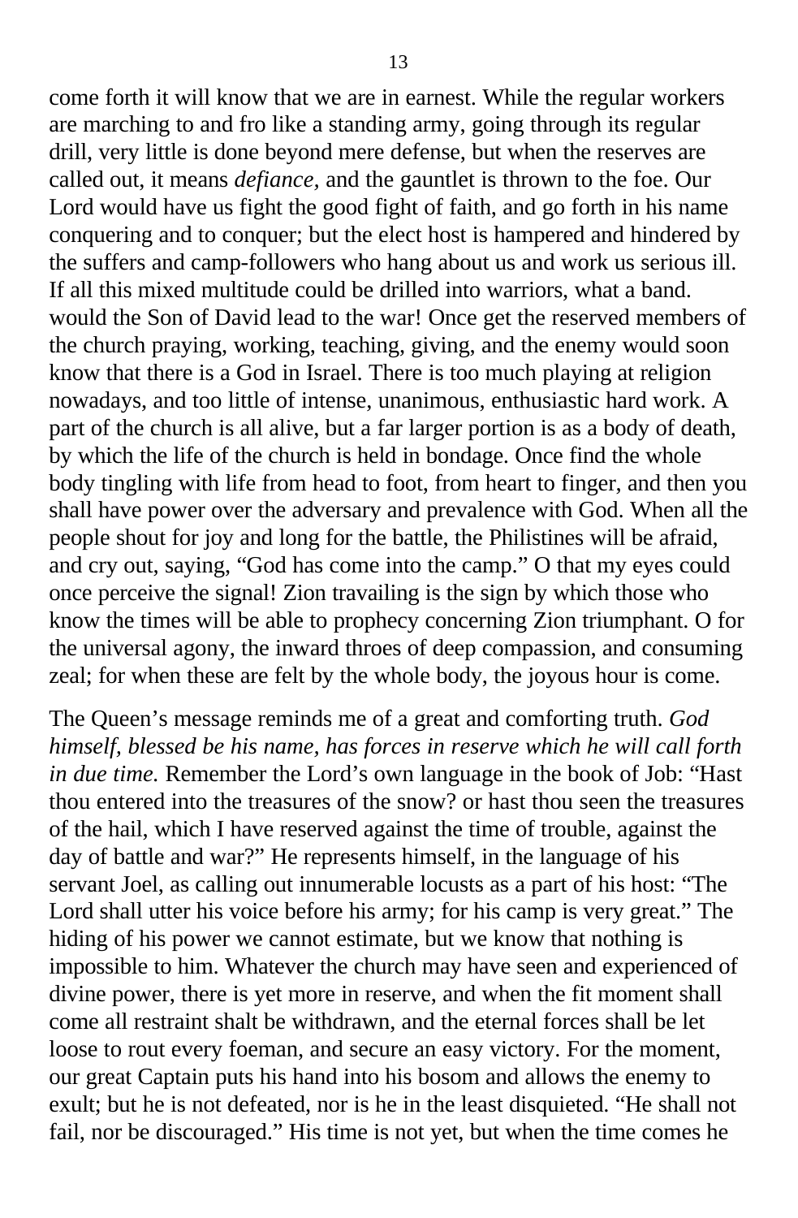come forth it will know that we are in earnest. While the regular workers are marching to and fro like a standing army, going through its regular drill, very little is done beyond mere defense, but when the reserves are called out, it means *defiance,* and the gauntlet is thrown to the foe. Our Lord would have us fight the good fight of faith, and go forth in his name conquering and to conquer; but the elect host is hampered and hindered by the suffers and camp-followers who hang about us and work us serious ill. If all this mixed multitude could be drilled into warriors, what a band. would the Son of David lead to the war! Once get the reserved members of the church praying, working, teaching, giving, and the enemy would soon know that there is a God in Israel. There is too much playing at religion nowadays, and too little of intense, unanimous, enthusiastic hard work. A part of the church is all alive, but a far larger portion is as a body of death, by which the life of the church is held in bondage. Once find the whole body tingling with life from head to foot, from heart to finger, and then you shall have power over the adversary and prevalence with God. When all the people shout for joy and long for the battle, the Philistines will be afraid, and cry out, saying, "God has come into the camp." O that my eyes could once perceive the signal! Zion travailing is the sign by which those who know the times will be able to prophecy concerning Zion triumphant. O for the universal agony, the inward throes of deep compassion, and consuming zeal; for when these are felt by the whole body, the joyous hour is come.

The Queen's message reminds me of a great and comforting truth. *God himself, blessed be his name, has forces in reserve which he will call forth in due time.* Remember the Lord's own language in the book of Job: "Hast thou entered into the treasures of the snow? or hast thou seen the treasures of the hail, which I have reserved against the time of trouble, against the day of battle and war?" He represents himself, in the language of his servant Joel, as calling out innumerable locusts as a part of his host: "The Lord shall utter his voice before his army; for his camp is very great." The hiding of his power we cannot estimate, but we know that nothing is impossible to him. Whatever the church may have seen and experienced of divine power, there is yet more in reserve, and when the fit moment shall come all restraint shalt be withdrawn, and the eternal forces shall be let loose to rout every foeman, and secure an easy victory. For the moment, our great Captain puts his hand into his bosom and allows the enemy to exult; but he is not defeated, nor is he in the least disquieted. "He shall not fail, nor be discouraged." His time is not yet, but when the time comes he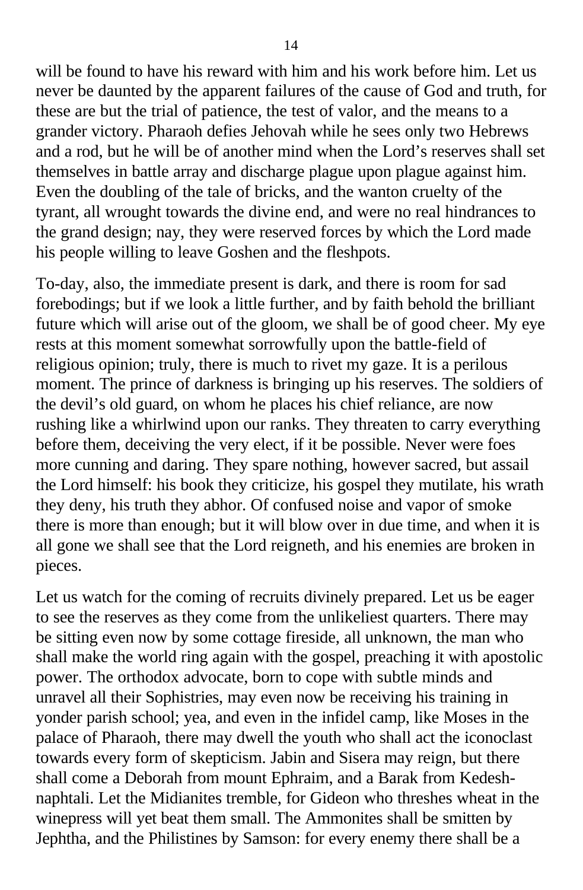will be found to have his reward with him and his work before him. Let us never be daunted by the apparent failures of the cause of God and truth, for these are but the trial of patience, the test of valor, and the means to a grander victory. Pharaoh defies Jehovah while he sees only two Hebrews and a rod, but he will be of another mind when the Lord's reserves shall set themselves in battle array and discharge plague upon plague against him. Even the doubling of the tale of bricks, and the wanton cruelty of the tyrant, all wrought towards the divine end, and were no real hindrances to the grand design; nay, they were reserved forces by which the Lord made his people willing to leave Goshen and the fleshpots.

To-day, also, the immediate present is dark, and there is room for sad forebodings; but if we look a little further, and by faith behold the brilliant future which will arise out of the gloom, we shall be of good cheer. My eye rests at this moment somewhat sorrowfully upon the battle-field of religious opinion; truly, there is much to rivet my gaze. It is a perilous moment. The prince of darkness is bringing up his reserves. The soldiers of the devil's old guard, on whom he places his chief reliance, are now rushing like a whirlwind upon our ranks. They threaten to carry everything before them, deceiving the very elect, if it be possible. Never were foes more cunning and daring. They spare nothing, however sacred, but assail the Lord himself: his book they criticize, his gospel they mutilate, his wrath they deny, his truth they abhor. Of confused noise and vapor of smoke there is more than enough; but it will blow over in due time, and when it is all gone we shall see that the Lord reigneth, and his enemies are broken in pieces.

Let us watch for the coming of recruits divinely prepared. Let us be eager to see the reserves as they come from the unlikeliest quarters. There may be sitting even now by some cottage fireside, all unknown, the man who shall make the world ring again with the gospel, preaching it with apostolic power. The orthodox advocate, born to cope with subtle minds and unravel all their Sophistries, may even now be receiving his training in yonder parish school; yea, and even in the infidel camp, like Moses in the palace of Pharaoh, there may dwell the youth who shall act the iconoclast towards every form of skepticism. Jabin and Sisera may reign, but there shall come a Deborah from mount Ephraim, and a Barak from Kedesh-naphtali. Let the Midianites tremble, for Gideon who threshes wheat in the winepress will yet beat them small. The Ammonites shall be smitten by Jephtha, and the Philistines by Samson: for every enemy there shall be a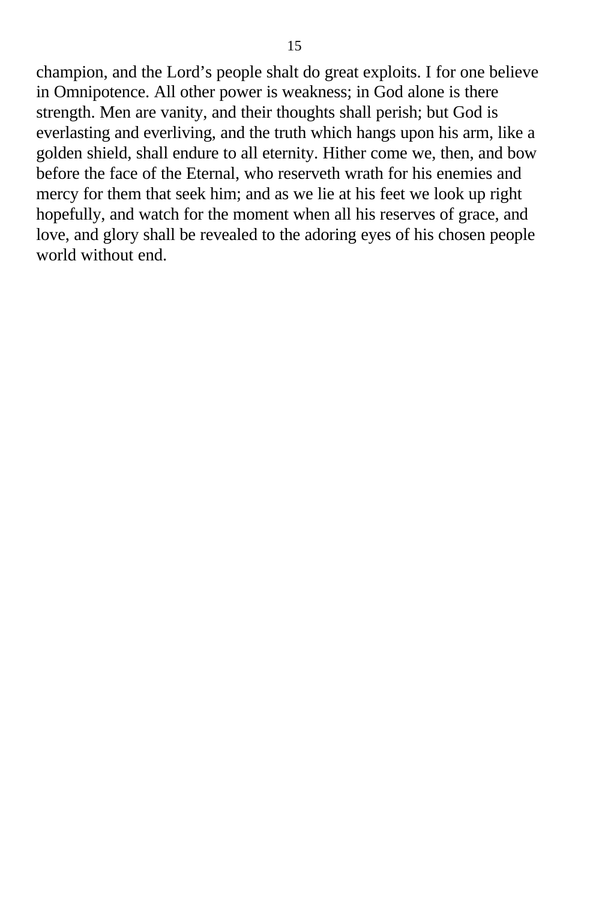champion, and the Lord's people shalt do great exploits. I for one believe in Omnipotence. All other power is weakness; in God alone is there strength. Men are vanity, and their thoughts shall perish; but God is everlasting and everliving, and the truth which hangs upon his arm, like a golden shield, shall endure to all eternity. Hither come we, then, and bow before the face of the Eternal, who reserveth wrath for his enemies and mercy for them that seek him; and as we lie at his feet we look up right hopefully, and watch for the moment when all his reserves of grace, and love, and glory shall be revealed to the adoring eyes of his chosen people world without end.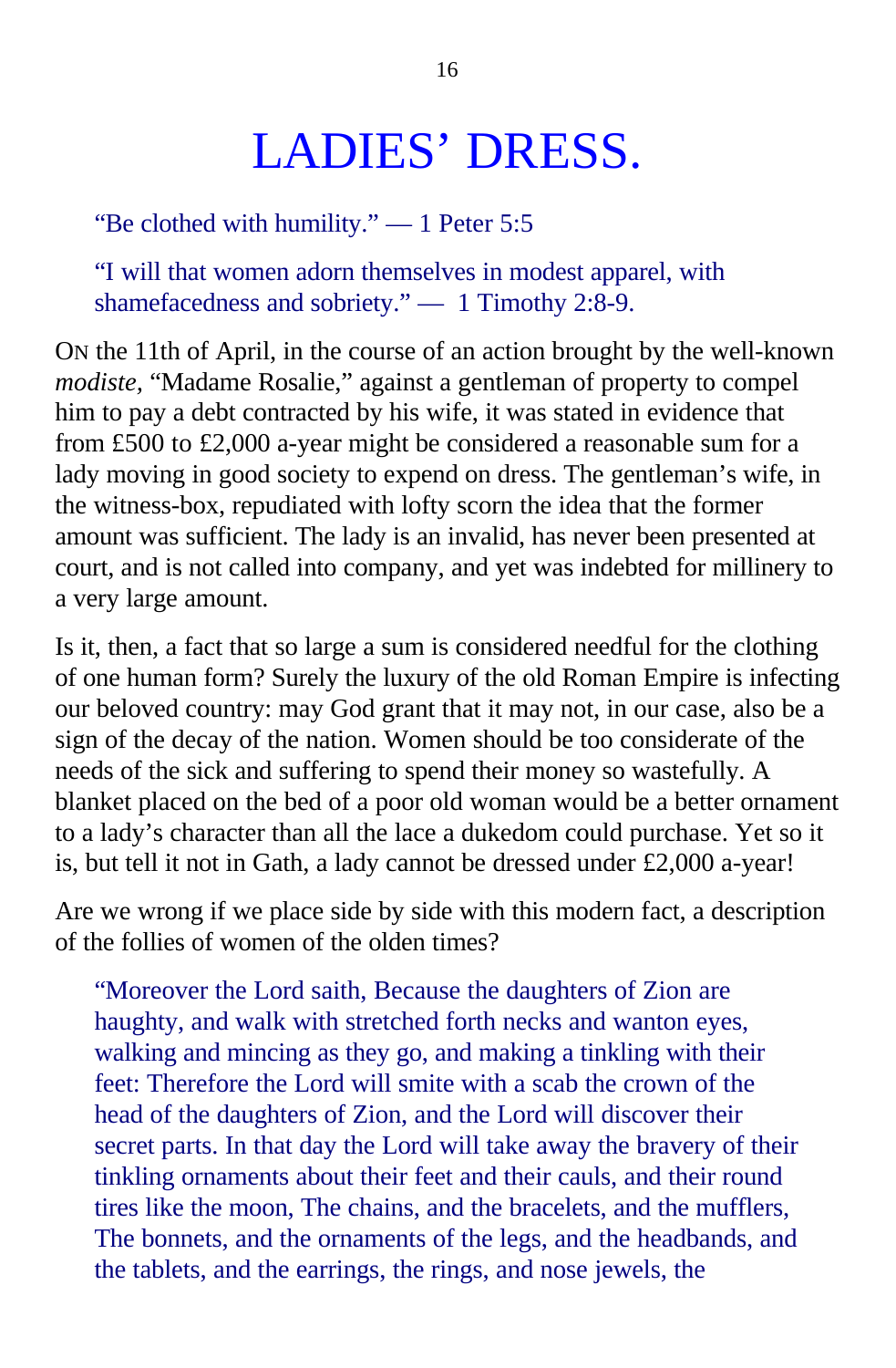# LADIES' DRESS.

> "Be clothed with humility." — 1 Peter 5:5

> "I will that women adorn themselves in modest apparel, with shamefacedness and sobriety." — 1 Timothy 2:8-9.

ON the 11th of April, in the course of an action brought by the well-known *modiste*, "Madame Rosalie," against a gentleman of property to compel him to pay a debt contracted by his wife, it was stated in evidence that from £500 to £2,000 a-year might be considered a reasonable sum for a lady moving in good society to expend on dress. The gentleman's wife, in the witness-box, repudiated with lofty scorn the idea that the former amount was sufficient. The lady is an invalid, has never been presented at court, and is not called into company, and yet was indebted for millinery to a very large amount.

Is it, then, a fact that so large a sum is considered needful for the clothing of one human form? Surely the luxury of the old Roman Empire is infecting our beloved country: may God grant that it may not, in our case, also be a sign of the decay of the nation. Women should be too considerate of the needs of the sick and suffering to spend their money so wastefully. A blanket placed on the bed of a poor old woman would be a better ornament to a lady's character than all the lace a dukedom could purchase. Yet so it is, but tell it not in Gath, a lady cannot be dressed under £2,000 a-year!

Are we wrong if we place side by side with this modern fact, a description of the follies of women of the olden times?

> "Moreover the Lord saith, Because the daughters of Zion are haughty, and walk with stretched forth necks and wanton eyes, walking and mincing as they go, and making a tinkling with their feet: Therefore the Lord will smite with a scab the crown of the head of the daughters of Zion, and the Lord will discover their secret parts. In that day the Lord will take away the bravery of their tinkling ornaments about their feet and their cauls, and their round tires like the moon, The chains, and the bracelets, and the mufflers, The bonnets, and the ornaments of the legs, and the headbands, and the tablets, and the earrings, the rings, and nose jewels, the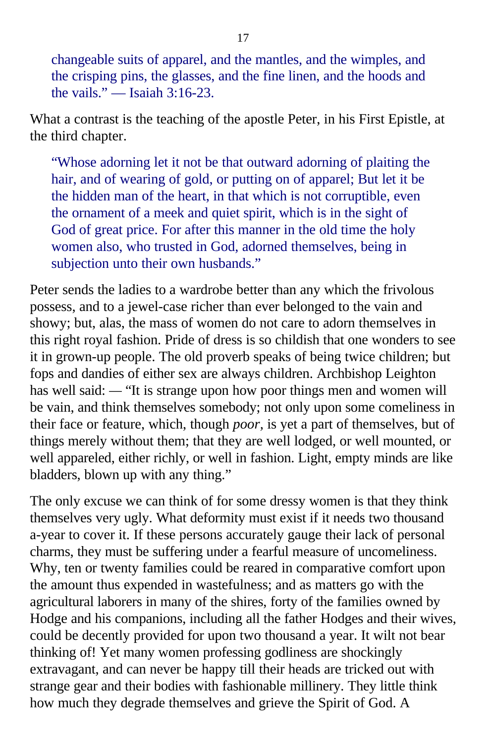> changeable suits of apparel, and the mantles, and the wimples, and the crisping pins, the glasses, and the fine linen, and the hoods and the vails." — Isaiah 3:16-23.

What a contrast is the teaching of the apostle Peter, in his First Epistle, at the third chapter.

> "Whose adorning let it not be that outward adorning of plaiting the hair, and of wearing of gold, or putting on of apparel; But let it be the hidden man of the heart, in that which is not corruptible, even the ornament of a meek and quiet spirit, which is in the sight of God of great price. For after this manner in the old time the holy women also, who trusted in God, adorned themselves, being in subjection unto their own husbands."

Peter sends the ladies to a wardrobe better than any which the frivolous possess, and to a jewel-case richer than ever belonged to the vain and showy; but, alas, the mass of women do not care to adorn themselves in this right royal fashion. Pride of dress is so childish that one wonders to see it in grown-up people. The old proverb speaks of being twice children; but fops and dandies of either sex are always children. Archbishop Leighton has well said: — "It is strange upon how poor things men and women will be vain, and think themselves somebody; not only upon some comeliness in their face or feature, which, though *poor*, is yet a part of themselves, but of things merely without them; that they are well lodged, or well mounted, or well appareled, either richly, or well in fashion. Light, empty minds are like bladders, blown up with any thing."

The only excuse we can think of for some dressy women is that they think themselves very ugly. What deformity must exist if it needs two thousand a-year to cover it. If these persons accurately gauge their lack of personal charms, they must be suffering under a fearful measure of uncomeliness. Why, ten or twenty families could be reared in comparative comfort upon the amount thus expended in wastefulness; and as matters go with the agricultural laborers in many of the shires, forty of the families owned by Hodge and his companions, including all the father Hodges and their wives, could be decently provided for upon two thousand a year. It wilt not bear thinking of! Yet many women professing godliness are shockingly extravagant, and can never be happy till their heads are tricked out with strange gear and their bodies with fashionable millinery. They little think how much they degrade themselves and grieve the Spirit of God. A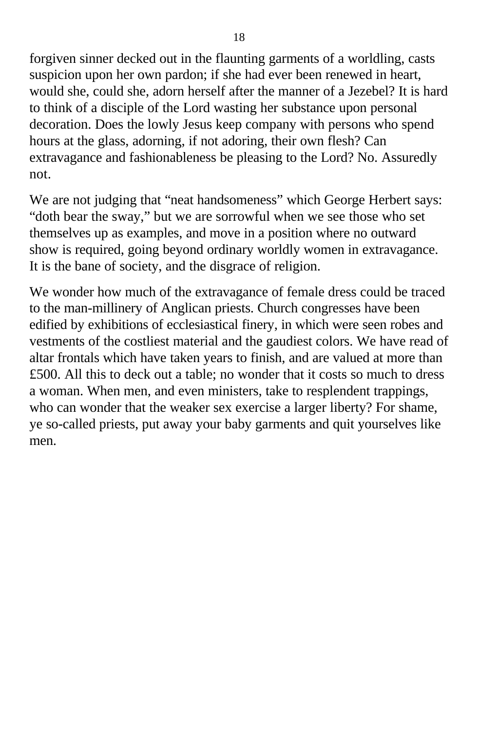forgiven sinner decked out in the flaunting garments of a worldling, casts suspicion upon her own pardon; if she had ever been renewed in heart, would she, could she, adorn herself after the manner of a Jezebel? It is hard to think of a disciple of the Lord wasting her substance upon personal decoration. Does the lowly Jesus keep company with persons who spend hours at the glass, adorning, if not adoring, their own flesh? Can extravagance and fashionableness be pleasing to the Lord? No. Assuredly not.

We are not judging that "neat handsomeness" which George Herbert says: "doth bear the sway," but we are sorrowful when we see those who set themselves up as examples, and move in a position where no outward show is required, going beyond ordinary worldly women in extravagance. It is the bane of society, and the disgrace of religion.

We wonder how much of the extravagance of female dress could be traced to the man-millinery of Anglican priests. Church congresses have been edified by exhibitions of ecclesiastical finery, in which were seen robes and vestments of the costliest material and the gaudiest colors. We have read of altar frontals which have taken years to finish, and are valued at more than £500. All this to deck out a table; no wonder that it costs so much to dress a woman. When men, and even ministers, take to resplendent trappings, who can wonder that the weaker sex exercise a larger liberty? For shame, ye so-called priests, put away your baby garments and quit yourselves like men.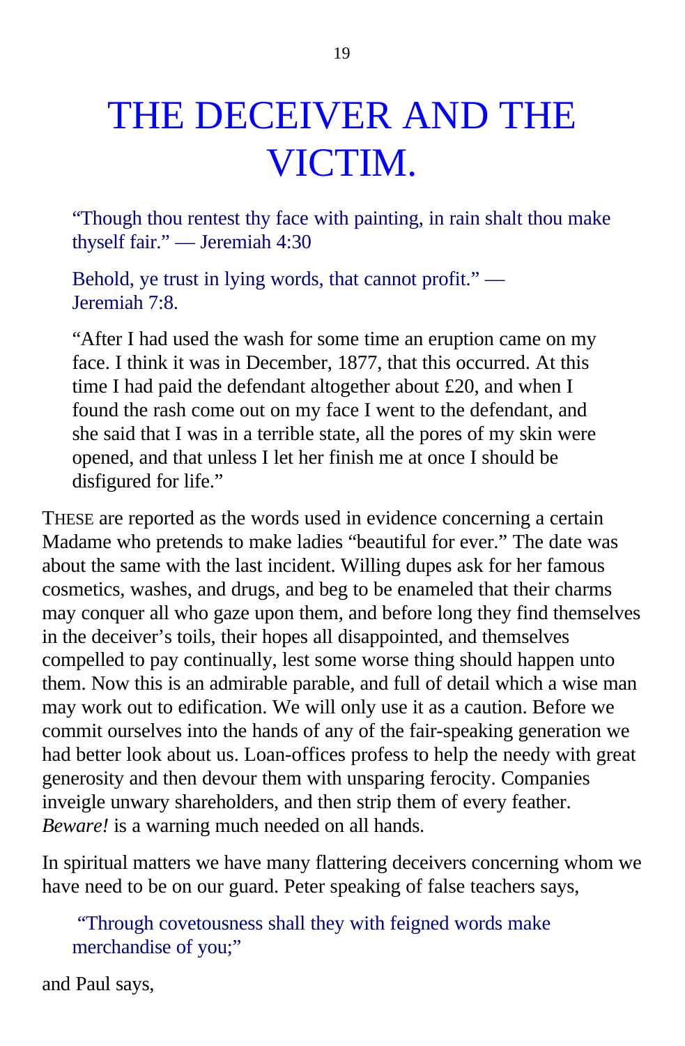# THE DECEIVER AND THE VICTIM.

> "Though thou rentest thy face with painting, in rain shalt thou make thyself fair." — Jeremiah 4:30

> Behold, ye trust in lying words, that cannot profit." — Jeremiah 7:8.

> "After I had used the wash for some time an eruption came on my face. I think it was in December, 1877, that this occurred. At this time I had paid the defendant altogether about £20, and when I found the rash come out on my face I went to the defendant, and she said that I was in a terrible state, all the pores of my skin were opened, and that unless I let her finish me at once I should be disfigured for life."

THESE are reported as the words used in evidence concerning a certain Madame who pretends to make ladies "beautiful for ever." The date was about the same with the last incident. Willing dupes ask for her famous cosmetics, washes, and drugs, and beg to be enameled that their charms may conquer all who gaze upon them, and before long they find themselves in the deceiver's toils, their hopes all disappointed, and themselves compelled to pay continually, lest some worse thing should happen unto them. Now this is an admirable parable, and full of detail which a wise man may work out to edification. We will only use it as a caution. Before we commit ourselves into the hands of any of the fair-speaking generation we had better look about us. Loan-offices profess to help the needy with great generosity and then devour them with unsparing ferocity. Companies inveigle unwary shareholders, and then strip them of every feather. *Beware!* is a warning much needed on all hands.

In spiritual matters we have many flattering deceivers concerning whom we have need to be on our guard. Peter speaking of false teachers says,

> "Through covetousness shall they with feigned words make merchandise of you;"

and Paul says,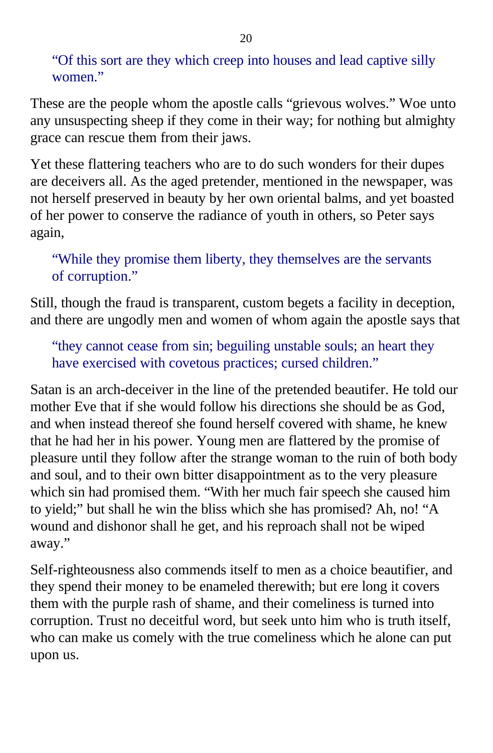> "Of this sort are they which creep into houses and lead captive silly women."

These are the people whom the apostle calls "grievous wolves." Woe unto any unsuspecting sheep if they come in their way; for nothing but almighty grace can rescue them from their jaws.

Yet these flattering teachers who are to do such wonders for their dupes are deceivers all. As the aged pretender, mentioned in the newspaper, was not herself preserved in beauty by her own oriental balms, and yet boasted of her power to conserve the radiance of youth in others, so Peter says again,

> "While they promise them liberty, they themselves are the servants of corruption."

Still, though the fraud is transparent, custom begets a facility in deception, and there are ungodly men and women of whom again the apostle says that

> "they cannot cease from sin; beguiling unstable souls; an heart they have exercised with covetous practices; cursed children."

Satan is an arch-deceiver in the line of the pretended beautifer. He told our mother Eve that if she would follow his directions she should be as God, and when instead thereof she found herself covered with shame, he knew that he had her in his power. Young men are flattered by the promise of pleasure until they follow after the strange woman to the ruin of both body and soul, and to their own bitter disappointment as to the very pleasure which sin had promised them. "With her much fair speech she caused him to yield;" but shall he win the bliss which she has promised? Ah, no! "A wound and dishonor shall he get, and his reproach shall not be wiped away."

Self-righteousness also commends itself to men as a choice beautifier, and they spend their money to be enameled therewith; but ere long it covers them with the purple rash of shame, and their comeliness is turned into corruption. Trust no deceitful word, but seek unto him who is truth itself, who can make us comely with the true comeliness which he alone can put upon us.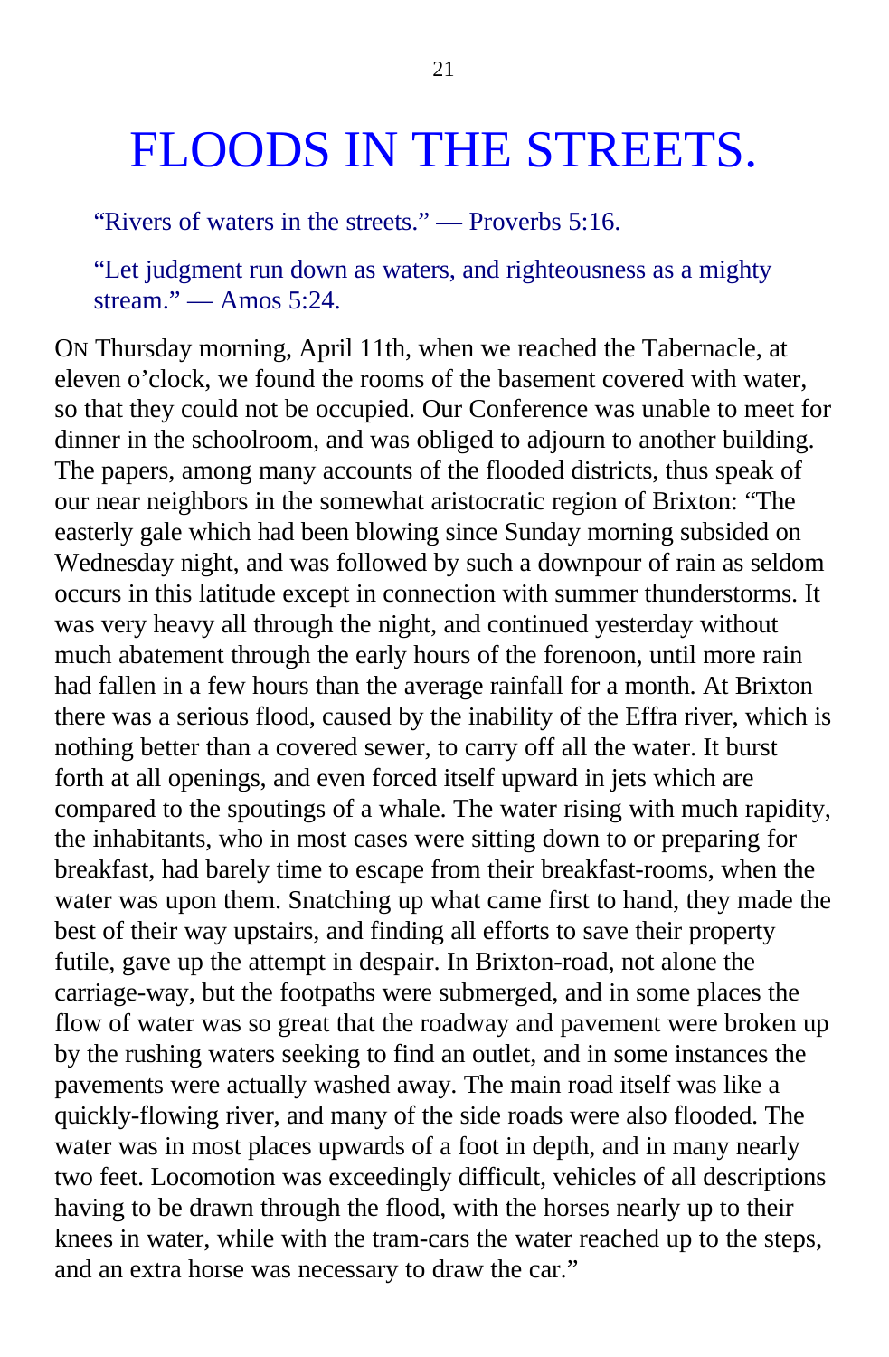# FLOODS IN THE STREETS.

"Rivers of waters in the streets." — Proverbs 5:16.

"Let judgment run down as waters, and righteousness as a mighty stream." — Amos 5:24.

ON Thursday morning, April 11th, when we reached the Tabernacle, at eleven o'clock, we found the rooms of the basement covered with water, so that they could not be occupied. Our Conference was unable to meet for dinner in the schoolroom, and was obliged to adjourn to another building. The papers, among many accounts of the flooded districts, thus speak of our near neighbors in the somewhat aristocratic region of Brixton: "The easterly gale which had been blowing since Sunday morning subsided on Wednesday night, and was followed by such a downpour of rain as seldom occurs in this latitude except in connection with summer thunderstorms. It was very heavy all through the night, and continued yesterday without much abatement through the early hours of the forenoon, until more rain had fallen in a few hours than the average rainfall for a month. At Brixton there was a serious flood, caused by the inability of the Effra river, which is nothing better than a covered sewer, to carry off all the water. It burst forth at all openings, and even forced itself upward in jets which are compared to the spoutings of a whale. The water rising with much rapidity, the inhabitants, who in most cases were sitting down to or preparing for breakfast, had barely time to escape from their breakfast-rooms, when the water was upon them. Snatching up what came first to hand, they made the best of their way upstairs, and finding all efforts to save their property futile, gave up the attempt in despair. In Brixton-road, not alone the carriage-way, but the footpaths were submerged, and in some places the flow of water was so great that the roadway and pavement were broken up by the rushing waters seeking to find an outlet, and in some instances the pavements were actually washed away. The main road itself was like a quickly-flowing river, and many of the side roads were also flooded. The water was in most places upwards of a foot in depth, and in many nearly two feet. Locomotion was exceedingly difficult, vehicles of all descriptions having to be drawn through the flood, with the horses nearly up to their knees in water, while with the tram-cars the water reached up to the steps, and an extra horse was necessary to draw the car."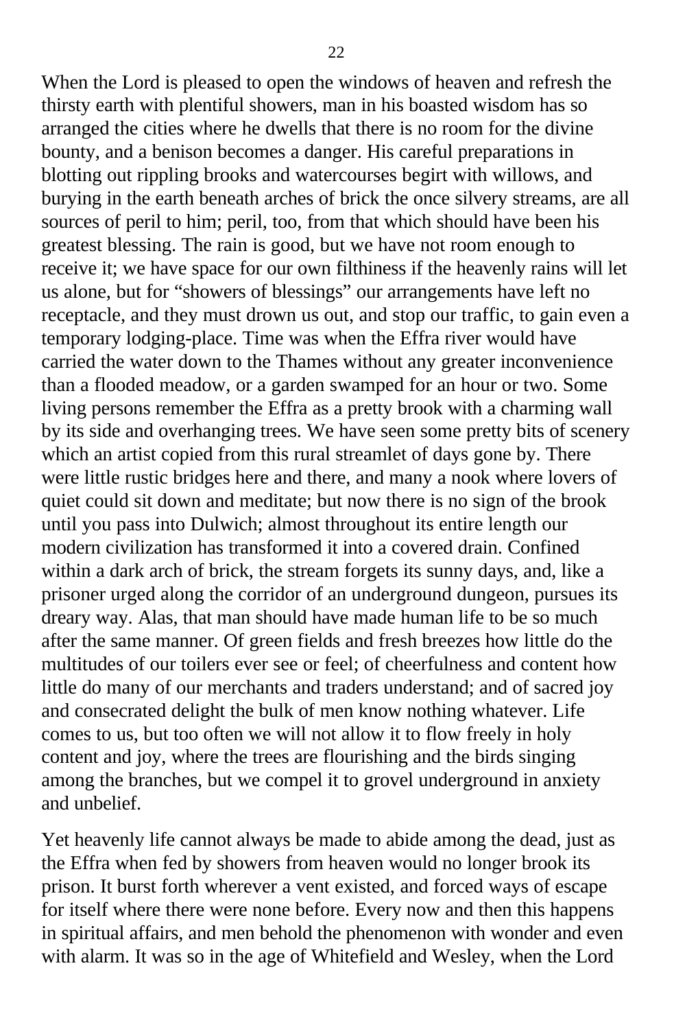When the Lord is pleased to open the windows of heaven and refresh the thirsty earth with plentiful showers, man in his boasted wisdom has so arranged the cities where he dwells that there is no room for the divine bounty, and a benison becomes a danger. His careful preparations in blotting out rippling brooks and watercourses begirt with willows, and burying in the earth beneath arches of brick the once silvery streams, are all sources of peril to him; peril, too, from that which should have been his greatest blessing. The rain is good, but we have not room enough to receive it; we have space for our own filthiness if the heavenly rains will let us alone, but for "showers of blessings" our arrangements have left no receptacle, and they must drown us out, and stop our traffic, to gain even a temporary lodging-place. Time was when the Effra river would have carried the water down to the Thames without any greater inconvenience than a flooded meadow, or a garden swamped for an hour or two. Some living persons remember the Effra as a pretty brook with a charming wall by its side and overhanging trees. We have seen some pretty bits of scenery which an artist copied from this rural streamlet of days gone by. There were little rustic bridges here and there, and many a nook where lovers of quiet could sit down and meditate; but now there is no sign of the brook until you pass into Dulwich; almost throughout its entire length our modern civilization has transformed it into a covered drain. Confined within a dark arch of brick, the stream forgets its sunny days, and, like a prisoner urged along the corridor of an underground dungeon, pursues its dreary way. Alas, that man should have made human life to be so much after the same manner. Of green fields and fresh breezes how little do the multitudes of our toilers ever see or feel; of cheerfulness and content how little do many of our merchants and traders understand; and of sacred joy and consecrated delight the bulk of men know nothing whatever. Life comes to us, but too often we will not allow it to flow freely in holy content and joy, where the trees are flourishing and the birds singing among the branches, but we compel it to grovel underground in anxiety and unbelief.

Yet heavenly life cannot always be made to abide among the dead, just as the Effra when fed by showers from heaven would no longer brook its prison. It burst forth wherever a vent existed, and forced ways of escape for itself where there were none before. Every now and then this happens in spiritual affairs, and men behold the phenomenon with wonder and even with alarm. It was so in the age of Whitefield and Wesley, when the Lord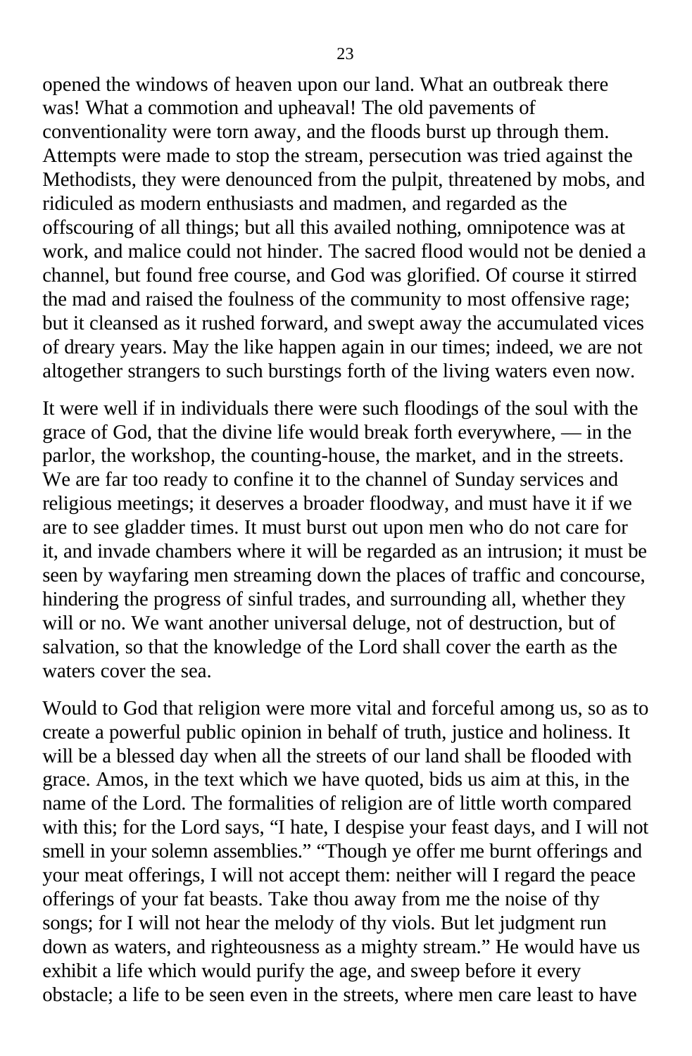opened the windows of heaven upon our land. What an outbreak there was! What a commotion and upheaval! The old pavements of conventionality were torn away, and the floods burst up through them. Attempts were made to stop the stream, persecution was tried against the Methodists, they were denounced from the pulpit, threatened by mobs, and ridiculed as modern enthusiasts and madmen, and regarded as the offscouring of all things; but all this availed nothing, omnipotence was at work, and malice could not hinder. The sacred flood would not be denied a channel, but found free course, and God was glorified. Of course it stirred the mad and raised the foulness of the community to most offensive rage; but it cleansed as it rushed forward, and swept away the accumulated vices of dreary years. May the like happen again in our times; indeed, we are not altogether strangers to such burstings forth of the living waters even now.

It were well if in individuals there were such floodings of the soul with the grace of God, that the divine life would break forth everywhere, — in the parlor, the workshop, the counting-house, the market, and in the streets. We are far too ready to confine it to the channel of Sunday services and religious meetings; it deserves a broader floodway, and must have it if we are to see gladder times. It must burst out upon men who do not care for it, and invade chambers where it will be regarded as an intrusion; it must be seen by wayfaring men streaming down the places of traffic and concourse, hindering the progress of sinful trades, and surrounding all, whether they will or no. We want another universal deluge, not of destruction, but of salvation, so that the knowledge of the Lord shall cover the earth as the waters cover the sea.

Would to God that religion were more vital and forceful among us, so as to create a powerful public opinion in behalf of truth, justice and holiness. It will be a blessed day when all the streets of our land shall be flooded with grace. Amos, in the text which we have quoted, bids us aim at this, in the name of the Lord. The formalities of religion are of little worth compared with this; for the Lord says, "I hate, I despise your feast days, and I will not smell in your solemn assemblies." "Though ye offer me burnt offerings and your meat offerings, I will not accept them: neither will I regard the peace offerings of your fat beasts. Take thou away from me the noise of thy songs; for I will not hear the melody of thy viols. But let judgment run down as waters, and righteousness as a mighty stream." He would have us exhibit a life which would purify the age, and sweep before it every obstacle; a life to be seen even in the streets, where men care least to have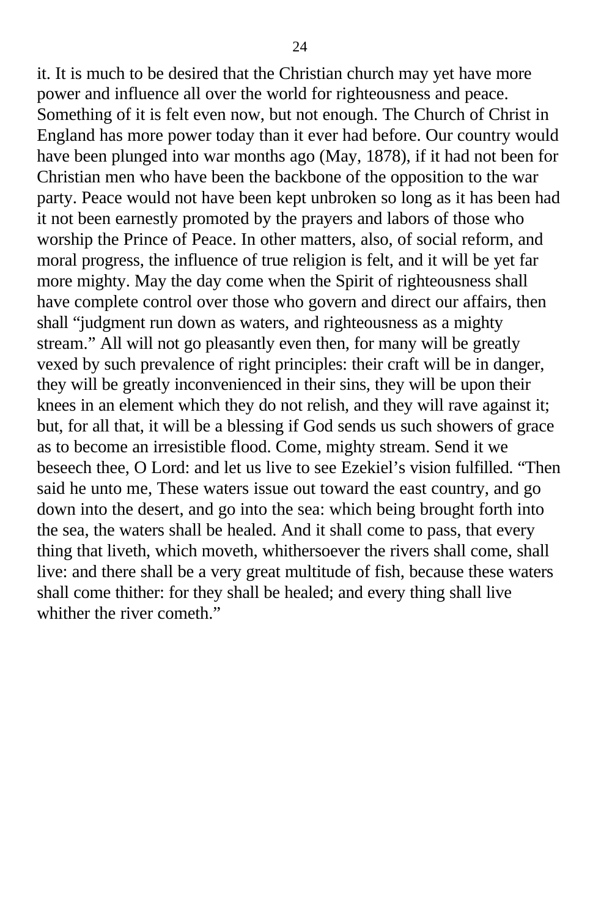it. It is much to be desired that the Christian church may yet have more power and influence all over the world for righteousness and peace. Something of it is felt even now, but not enough. The Church of Christ in England has more power today than it ever had before. Our country would have been plunged into war months ago (May, 1878), if it had not been for Christian men who have been the backbone of the opposition to the war party. Peace would not have been kept unbroken so long as it has been had it not been earnestly promoted by the prayers and labors of those who worship the Prince of Peace. In other matters, also, of social reform, and moral progress, the influence of true religion is felt, and it will be yet far more mighty. May the day come when the Spirit of righteousness shall have complete control over those who govern and direct our affairs, then shall "judgment run down as waters, and righteousness as a mighty stream." All will not go pleasantly even then, for many will be greatly vexed by such prevalence of right principles: their craft will be in danger, they will be greatly inconvenienced in their sins, they will be upon their knees in an element which they do not relish, and they will rave against it; but, for all that, it will be a blessing if God sends us such showers of grace as to become an irresistible flood. Come, mighty stream. Send it we beseech thee, O Lord: and let us live to see Ezekiel's vision fulfilled. "Then said he unto me, These waters issue out toward the east country, and go down into the desert, and go into the sea: which being brought forth into the sea, the waters shall be healed. And it shall come to pass, that every thing that liveth, which moveth, whithersoever the rivers shall come, shall live: and there shall be a very great multitude of fish, because these waters shall come thither: for they shall be healed; and every thing shall live whither the river cometh."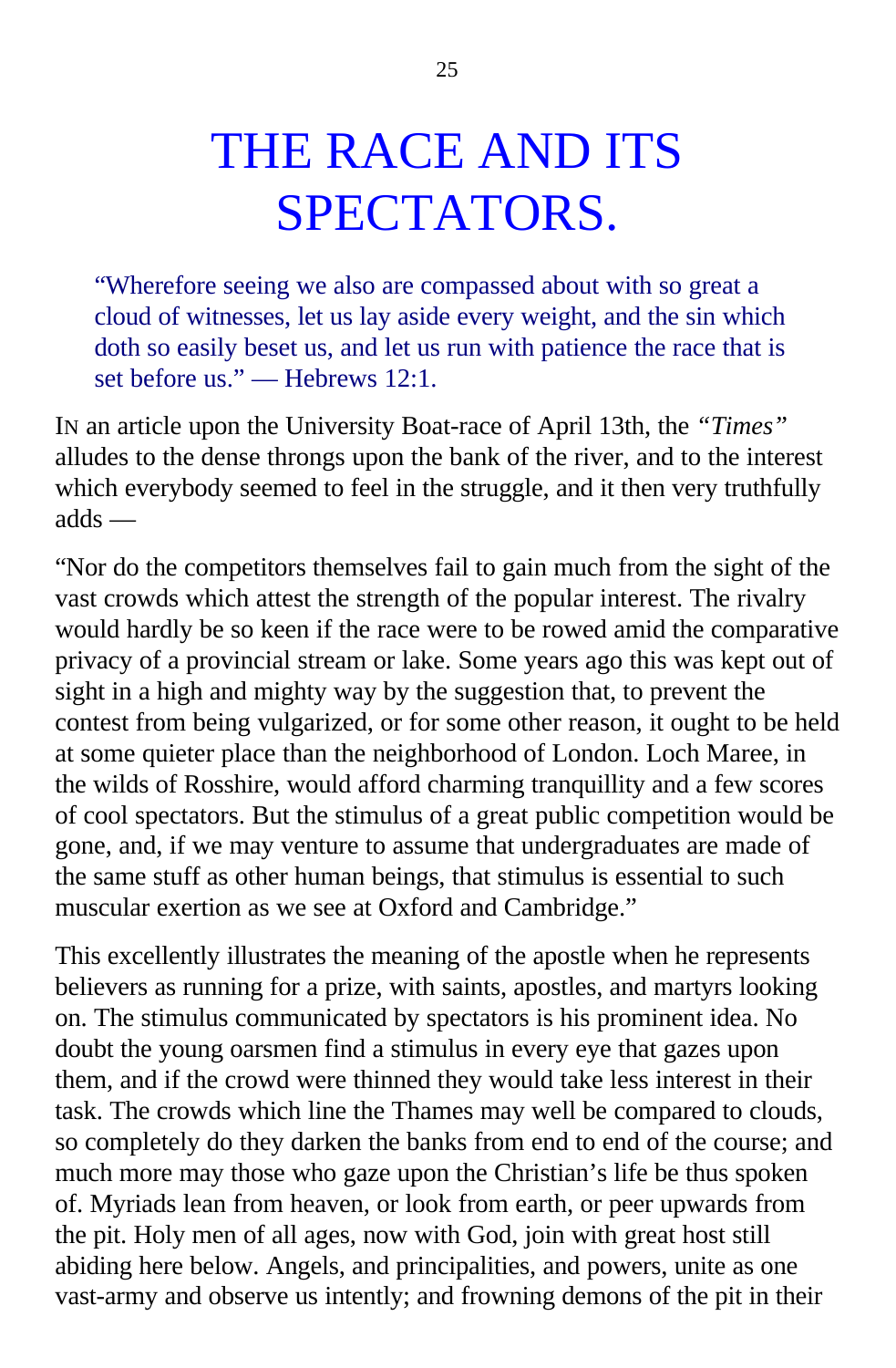# THE RACE AND ITS SPECTATORS.

> "Wherefore seeing we also are compassed about with so great a cloud of witnesses, let us lay aside every weight, and the sin which doth so easily beset us, and let us run with patience the race that is set before us." — Hebrews 12:1.

IN an article upon the University Boat-race of April 13th, the *"Times"* alludes to the dense throngs upon the bank of the river, and to the interest which everybody seemed to feel in the struggle, and it then very truthfully adds —

"Nor do the competitors themselves fail to gain much from the sight of the vast crowds which attest the strength of the popular interest. The rivalry would hardly be so keen if the race were to be rowed amid the comparative privacy of a provincial stream or lake. Some years ago this was kept out of sight in a high and mighty way by the suggestion that, to prevent the contest from being vulgarized, or for some other reason, it ought to be held at some quieter place than the neighborhood of London. Loch Maree, in the wilds of Rosshire, would afford charming tranquillity and a few scores of cool spectators. But the stimulus of a great public competition would be gone, and, if we may venture to assume that undergraduates are made of the same stuff as other human beings, that stimulus is essential to such muscular exertion as we see at Oxford and Cambridge."

This excellently illustrates the meaning of the apostle when he represents believers as running for a prize, with saints, apostles, and martyrs looking on. The stimulus communicated by spectators is his prominent idea. No doubt the young oarsmen find a stimulus in every eye that gazes upon them, and if the crowd were thinned they would take less interest in their task. The crowds which line the Thames may well be compared to clouds, so completely do they darken the banks from end to end of the course; and much more may those who gaze upon the Christian's life be thus spoken of. Myriads lean from heaven, or look from earth, or peer upwards from the pit. Holy men of all ages, now with God, join with great host still abiding here below. Angels, and principalities, and powers, unite as one vast-army and observe us intently; and frowning demons of the pit in their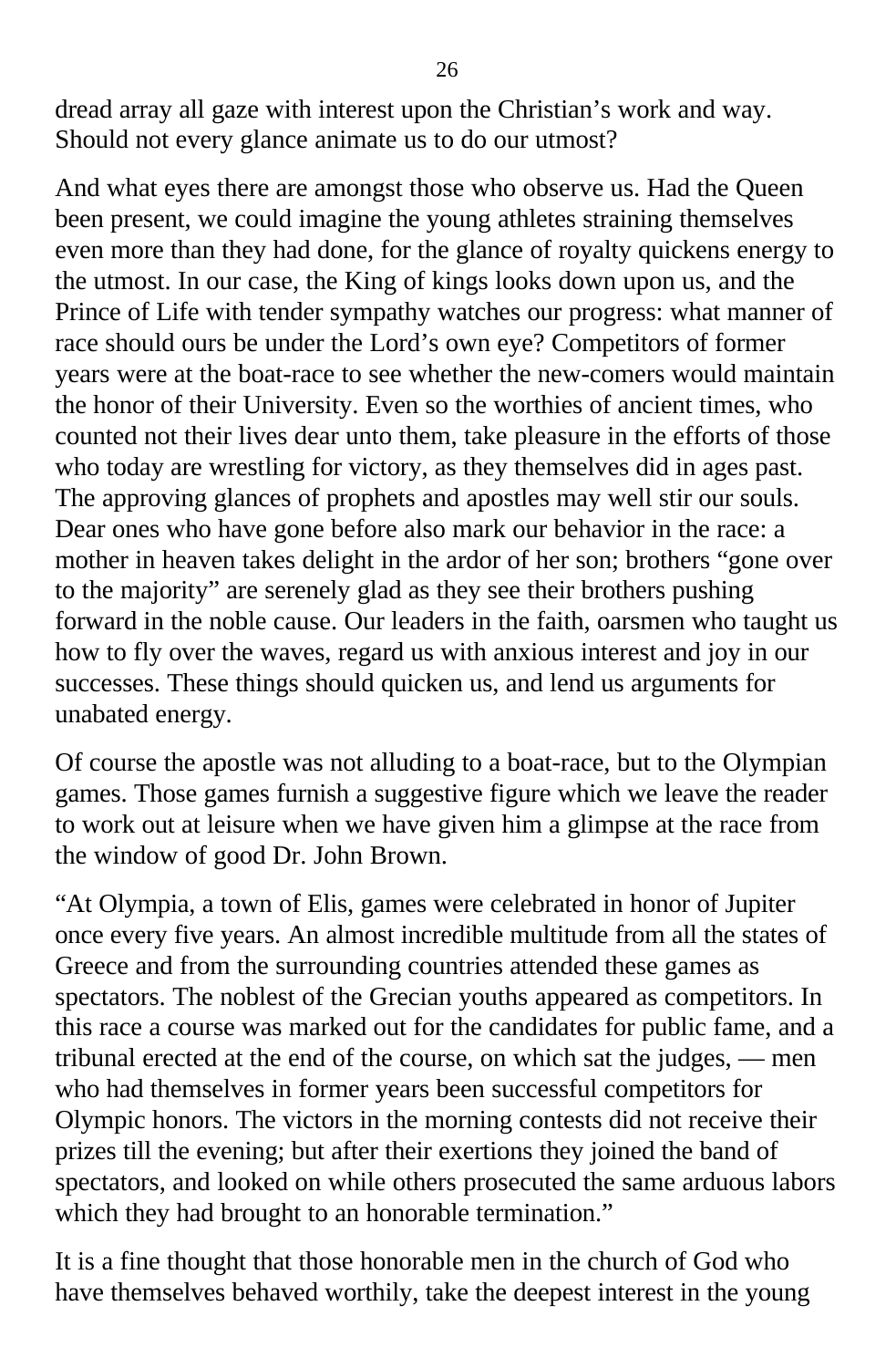dread array all gaze with interest upon the Christian’s work and way. Should not every glance animate us to do our utmost?

And what eyes there are amongst those who observe us. Had the Queen been present, we could imagine the young athletes straining themselves even more than they had done, for the glance of royalty quickens energy to the utmost. In our case, the King of kings looks down upon us, and the Prince of Life with tender sympathy watches our progress: what manner of race should ours be under the Lord’s own eye? Competitors of former years were at the boat-race to see whether the new-comers would maintain the honor of their University. Even so the worthies of ancient times, who counted not their lives dear unto them, take pleasure in the efforts of those who today are wrestling for victory, as they themselves did in ages past. The approving glances of prophets and apostles may well stir our souls. Dear ones who have gone before also mark our behavior in the race: a mother in heaven takes delight in the ardor of her son; brothers “gone over to the majority” are serenely glad as they see their brothers pushing forward in the noble cause. Our leaders in the faith, oarsmen who taught us how to fly over the waves, regard us with anxious interest and joy in our successes. These things should quicken us, and lend us arguments for unabated energy.

Of course the apostle was not alluding to a boat-race, but to the Olympian games. Those games furnish a suggestive figure which we leave the reader to work out at leisure when we have given him a glimpse at the race from the window of good Dr. John Brown.

“At Olympia, a town of Elis, games were celebrated in honor of Jupiter once every five years. An almost incredible multitude from all the states of Greece and from the surrounding countries attended these games as spectators. The noblest of the Grecian youths appeared as competitors. In this race a course was marked out for the candidates for public fame, and a tribunal erected at the end of the course, on which sat the judges, — men who had themselves in former years been successful competitors for Olympic honors. The victors in the morning contests did not receive their prizes till the evening; but after their exertions they joined the band of spectators, and looked on while others prosecuted the same arduous labors which they had brought to an honorable termination.”

It is a fine thought that those honorable men in the church of God who have themselves behaved worthily, take the deepest interest in the young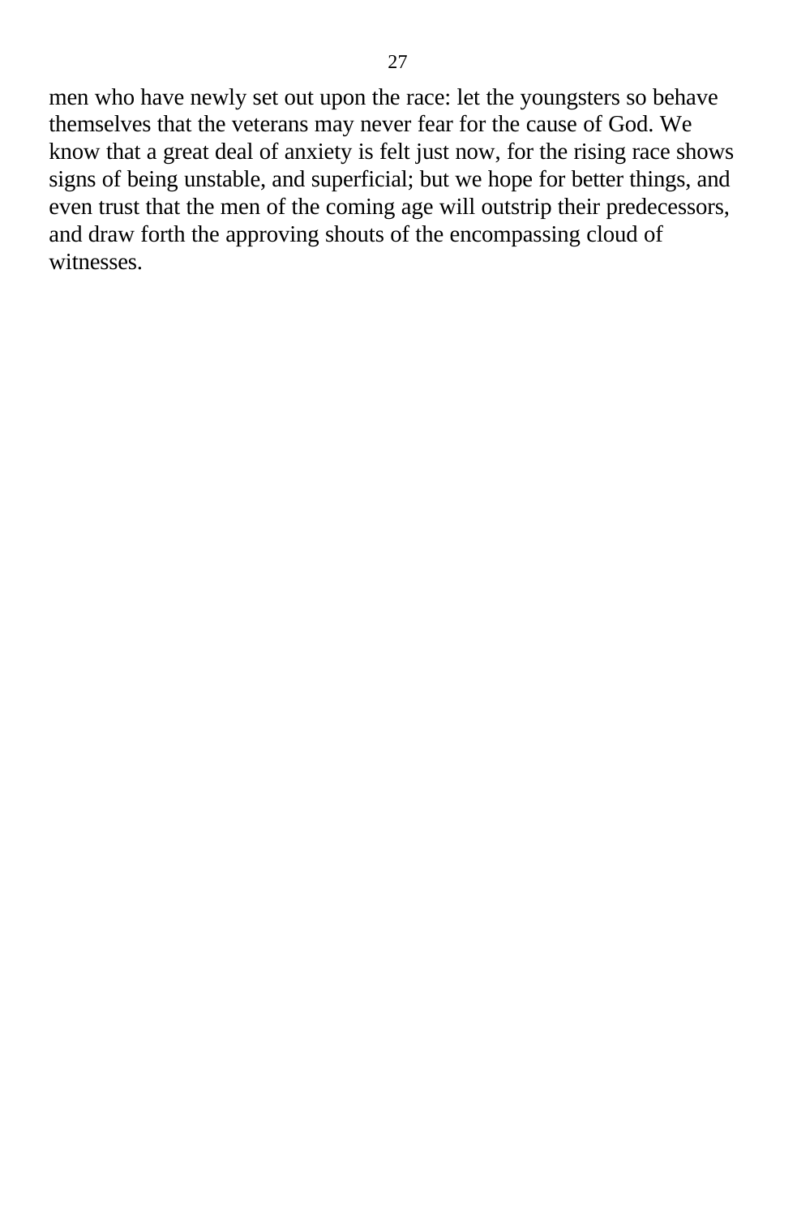men who have newly set out upon the race: let the youngsters so behave themselves that the veterans may never fear for the cause of God. We know that a great deal of anxiety is felt just now, for the rising race shows signs of being unstable, and superficial; but we hope for better things, and even trust that the men of the coming age will outstrip their predecessors, and draw forth the approving shouts of the encompassing cloud of witnesses.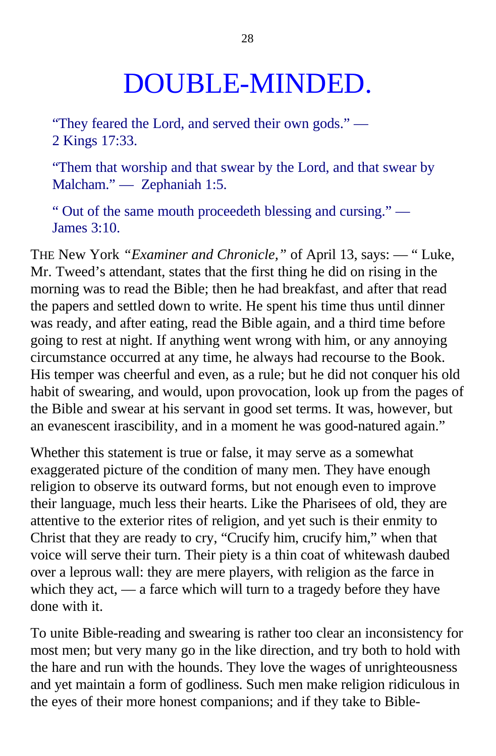# DOUBLE-MINDED.

"They feared the Lord, and served their own gods." — 2 Kings 17:33.

"Them that worship and that swear by the Lord, and that swear by Malcham." — Zephaniah 1:5.

" Out of the same mouth proceedeth blessing and cursing." — James 3:10.

THE New York *"Examiner and Chronicle,"* of April 13, says: — " Luke, Mr. Tweed's attendant, states that the first thing he did on rising in the morning was to read the Bible; then he had breakfast, and after that read the papers and settled down to write. He spent his time thus until dinner was ready, and after eating, read the Bible again, and a third time before going to rest at night. If anything went wrong with him, or any annoying circumstance occurred at any time, he always had recourse to the Book. His temper was cheerful and even, as a rule; but he did not conquer his old habit of swearing, and would, upon provocation, look up from the pages of the Bible and swear at his servant in good set terms. It was, however, but an evanescent irascibility, and in a moment he was good-natured again."

Whether this statement is true or false, it may serve as a somewhat exaggerated picture of the condition of many men. They have enough religion to observe its outward forms, but not enough even to improve their language, much less their hearts. Like the Pharisees of old, they are attentive to the exterior rites of religion, and yet such is their enmity to Christ that they are ready to cry, "Crucify him, crucify him," when that voice will serve their turn. Their piety is a thin coat of whitewash daubed over a leprous wall: they are mere players, with religion as the farce in which they act, — a farce which will turn to a tragedy before they have done with it.

To unite Bible-reading and swearing is rather too clear an inconsistency for most men; but very many go in the like direction, and try both to hold with the hare and run with the hounds. They love the wages of unrighteousness and yet maintain a form of godliness. Such men make religion ridiculous in the eyes of their more honest companions; and if they take to Bible-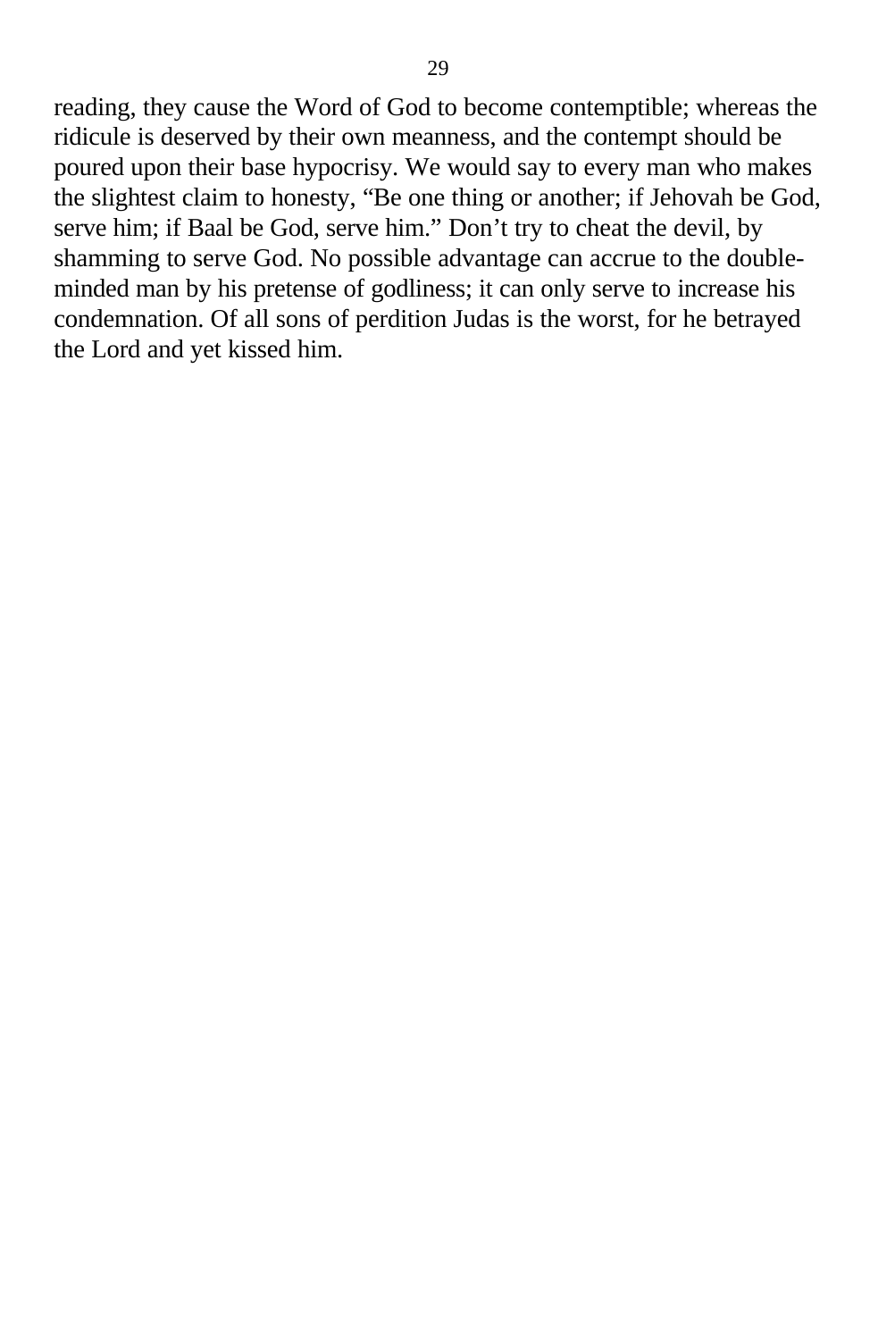reading, they cause the Word of God to become contemptible; whereas the ridicule is deserved by their own meanness, and the contempt should be poured upon their base hypocrisy. We would say to every man who makes the slightest claim to honesty, “Be one thing or another; if Jehovah be God, serve him; if Baal be God, serve him.” Don’t try to cheat the devil, by shamming to serve God. No possible advantage can accrue to the double-minded man by his pretense of godliness; it can only serve to increase his condemnation. Of all sons of perdition Judas is the worst, for he betrayed the Lord and yet kissed him.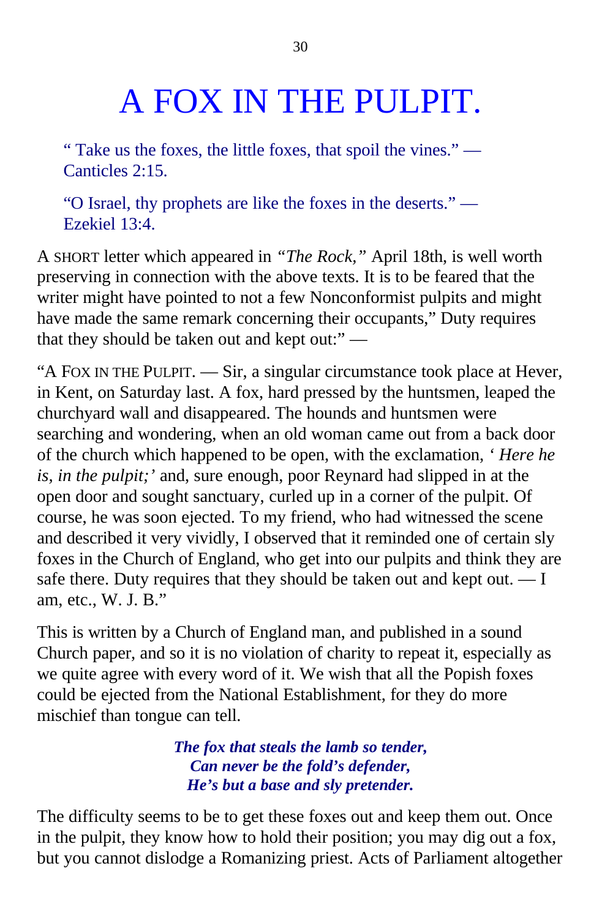# A FOX IN THE PULPIT.

" Take us the foxes, the little foxes, that spoil the vines." — Canticles 2:15.

"O Israel, thy prophets are like the foxes in the deserts." — Ezekiel 13:4.

A SHORT letter which appeared in *"The Rock,"* April 18th, is well worth preserving in connection with the above texts. It is to be feared that the writer might have pointed to not a few Nonconformist pulpits and might have made the same remark concerning their occupants," Duty requires that they should be taken out and kept out:" —

"A FOX IN THE PULPIT. — Sir, a singular circumstance took place at Hever, in Kent, on Saturday last. A fox, hard pressed by the huntsmen, leaped the churchyard wall and disappeared. The hounds and huntsmen were searching and wondering, when an old woman came out from a back door of the church which happened to be open, with the exclamation, *' Here he is, in the pulpit;'* and, sure enough, poor Reynard had slipped in at the open door and sought sanctuary, curled up in a corner of the pulpit. Of course, he was soon ejected. To my friend, who had witnessed the scene and described it very vividly, I observed that it reminded one of certain sly foxes in the Church of England, who get into our pulpits and think they are safe there. Duty requires that they should be taken out and kept out. — I am, etc., W. J. B."

This is written by a Church of England man, and published in a sound Church paper, and so it is no violation of charity to repeat it, especially as we quite agree with every word of it. We wish that all the Popish foxes could be ejected from the National Establishment, for they do more mischief than tongue can tell.

***The fox that steals the lamb so tender,***
***Can never be the fold's defender,***
***He's but a base and sly pretender.***

The difficulty seems to be to get these foxes out and keep them out. Once in the pulpit, they know how to hold their position; you may dig out a fox, but you cannot dislodge a Romanizing priest. Acts of Parliament altogether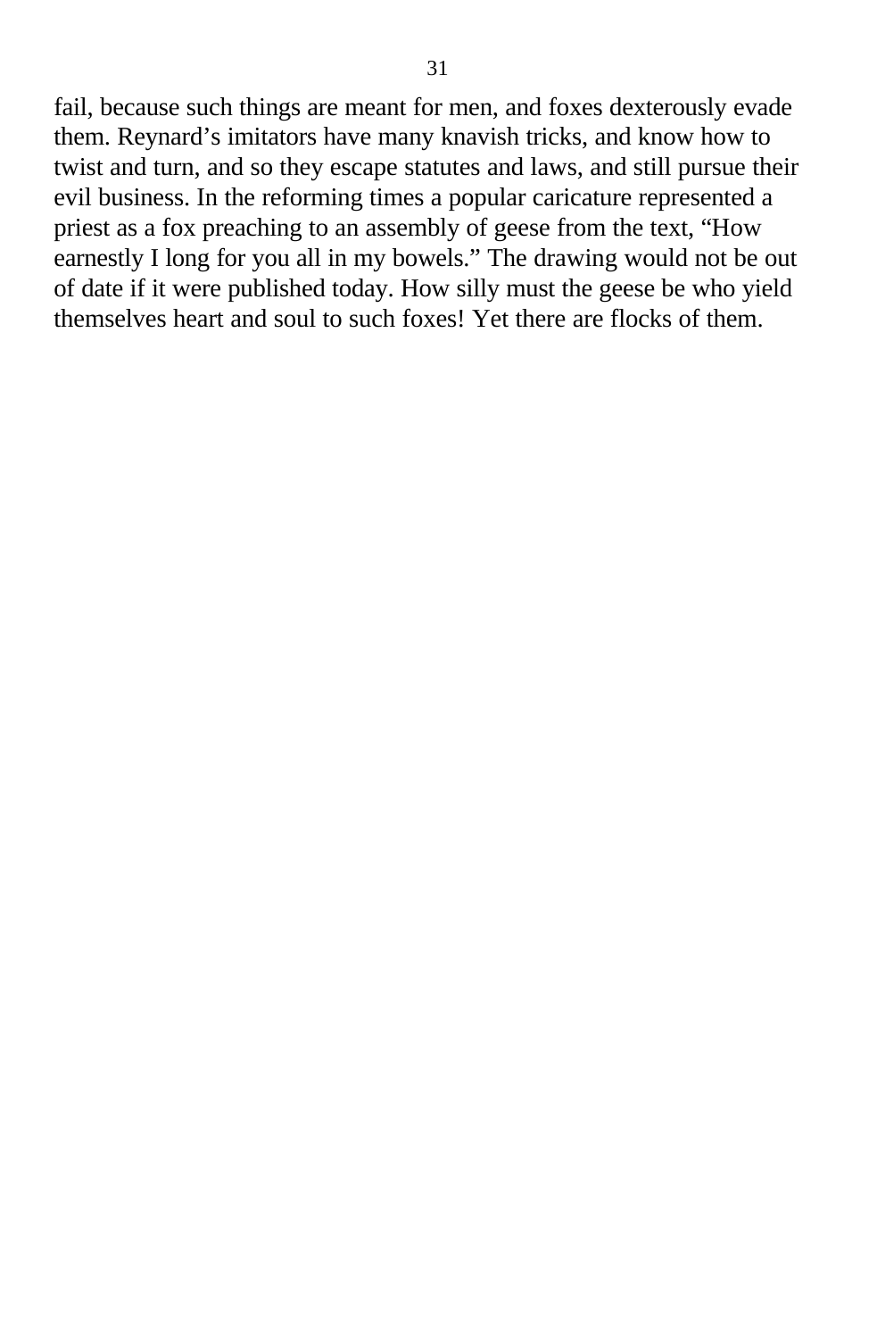fail, because such things are meant for men, and foxes dexterously evade them. Reynard’s imitators have many knavish tricks, and know how to twist and turn, and so they escape statutes and laws, and still pursue their evil business. In the reforming times a popular caricature represented a priest as a fox preaching to an assembly of geese from the text, “How earnestly I long for you all in my bowels.” The drawing would not be out of date if it were published today. How silly must the geese be who yield themselves heart and soul to such foxes! Yet there are flocks of them.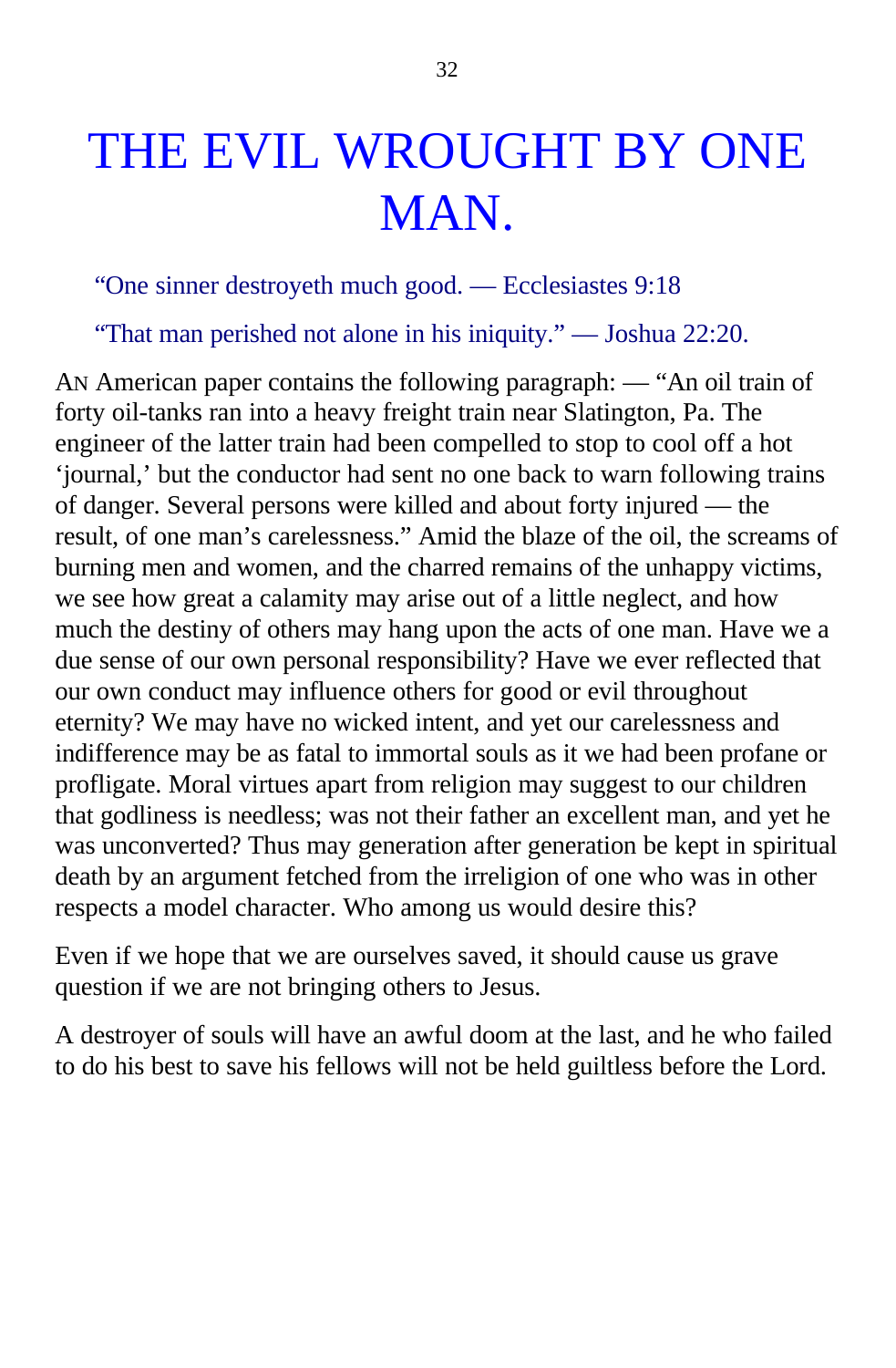# THE EVIL WROUGHT BY ONE MAN.

"One sinner destroyeth much good. — Ecclesiastes 9:18

"That man perished not alone in his iniquity." — Joshua 22:20.

AN American paper contains the following paragraph: — "An oil train of forty oil-tanks ran into a heavy freight train near Slatington, Pa. The engineer of the latter train had been compelled to stop to cool off a hot 'journal,' but the conductor had sent no one back to warn following trains of danger. Several persons were killed and about forty injured — the result, of one man's carelessness." Amid the blaze of the oil, the screams of burning men and women, and the charred remains of the unhappy victims, we see how great a calamity may arise out of a little neglect, and how much the destiny of others may hang upon the acts of one man. Have we a due sense of our own personal responsibility? Have we ever reflected that our own conduct may influence others for good or evil throughout eternity? We may have no wicked intent, and yet our carelessness and indifference may be as fatal to immortal souls as it we had been profane or profligate. Moral virtues apart from religion may suggest to our children that godliness is needless; was not their father an excellent man, and yet he was unconverted? Thus may generation after generation be kept in spiritual death by an argument fetched from the irreligion of one who was in other respects a model character. Who among us would desire this?

Even if we hope that we are ourselves saved, it should cause us grave question if we are not bringing others to Jesus.

A destroyer of souls will have an awful doom at the last, and he who failed to do his best to save his fellows will not be held guiltless before the Lord.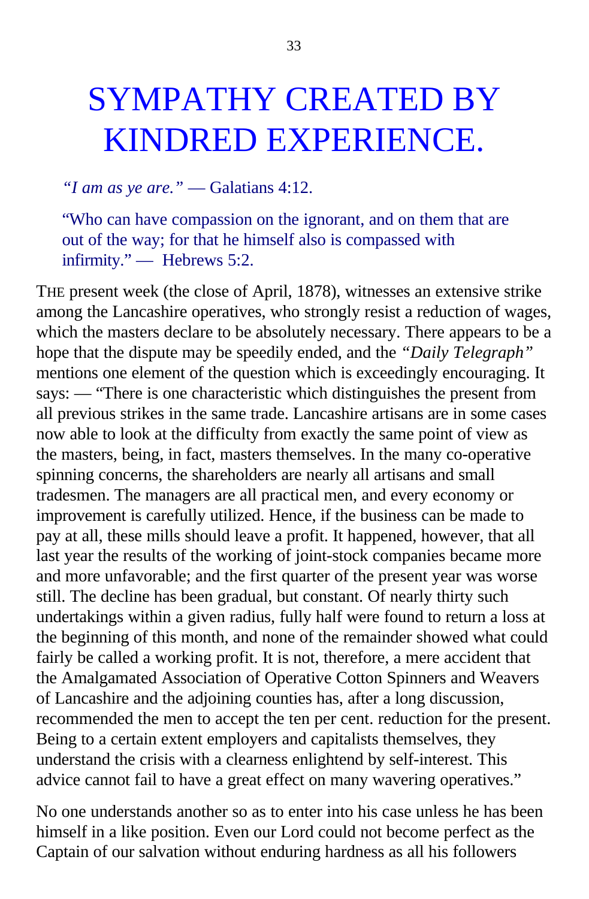# SYMPATHY CREATED BY KINDRED EXPERIENCE.

> *"I am as ye are."* — Galatians 4:12.

> "Who can have compassion on the ignorant, and on them that are out of the way; for that he himself also is compassed with infirmity." — Hebrews 5:2.

THE present week (the close of April, 1878), witnesses an extensive strike among the Lancashire operatives, who strongly resist a reduction of wages, which the masters declare to be absolutely necessary. There appears to be a hope that the dispute may be speedily ended, and the *"Daily Telegraph"* mentions one element of the question which is exceedingly encouraging. It says: — "There is one characteristic which distinguishes the present from all previous strikes in the same trade. Lancashire artisans are in some cases now able to look at the difficulty from exactly the same point of view as the masters, being, in fact, masters themselves. In the many co-operative spinning concerns, the shareholders are nearly all artisans and small tradesmen. The managers are all practical men, and every economy or improvement is carefully utilized. Hence, if the business can be made to pay at all, these mills should leave a profit. It happened, however, that all last year the results of the working of joint-stock companies became more and more unfavorable; and the first quarter of the present year was worse still. The decline has been gradual, but constant. Of nearly thirty such undertakings within a given radius, fully half were found to return a loss at the beginning of this month, and none of the remainder showed what could fairly be called a working profit. It is not, therefore, a mere accident that the Amalgamated Association of Operative Cotton Spinners and Weavers of Lancashire and the adjoining counties has, after a long discussion, recommended the men to accept the ten per cent. reduction for the present. Being to a certain extent employers and capitalists themselves, they understand the crisis with a clearness enlightend by self-interest. This advice cannot fail to have a great effect on many wavering operatives."

No one understands another so as to enter into his case unless he has been himself in a like position. Even our Lord could not become perfect as the Captain of our salvation without enduring hardness as all his followers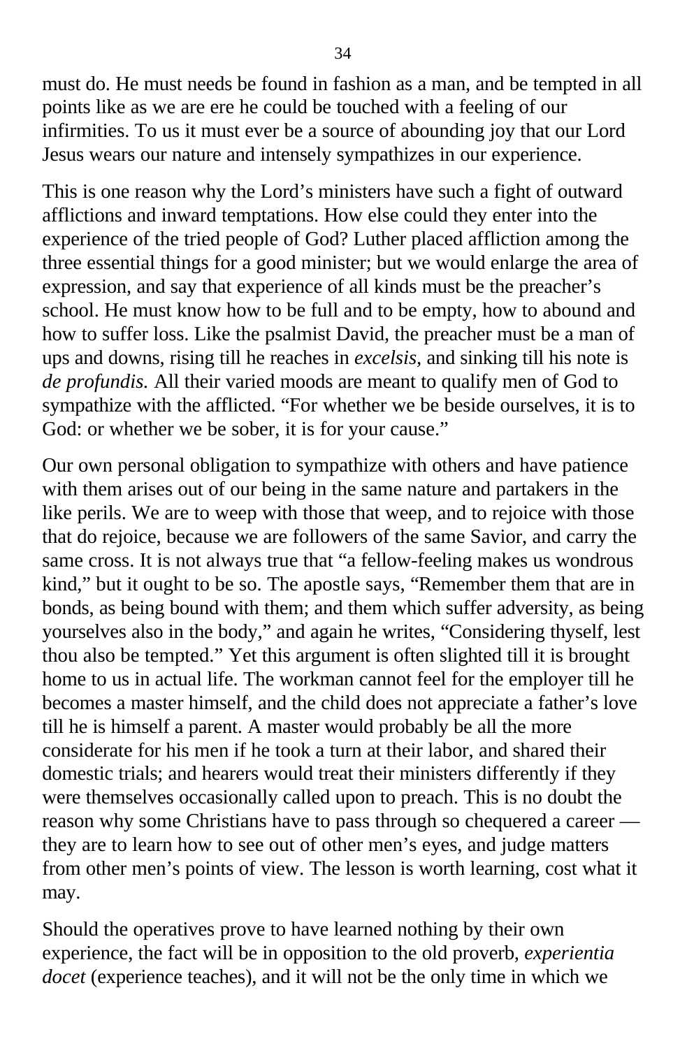must do. He must needs be found in fashion as a man, and be tempted in all points like as we are ere he could be touched with a feeling of our infirmities. To us it must ever be a source of abounding joy that our Lord Jesus wears our nature and intensely sympathizes in our experience.

This is one reason why the Lord's ministers have such a fight of outward afflictions and inward temptations. How else could they enter into the experience of the tried people of God? Luther placed affliction among the three essential things for a good minister; but we would enlarge the area of expression, and say that experience of all kinds must be the preacher's school. He must know how to be full and to be empty, how to abound and how to suffer loss. Like the psalmist David, the preacher must be a man of ups and downs, rising till he reaches in *excelsis,* and sinking till his note is *de profundis.* All their varied moods are meant to qualify men of God to sympathize with the afflicted. "For whether we be beside ourselves, it is to God: or whether we be sober, it is for your cause."

Our own personal obligation to sympathize with others and have patience with them arises out of our being in the same nature and partakers in the like perils. We are to weep with those that weep, and to rejoice with those that do rejoice, because we are followers of the same Savior, and carry the same cross. It is not always true that "a fellow-feeling makes us wondrous kind," but it ought to be so. The apostle says, "Remember them that are in bonds, as being bound with them; and them which suffer adversity, as being yourselves also in the body," and again he writes, "Considering thyself, lest thou also be tempted." Yet this argument is often slighted till it is brought home to us in actual life. The workman cannot feel for the employer till he becomes a master himself, and the child does not appreciate a father's love till he is himself a parent. A master would probably be all the more considerate for his men if he took a turn at their labor, and shared their domestic trials; and hearers would treat their ministers differently if they were themselves occasionally called upon to preach. This is no doubt the reason why some Christians have to pass through so chequered a career — they are to learn how to see out of other men's eyes, and judge matters from other men's points of view. The lesson is worth learning, cost what it may.

Should the operatives prove to have learned nothing by their own experience, the fact will be in opposition to the old proverb, *experientia docet* (experience teaches), and it will not be the only time in which we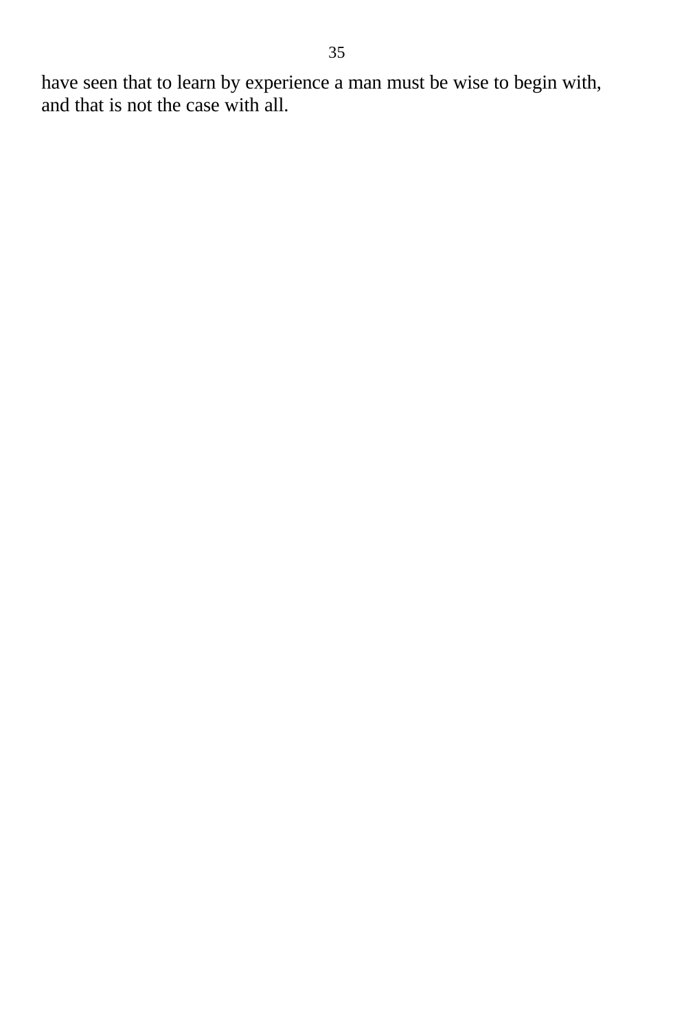have seen that to learn by experience a man must be wise to begin with, and that is not the case with all.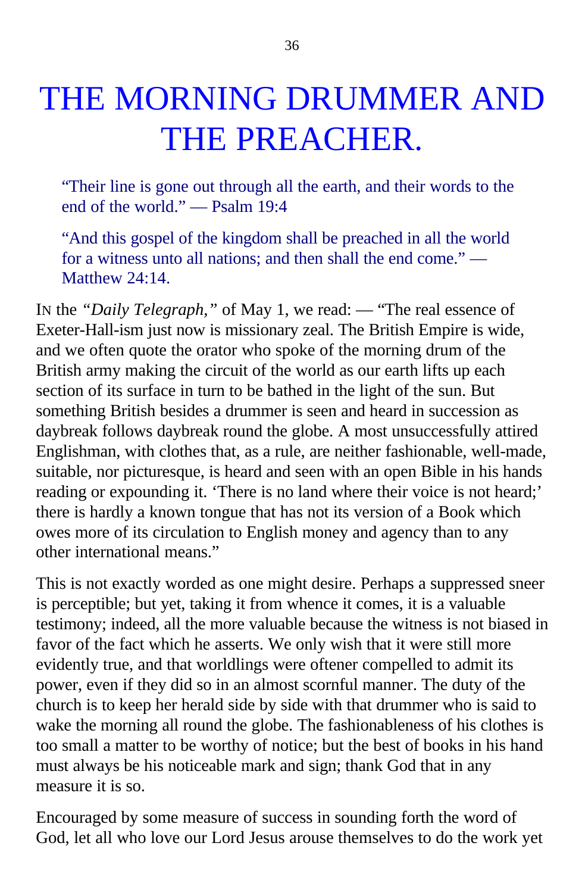# THE MORNING DRUMMER AND THE PREACHER.

> "Their line is gone out through all the earth, and their words to the end of the world." — Psalm 19:4
>
> "And this gospel of the kingdom shall be preached in all the world for a witness unto all nations; and then shall the end come." — Matthew 24:14.

IN the *"Daily Telegraph,"* of May 1, we read: — "The real essence of Exeter-Hall-ism just now is missionary zeal. The British Empire is wide, and we often quote the orator who spoke of the morning drum of the British army making the circuit of the world as our earth lifts up each section of its surface in turn to be bathed in the light of the sun. But something British besides a drummer is seen and heard in succession as daybreak follows daybreak round the globe. A most unsuccessfully attired Englishman, with clothes that, as a rule, are neither fashionable, well-made, suitable, nor picturesque, is heard and seen with an open Bible in his hands reading or expounding it. 'There is no land where their voice is not heard;' there is hardly a known tongue that has not its version of a Book which owes more of its circulation to English money and agency than to any other international means."

This is not exactly worded as one might desire. Perhaps a suppressed sneer is perceptible; but yet, taking it from whence it comes, it is a valuable testimony; indeed, all the more valuable because the witness is not biased in favor of the fact which he asserts. We only wish that it were still more evidently true, and that worldlings were oftener compelled to admit its power, even if they did so in an almost scornful manner. The duty of the church is to keep her herald side by side with that drummer who is said to wake the morning all round the globe. The fashionableness of his clothes is too small a matter to be worthy of notice; but the best of books in his hand must always be his noticeable mark and sign; thank God that in any measure it is so.

Encouraged by some measure of success in sounding forth the word of God, let all who love our Lord Jesus arouse themselves to do the work yet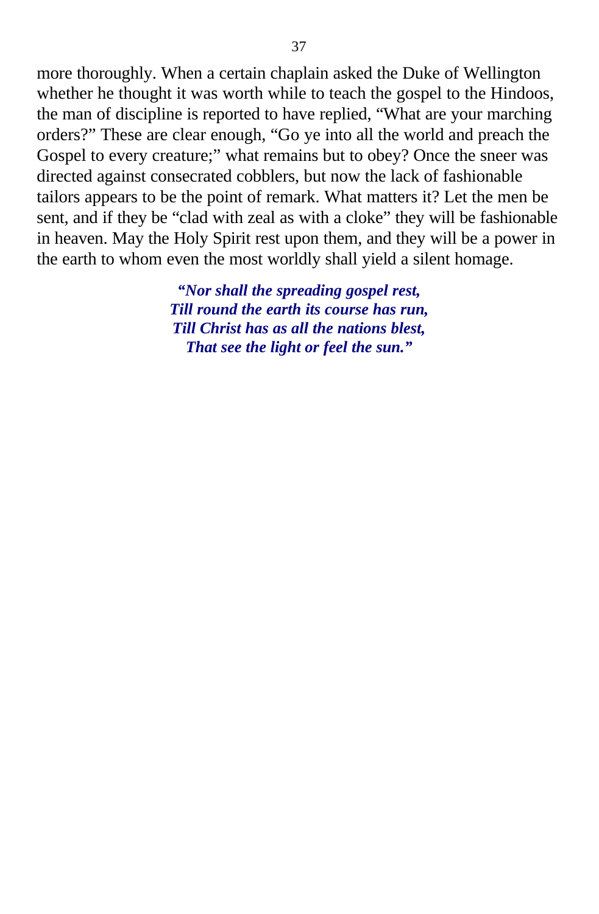more thoroughly. When a certain chaplain asked the Duke of Wellington whether he thought it was worth while to teach the gospel to the Hindoos, the man of discipline is reported to have replied, "What are your marching orders?" These are clear enough, "Go ye into all the world and preach the Gospel to every creature;" what remains but to obey? Once the sneer was directed against consecrated cobblers, but now the lack of fashionable tailors appears to be the point of remark. What matters it? Let the men be sent, and if they be "clad with zeal as with a cloke" they will be fashionable in heaven. May the Holy Spirit rest upon them, and they will be a power in the earth to whom even the most worldly shall yield a silent homage.

***"Nor shall the spreading gospel rest,***
***Till round the earth its course has run,***
***Till Christ has as all the nations blest,***
***That see the light or feel the sun."***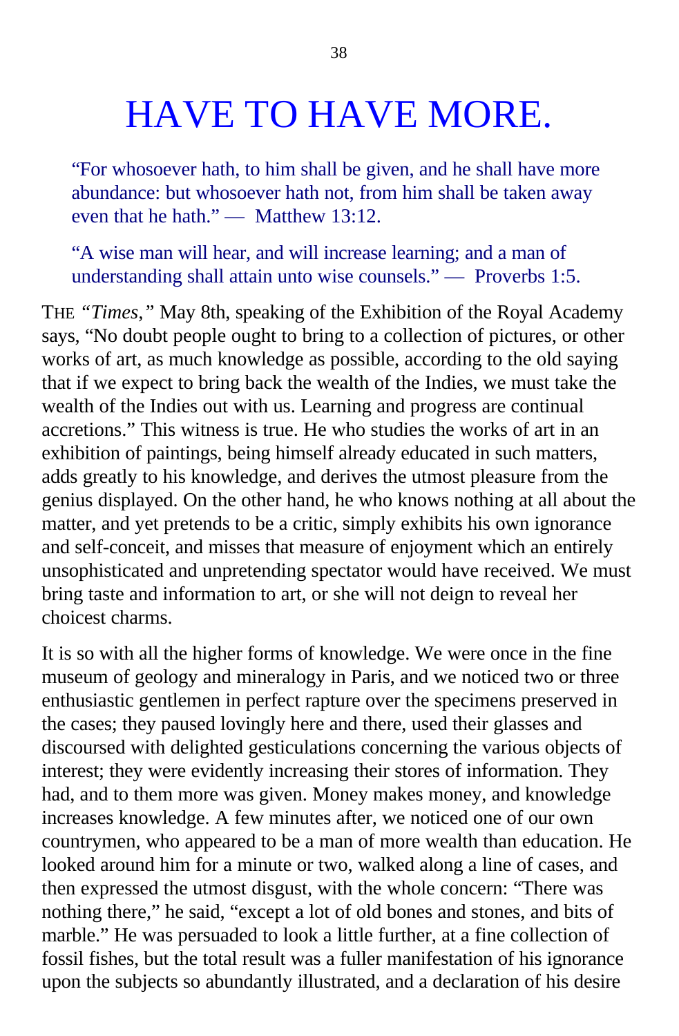# HAVE TO HAVE MORE.

> "For whosoever hath, to him shall be given, and he shall have more abundance: but whosoever hath not, from him shall be taken away even that he hath." — Matthew 13:12.

> "A wise man will hear, and will increase learning; and a man of understanding shall attain unto wise counsels." — Proverbs 1:5.

THE *"Times,"* May 8th, speaking of the Exhibition of the Royal Academy says, "No doubt people ought to bring to a collection of pictures, or other works of art, as much knowledge as possible, according to the old saying that if we expect to bring back the wealth of the Indies, we must take the wealth of the Indies out with us. Learning and progress are continual accretions." This witness is true. He who studies the works of art in an exhibition of paintings, being himself already educated in such matters, adds greatly to his knowledge, and derives the utmost pleasure from the genius displayed. On the other hand, he who knows nothing at all about the matter, and yet pretends to be a critic, simply exhibits his own ignorance and self-conceit, and misses that measure of enjoyment which an entirely unsophisticated and unpretending spectator would have received. We must bring taste and information to art, or she will not deign to reveal her choicest charms.

It is so with all the higher forms of knowledge. We were once in the fine museum of geology and mineralogy in Paris, and we noticed two or three enthusiastic gentlemen in perfect rapture over the specimens preserved in the cases; they paused lovingly here and there, used their glasses and discoursed with delighted gesticulations concerning the various objects of interest; they were evidently increasing their stores of information. They had, and to them more was given. Money makes money, and knowledge increases knowledge. A few minutes after, we noticed one of our own countrymen, who appeared to be a man of more wealth than education. He looked around him for a minute or two, walked along a line of cases, and then expressed the utmost disgust, with the whole concern: "There was nothing there," he said, "except a lot of old bones and stones, and bits of marble." He was persuaded to look a little further, at a fine collection of fossil fishes, but the total result was a fuller manifestation of his ignorance upon the subjects so abundantly illustrated, and a declaration of his desire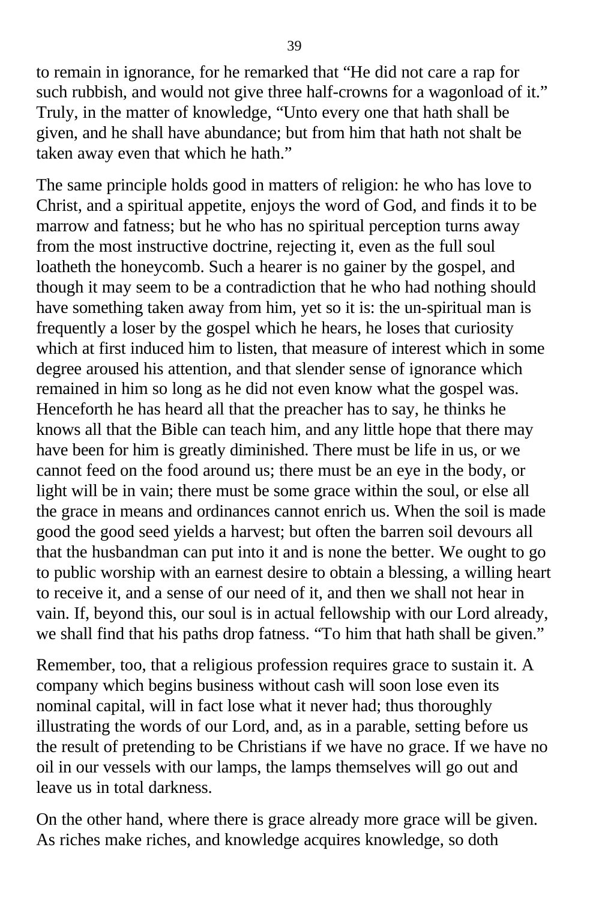to remain in ignorance, for he remarked that "He did not care a rap for such rubbish, and would not give three half-crowns for a wagonload of it." Truly, in the matter of knowledge, "Unto every one that hath shall be given, and he shall have abundance; but from him that hath not shalt be taken away even that which he hath."

The same principle holds good in matters of religion: he who has love to Christ, and a spiritual appetite, enjoys the word of God, and finds it to be marrow and fatness; but he who has no spiritual perception turns away from the most instructive doctrine, rejecting it, even as the full soul loatheth the honeycomb. Such a hearer is no gainer by the gospel, and though it may seem to be a contradiction that he who had nothing should have something taken away from him, yet so it is: the un-spiritual man is frequently a loser by the gospel which he hears, he loses that curiosity which at first induced him to listen, that measure of interest which in some degree aroused his attention, and that slender sense of ignorance which remained in him so long as he did not even know what the gospel was. Henceforth he has heard all that the preacher has to say, he thinks he knows all that the Bible can teach him, and any little hope that there may have been for him is greatly diminished. There must be life in us, or we cannot feed on the food around us; there must be an eye in the body, or light will be in vain; there must be some grace within the soul, or else all the grace in means and ordinances cannot enrich us. When the soil is made good the good seed yields a harvest; but often the barren soil devours all that the husbandman can put into it and is none the better. We ought to go to public worship with an earnest desire to obtain a blessing, a willing heart to receive it, and a sense of our need of it, and then we shall not hear in vain. If, beyond this, our soul is in actual fellowship with our Lord already, we shall find that his paths drop fatness. "To him that hath shall be given."

Remember, too, that a religious profession requires grace to sustain it. A company which begins business without cash will soon lose even its nominal capital, will in fact lose what it never had; thus thoroughly illustrating the words of our Lord, and, as in a parable, setting before us the result of pretending to be Christians if we have no grace. If we have no oil in our vessels with our lamps, the lamps themselves will go out and leave us in total darkness.

On the other hand, where there is grace already more grace will be given. As riches make riches, and knowledge acquires knowledge, so doth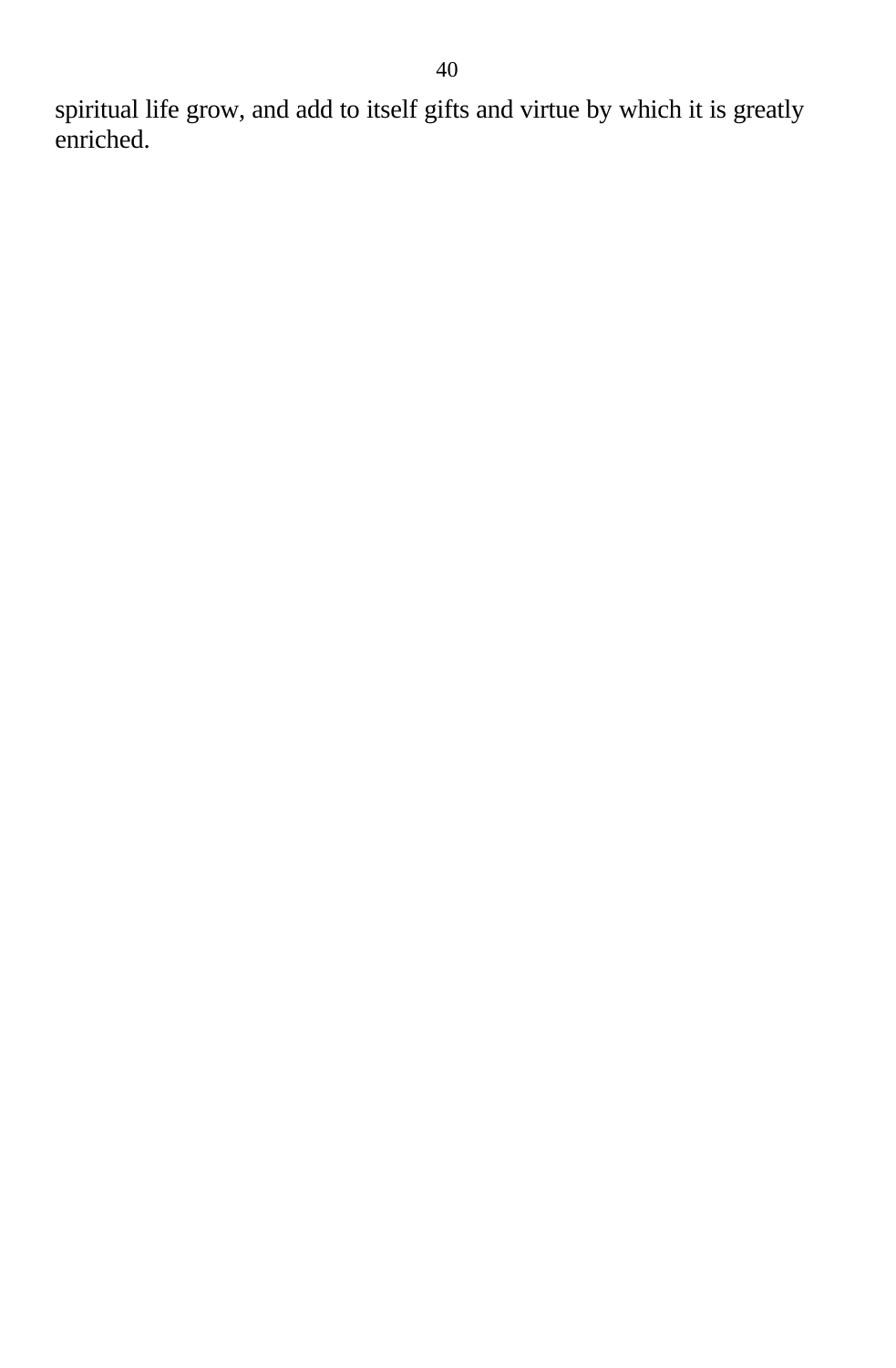spiritual life grow, and add to itself gifts and virtue by which it is greatly enriched.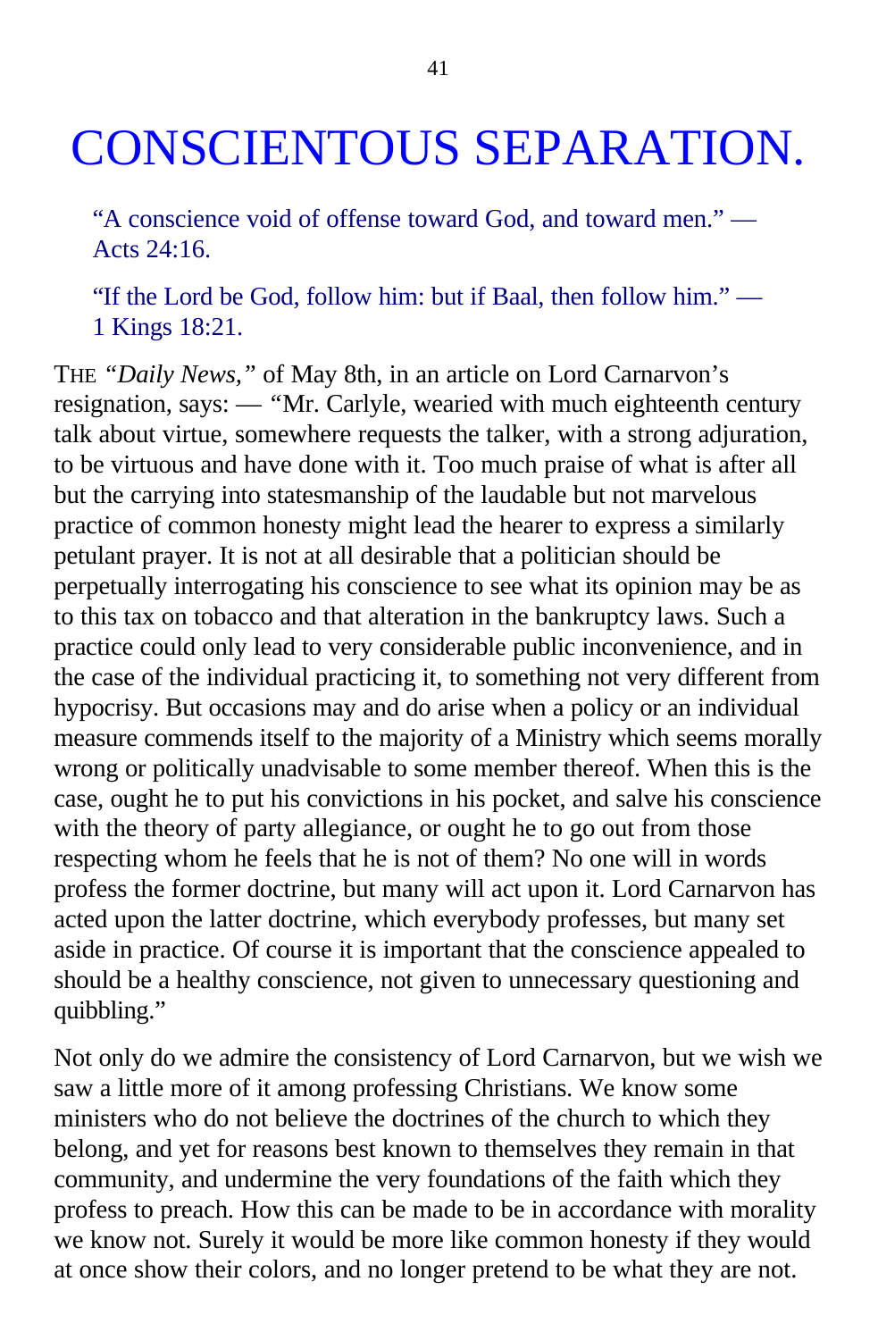# CONSCIENTOUS SEPARATION.

"A conscience void of offense toward God, and toward men." — Acts 24:16.

"If the Lord be God, follow him: but if Baal, then follow him." — 1 Kings 18:21.

THE *"Daily News,"* of May 8th, in an article on Lord Carnarvon's resignation, says: — "Mr. Carlyle, wearied with much eighteenth century talk about virtue, somewhere requests the talker, with a strong adjuration, to be virtuous and have done with it. Too much praise of what is after all but the carrying into statesmanship of the laudable but not marvelous practice of common honesty might lead the hearer to express a similarly petulant prayer. It is not at all desirable that a politician should be perpetually interrogating his conscience to see what its opinion may be as to this tax on tobacco and that alteration in the bankruptcy laws. Such a practice could only lead to very considerable public inconvenience, and in the case of the individual practicing it, to something not very different from hypocrisy. But occasions may and do arise when a policy or an individual measure commends itself to the majority of a Ministry which seems morally wrong or politically unadvisable to some member thereof. When this is the case, ought he to put his convictions in his pocket, and salve his conscience with the theory of party allegiance, or ought he to go out from those respecting whom he feels that he is not of them? No one will in words profess the former doctrine, but many will act upon it. Lord Carnarvon has acted upon the latter doctrine, which everybody professes, but many set aside in practice. Of course it is important that the conscience appealed to should be a healthy conscience, not given to unnecessary questioning and quibbling."

Not only do we admire the consistency of Lord Carnarvon, but we wish we saw a little more of it among professing Christians. We know some ministers who do not believe the doctrines of the church to which they belong, and yet for reasons best known to themselves they remain in that community, and undermine the very foundations of the faith which they profess to preach. How this can be made to be in accordance with morality we know not. Surely it would be more like common honesty if they would at once show their colors, and no longer pretend to be what they are not.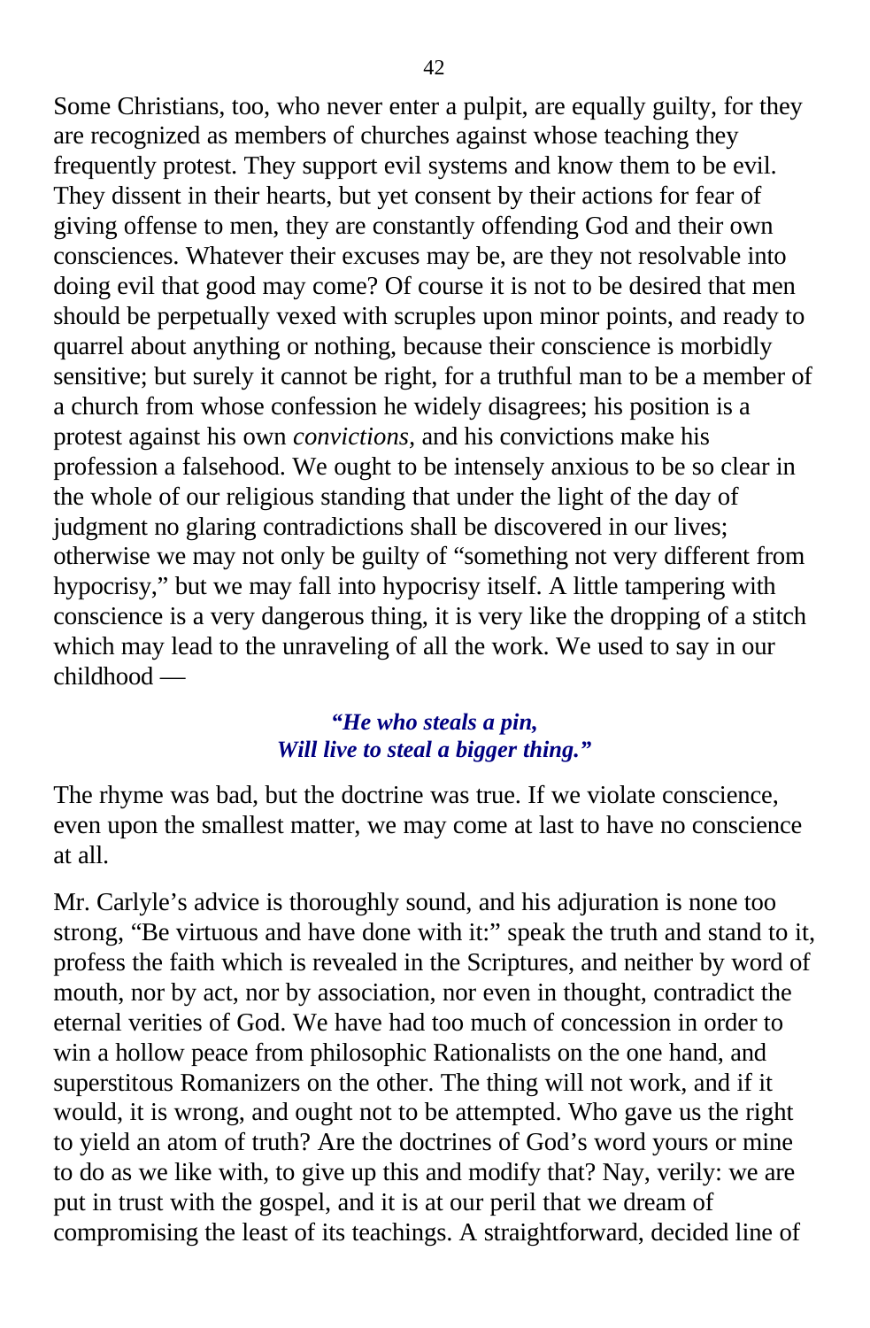Some Christians, too, who never enter a pulpit, are equally guilty, for they are recognized as members of churches against whose teaching they frequently protest. They support evil systems and know them to be evil. They dissent in their hearts, but yet consent by their actions for fear of giving offense to men, they are constantly offending God and their own consciences. Whatever their excuses may be, are they not resolvable into doing evil that good may come? Of course it is not to be desired that men should be perpetually vexed with scruples upon minor points, and ready to quarrel about anything or nothing, because their conscience is morbidly sensitive; but surely it cannot be right, for a truthful man to be a member of a church from whose confession he widely disagrees; his position is a protest against his own *convictions,* and his convictions make his profession a falsehood. We ought to be intensely anxious to be so clear in the whole of our religious standing that under the light of the day of judgment no glaring contradictions shall be discovered in our lives; otherwise we may not only be guilty of "something not very different from hypocrisy," but we may fall into hypocrisy itself. A little tampering with conscience is a very dangerous thing, it is very like the dropping of a stitch which may lead to the unraveling of all the work. We used to say in our childhood —

> ***"He who steals a pin,***
> ***Will live to steal a bigger thing."***

The rhyme was bad, but the doctrine was true. If we violate conscience, even upon the smallest matter, we may come at last to have no conscience at all.

Mr. Carlyle's advice is thoroughly sound, and his adjuration is none too strong, "Be virtuous and have done with it:" speak the truth and stand to it, profess the faith which is revealed in the Scriptures, and neither by word of mouth, nor by act, nor by association, nor even in thought, contradict the eternal verities of God. We have had too much of concession in order to win a hollow peace from philosophic Rationalists on the one hand, and superstitous Romanizers on the other. The thing will not work, and if it would, it is wrong, and ought not to be attempted. Who gave us the right to yield an atom of truth? Are the doctrines of God's word yours or mine to do as we like with, to give up this and modify that? Nay, verily: we are put in trust with the gospel, and it is at our peril that we dream of compromising the least of its teachings. A straightforward, decided line of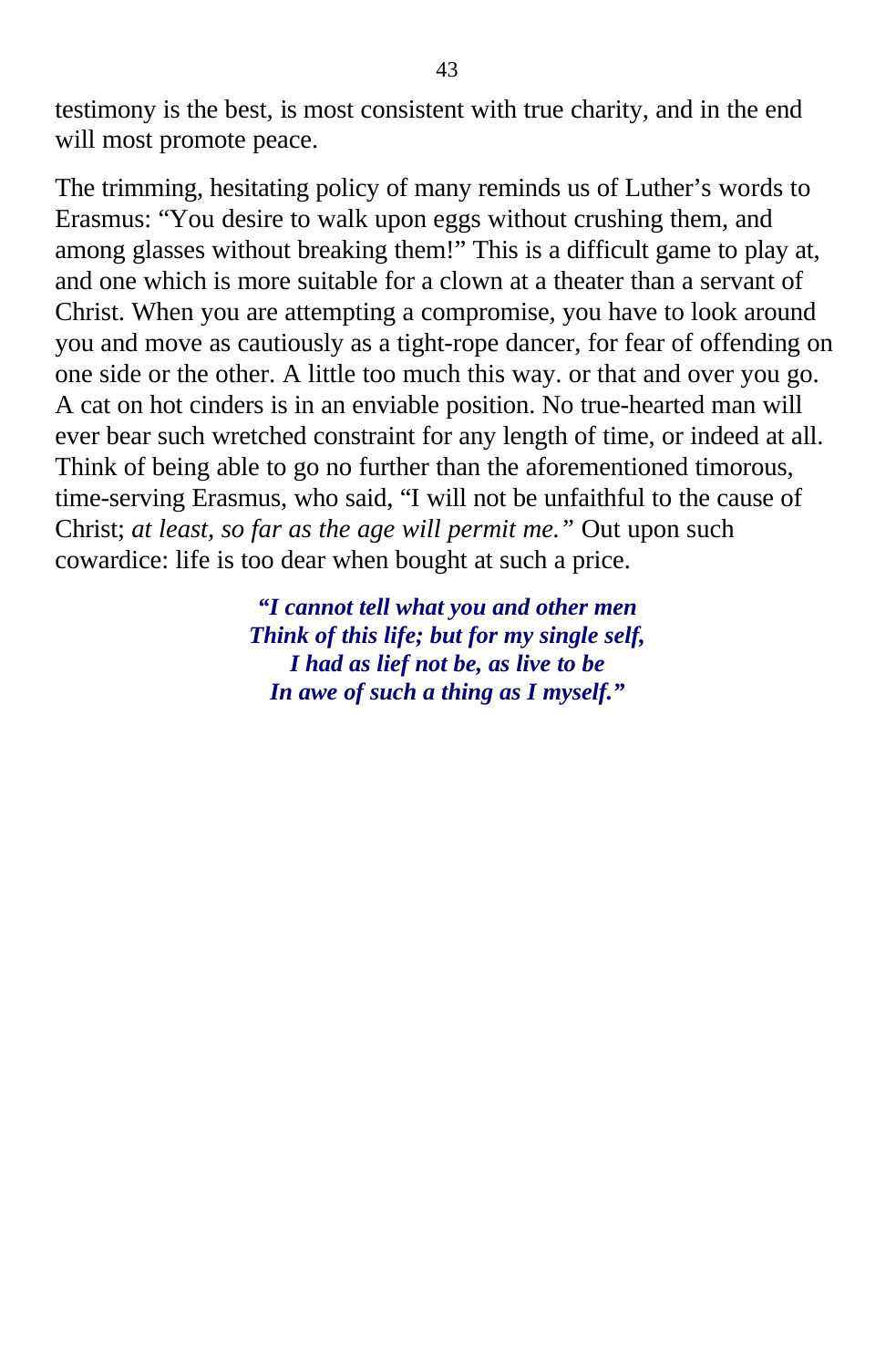testimony is the best, is most consistent with true charity, and in the end will most promote peace.

The trimming, hesitating policy of many reminds us of Luther's words to Erasmus: "You desire to walk upon eggs without crushing them, and among glasses without breaking them!" This is a difficult game to play at, and one which is more suitable for a clown at a theater than a servant of Christ. When you are attempting a compromise, you have to look around you and move as cautiously as a tight-rope dancer, for fear of offending on one side or the other. A little too much this way. or that and over you go. A cat on hot cinders is in an enviable position. No true-hearted man will ever bear such wretched constraint for any length of time, or indeed at all. Think of being able to go no further than the aforementioned timorous, time-serving Erasmus, who said, "I will not be unfaithful to the cause of Christ; *at least, so far as the age will permit me."* Out upon such cowardice: life is too dear when bought at such a price.

***"I cannot tell what you and other men***
***Think of this life; but for my single self,***
***I had as lief not be, as live to be***
***In awe of such a thing as I myself."***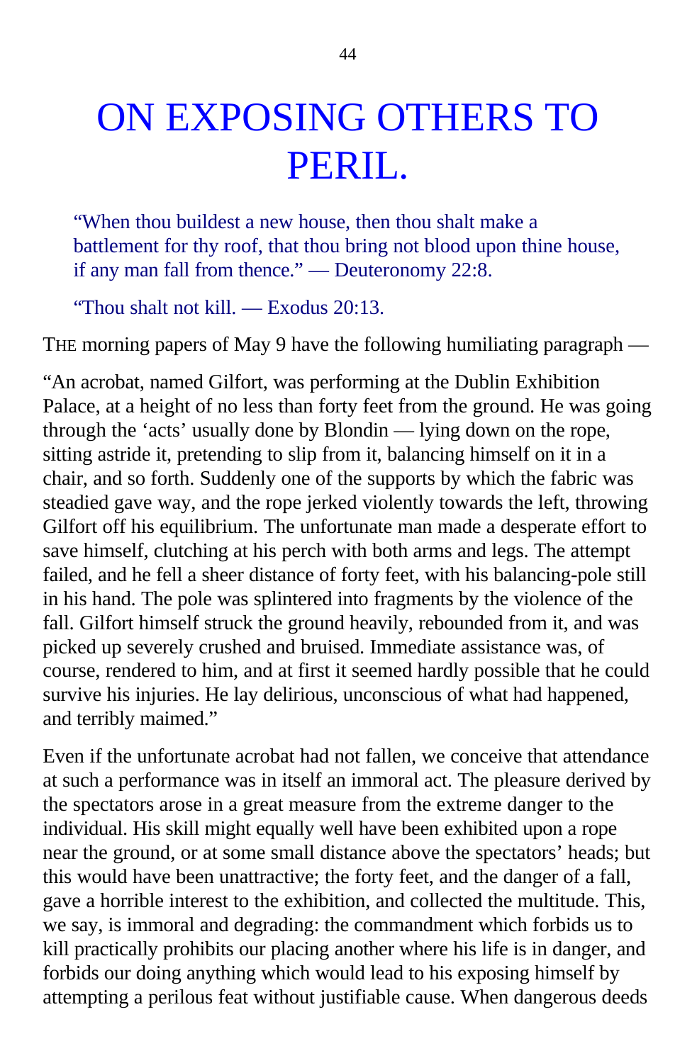# ON EXPOSING OTHERS TO PERIL.

> "When thou buildest a new house, then thou shalt make a battlement for thy roof, that thou bring not blood upon thine house, if any man fall from thence." — Deuteronomy 22:8.

> "Thou shalt not kill. — Exodus 20:13.

THE morning papers of May 9 have the following humiliating paragraph —

"An acrobat, named Gilfort, was performing at the Dublin Exhibition Palace, at a height of no less than forty feet from the ground. He was going through the 'acts' usually done by Blondin — lying down on the rope, sitting astride it, pretending to slip from it, balancing himself on it in a chair, and so forth. Suddenly one of the supports by which the fabric was steadied gave way, and the rope jerked violently towards the left, throwing Gilfort off his equilibrium. The unfortunate man made a desperate effort to save himself, clutching at his perch with both arms and legs. The attempt failed, and he fell a sheer distance of forty feet, with his balancing-pole still in his hand. The pole was splintered into fragments by the violence of the fall. Gilfort himself struck the ground heavily, rebounded from it, and was picked up severely crushed and bruised. Immediate assistance was, of course, rendered to him, and at first it seemed hardly possible that he could survive his injuries. He lay delirious, unconscious of what had happened, and terribly maimed."

Even if the unfortunate acrobat had not fallen, we conceive that attendance at such a performance was in itself an immoral act. The pleasure derived by the spectators arose in a great measure from the extreme danger to the individual. His skill might equally well have been exhibited upon a rope near the ground, or at some small distance above the spectators' heads; but this would have been unattractive; the forty feet, and the danger of a fall, gave a horrible interest to the exhibition, and collected the multitude. This, we say, is immoral and degrading: the commandment which forbids us to kill practically prohibits our placing another where his life is in danger, and forbids our doing anything which would lead to his exposing himself by attempting a perilous feat without justifiable cause. When dangerous deeds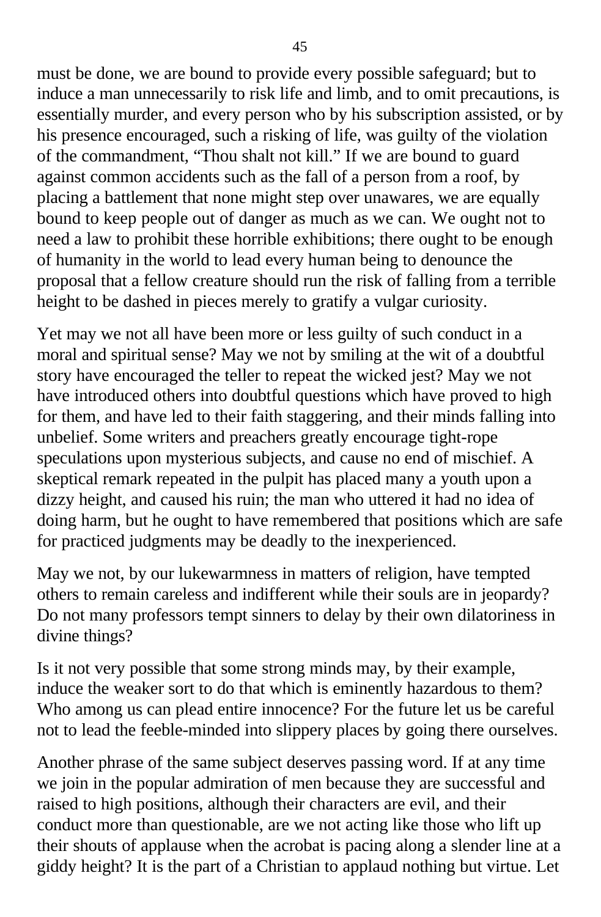must be done, we are bound to provide every possible safeguard; but to induce a man unnecessarily to risk life and limb, and to omit precautions, is essentially murder, and every person who by his subscription assisted, or by his presence encouraged, such a risking of life, was guilty of the violation of the commandment, "Thou shalt not kill." If we are bound to guard against common accidents such as the fall of a person from a roof, by placing a battlement that none might step over unawares, we are equally bound to keep people out of danger as much as we can. We ought not to need a law to prohibit these horrible exhibitions; there ought to be enough of humanity in the world to lead every human being to denounce the proposal that a fellow creature should run the risk of falling from a terrible height to be dashed in pieces merely to gratify a vulgar curiosity.

Yet may we not all have been more or less guilty of such conduct in a moral and spiritual sense? May we not by smiling at the wit of a doubtful story have encouraged the teller to repeat the wicked jest? May we not have introduced others into doubtful questions which have proved to high for them, and have led to their faith staggering, and their minds falling into unbelief. Some writers and preachers greatly encourage tight-rope speculations upon mysterious subjects, and cause no end of mischief. A skeptical remark repeated in the pulpit has placed many a youth upon a dizzy height, and caused his ruin; the man who uttered it had no idea of doing harm, but he ought to have remembered that positions which are safe for practiced judgments may be deadly to the inexperienced.

May we not, by our lukewarmness in matters of religion, have tempted others to remain careless and indifferent while their souls are in jeopardy? Do not many professors tempt sinners to delay by their own dilatoriness in divine things?

Is it not very possible that some strong minds may, by their example, induce the weaker sort to do that which is eminently hazardous to them? Who among us can plead entire innocence? For the future let us be careful not to lead the feeble-minded into slippery places by going there ourselves.

Another phrase of the same subject deserves passing word. If at any time we join in the popular admiration of men because they are successful and raised to high positions, although their characters are evil, and their conduct more than questionable, are we not acting like those who lift up their shouts of applause when the acrobat is pacing along a slender line at a giddy height? It is the part of a Christian to applaud nothing but virtue. Let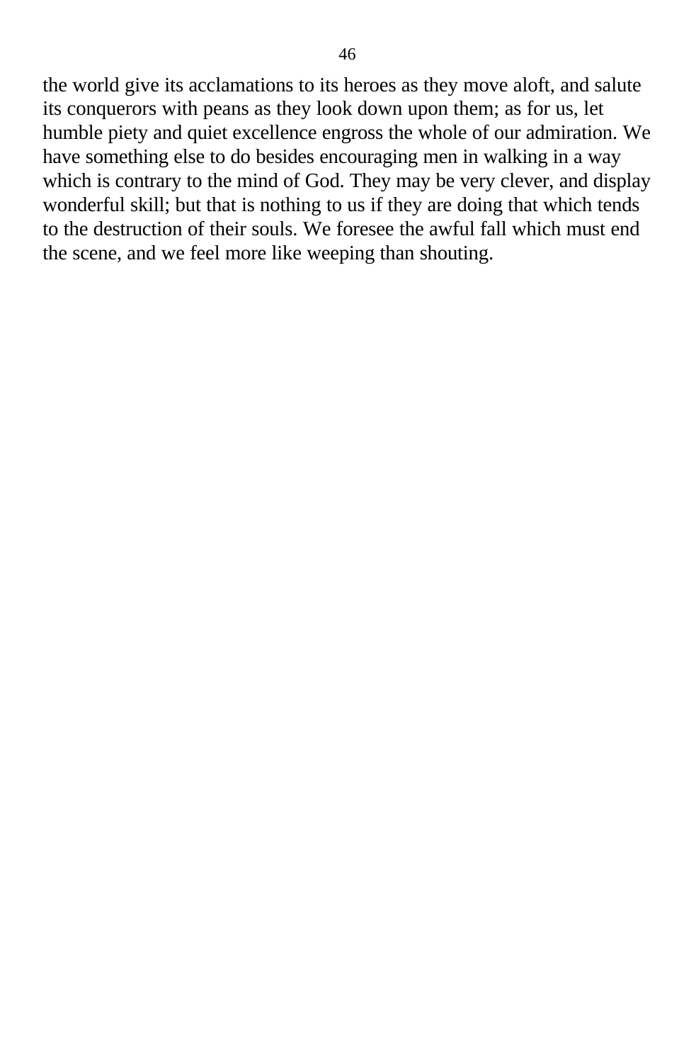the world give its acclamations to its heroes as they move aloft, and salute its conquerors with peans as they look down upon them; as for us, let humble piety and quiet excellence engross the whole of our admiration. We have something else to do besides encouraging men in walking in a way which is contrary to the mind of God. They may be very clever, and display wonderful skill; but that is nothing to us if they are doing that which tends to the destruction of their souls. We foresee the awful fall which must end the scene, and we feel more like weeping than shouting.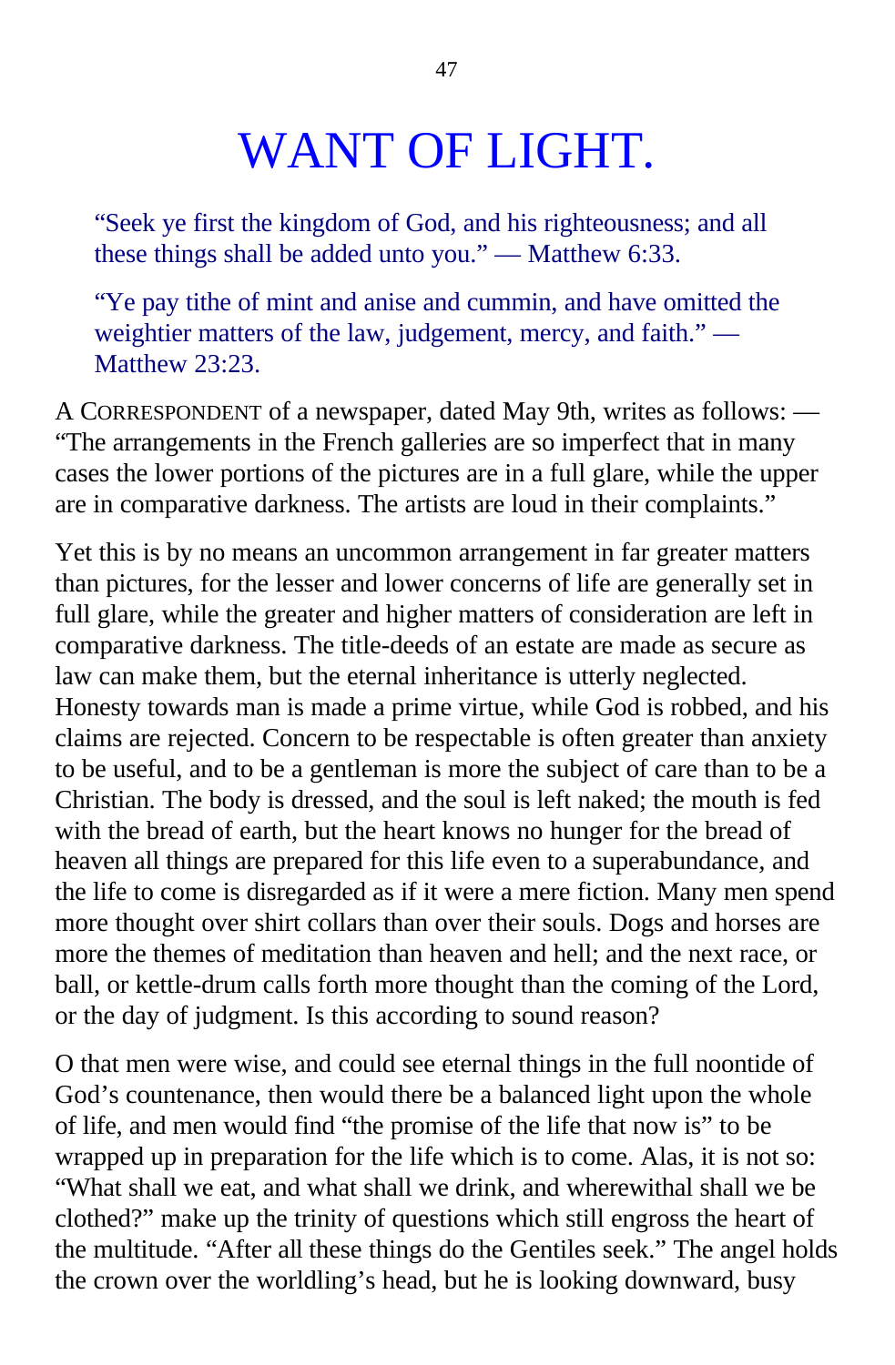# WANT OF LIGHT.

> "Seek ye first the kingdom of God, and his righteousness; and all these things shall be added unto you." — Matthew 6:33.

> "Ye pay tithe of mint and anise and cummin, and have omitted the weightier matters of the law, judgement, mercy, and faith." — Matthew 23:23.

A CORRESPONDENT of a newspaper, dated May 9th, writes as follows: — "The arrangements in the French galleries are so imperfect that in many cases the lower portions of the pictures are in a full glare, while the upper are in comparative darkness. The artists are loud in their complaints."

Yet this is by no means an uncommon arrangement in far greater matters than pictures, for the lesser and lower concerns of life are generally set in full glare, while the greater and higher matters of consideration are left in comparative darkness. The title-deeds of an estate are made as secure as law can make them, but the eternal inheritance is utterly neglected. Honesty towards man is made a prime virtue, while God is robbed, and his claims are rejected. Concern to be respectable is often greater than anxiety to be useful, and to be a gentleman is more the subject of care than to be a Christian. The body is dressed, and the soul is left naked; the mouth is fed with the bread of earth, but the heart knows no hunger for the bread of heaven all things are prepared for this life even to a superabundance, and the life to come is disregarded as if it were a mere fiction. Many men spend more thought over shirt collars than over their souls. Dogs and horses are more the themes of meditation than heaven and hell; and the next race, or ball, or kettle-drum calls forth more thought than the coming of the Lord, or the day of judgment. Is this according to sound reason?

O that men were wise, and could see eternal things in the full noontide of God's countenance, then would there be a balanced light upon the whole of life, and men would find "the promise of the life that now is" to be wrapped up in preparation for the life which is to come. Alas, it is not so: "What shall we eat, and what shall we drink, and wherewithal shall we be clothed?" make up the trinity of questions which still engross the heart of the multitude. "After all these things do the Gentiles seek." The angel holds the crown over the worldling's head, but he is looking downward, busy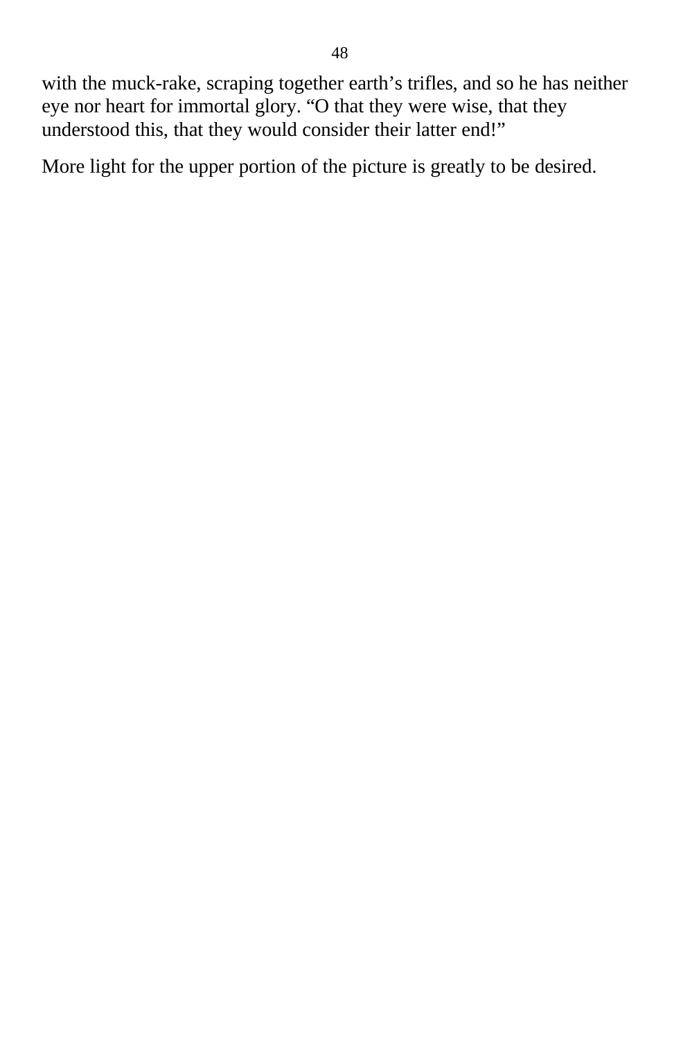with the muck-rake, scraping together earth’s trifles, and so he has neither eye nor heart for immortal glory. “O that they were wise, that they understood this, that they would consider their latter end!”

More light for the upper portion of the picture is greatly to be desired.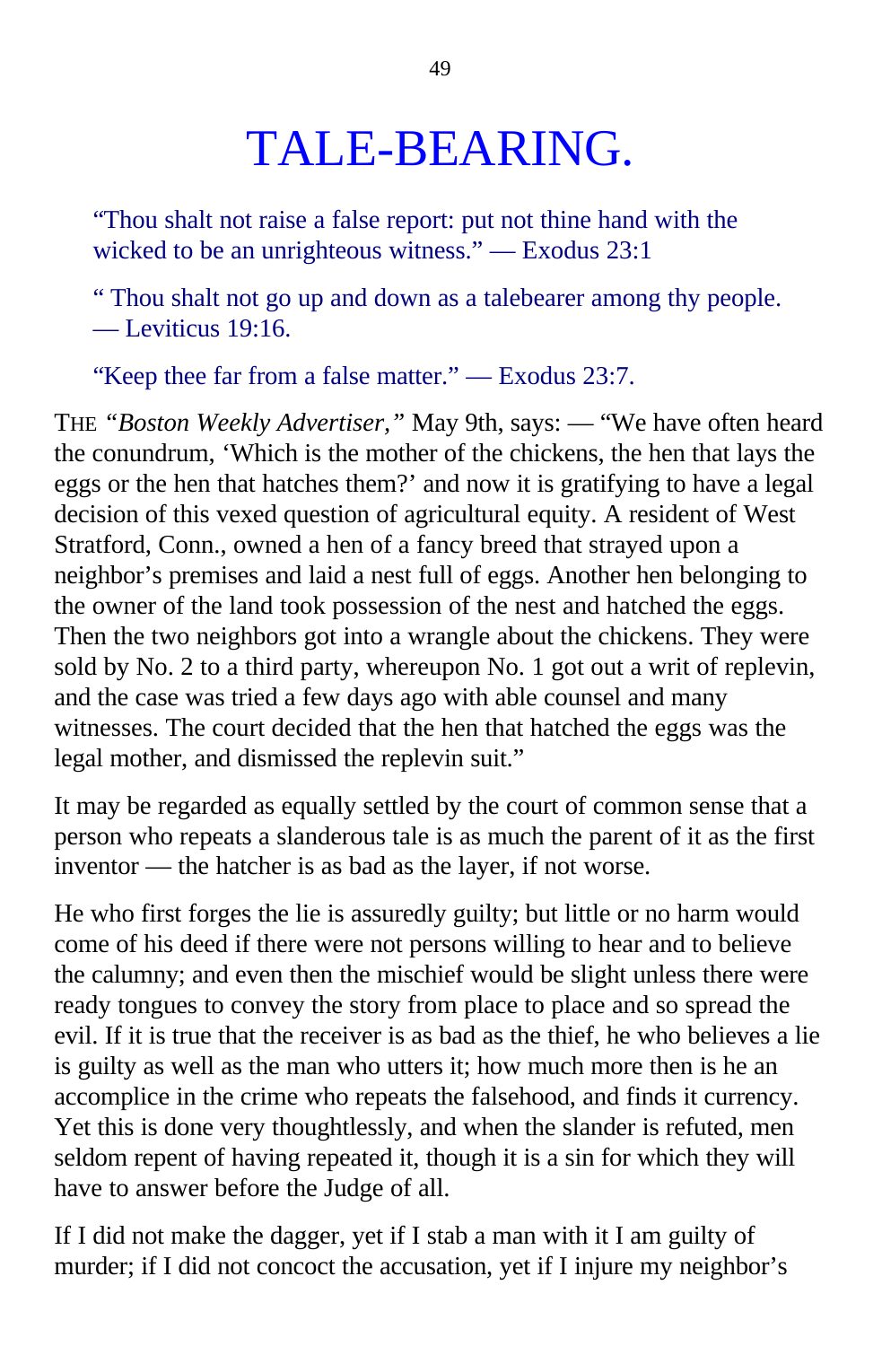# TALE-BEARING.

> "Thou shalt not raise a false report: put not thine hand with the wicked to be an unrighteous witness." — Exodus 23:1

> " Thou shalt not go up and down as a talebearer among thy people. — Leviticus 19:16.

> "Keep thee far from a false matter." — Exodus 23:7.

THE "*Boston Weekly Advertiser,*" May 9th, says: — "We have often heard the conundrum, 'Which is the mother of the chickens, the hen that lays the eggs or the hen that hatches them?' and now it is gratifying to have a legal decision of this vexed question of agricultural equity. A resident of West Stratford, Conn., owned a hen of a fancy breed that strayed upon a neighbor's premises and laid a nest full of eggs. Another hen belonging to the owner of the land took possession of the nest and hatched the eggs. Then the two neighbors got into a wrangle about the chickens. They were sold by No. 2 to a third party, whereupon No. 1 got out a writ of replevin, and the case was tried a few days ago with able counsel and many witnesses. The court decided that the hen that hatched the eggs was the legal mother, and dismissed the replevin suit."

It may be regarded as equally settled by the court of common sense that a person who repeats a slanderous tale is as much the parent of it as the first inventor — the hatcher is as bad as the layer, if not worse.

He who first forges the lie is assuredly guilty; but little or no harm would come of his deed if there were not persons willing to hear and to believe the calumny; and even then the mischief would be slight unless there were ready tongues to convey the story from place to place and so spread the evil. If it is true that the receiver is as bad as the thief, he who believes a lie is guilty as well as the man who utters it; how much more then is he an accomplice in the crime who repeats the falsehood, and finds it currency. Yet this is done very thoughtlessly, and when the slander is refuted, men seldom repent of having repeated it, though it is a sin for which they will have to answer before the Judge of all.

If I did not make the dagger, yet if I stab a man with it I am guilty of murder; if I did not concoct the accusation, yet if I injure my neighbor's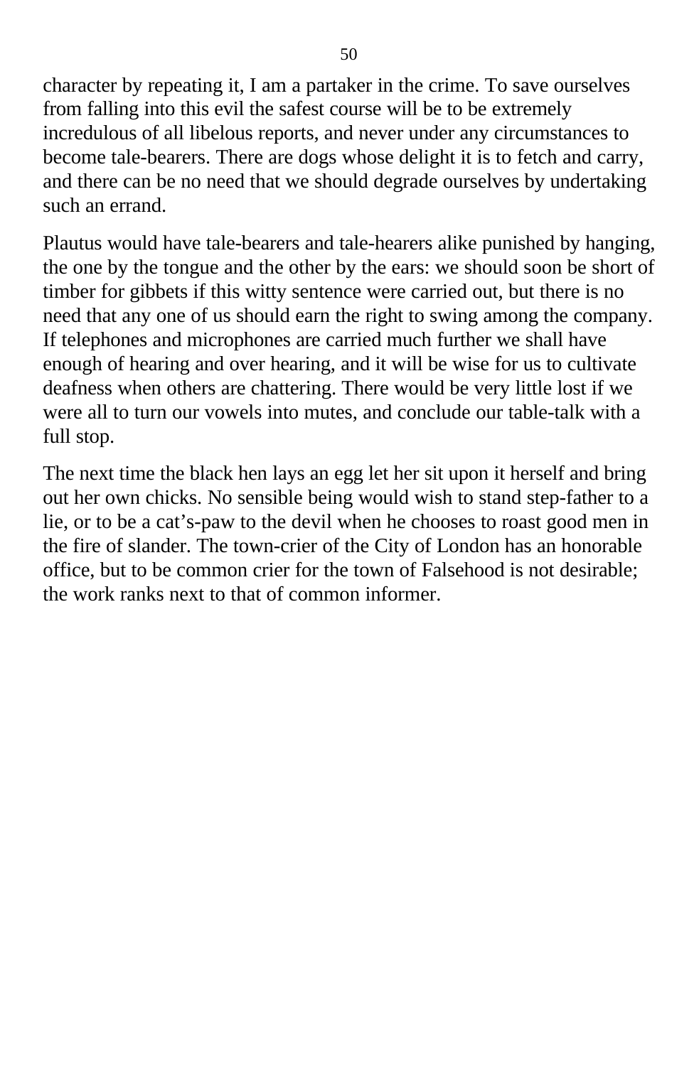character by repeating it, I am a partaker in the crime. To save ourselves from falling into this evil the safest course will be to be extremely incredulous of all libelous reports, and never under any circumstances to become tale-bearers. There are dogs whose delight it is to fetch and carry, and there can be no need that we should degrade ourselves by undertaking such an errand.

Plautus would have tale-bearers and tale-hearers alike punished by hanging, the one by the tongue and the other by the ears: we should soon be short of timber for gibbets if this witty sentence were carried out, but there is no need that any one of us should earn the right to swing among the company. If telephones and microphones are carried much further we shall have enough of hearing and over hearing, and it will be wise for us to cultivate deafness when others are chattering. There would be very little lost if we were all to turn our vowels into mutes, and conclude our table-talk with a full stop.

The next time the black hen lays an egg let her sit upon it herself and bring out her own chicks. No sensible being would wish to stand step-father to a lie, or to be a cat's-paw to the devil when he chooses to roast good men in the fire of slander. The town-crier of the City of London has an honorable office, but to be common crier for the town of Falsehood is not desirable; the work ranks next to that of common informer.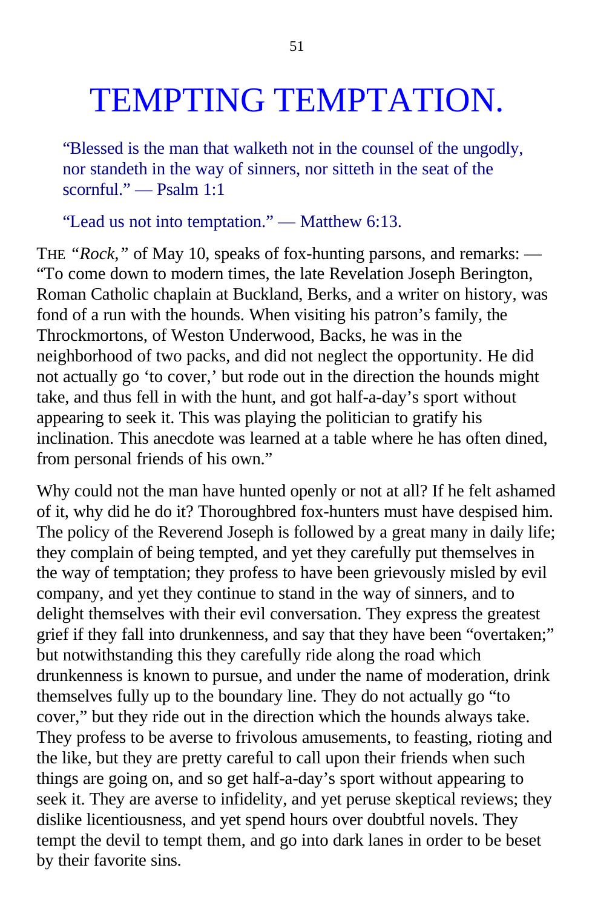# TEMPTING TEMPTATION.

“Blessed is the man that walketh not in the counsel of the ungodly, nor standeth in the way of sinners, nor sitteth in the seat of the scornful.” — Psalm 1:1

“Lead us not into temptation.” — Matthew 6:13.

THE *“Rock,”* of May 10, speaks of fox-hunting parsons, and remarks: — “To come down to modern times, the late Revelation Joseph Berington, Roman Catholic chaplain at Buckland, Berks, and a writer on history, was fond of a run with the hounds. When visiting his patron’s family, the Throckmortons, of Weston Underwood, Backs, he was in the neighborhood of two packs, and did not neglect the opportunity. He did not actually go ‘to cover,’ but rode out in the direction the hounds might take, and thus fell in with the hunt, and got half-a-day’s sport without appearing to seek it. This was playing the politician to gratify his inclination. This anecdote was learned at a table where he has often dined, from personal friends of his own.”

Why could not the man have hunted openly or not at all? If he felt ashamed of it, why did he do it? Thoroughbred fox-hunters must have despised him. The policy of the Reverend Joseph is followed by a great many in daily life; they complain of being tempted, and yet they carefully put themselves in the way of temptation; they profess to have been grievously misled by evil company, and yet they continue to stand in the way of sinners, and to delight themselves with their evil conversation. They express the greatest grief if they fall into drunkenness, and say that they have been “overtaken;” but notwithstanding this they carefully ride along the road which drunkenness is known to pursue, and under the name of moderation, drink themselves fully up to the boundary line. They do not actually go “to cover,” but they ride out in the direction which the hounds always take. They profess to be averse to frivolous amusements, to feasting, rioting and the like, but they are pretty careful to call upon their friends when such things are going on, and so get half-a-day’s sport without appearing to seek it. They are averse to infidelity, and yet peruse skeptical reviews; they dislike licentiousness, and yet spend hours over doubtful novels. They tempt the devil to tempt them, and go into dark lanes in order to be beset by their favorite sins.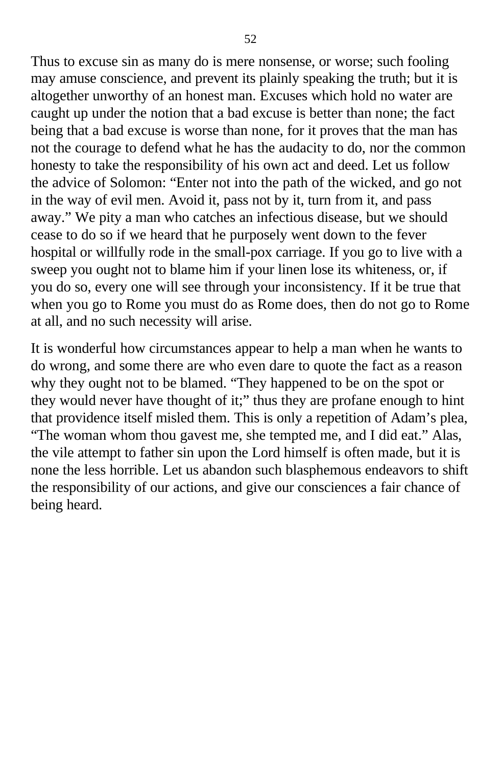Thus to excuse sin as many do is mere nonsense, or worse; such fooling may amuse conscience, and prevent its plainly speaking the truth; but it is altogether unworthy of an honest man. Excuses which hold no water are caught up under the notion that a bad excuse is better than none; the fact being that a bad excuse is worse than none, for it proves that the man has not the courage to defend what he has the audacity to do, nor the common honesty to take the responsibility of his own act and deed. Let us follow the advice of Solomon: "Enter not into the path of the wicked, and go not in the way of evil men. Avoid it, pass not by it, turn from it, and pass away." We pity a man who catches an infectious disease, but we should cease to do so if we heard that he purposely went down to the fever hospital or willfully rode in the small-pox carriage. If you go to live with a sweep you ought not to blame him if your linen lose its whiteness, or, if you do so, every one will see through your inconsistency. If it be true that when you go to Rome you must do as Rome does, then do not go to Rome at all, and no such necessity will arise.

It is wonderful how circumstances appear to help a man when he wants to do wrong, and some there are who even dare to quote the fact as a reason why they ought not to be blamed. "They happened to be on the spot or they would never have thought of it;" thus they are profane enough to hint that providence itself misled them. This is only a repetition of Adam's plea, "The woman whom thou gavest me, she tempted me, and I did eat." Alas, the vile attempt to father sin upon the Lord himself is often made, but it is none the less horrible. Let us abandon such blasphemous endeavors to shift the responsibility of our actions, and give our consciences a fair chance of being heard.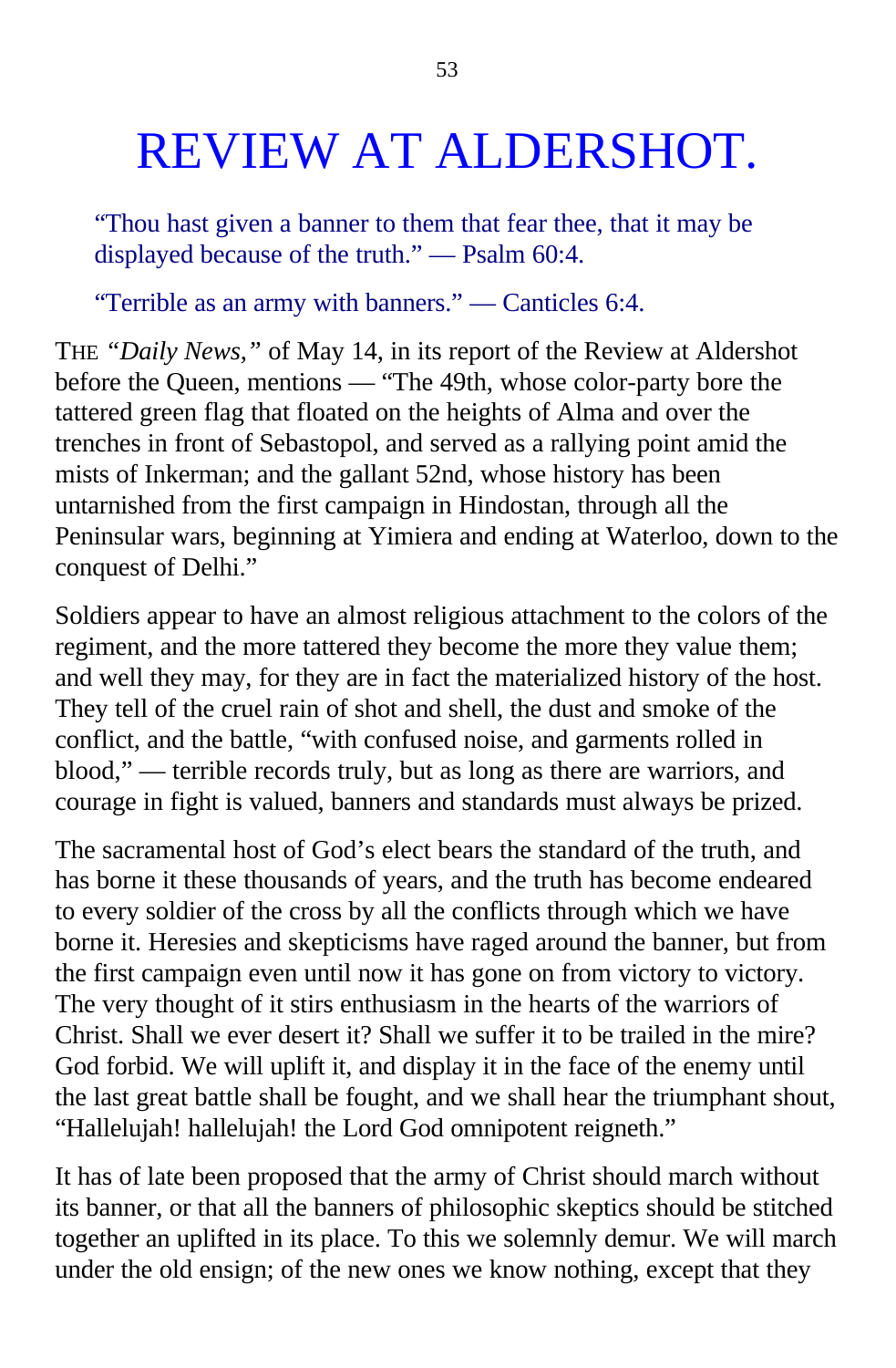# REVIEW AT ALDERSHOT.

"Thou hast given a banner to them that fear thee, that it may be displayed because of the truth." — Psalm 60:4.

"Terrible as an army with banners." — Canticles 6:4.

THE *"Daily News,"* of May 14, in its report of the Review at Aldershot before the Queen, mentions — "The 49th, whose color-party bore the tattered green flag that floated on the heights of Alma and over the trenches in front of Sebastopol, and served as a rallying point amid the mists of Inkerman; and the gallant 52nd, whose history has been untarnished from the first campaign in Hindostan, through all the Peninsular wars, beginning at Yimiera and ending at Waterloo, down to the conquest of Delhi."

Soldiers appear to have an almost religious attachment to the colors of the regiment, and the more tattered they become the more they value them; and well they may, for they are in fact the materialized history of the host. They tell of the cruel rain of shot and shell, the dust and smoke of the conflict, and the battle, "with confused noise, and garments rolled in blood," — terrible records truly, but as long as there are warriors, and courage in fight is valued, banners and standards must always be prized.

The sacramental host of God's elect bears the standard of the truth, and has borne it these thousands of years, and the truth has become endeared to every soldier of the cross by all the conflicts through which we have borne it. Heresies and skepticisms have raged around the banner, but from the first campaign even until now it has gone on from victory to victory. The very thought of it stirs enthusiasm in the hearts of the warriors of Christ. Shall we ever desert it? Shall we suffer it to be trailed in the mire? God forbid. We will uplift it, and display it in the face of the enemy until the last great battle shall be fought, and we shall hear the triumphant shout, "Hallelujah! hallelujah! the Lord God omnipotent reigneth."

It has of late been proposed that the army of Christ should march without its banner, or that all the banners of philosophic skeptics should be stitched together an uplifted in its place. To this we solemnly demur. We will march under the old ensign; of the new ones we know nothing, except that they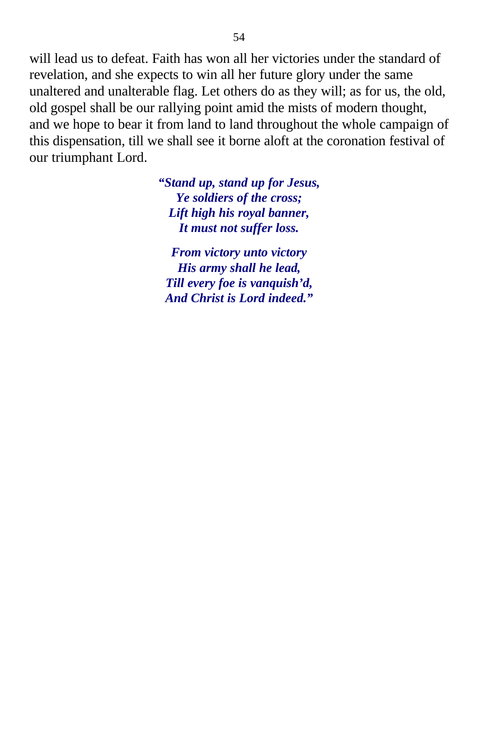will lead us to defeat. Faith has won all her victories under the standard of revelation, and she expects to win all her future glory under the same unaltered and unalterable flag. Let others do as they will; as for us, the old, old gospel shall be our rallying point amid the mists of modern thought, and we hope to bear it from land to land throughout the whole campaign of this dispensation, till we shall see it borne aloft at the coronation festival of our triumphant Lord.

***"Stand up, stand up for Jesus,***
***Ye soldiers of the cross;***
***Lift high his royal banner,***
***It must not suffer loss.***

***From victory unto victory***
***His army shall he lead,***
***Till every foe is vanquish'd,***
***And Christ is Lord indeed."***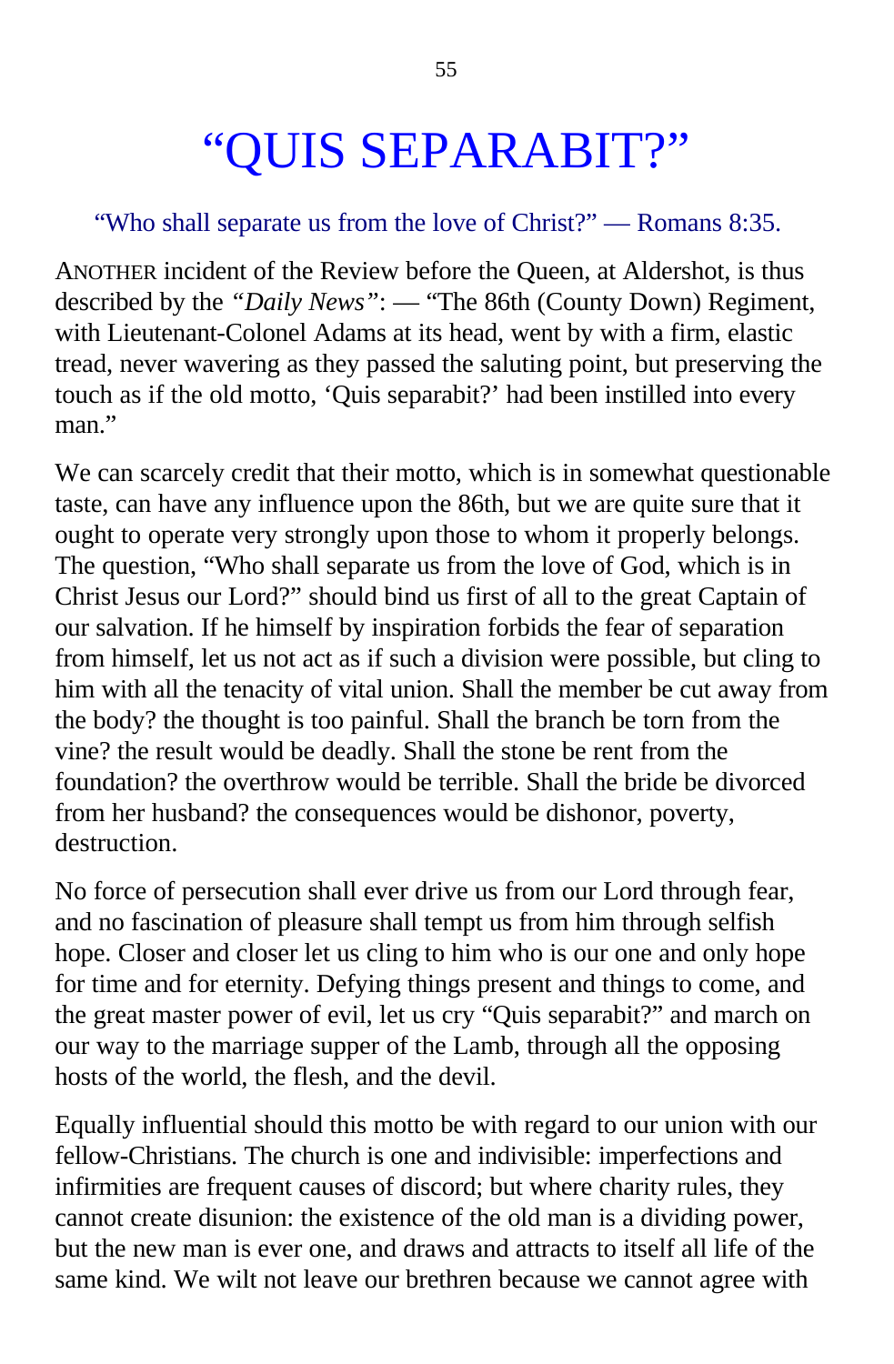# "QUIS SEPARABIT?"

"Who shall separate us from the love of Christ?" — Romans 8:35.

ANOTHER incident of the Review before the Queen, at Aldershot, is thus described by the *"Daily News"*: — "The 86th (County Down) Regiment, with Lieutenant-Colonel Adams at its head, went by with a firm, elastic tread, never wavering as they passed the saluting point, but preserving the touch as if the old motto, 'Quis separabit?' had been instilled into every man."

We can scarcely credit that their motto, which is in somewhat questionable taste, can have any influence upon the 86th, but we are quite sure that it ought to operate very strongly upon those to whom it properly belongs. The question, "Who shall separate us from the love of God, which is in Christ Jesus our Lord?" should bind us first of all to the great Captain of our salvation. If he himself by inspiration forbids the fear of separation from himself, let us not act as if such a division were possible, but cling to him with all the tenacity of vital union. Shall the member be cut away from the body? the thought is too painful. Shall the branch be torn from the vine? the result would be deadly. Shall the stone be rent from the foundation? the overthrow would be terrible. Shall the bride be divorced from her husband? the consequences would be dishonor, poverty, destruction.

No force of persecution shall ever drive us from our Lord through fear, and no fascination of pleasure shall tempt us from him through selfish hope. Closer and closer let us cling to him who is our one and only hope for time and for eternity. Defying things present and things to come, and the great master power of evil, let us cry "Quis separabit?" and march on our way to the marriage supper of the Lamb, through all the opposing hosts of the world, the flesh, and the devil.

Equally influential should this motto be with regard to our union with our fellow-Christians. The church is one and indivisible: imperfections and infirmities are frequent causes of discord; but where charity rules, they cannot create disunion: the existence of the old man is a dividing power, but the new man is ever one, and draws and attracts to itself all life of the same kind. We wilt not leave our brethren because we cannot agree with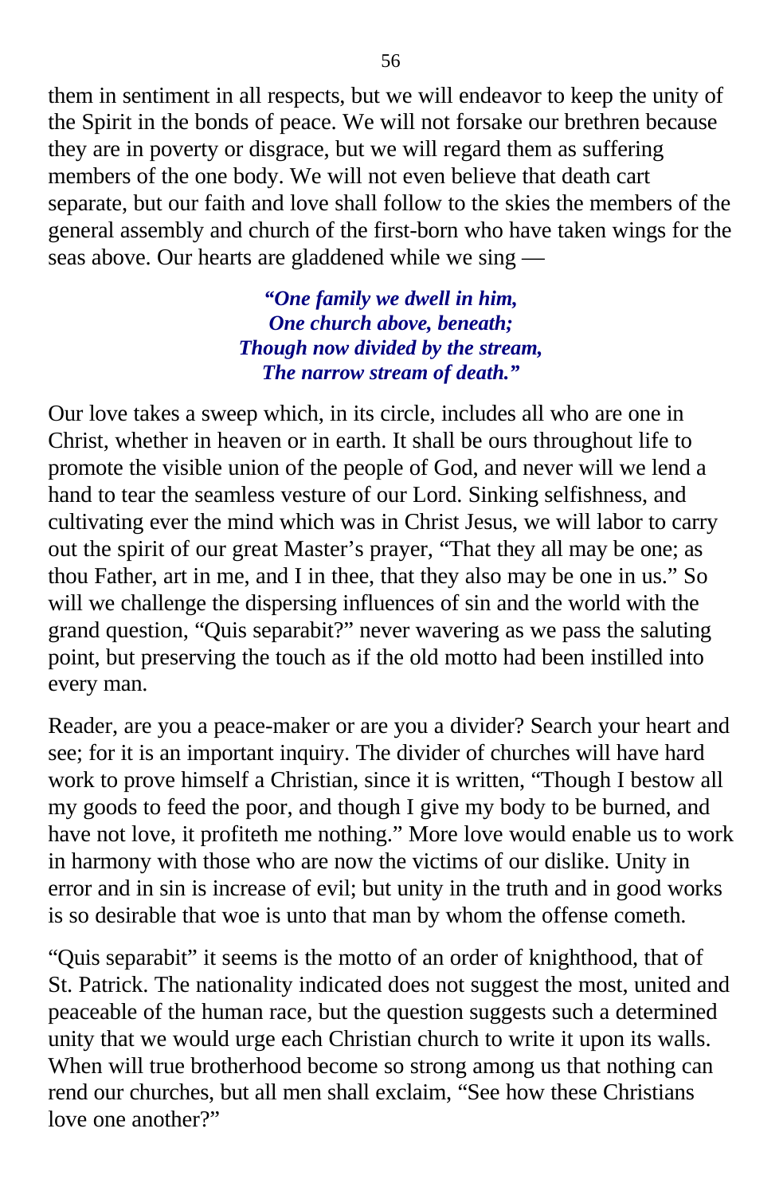them in sentiment in all respects, but we will endeavor to keep the unity of the Spirit in the bonds of peace. We will not forsake our brethren because they are in poverty or disgrace, but we will regard them as suffering members of the one body. We will not even believe that death cart separate, but our faith and love shall follow to the skies the members of the general assembly and church of the first-born who have taken wings for the seas above. Our hearts are gladdened while we sing —

*"One family we dwell in him,*
*One church above, beneath;*
*Though now divided by the stream,*
*The narrow stream of death."*

Our love takes a sweep which, in its circle, includes all who are one in Christ, whether in heaven or in earth. It shall be ours throughout life to promote the visible union of the people of God, and never will we lend a hand to tear the seamless vesture of our Lord. Sinking selfishness, and cultivating ever the mind which was in Christ Jesus, we will labor to carry out the spirit of our great Master's prayer, "That they all may be one; as thou Father, art in me, and I in thee, that they also may be one in us." So will we challenge the dispersing influences of sin and the world with the grand question, "Quis separabit?" never wavering as we pass the saluting point, but preserving the touch as if the old motto had been instilled into every man.

Reader, are you a peace-maker or are you a divider? Search your heart and see; for it is an important inquiry. The divider of churches will have hard work to prove himself a Christian, since it is written, "Though I bestow all my goods to feed the poor, and though I give my body to be burned, and have not love, it profiteth me nothing." More love would enable us to work in harmony with those who are now the victims of our dislike. Unity in error and in sin is increase of evil; but unity in the truth and in good works is so desirable that woe is unto that man by whom the offense cometh.

"Quis separabit" it seems is the motto of an order of knighthood, that of St. Patrick. The nationality indicated does not suggest the most, united and peaceable of the human race, but the question suggests such a determined unity that we would urge each Christian church to write it upon its walls. When will true brotherhood become so strong among us that nothing can rend our churches, but all men shall exclaim, "See how these Christians love one another?"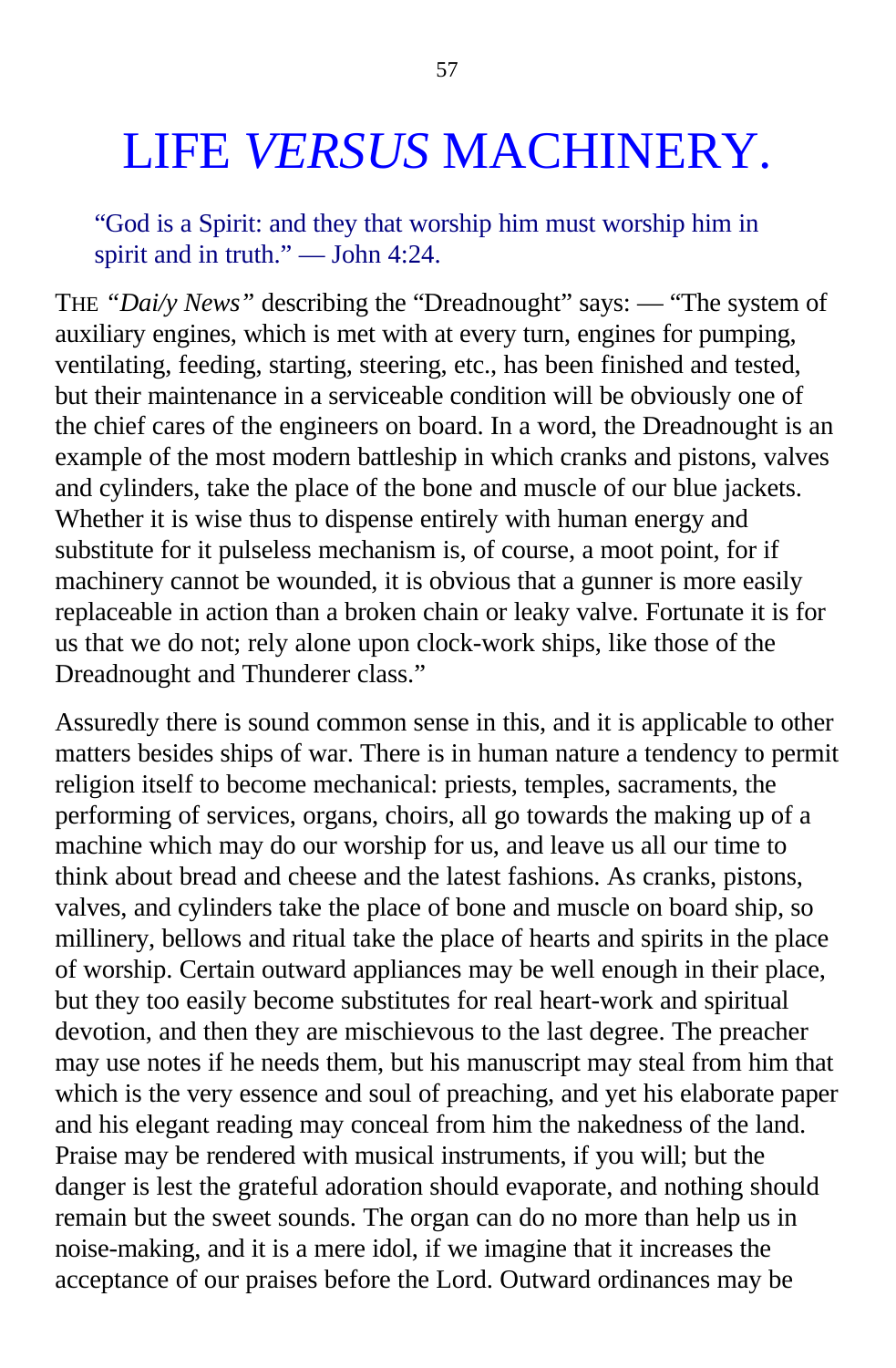# LIFE *VERSUS* MACHINERY.

> "God is a Spirit: and they that worship him must worship him in spirit and in truth." — John 4:24.

THE *"Dai/y News"* describing the "Dreadnought" says: — "The system of auxiliary engines, which is met with at every turn, engines for pumping, ventilating, feeding, starting, steering, etc., has been finished and tested, but their maintenance in a serviceable condition will be obviously one of the chief cares of the engineers on board. In a word, the Dreadnought is an example of the most modern battleship in which cranks and pistons, valves and cylinders, take the place of the bone and muscle of our blue jackets. Whether it is wise thus to dispense entirely with human energy and substitute for it pulseless mechanism is, of course, a moot point, for if machinery cannot be wounded, it is obvious that a gunner is more easily replaceable in action than a broken chain or leaky valve. Fortunate it is for us that we do not; rely alone upon clock-work ships, like those of the Dreadnought and Thunderer class."

Assuredly there is sound common sense in this, and it is applicable to other matters besides ships of war. There is in human nature a tendency to permit religion itself to become mechanical: priests, temples, sacraments, the performing of services, organs, choirs, all go towards the making up of a machine which may do our worship for us, and leave us all our time to think about bread and cheese and the latest fashions. As cranks, pistons, valves, and cylinders take the place of bone and muscle on board ship, so millinery, bellows and ritual take the place of hearts and spirits in the place of worship. Certain outward appliances may be well enough in their place, but they too easily become substitutes for real heart-work and spiritual devotion, and then they are mischievous to the last degree. The preacher may use notes if he needs them, but his manuscript may steal from him that which is the very essence and soul of preaching, and yet his elaborate paper and his elegant reading may conceal from him the nakedness of the land. Praise may be rendered with musical instruments, if you will; but the danger is lest the grateful adoration should evaporate, and nothing should remain but the sweet sounds. The organ can do no more than help us in noise-making, and it is a mere idol, if we imagine that it increases the acceptance of our praises before the Lord. Outward ordinances may be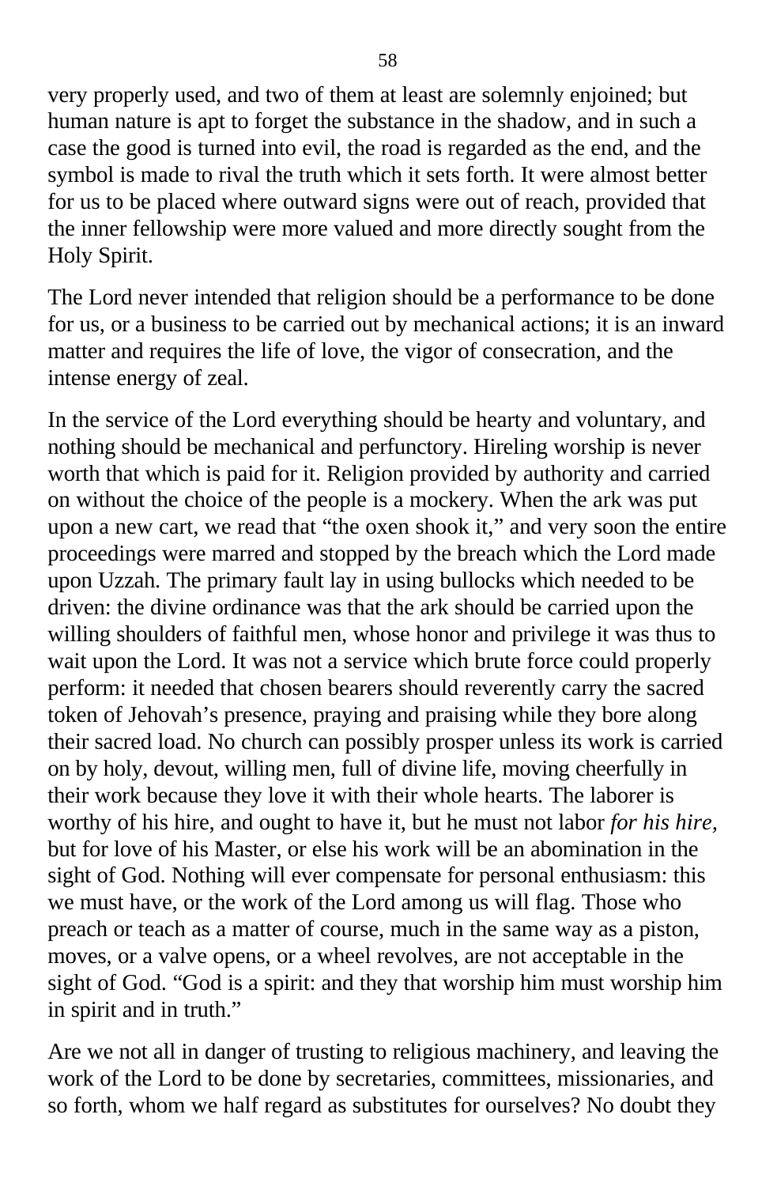very properly used, and two of them at least are solemnly enjoined; but human nature is apt to forget the substance in the shadow, and in such a case the good is turned into evil, the road is regarded as the end, and the symbol is made to rival the truth which it sets forth. It were almost better for us to be placed where outward signs were out of reach, provided that the inner fellowship were more valued and more directly sought from the Holy Spirit.

The Lord never intended that religion should be a performance to be done for us, or a business to be carried out by mechanical actions; it is an inward matter and requires the life of love, the vigor of consecration, and the intense energy of zeal.

In the service of the Lord everything should be hearty and voluntary, and nothing should be mechanical and perfunctory. Hireling worship is never worth that which is paid for it. Religion provided by authority and carried on without the choice of the people is a mockery. When the ark was put upon a new cart, we read that "the oxen shook it," and very soon the entire proceedings were marred and stopped by the breach which the Lord made upon Uzzah. The primary fault lay in using bullocks which needed to be driven: the divine ordinance was that the ark should be carried upon the willing shoulders of faithful men, whose honor and privilege it was thus to wait upon the Lord. It was not a service which brute force could properly perform: it needed that chosen bearers should reverently carry the sacred token of Jehovah's presence, praying and praising while they bore along their sacred load. No church can possibly prosper unless its work is carried on by holy, devout, willing men, full of divine life, moving cheerfully in their work because they love it with their whole hearts. The laborer is worthy of his hire, and ought to have it, but he must not labor *for his hire,* but for love of his Master, or else his work will be an abomination in the sight of God. Nothing will ever compensate for personal enthusiasm: this we must have, or the work of the Lord among us will flag. Those who preach or teach as a matter of course, much in the same way as a piston, moves, or a valve opens, or a wheel revolves, are not acceptable in the sight of God. "God is a spirit: and they that worship him must worship him in spirit and in truth."

Are we not all in danger of trusting to religious machinery, and leaving the work of the Lord to be done by secretaries, committees, missionaries, and so forth, whom we half regard as substitutes for ourselves? No doubt they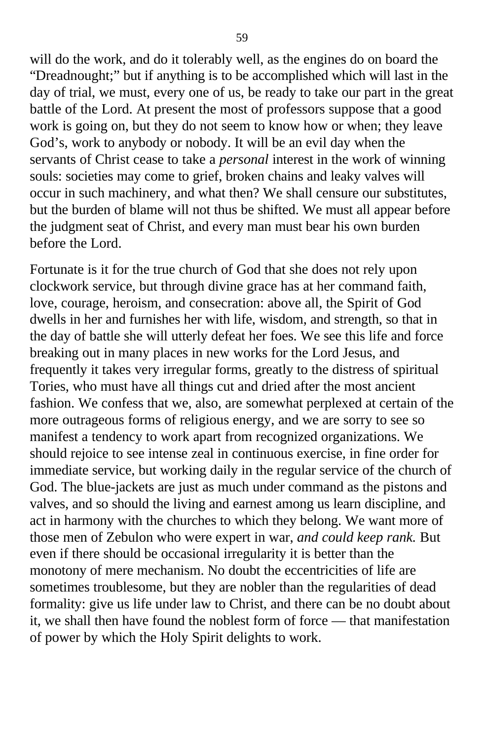will do the work, and do it tolerably well, as the engines do on board the "Dreadnought;" but if anything is to be accomplished which will last in the day of trial, we must, every one of us, be ready to take our part in the great battle of the Lord. At present the most of professors suppose that a good work is going on, but they do not seem to know how or when; they leave God's, work to anybody or nobody. It will be an evil day when the servants of Christ cease to take a *personal* interest in the work of winning souls: societies may come to grief, broken chains and leaky valves will occur in such machinery, and what then? We shall censure our substitutes, but the burden of blame will not thus be shifted. We must all appear before the judgment seat of Christ, and every man must bear his own burden before the Lord.

Fortunate is it for the true church of God that she does not rely upon clockwork service, but through divine grace has at her command faith, love, courage, heroism, and consecration: above all, the Spirit of God dwells in her and furnishes her with life, wisdom, and strength, so that in the day of battle she will utterly defeat her foes. We see this life and force breaking out in many places in new works for the Lord Jesus, and frequently it takes very irregular forms, greatly to the distress of spiritual Tories, who must have all things cut and dried after the most ancient fashion. We confess that we, also, are somewhat perplexed at certain of the more outrageous forms of religious energy, and we are sorry to see so manifest a tendency to work apart from recognized organizations. We should rejoice to see intense zeal in continuous exercise, in fine order for immediate service, but working daily in the regular service of the church of God. The blue-jackets are just as much under command as the pistons and valves, and so should the living and earnest among us learn discipline, and act in harmony with the churches to which they belong. We want more of those men of Zebulon who were expert in war, *and could keep rank.* But even if there should be occasional irregularity it is better than the monotony of mere mechanism. No doubt the eccentricities of life are sometimes troublesome, but they are nobler than the regularities of dead formality: give us life under law to Christ, and there can be no doubt about it, we shall then have found the noblest form of force — that manifestation of power by which the Holy Spirit delights to work.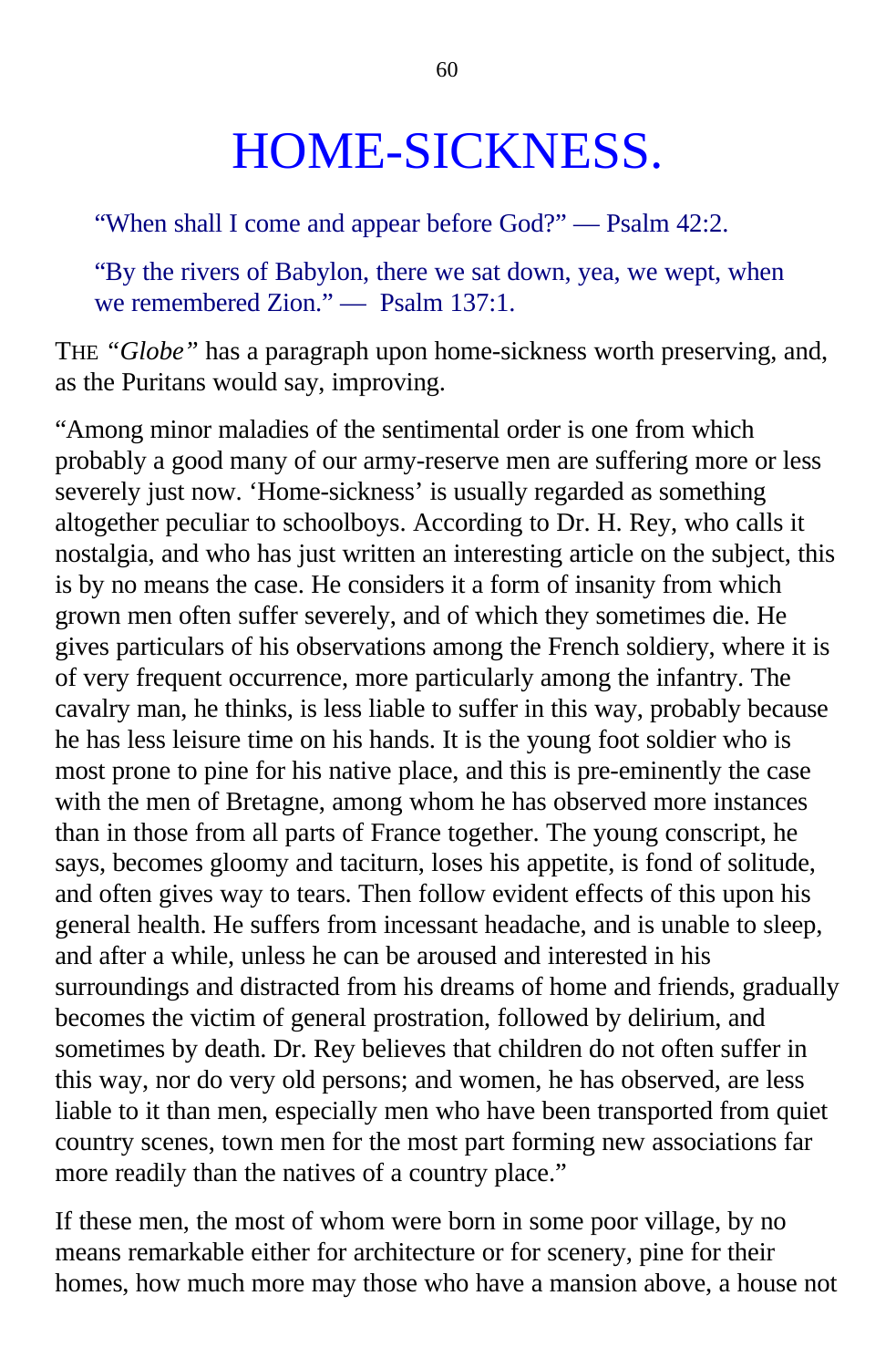# HOME-SICKNESS.

"When shall I come and appear before God?" — Psalm 42:2.

"By the rivers of Babylon, there we sat down, yea, we wept, when we remembered Zion." — Psalm 137:1.

THE *"Globe"* has a paragraph upon home-sickness worth preserving, and, as the Puritans would say, improving.

"Among minor maladies of the sentimental order is one from which probably a good many of our army-reserve men are suffering more or less severely just now. 'Home-sickness' is usually regarded as something altogether peculiar to schoolboys. According to Dr. H. Rey, who calls it nostalgia, and who has just written an interesting article on the subject, this is by no means the case. He considers it a form of insanity from which grown men often suffer severely, and of which they sometimes die. He gives particulars of his observations among the French soldiery, where it is of very frequent occurrence, more particularly among the infantry. The cavalry man, he thinks, is less liable to suffer in this way, probably because he has less leisure time on his hands. It is the young foot soldier who is most prone to pine for his native place, and this is pre-eminently the case with the men of Bretagne, among whom he has observed more instances than in those from all parts of France together. The young conscript, he says, becomes gloomy and taciturn, loses his appetite, is fond of solitude, and often gives way to tears. Then follow evident effects of this upon his general health. He suffers from incessant headache, and is unable to sleep, and after a while, unless he can be aroused and interested in his surroundings and distracted from his dreams of home and friends, gradually becomes the victim of general prostration, followed by delirium, and sometimes by death. Dr. Rey believes that children do not often suffer in this way, nor do very old persons; and women, he has observed, are less liable to it than men, especially men who have been transported from quiet country scenes, town men for the most part forming new associations far more readily than the natives of a country place."

If these men, the most of whom were born in some poor village, by no means remarkable either for architecture or for scenery, pine for their homes, how much more may those who have a mansion above, a house not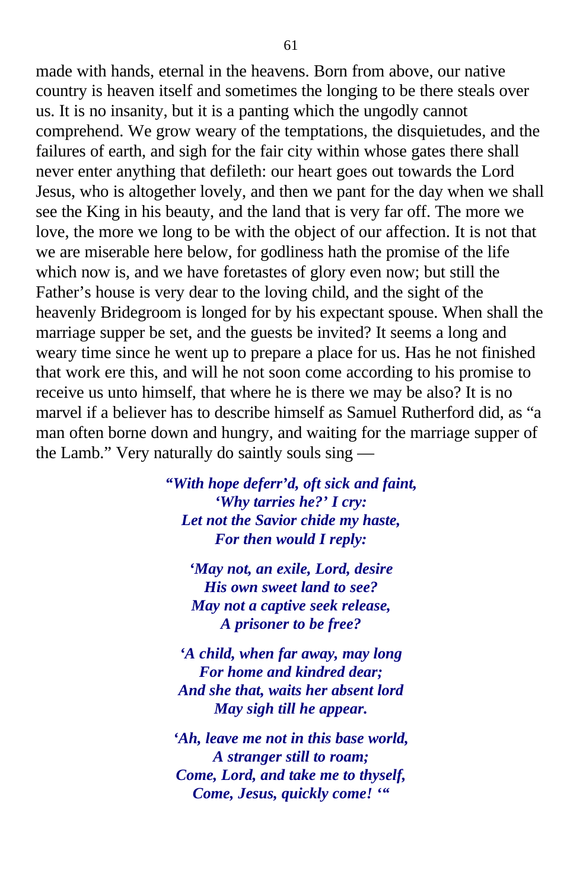made with hands, eternal in the heavens. Born from above, our native country is heaven itself and sometimes the longing to be there steals over us. It is no insanity, but it is a panting which the ungodly cannot comprehend. We grow weary of the temptations, the disquietudes, and the failures of earth, and sigh for the fair city within whose gates there shall never enter anything that defileth: our heart goes out towards the Lord Jesus, who is altogether lovely, and then we pant for the day when we shall see the King in his beauty, and the land that is very far off. The more we love, the more we long to be with the object of our affection. It is not that we are miserable here below, for godliness hath the promise of the life which now is, and we have foretastes of glory even now; but still the Father's house is very dear to the loving child, and the sight of the heavenly Bridegroom is longed for by his expectant spouse. When shall the marriage supper be set, and the guests be invited? It seems a long and weary time since he went up to prepare a place for us. Has he not finished that work ere this, and will he not soon come according to his promise to receive us unto himself, that where he is there we may be also? It is no marvel if a believer has to describe himself as Samuel Rutherford did, as "a man often borne down and hungry, and waiting for the marriage supper of the Lamb." Very naturally do saintly souls sing —

***"With hope deferr'd, oft sick and faint,***
***'Why tarries he?' I cry:***
***Let not the Savior chide my haste,***
***For then would I reply:***

***'May not, an exile, Lord, desire***
***His own sweet land to see?***
***May not a captive seek release,***
***A prisoner to be free?***

***'A child, when far away, may long***
***For home and kindred dear;***
***And she that, waits her absent lord***
***May sigh till he appear.***

***'Ah, leave me not in this base world,***
***A stranger still to roam;***
***Come, Lord, and take me to thyself,***
***Come, Jesus, quickly come! '"***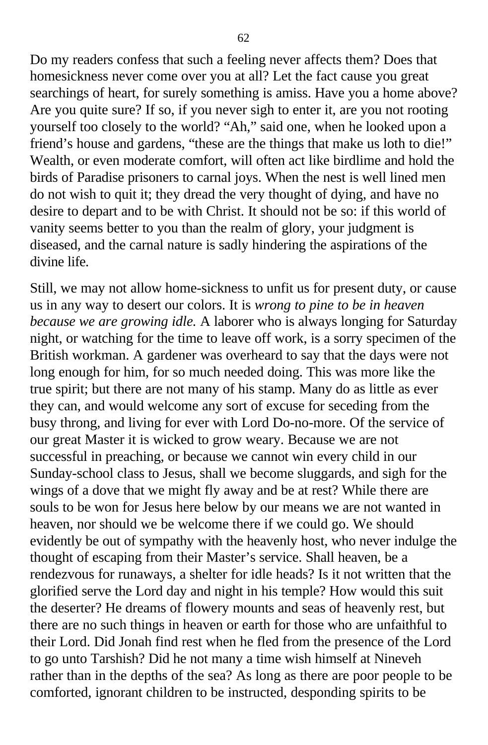Do my readers confess that such a feeling never affects them? Does that homesickness never come over you at all? Let the fact cause you great searchings of heart, for surely something is amiss. Have you a home above? Are you quite sure? If so, if you never sigh to enter it, are you not rooting yourself too closely to the world? "Ah," said one, when he looked upon a friend's house and gardens, "these are the things that make us loth to die!" Wealth, or even moderate comfort, will often act like birdlime and hold the birds of Paradise prisoners to carnal joys. When the nest is well lined men do not wish to quit it; they dread the very thought of dying, and have no desire to depart and to be with Christ. It should not be so: if this world of vanity seems better to you than the realm of glory, your judgment is diseased, and the carnal nature is sadly hindering the aspirations of the divine life.

Still, we may not allow home-sickness to unfit us for present duty, or cause us in any way to desert our colors. It is *wrong to pine to be in heaven because we are growing idle.* A laborer who is always longing for Saturday night, or watching for the time to leave off work, is a sorry specimen of the British workman. A gardener was overheard to say that the days were not long enough for him, for so much needed doing. This was more like the true spirit; but there are not many of his stamp. Many do as little as ever they can, and would welcome any sort of excuse for seceding from the busy throng, and living for ever with Lord Do-no-more. Of the service of our great Master it is wicked to grow weary. Because we are not successful in preaching, or because we cannot win every child in our Sunday-school class to Jesus, shall we become sluggards, and sigh for the wings of a dove that we might fly away and be at rest? While there are souls to be won for Jesus here below by our means we are not wanted in heaven, nor should we be welcome there if we could go. We should evidently be out of sympathy with the heavenly host, who never indulge the thought of escaping from their Master's service. Shall heaven, be a rendezvous for runaways, a shelter for idle heads? Is it not written that the glorified serve the Lord day and night in his temple? How would this suit the deserter? He dreams of flowery mounts and seas of heavenly rest, but there are no such things in heaven or earth for those who are unfaithful to their Lord. Did Jonah find rest when he fled from the presence of the Lord to go unto Tarshish? Did he not many a time wish himself at Nineveh rather than in the depths of the sea? As long as there are poor people to be comforted, ignorant children to be instructed, desponding spirits to be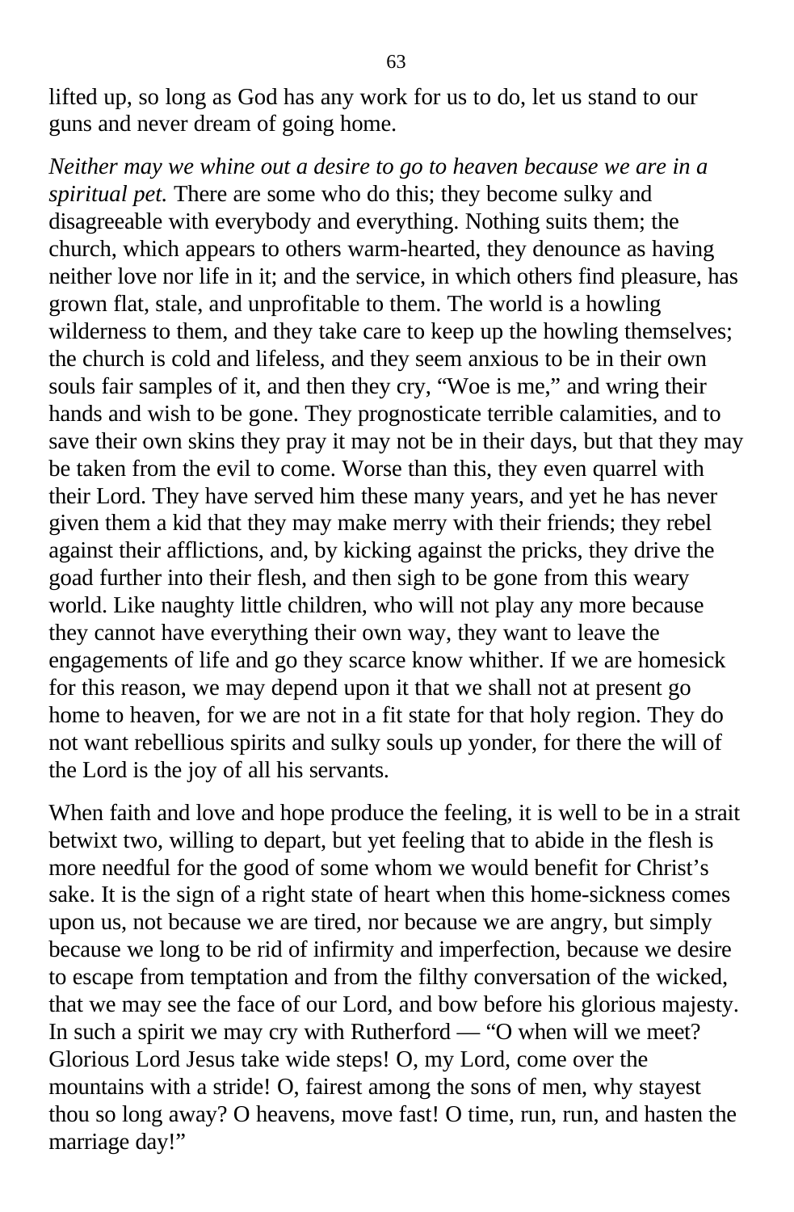lifted up, so long as God has any work for us to do, let us stand to our guns and never dream of going home.

*Neither may we whine out a desire to go to heaven because we are in a spiritual pet.* There are some who do this; they become sulky and disagreeable with everybody and everything. Nothing suits them; the church, which appears to others warm-hearted, they denounce as having neither love nor life in it; and the service, in which others find pleasure, has grown flat, stale, and unprofitable to them. The world is a howling wilderness to them, and they take care to keep up the howling themselves; the church is cold and lifeless, and they seem anxious to be in their own souls fair samples of it, and then they cry, "Woe is me," and wring their hands and wish to be gone. They prognosticate terrible calamities, and to save their own skins they pray it may not be in their days, but that they may be taken from the evil to come. Worse than this, they even quarrel with their Lord. They have served him these many years, and yet he has never given them a kid that they may make merry with their friends; they rebel against their afflictions, and, by kicking against the pricks, they drive the goad further into their flesh, and then sigh to be gone from this weary world. Like naughty little children, who will not play any more because they cannot have everything their own way, they want to leave the engagements of life and go they scarce know whither. If we are homesick for this reason, we may depend upon it that we shall not at present go home to heaven, for we are not in a fit state for that holy region. They do not want rebellious spirits and sulky souls up yonder, for there the will of the Lord is the joy of all his servants.

When faith and love and hope produce the feeling, it is well to be in a strait betwixt two, willing to depart, but yet feeling that to abide in the flesh is more needful for the good of some whom we would benefit for Christ's sake. It is the sign of a right state of heart when this home-sickness comes upon us, not because we are tired, nor because we are angry, but simply because we long to be rid of infirmity and imperfection, because we desire to escape from temptation and from the filthy conversation of the wicked, that we may see the face of our Lord, and bow before his glorious majesty. In such a spirit we may cry with Rutherford — "O when will we meet? Glorious Lord Jesus take wide steps! O, my Lord, come over the mountains with a stride! O, fairest among the sons of men, why stayest thou so long away? O heavens, move fast! O time, run, run, and hasten the marriage day!"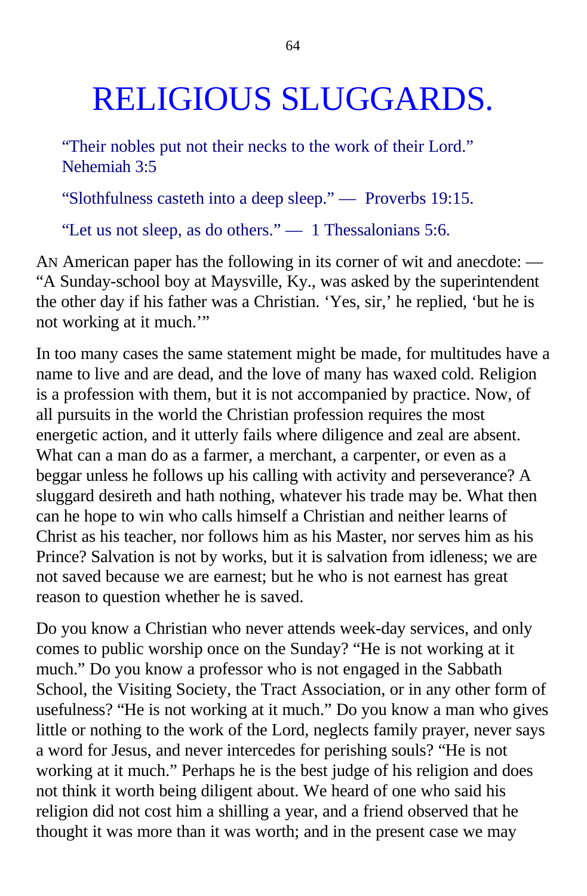# RELIGIOUS SLUGGARDS.

"Their nobles put not their necks to the work of their Lord." Nehemiah 3:5

"Slothfulness casteth into a deep sleep." — Proverbs 19:15.

"Let us not sleep, as do others." — 1 Thessalonians 5:6.

AN American paper has the following in its corner of wit and anecdote: — "A Sunday-school boy at Maysville, Ky., was asked by the superintendent the other day if his father was a Christian. 'Yes, sir,' he replied, 'but he is not working at it much.'"

In too many cases the same statement might be made, for multitudes have a name to live and are dead, and the love of many has waxed cold. Religion is a profession with them, but it is not accompanied by practice. Now, of all pursuits in the world the Christian profession requires the most energetic action, and it utterly fails where diligence and zeal are absent. What can a man do as a farmer, a merchant, a carpenter, or even as a beggar unless he follows up his calling with activity and perseverance? A sluggard desireth and hath nothing, whatever his trade may be. What then can he hope to win who calls himself a Christian and neither learns of Christ as his teacher, nor follows him as his Master, nor serves him as his Prince? Salvation is not by works, but it is salvation from idleness; we are not saved because we are earnest; but he who is not earnest has great reason to question whether he is saved.

Do you know a Christian who never attends week-day services, and only comes to public worship once on the Sunday? "He is not working at it much." Do you know a professor who is not engaged in the Sabbath School, the Visiting Society, the Tract Association, or in any other form of usefulness? "He is not working at it much." Do you know a man who gives little or nothing to the work of the Lord, neglects family prayer, never says a word for Jesus, and never intercedes for perishing souls? "He is not working at it much." Perhaps he is the best judge of his religion and does not think it worth being diligent about. We heard of one who said his religion did not cost him a shilling a year, and a friend observed that he thought it was more than it was worth; and in the present case we may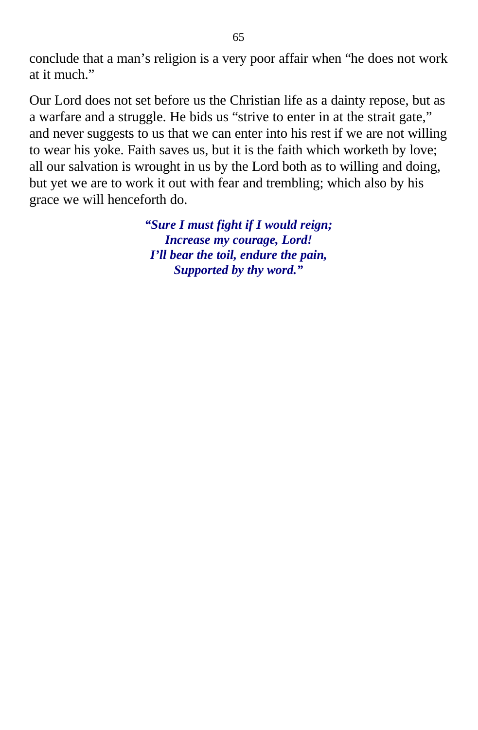conclude that a man’s religion is a very poor affair when “he does not work at it much.”

Our Lord does not set before us the Christian life as a dainty repose, but as a warfare and a struggle. He bids us “strive to enter in at the strait gate,” and never suggests to us that we can enter into his rest if we are not willing to wear his yoke. Faith saves us, but it is the faith which worketh by love; all our salvation is wrought in us by the Lord both as to willing and doing, but yet we are to work it out with fear and trembling; which also by his grace we will henceforth do.

> ***“Sure I must fight if I would reign;***
> ***Increase my courage, Lord!***
> ***I’ll bear the toil, endure the pain,***
> ***Supported by thy word.”***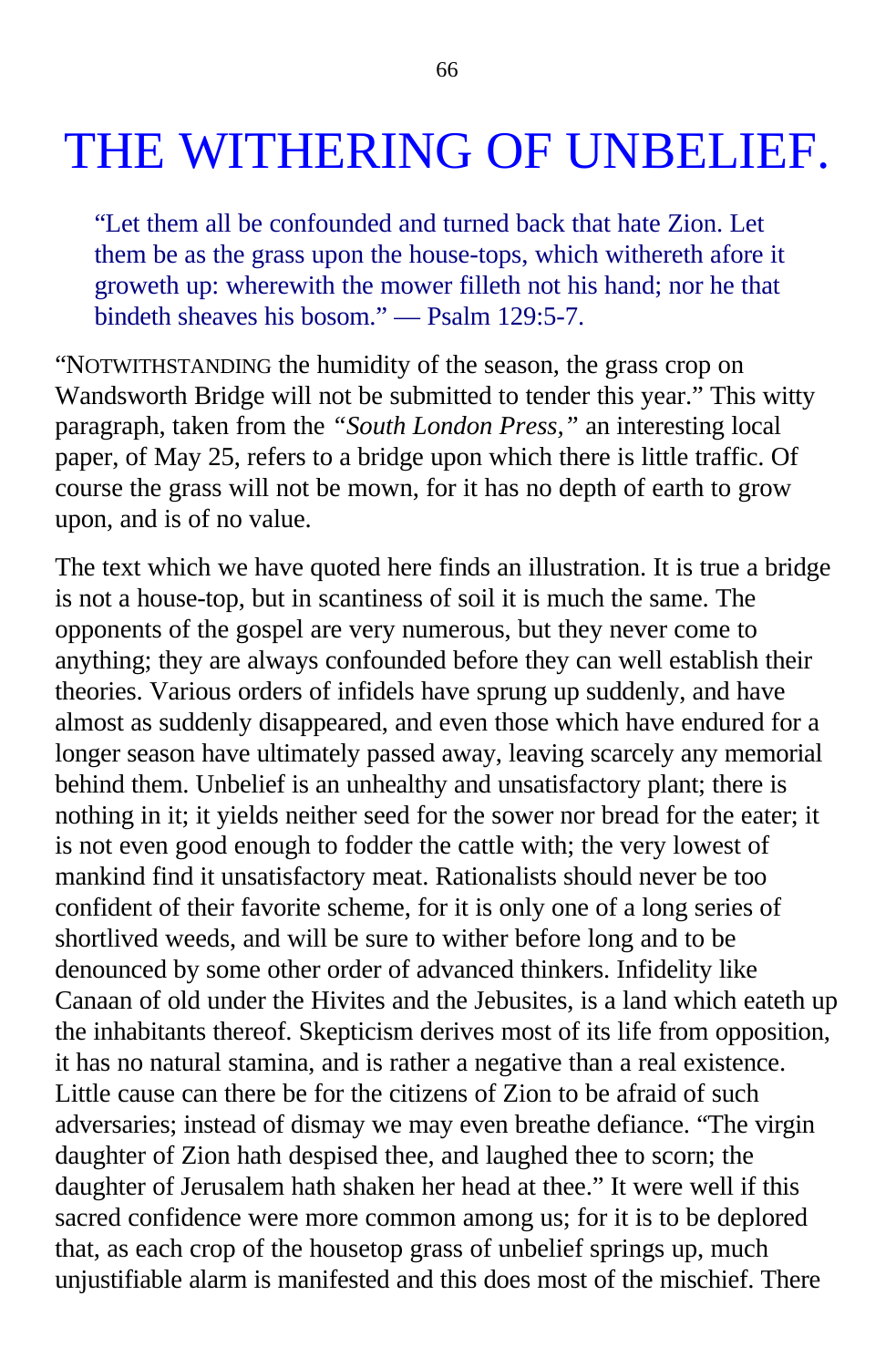# THE WITHERING OF UNBELIEF.

> "Let them all be confounded and turned back that hate Zion. Let them be as the grass upon the house-tops, which withereth afore it groweth up: wherewith the mower filleth not his hand; nor he that bindeth sheaves his bosom." — Psalm 129:5-7.

"NOTWITHSTANDING the humidity of the season, the grass crop on Wandsworth Bridge will not be submitted to tender this year." This witty paragraph, taken from the *"South London Press,"* an interesting local paper, of May 25, refers to a bridge upon which there is little traffic. Of course the grass will not be mown, for it has no depth of earth to grow upon, and is of no value.

The text which we have quoted here finds an illustration. It is true a bridge is not a house-top, but in scantiness of soil it is much the same. The opponents of the gospel are very numerous, but they never come to anything; they are always confounded before they can well establish their theories. Various orders of infidels have sprung up suddenly, and have almost as suddenly disappeared, and even those which have endured for a longer season have ultimately passed away, leaving scarcely any memorial behind them. Unbelief is an unhealthy and unsatisfactory plant; there is nothing in it; it yields neither seed for the sower nor bread for the eater; it is not even good enough to fodder the cattle with; the very lowest of mankind find it unsatisfactory meat. Rationalists should never be too confident of their favorite scheme, for it is only one of a long series of shortlived weeds, and will be sure to wither before long and to be denounced by some other order of advanced thinkers. Infidelity like Canaan of old under the Hivites and the Jebusites, is a land which eateth up the inhabitants thereof. Skepticism derives most of its life from opposition, it has no natural stamina, and is rather a negative than a real existence. Little cause can there be for the citizens of Zion to be afraid of such adversaries; instead of dismay we may even breathe defiance. "The virgin daughter of Zion hath despised thee, and laughed thee to scorn; the daughter of Jerusalem hath shaken her head at thee." It were well if this sacred confidence were more common among us; for it is to be deplored that, as each crop of the housetop grass of unbelief springs up, much unjustifiable alarm is manifested and this does most of the mischief. There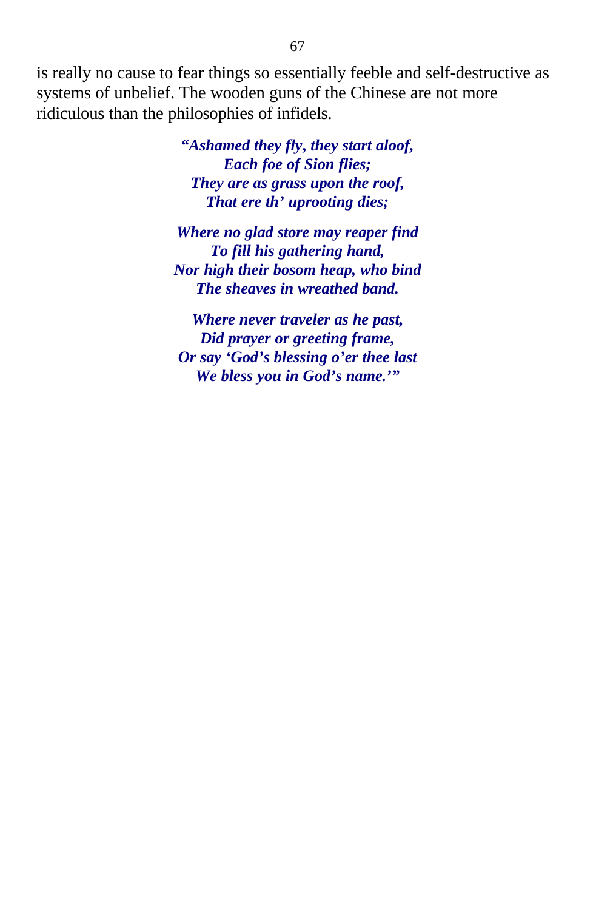is really no cause to fear things so essentially feeble and self-destructive as systems of unbelief. The wooden guns of the Chinese are not more ridiculous than the philosophies of infidels.

> ***"Ashamed they fly, they start aloof,***
> ***Each foe of Sion flies;***
> ***They are as grass upon the roof,***
> ***That ere th' uprooting dies;***
>
> ***Where no glad store may reaper find***
> ***To fill his gathering hand,***
> ***Nor high their bosom heap, who bind***
> ***The sheaves in wreathed band.***
>
> ***Where never traveler as he past,***
> ***Did prayer or greeting frame,***
> ***Or say 'God's blessing o'er thee last***
> ***We bless you in God's name.'"***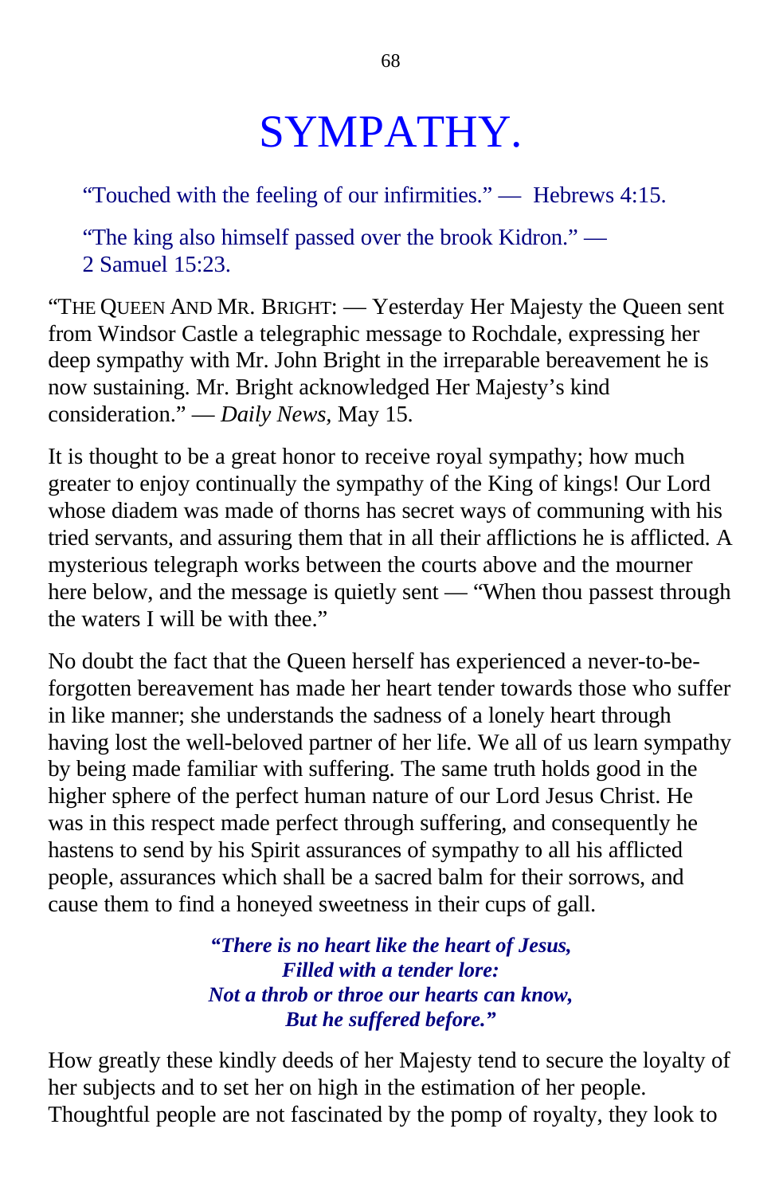# SYMPATHY.

"Touched with the feeling of our infirmities." — Hebrews 4:15.

"The king also himself passed over the brook Kidron." — 2 Samuel 15:23.

"THE QUEEN AND MR. BRIGHT: — Yesterday Her Majesty the Queen sent from Windsor Castle a telegraphic message to Rochdale, expressing her deep sympathy with Mr. John Bright in the irreparable bereavement he is now sustaining. Mr. Bright acknowledged Her Majesty's kind consideration." — *Daily News*, May 15.

It is thought to be a great honor to receive royal sympathy; how much greater to enjoy continually the sympathy of the King of kings! Our Lord whose diadem was made of thorns has secret ways of communing with his tried servants, and assuring them that in all their afflictions he is afflicted. A mysterious telegraph works between the courts above and the mourner here below, and the message is quietly sent — "When thou passest through the waters I will be with thee."

No doubt the fact that the Queen herself has experienced a never-to-be-forgotten bereavement has made her heart tender towards those who suffer in like manner; she understands the sadness of a lonely heart through having lost the well-beloved partner of her life. We all of us learn sympathy by being made familiar with suffering. The same truth holds good in the higher sphere of the perfect human nature of our Lord Jesus Christ. He was in this respect made perfect through suffering, and consequently he hastens to send by his Spirit assurances of sympathy to all his afflicted people, assurances which shall be a sacred balm for their sorrows, and cause them to find a honeyed sweetness in their cups of gall.

***"There is no heart like the heart of Jesus,  
Filled with a tender lore:  
Not a throb or throe our hearts can know,  
But he suffered before."***

How greatly these kindly deeds of her Majesty tend to secure the loyalty of her subjects and to set her on high in the estimation of her people. Thoughtful people are not fascinated by the pomp of royalty, they look to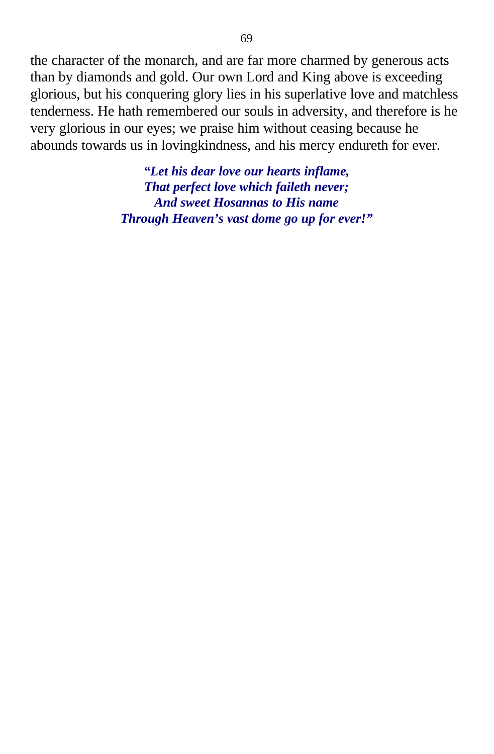the character of the monarch, and are far more charmed by generous acts than by diamonds and gold. Our own Lord and King above is exceeding glorious, but his conquering glory lies in his superlative love and matchless tenderness. He hath remembered our souls in adversity, and therefore is he very glorious in our eyes; we praise him without ceasing because he abounds towards us in lovingkindness, and his mercy endureth for ever.

> ***"Let his dear love our hearts inflame,***
> ***That perfect love which faileth never;***
> ***And sweet Hosannas to His name***
> ***Through Heaven's vast dome go up for ever!"***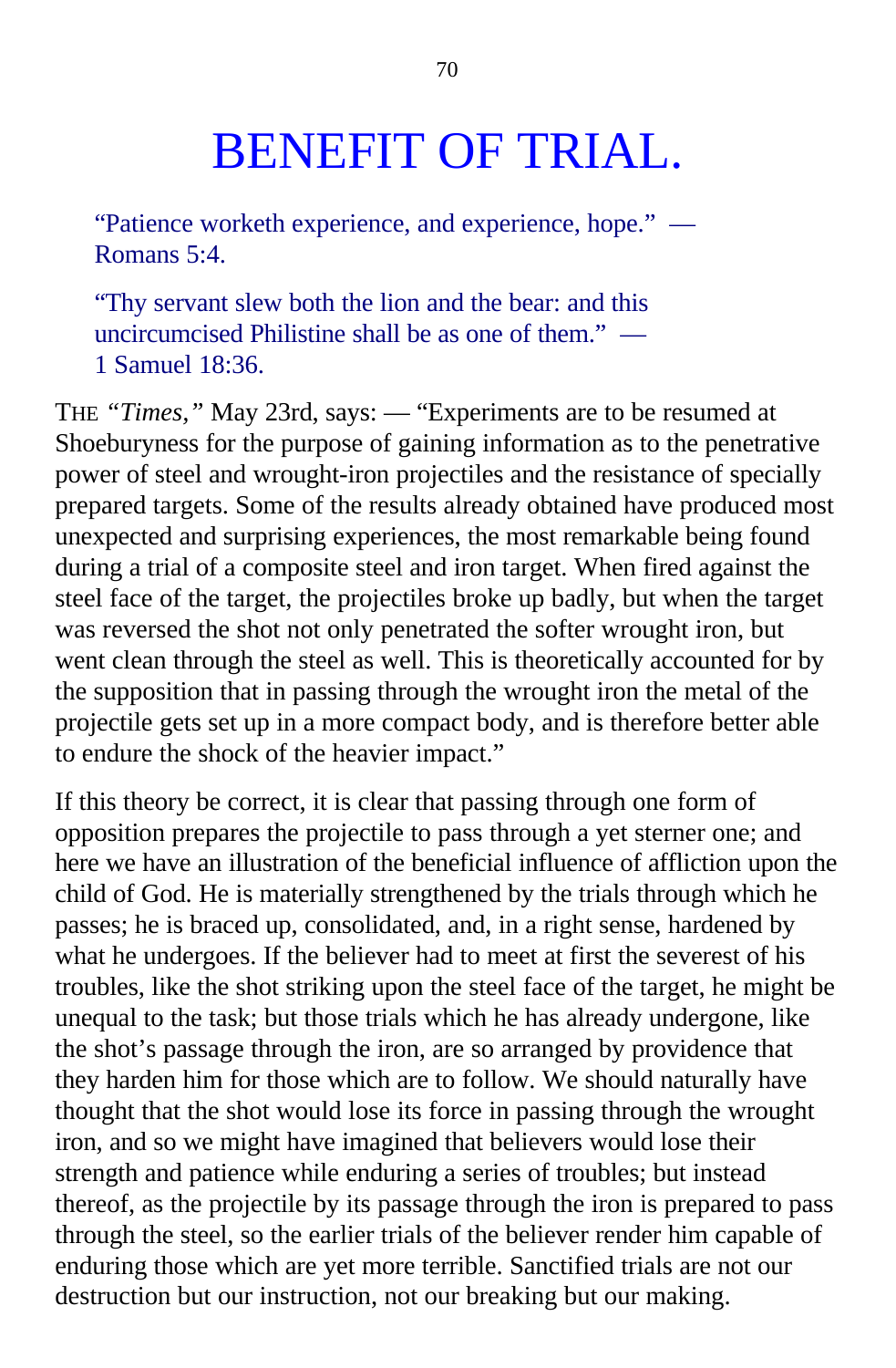# BENEFIT OF TRIAL.

> "Patience worketh experience, and experience, hope." — Romans 5:4.

> "Thy servant slew both the lion and the bear: and this uncircumcised Philistine shall be as one of them." — 1 Samuel 18:36.

THE *"Times,"* May 23rd, says: — "Experiments are to be resumed at Shoeburyness for the purpose of gaining information as to the penetrative power of steel and wrought-iron projectiles and the resistance of specially prepared targets. Some of the results already obtained have produced most unexpected and surprising experiences, the most remarkable being found during a trial of a composite steel and iron target. When fired against the steel face of the target, the projectiles broke up badly, but when the target was reversed the shot not only penetrated the softer wrought iron, but went clean through the steel as well. This is theoretically accounted for by the supposition that in passing through the wrought iron the metal of the projectile gets set up in a more compact body, and is therefore better able to endure the shock of the heavier impact."

If this theory be correct, it is clear that passing through one form of opposition prepares the projectile to pass through a yet sterner one; and here we have an illustration of the beneficial influence of affliction upon the child of God. He is materially strengthened by the trials through which he passes; he is braced up, consolidated, and, in a right sense, hardened by what he undergoes. If the believer had to meet at first the severest of his troubles, like the shot striking upon the steel face of the target, he might be unequal to the task; but those trials which he has already undergone, like the shot's passage through the iron, are so arranged by providence that they harden him for those which are to follow. We should naturally have thought that the shot would lose its force in passing through the wrought iron, and so we might have imagined that believers would lose their strength and patience while enduring a series of troubles; but instead thereof, as the projectile by its passage through the iron is prepared to pass through the steel, so the earlier trials of the believer render him capable of enduring those which are yet more terrible. Sanctified trials are not our destruction but our instruction, not our breaking but our making.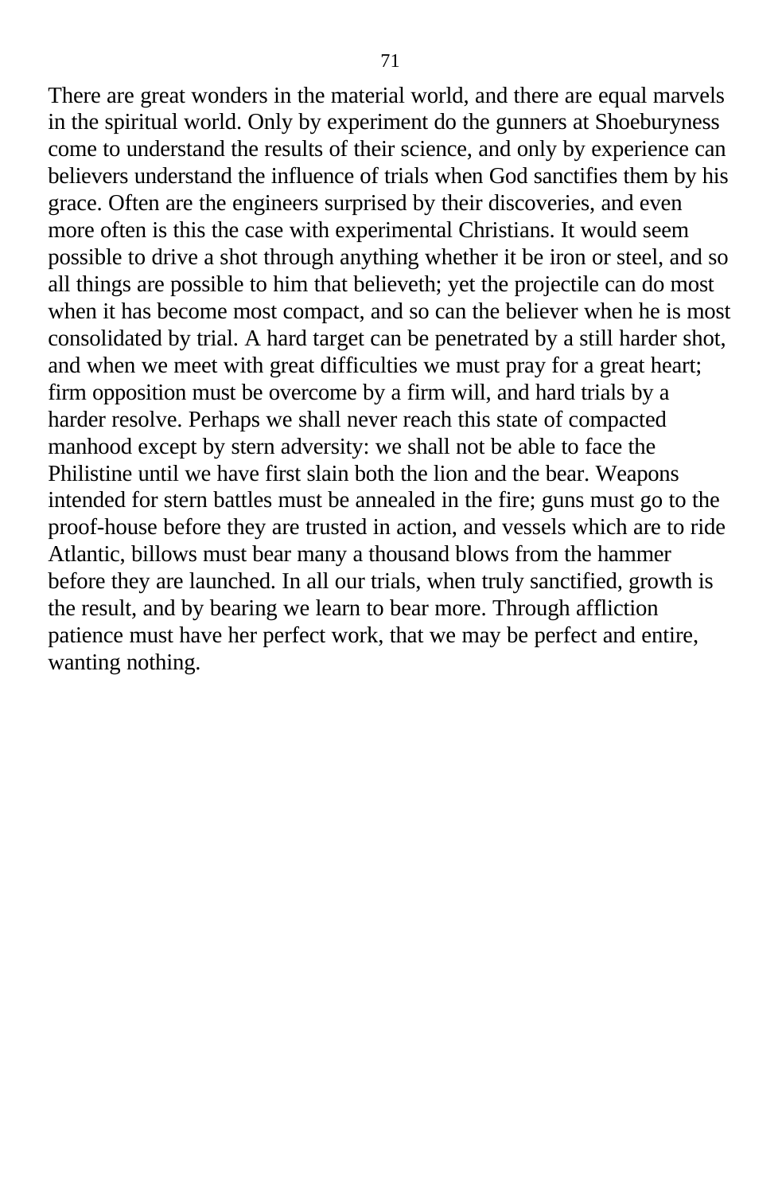There are great wonders in the material world, and there are equal marvels in the spiritual world. Only by experiment do the gunners at Shoeburyness come to understand the results of their science, and only by experience can believers understand the influence of trials when God sanctifies them by his grace. Often are the engineers surprised by their discoveries, and even more often is this the case with experimental Christians. It would seem possible to drive a shot through anything whether it be iron or steel, and so all things are possible to him that believeth; yet the projectile can do most when it has become most compact, and so can the believer when he is most consolidated by trial. A hard target can be penetrated by a still harder shot, and when we meet with great difficulties we must pray for a great heart; firm opposition must be overcome by a firm will, and hard trials by a harder resolve. Perhaps we shall never reach this state of compacted manhood except by stern adversity: we shall not be able to face the Philistine until we have first slain both the lion and the bear. Weapons intended for stern battles must be annealed in the fire; guns must go to the proof-house before they are trusted in action, and vessels which are to ride Atlantic, billows must bear many a thousand blows from the hammer before they are launched. In all our trials, when truly sanctified, growth is the result, and by bearing we learn to bear more. Through affliction patience must have her perfect work, that we may be perfect and entire, wanting nothing.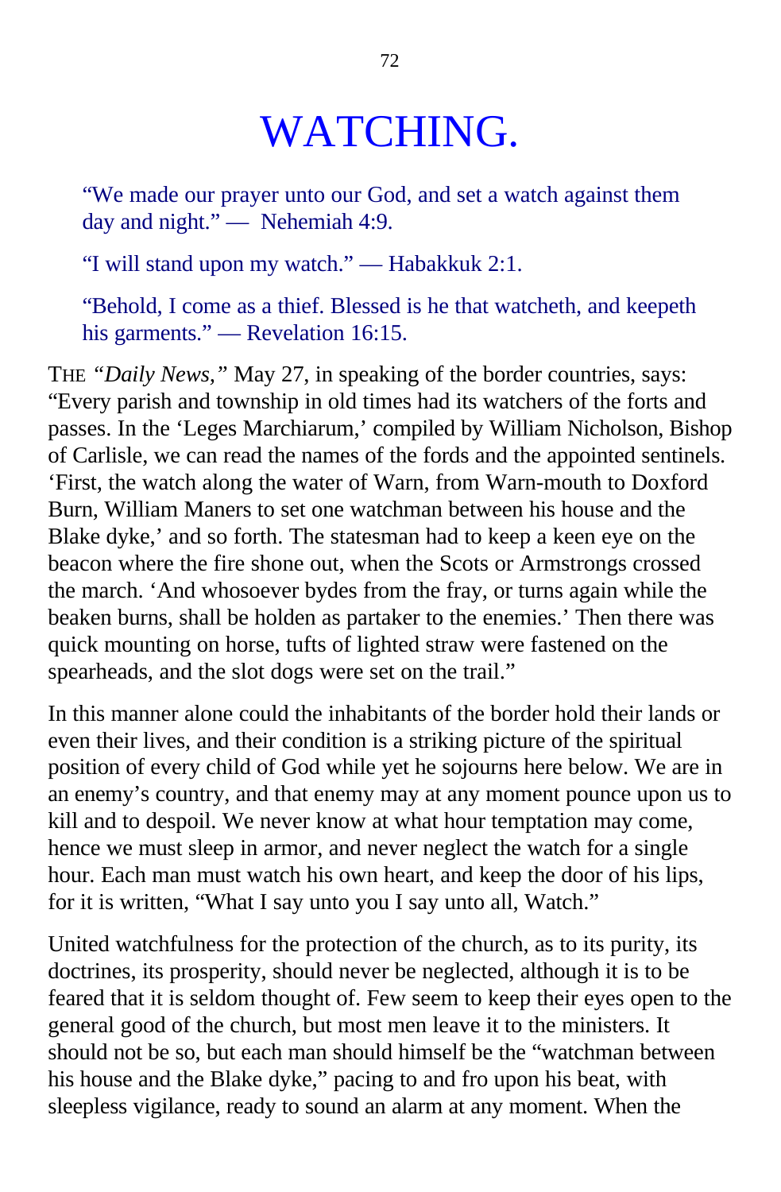# WATCHING.

> "We made our prayer unto our God, and set a watch against them day and night." — Nehemiah 4:9.

> "I will stand upon my watch." — Habakkuk 2:1.

> "Behold, I come as a thief. Blessed is he that watcheth, and keepeth his garments." — Revelation 16:15.

THE *"Daily News,"* May 27, in speaking of the border countries, says: "Every parish and township in old times had its watchers of the forts and passes. In the 'Leges Marchiarum,' compiled by William Nicholson, Bishop of Carlisle, we can read the names of the fords and the appointed sentinels. 'First, the watch along the water of Warn, from Warn-mouth to Doxford Burn, William Maners to set one watchman between his house and the Blake dyke,' and so forth. The statesman had to keep a keen eye on the beacon where the fire shone out, when the Scots or Armstrongs crossed the march. 'And whosoever bydes from the fray, or turns again while the beaken burns, shall be holden as partaker to the enemies.' Then there was quick mounting on horse, tufts of lighted straw were fastened on the spearheads, and the slot dogs were set on the trail."

In this manner alone could the inhabitants of the border hold their lands or even their lives, and their condition is a striking picture of the spiritual position of every child of God while yet he sojourns here below. We are in an enemy's country, and that enemy may at any moment pounce upon us to kill and to despoil. We never know at what hour temptation may come, hence we must sleep in armor, and never neglect the watch for a single hour. Each man must watch his own heart, and keep the door of his lips, for it is written, "What I say unto you I say unto all, Watch."

United watchfulness for the protection of the church, as to its purity, its doctrines, its prosperity, should never be neglected, although it is to be feared that it is seldom thought of. Few seem to keep their eyes open to the general good of the church, but most men leave it to the ministers. It should not be so, but each man should himself be the "watchman between his house and the Blake dyke," pacing to and fro upon his beat, with sleepless vigilance, ready to sound an alarm at any moment. When the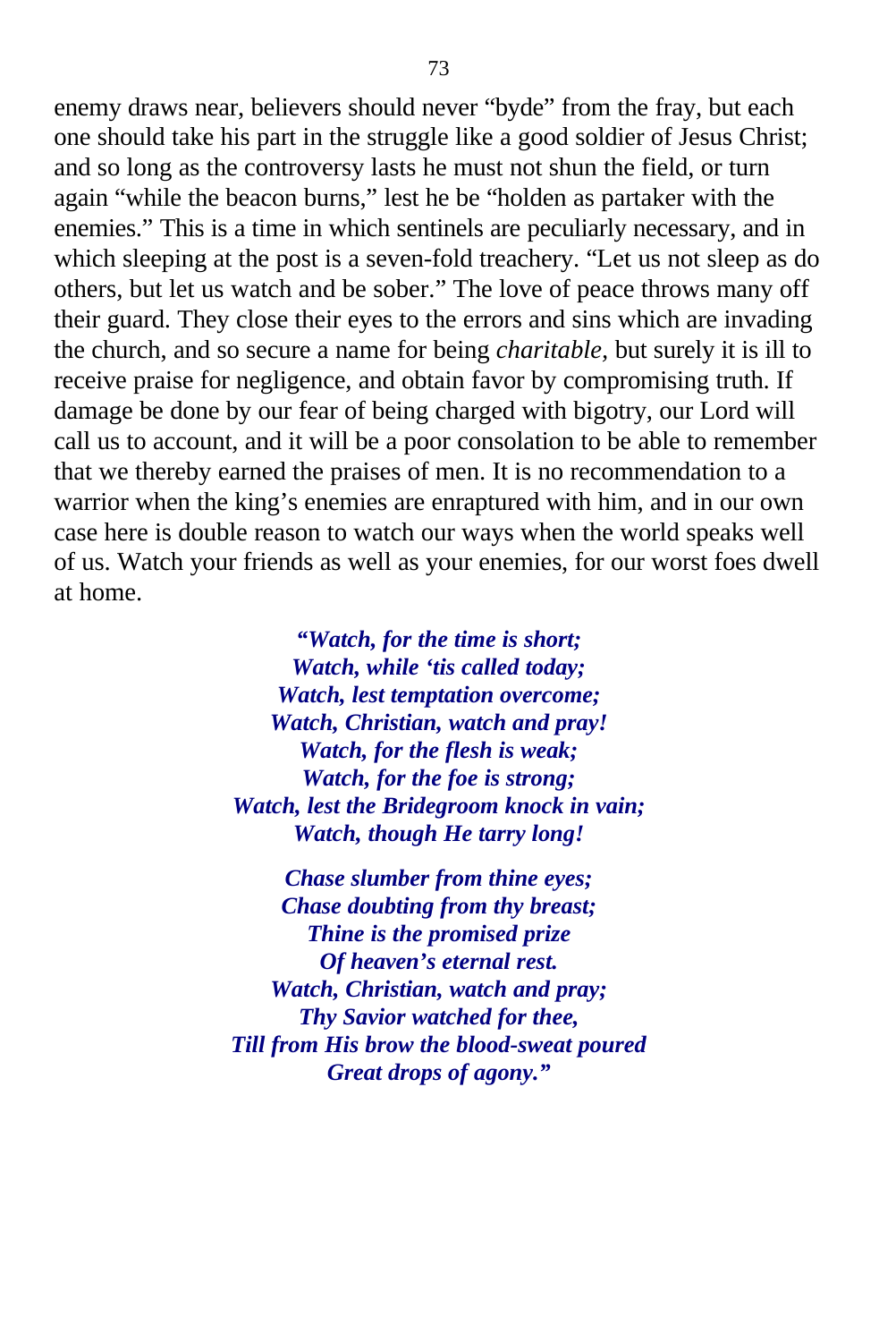enemy draws near, believers should never "byde" from the fray, but each one should take his part in the struggle like a good soldier of Jesus Christ; and so long as the controversy lasts he must not shun the field, or turn again "while the beacon burns," lest he be "holden as partaker with the enemies." This is a time in which sentinels are peculiarly necessary, and in which sleeping at the post is a seven-fold treachery. "Let us not sleep as do others, but let us watch and be sober." The love of peace throws many off their guard. They close their eyes to the errors and sins which are invading the church, and so secure a name for being *charitable,* but surely it is ill to receive praise for negligence, and obtain favor by compromising truth. If damage be done by our fear of being charged with bigotry, our Lord will call us to account, and it will be a poor consolation to be able to remember that we thereby earned the praises of men. It is no recommendation to a warrior when the king's enemies are enraptured with him, and in our own case here is double reason to watch our ways when the world speaks well of us. Watch your friends as well as your enemies, for our worst foes dwell at home.

***"Watch, for the time is short;***
***Watch, while 'tis called today;***
***Watch, lest temptation overcome;***
***Watch, Christian, watch and pray!***
***Watch, for the flesh is weak;***
***Watch, for the foe is strong;***
***Watch, lest the Bridegroom knock in vain;***
***Watch, though He tarry long!***

***Chase slumber from thine eyes;***
***Chase doubting from thy breast;***
***Thine is the promised prize***
***Of heaven's eternal rest.***
***Watch, Christian, watch and pray;***
***Thy Savior watched for thee,***
***Till from His brow the blood-sweat poured***
***Great drops of agony."***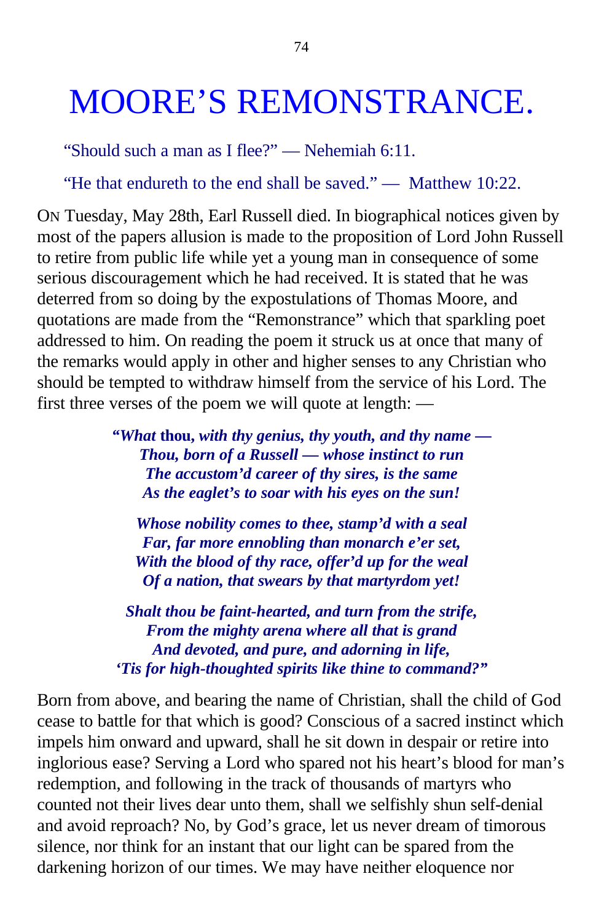# MOORE'S REMONSTRANCE.

"Should such a man as I flee?" — Nehemiah 6:11.

"He that endureth to the end shall be saved." — Matthew 10:22.

ON Tuesday, May 28th, Earl Russell died. In biographical notices given by most of the papers allusion is made to the proposition of Lord John Russell to retire from public life while yet a young man in consequence of some serious discouragement which he had received. It is stated that he was deterred from so doing by the expostulations of Thomas Moore, and quotations are made from the "Remonstrance" which that sparkling poet addressed to him. On reading the poem it struck us at once that many of the remarks would apply in other and higher senses to any Christian who should be tempted to withdraw himself from the service of his Lord. The first three verses of the poem we will quote at length: —

> ***"What* thou*, with thy genius, thy youth, and thy name —***
> ***Thou, born of a Russell — whose instinct to run***
> ***The accustom'd career of thy sires, is the same***
> ***As the eaglet's to soar with his eyes on the sun!***
>
> ***Whose nobility comes to thee, stamp'd with a seal***
> ***Far, far more ennobling than monarch e'er set,***
> ***With the blood of thy race, offer'd up for the weal***
> ***Of a nation, that swears by that martyrdom yet!***
>
> ***Shalt thou be faint-hearted, and turn from the strife,***
> ***From the mighty arena where all that is grand***
> ***And devoted, and pure, and adorning in life,***
> ***'Tis for high-thoughted spirits like thine to command?"***

Born from above, and bearing the name of Christian, shall the child of God cease to battle for that which is good? Conscious of a sacred instinct which impels him onward and upward, shall he sit down in despair or retire into inglorious ease? Serving a Lord who spared not his heart's blood for man's redemption, and following in the track of thousands of martyrs who counted not their lives dear unto them, shall we selfishly shun self-denial and avoid reproach? No, by God's grace, let us never dream of timorous silence, nor think for an instant that our light can be spared from the darkening horizon of our times. We may have neither eloquence nor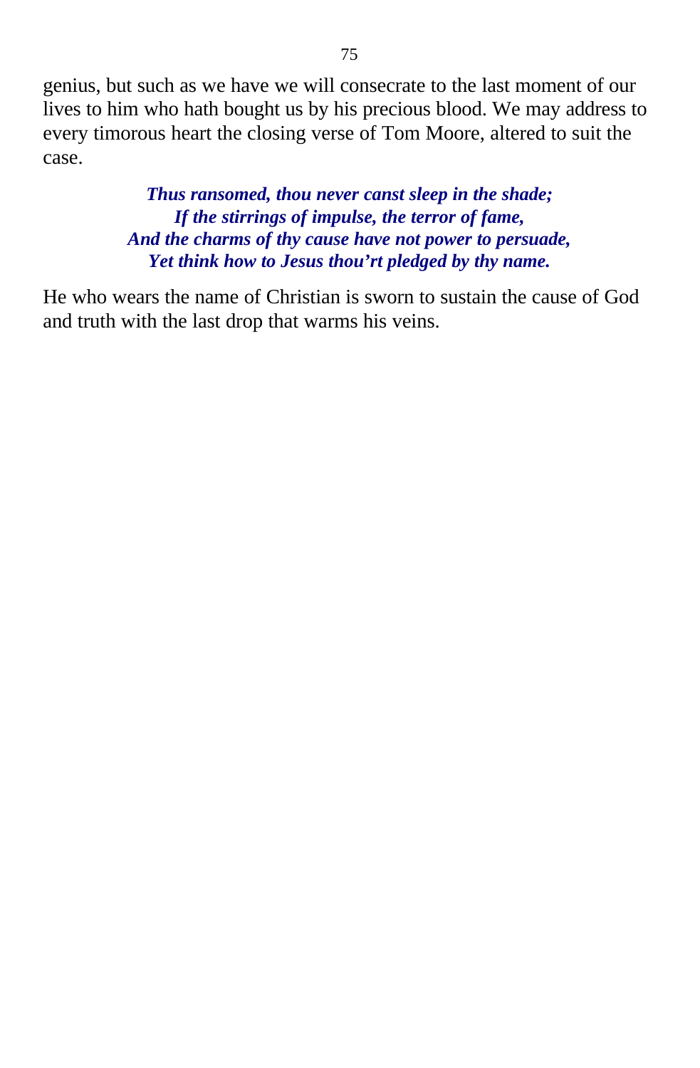genius, but such as we have we will consecrate to the last moment of our lives to him who hath bought us by his precious blood. We may address to every timorous heart the closing verse of Tom Moore, altered to suit the case.

> ***Thus ransomed, thou never canst sleep in the shade;***
> ***If the stirrings of impulse, the terror of fame,***
> ***And the charms of thy cause have not power to persuade,***
> ***Yet think how to Jesus thou'rt pledged by thy name.***

He who wears the name of Christian is sworn to sustain the cause of God and truth with the last drop that warms his veins.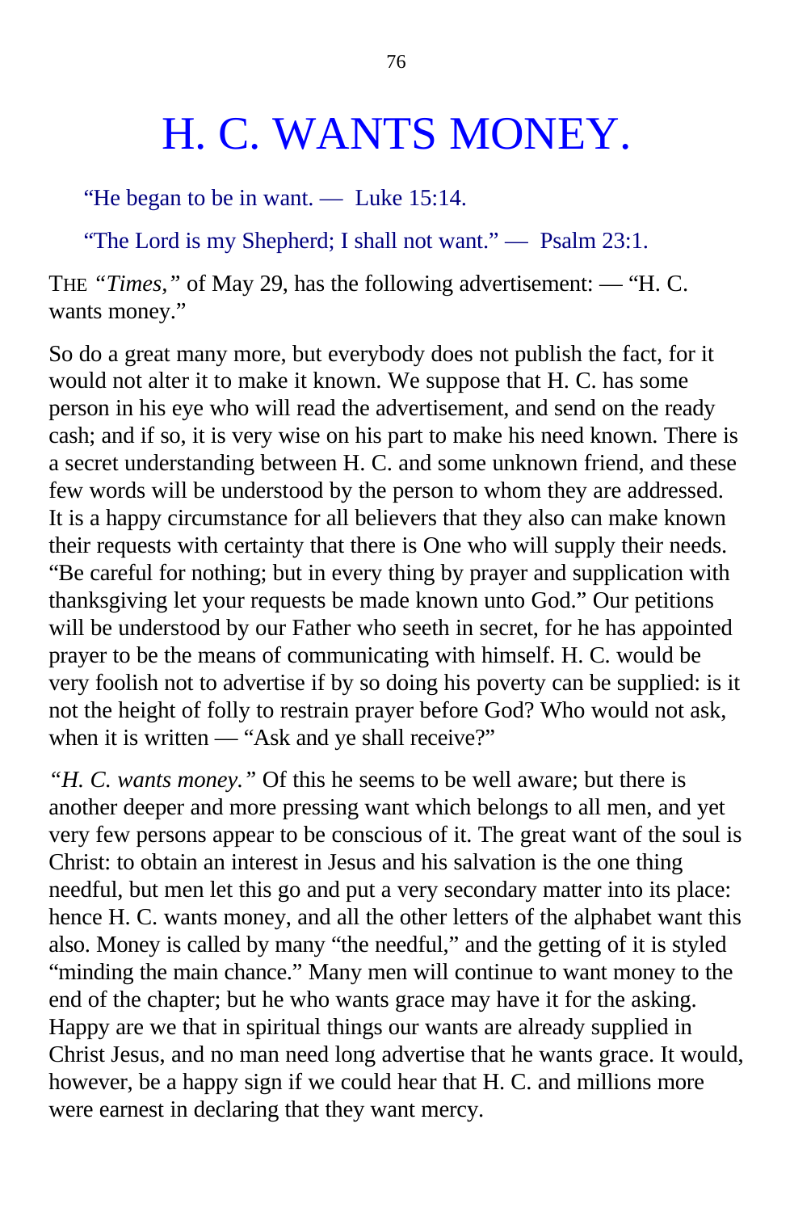# H. C. WANTS MONEY.

“He began to be in want. — Luke 15:14.

“The Lord is my Shepherd; I shall not want.” — Psalm 23:1.

THE *“Times,”* of May 29, has the following advertisement: — “H. C. wants money.”

So do a great many more, but everybody does not publish the fact, for it would not alter it to make it known. We suppose that H. C. has some person in his eye who will read the advertisement, and send on the ready cash; and if so, it is very wise on his part to make his need known. There is a secret understanding between H. C. and some unknown friend, and these few words will be understood by the person to whom they are addressed. It is a happy circumstance for all believers that they also can make known their requests with certainty that there is One who will supply their needs. “Be careful for nothing; but in every thing by prayer and supplication with thanksgiving let your requests be made known unto God.” Our petitions will be understood by our Father who seeth in secret, for he has appointed prayer to be the means of communicating with himself. H. C. would be very foolish not to advertise if by so doing his poverty can be supplied: is it not the height of folly to restrain prayer before God? Who would not ask, when it is written — “Ask and ye shall receive?”

*“H. C. wants money.”* Of this he seems to be well aware; but there is another deeper and more pressing want which belongs to all men, and yet very few persons appear to be conscious of it. The great want of the soul is Christ: to obtain an interest in Jesus and his salvation is the one thing needful, but men let this go and put a very secondary matter into its place: hence H. C. wants money, and all the other letters of the alphabet want this also. Money is called by many “the needful,” and the getting of it is styled “minding the main chance.” Many men will continue to want money to the end of the chapter; but he who wants grace may have it for the asking. Happy are we that in spiritual things our wants are already supplied in Christ Jesus, and no man need long advertise that he wants grace. It would, however, be a happy sign if we could hear that H. C. and millions more were earnest in declaring that they want mercy.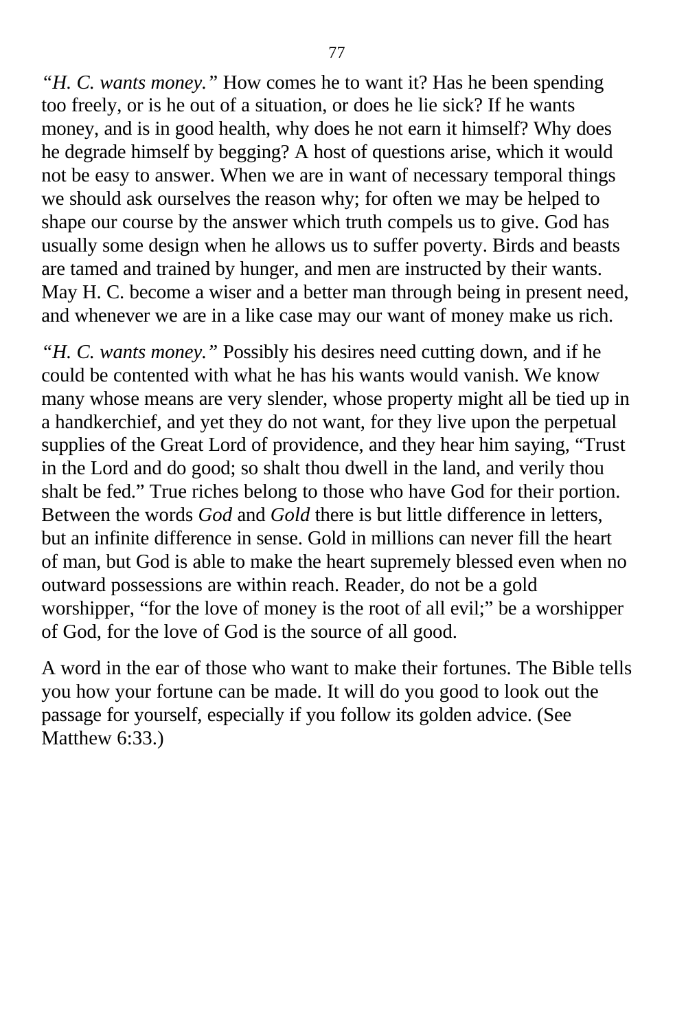*"H. C. wants money."* How comes he to want it? Has he been spending too freely, or is he out of a situation, or does he lie sick? If he wants money, and is in good health, why does he not earn it himself? Why does he degrade himself by begging? A host of questions arise, which it would not be easy to answer. When we are in want of necessary temporal things we should ask ourselves the reason why; for often we may be helped to shape our course by the answer which truth compels us to give. God has usually some design when he allows us to suffer poverty. Birds and beasts are tamed and trained by hunger, and men are instructed by their wants. May H. C. become a wiser and a better man through being in present need, and whenever we are in a like case may our want of money make us rich.

*"H. C. wants money."* Possibly his desires need cutting down, and if he could be contented with what he has his wants would vanish. We know many whose means are very slender, whose property might all be tied up in a handkerchief, and yet they do not want, for they live upon the perpetual supplies of the Great Lord of providence, and they hear him saying, "Trust in the Lord and do good; so shalt thou dwell in the land, and verily thou shalt be fed." True riches belong to those who have God for their portion. Between the words *God* and *Gold* there is but little difference in letters, but an infinite difference in sense. Gold in millions can never fill the heart of man, but God is able to make the heart supremely blessed even when no outward possessions are within reach. Reader, do not be a gold worshipper, "for the love of money is the root of all evil;" be a worshipper of God, for the love of God is the source of all good.

A word in the ear of those who want to make their fortunes. The Bible tells you how your fortune can be made. It will do you good to look out the passage for yourself, especially if you follow its golden advice. (See Matthew 6:33.)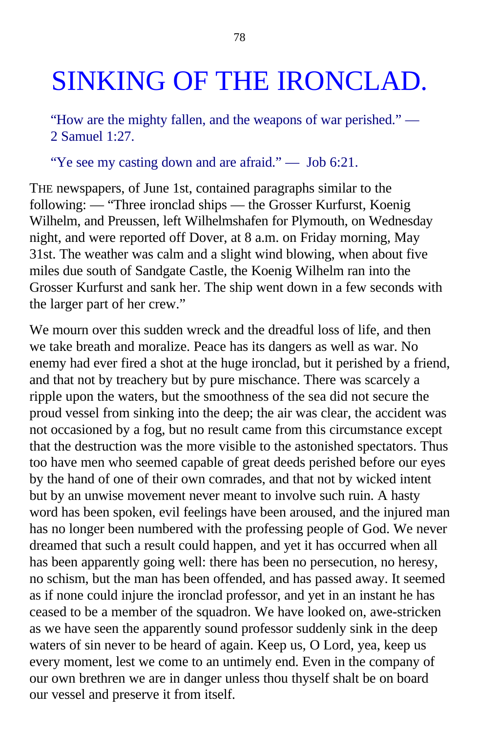# SINKING OF THE IRONCLAD.

"How are the mighty fallen, and the weapons of war perished." — 2 Samuel 1:27.

"Ye see my casting down and are afraid." — Job 6:21.

THE newspapers, of June 1st, contained paragraphs similar to the following: — "Three ironclad ships — the Grosser Kurfurst, Koenig Wilhelm, and Preussen, left Wilhelmshafen for Plymouth, on Wednesday night, and were reported off Dover, at 8 a.m. on Friday morning, May 31st. The weather was calm and a slight wind blowing, when about five miles due south of Sandgate Castle, the Koenig Wilhelm ran into the Grosser Kurfurst and sank her. The ship went down in a few seconds with the larger part of her crew."

We mourn over this sudden wreck and the dreadful loss of life, and then we take breath and moralize. Peace has its dangers as well as war. No enemy had ever fired a shot at the huge ironclad, but it perished by a friend, and that not by treachery but by pure mischance. There was scarcely a ripple upon the waters, but the smoothness of the sea did not secure the proud vessel from sinking into the deep; the air was clear, the accident was not occasioned by a fog, but no result came from this circumstance except that the destruction was the more visible to the astonished spectators. Thus too have men who seemed capable of great deeds perished before our eyes by the hand of one of their own comrades, and that not by wicked intent but by an unwise movement never meant to involve such ruin. A hasty word has been spoken, evil feelings have been aroused, and the injured man has no longer been numbered with the professing people of God. We never dreamed that such a result could happen, and yet it has occurred when all has been apparently going well: there has been no persecution, no heresy, no schism, but the man has been offended, and has passed away. It seemed as if none could injure the ironclad professor, and yet in an instant he has ceased to be a member of the squadron. We have looked on, awe-stricken as we have seen the apparently sound professor suddenly sink in the deep waters of sin never to be heard of again. Keep us, O Lord, yea, keep us every moment, lest we come to an untimely end. Even in the company of our own brethren we are in danger unless thou thyself shalt be on board our vessel and preserve it from itself.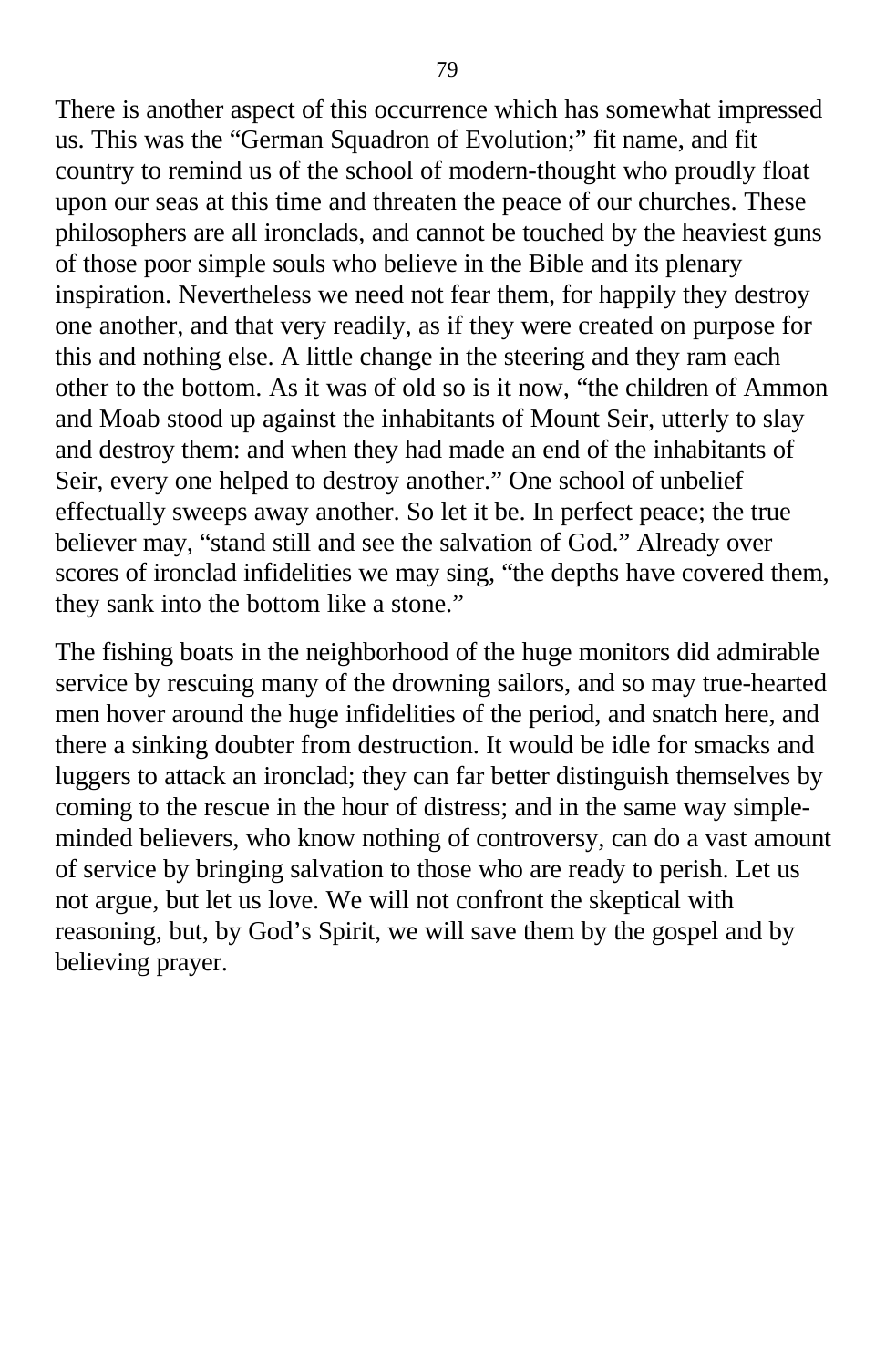There is another aspect of this occurrence which has somewhat impressed us. This was the "German Squadron of Evolution;" fit name, and fit country to remind us of the school of modern-thought who proudly float upon our seas at this time and threaten the peace of our churches. These philosophers are all ironclads, and cannot be touched by the heaviest guns of those poor simple souls who believe in the Bible and its plenary inspiration. Nevertheless we need not fear them, for happily they destroy one another, and that very readily, as if they were created on purpose for this and nothing else. A little change in the steering and they ram each other to the bottom. As it was of old so is it now, "the children of Ammon and Moab stood up against the inhabitants of Mount Seir, utterly to slay and destroy them: and when they had made an end of the inhabitants of Seir, every one helped to destroy another." One school of unbelief effectually sweeps away another. So let it be. In perfect peace; the true believer may, "stand still and see the salvation of God." Already over scores of ironclad infidelities we may sing, "the depths have covered them, they sank into the bottom like a stone."

The fishing boats in the neighborhood of the huge monitors did admirable service by rescuing many of the drowning sailors, and so may true-hearted men hover around the huge infidelities of the period, and snatch here, and there a sinking doubter from destruction. It would be idle for smacks and luggers to attack an ironclad; they can far better distinguish themselves by coming to the rescue in the hour of distress; and in the same way simple-minded believers, who know nothing of controversy, can do a vast amount of service by bringing salvation to those who are ready to perish. Let us not argue, but let us love. We will not confront the skeptical with reasoning, but, by God's Spirit, we will save them by the gospel and by believing prayer.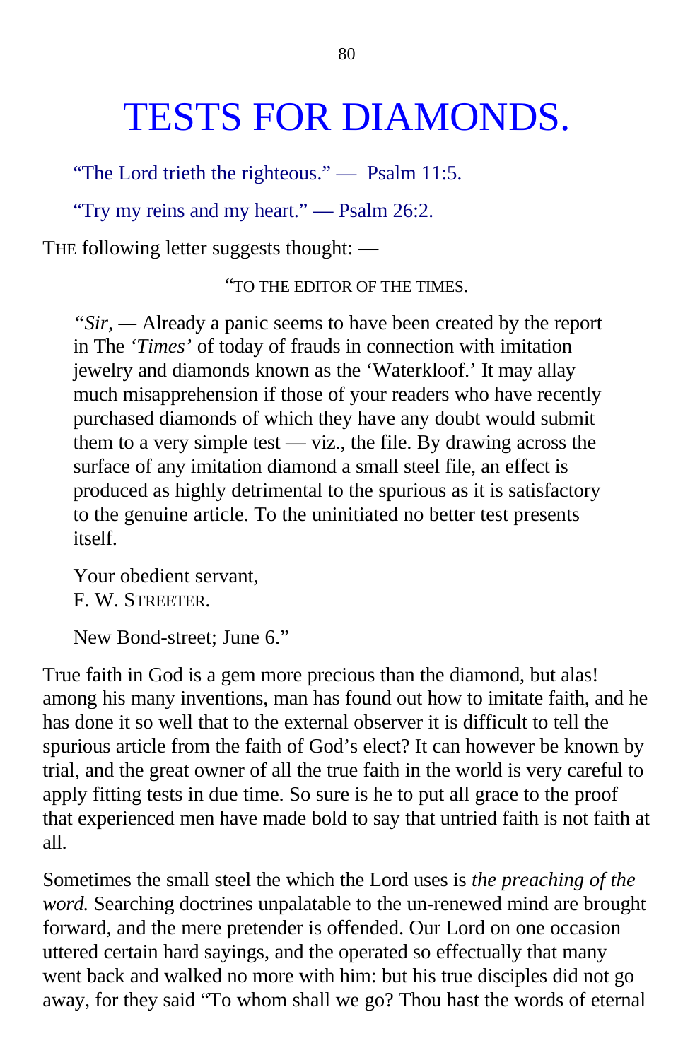# TESTS FOR DIAMONDS.

"The Lord trieth the righteous." — Psalm 11:5.

"Try my reins and my heart." — Psalm 26:2.

THE following letter suggests thought: —

"TO THE EDITOR OF THE TIMES.

> *"Sir,* — Already a panic seems to have been created by the report in The *'Times'* of today of frauds in connection with imitation jewelry and diamonds known as the 'Waterkloof.' It may allay much misapprehension if those of your readers who have recently purchased diamonds of which they have any doubt would submit them to a very simple test — viz., the file. By drawing across the surface of any imitation diamond a small steel file, an effect is produced as highly detrimental to the spurious as it is satisfactory to the genuine article. To the uninitiated no better test presents itself.
>
> Your obedient servant,
> F. W. STREETER.
>
> New Bond-street; June 6."

True faith in God is a gem more precious than the diamond, but alas! among his many inventions, man has found out how to imitate faith, and he has done it so well that to the external observer it is difficult to tell the spurious article from the faith of God's elect? It can however be known by trial, and the great owner of all the true faith in the world is very careful to apply fitting tests in due time. So sure is he to put all grace to the proof that experienced men have made bold to say that untried faith is not faith at all.

Sometimes the small steel the which the Lord uses is *the preaching of the word.* Searching doctrines unpalatable to the un-renewed mind are brought forward, and the mere pretender is offended. Our Lord on one occasion uttered certain hard sayings, and the operated so effectually that many went back and walked no more with him: but his true disciples did not go away, for they said "To whom shall we go? Thou hast the words of eternal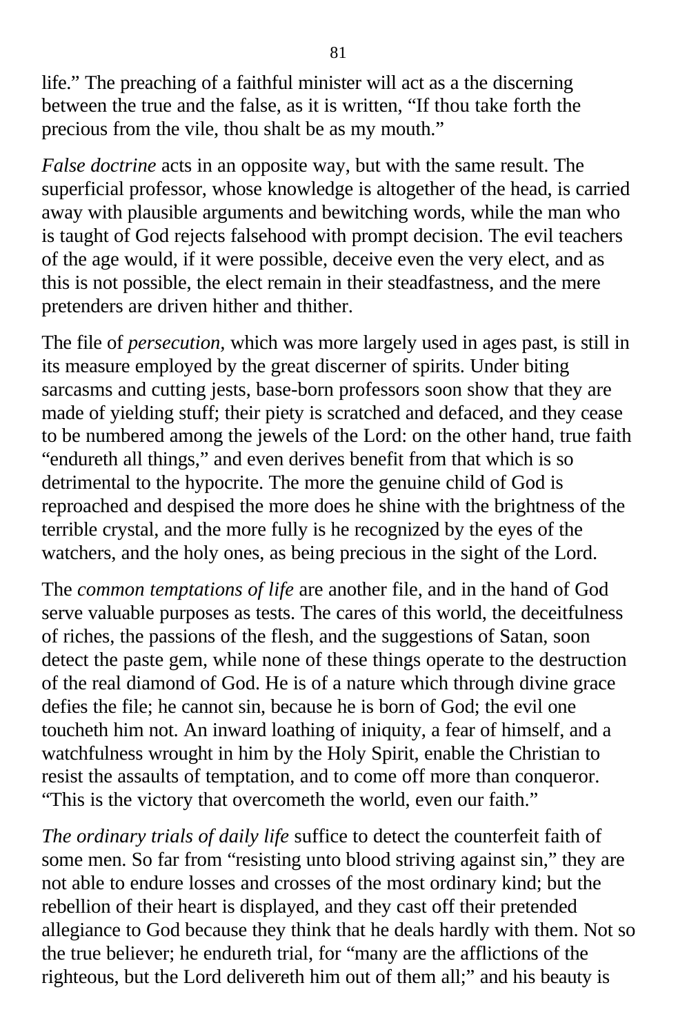life.” The preaching of a faithful minister will act as a the discerning between the true and the false, as it is written, “If thou take forth the precious from the vile, thou shalt be as my mouth.”

*False doctrine* acts in an opposite way, but with the same result. The superficial professor, whose knowledge is altogether of the head, is carried away with plausible arguments and bewitching words, while the man who is taught of God rejects falsehood with prompt decision. The evil teachers of the age would, if it were possible, deceive even the very elect, and as this is not possible, the elect remain in their steadfastness, and the mere pretenders are driven hither and thither.

The file of *persecution*, which was more largely used in ages past, is still in its measure employed by the great discerner of spirits. Under biting sarcasms and cutting jests, base-born professors soon show that they are made of yielding stuff; their piety is scratched and defaced, and they cease to be numbered among the jewels of the Lord: on the other hand, true faith “endureth all things,” and even derives benefit from that which is so detrimental to the hypocrite. The more the genuine child of God is reproached and despised the more does he shine with the brightness of the terrible crystal, and the more fully is he recognized by the eyes of the watchers, and the holy ones, as being precious in the sight of the Lord.

The *common temptations of life* are another file, and in the hand of God serve valuable purposes as tests. The cares of this world, the deceitfulness of riches, the passions of the flesh, and the suggestions of Satan, soon detect the paste gem, while none of these things operate to the destruction of the real diamond of God. He is of a nature which through divine grace defies the file; he cannot sin, because he is born of God; the evil one toucheth him not. An inward loathing of iniquity, a fear of himself, and a watchfulness wrought in him by the Holy Spirit, enable the Christian to resist the assaults of temptation, and to come off more than conqueror. “This is the victory that overcometh the world, even our faith.”

*The ordinary trials of daily life* suffice to detect the counterfeit faith of some men. So far from “resisting unto blood striving against sin,” they are not able to endure losses and crosses of the most ordinary kind; but the rebellion of their heart is displayed, and they cast off their pretended allegiance to God because they think that he deals hardly with them. Not so the true believer; he endureth trial, for “many are the afflictions of the righteous, but the Lord delivereth him out of them all;” and his beauty is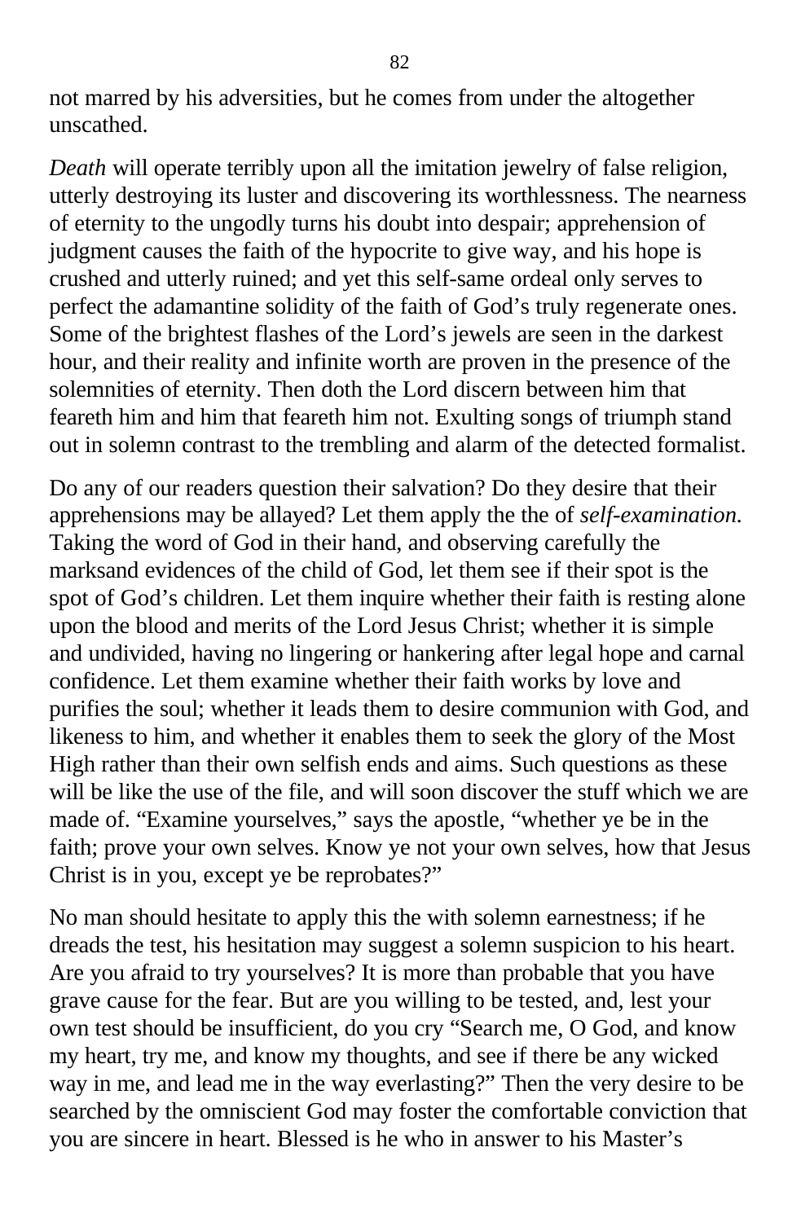not marred by his adversities, but he comes from under the altogether unscathed.

*Death* will operate terribly upon all the imitation jewelry of false religion, utterly destroying its luster and discovering its worthlessness. The nearness of eternity to the ungodly turns his doubt into despair; apprehension of judgment causes the faith of the hypocrite to give way, and his hope is crushed and utterly ruined; and yet this self-same ordeal only serves to perfect the adamantine solidity of the faith of God's truly regenerate ones. Some of the brightest flashes of the Lord's jewels are seen in the darkest hour, and their reality and infinite worth are proven in the presence of the solemnities of eternity. Then doth the Lord discern between him that feareth him and him that feareth him not. Exulting songs of triumph stand out in solemn contrast to the trembling and alarm of the detected formalist.

Do any of our readers question their salvation? Do they desire that their apprehensions may be allayed? Let them apply the the of *self-examination.* Taking the word of God in their hand, and observing carefully the marksand evidences of the child of God, let them see if their spot is the spot of God's children. Let them inquire whether their faith is resting alone upon the blood and merits of the Lord Jesus Christ; whether it is simple and undivided, having no lingering or hankering after legal hope and carnal confidence. Let them examine whether their faith works by love and purifies the soul; whether it leads them to desire communion with God, and likeness to him, and whether it enables them to seek the glory of the Most High rather than their own selfish ends and aims. Such questions as these will be like the use of the file, and will soon discover the stuff which we are made of. "Examine yourselves," says the apostle, "whether ye be in the faith; prove your own selves. Know ye not your own selves, how that Jesus Christ is in you, except ye be reprobates?"

No man should hesitate to apply this the with solemn earnestness; if he dreads the test, his hesitation may suggest a solemn suspicion to his heart. Are you afraid to try yourselves? It is more than probable that you have grave cause for the fear. But are you willing to be tested, and, lest your own test should be insufficient, do you cry "Search me, O God, and know my heart, try me, and know my thoughts, and see if there be any wicked way in me, and lead me in the way everlasting?" Then the very desire to be searched by the omniscient God may foster the comfortable conviction that you are sincere in heart. Blessed is he who in answer to his Master's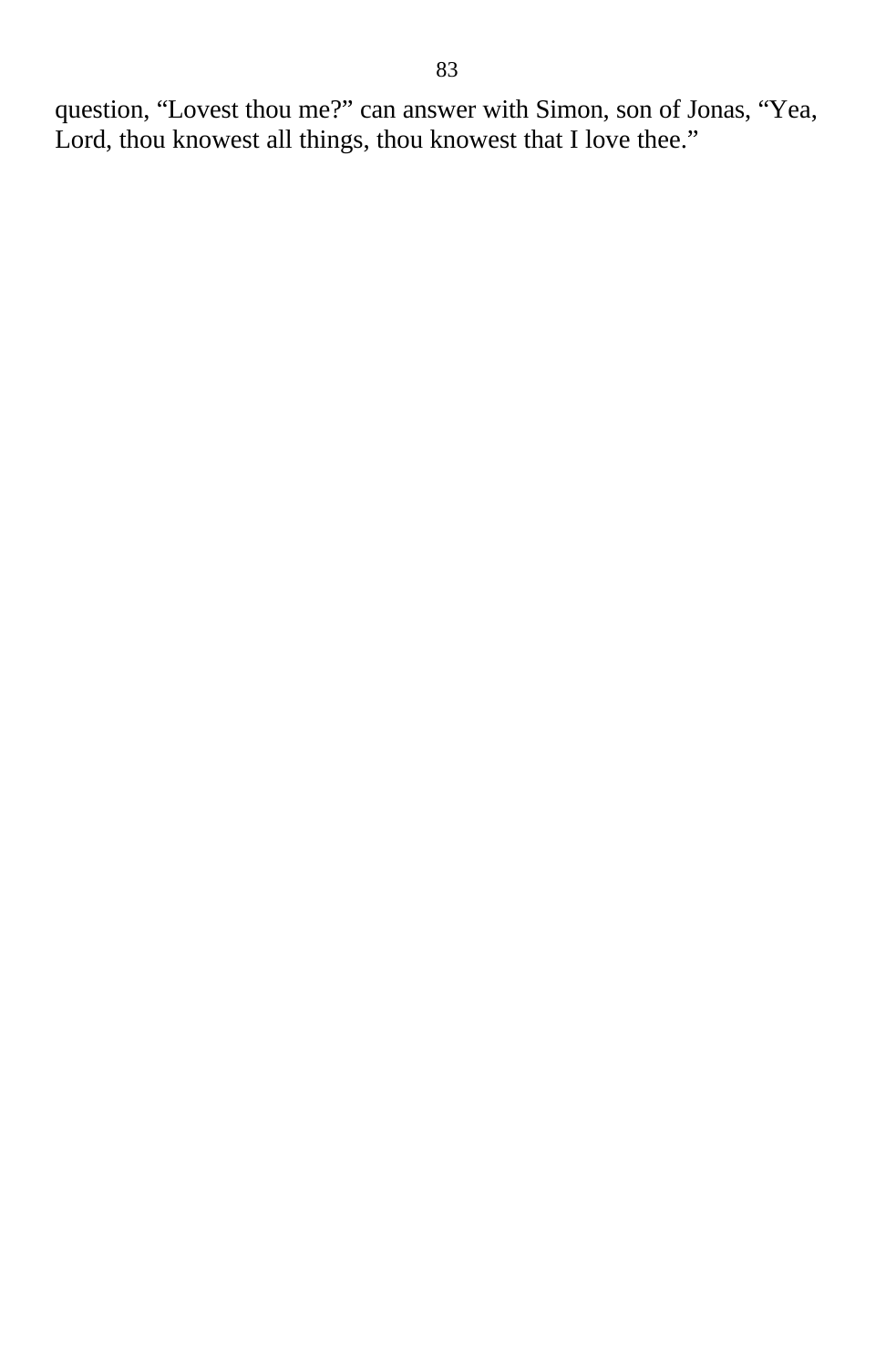question, “Lovest thou me?” can answer with Simon, son of Jonas, “Yea, Lord, thou knowest all things, thou knowest that I love thee.”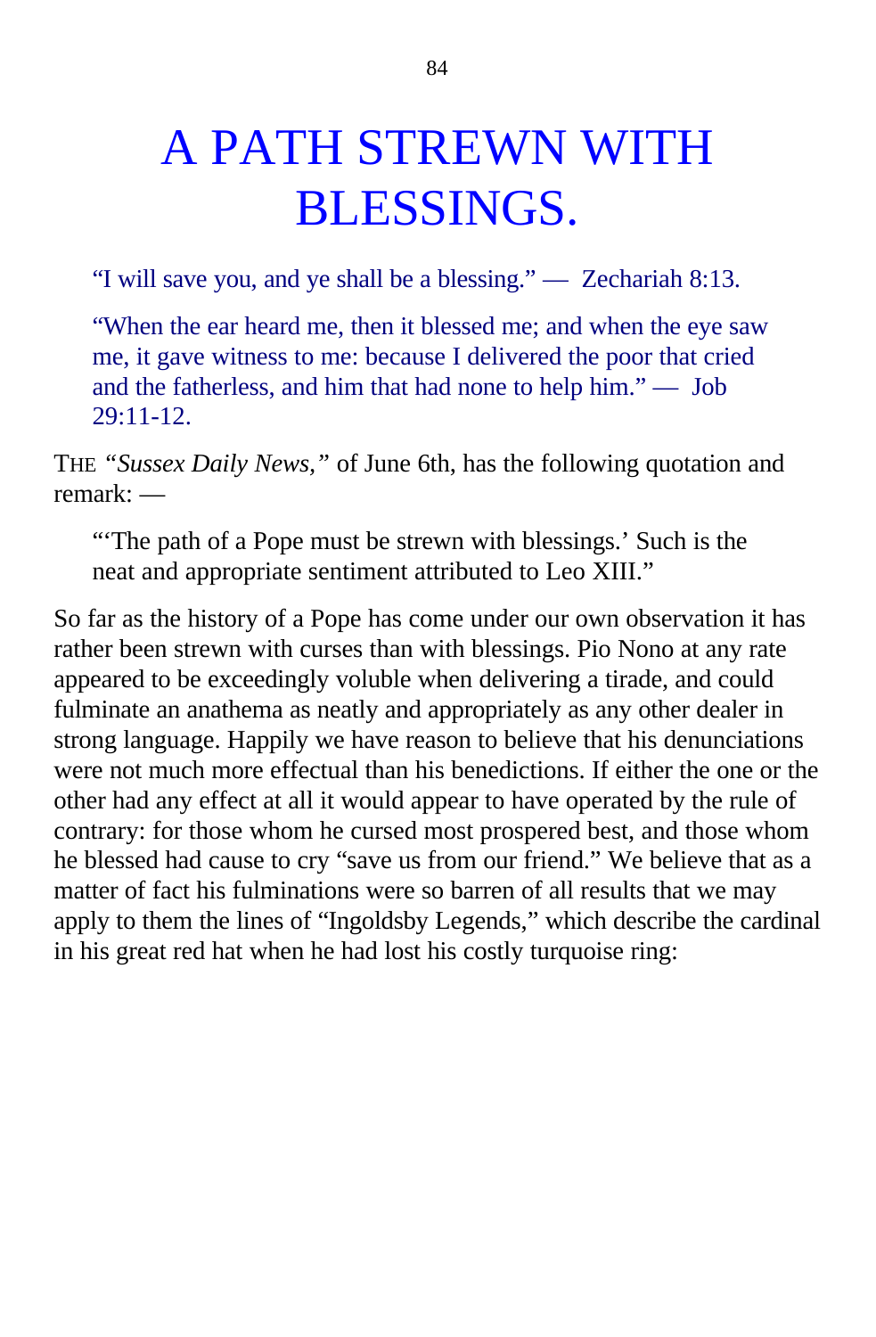# A PATH STREWN WITH BLESSINGS.

> "I will save you, and ye shall be a blessing." — Zechariah 8:13.

> "When the ear heard me, then it blessed me; and when the eye saw me, it gave witness to me: because I delivered the poor that cried and the fatherless, and him that had none to help him." — Job 29:11-12.

THE "*Sussex Daily News,*" of June 6th, has the following quotation and remark: —

> "'The path of a Pope must be strewn with blessings.' Such is the neat and appropriate sentiment attributed to Leo XIII."

So far as the history of a Pope has come under our own observation it has rather been strewn with curses than with blessings. Pio Nono at any rate appeared to be exceedingly voluble when delivering a tirade, and could fulminate an anathema as neatly and appropriately as any other dealer in strong language. Happily we have reason to believe that his denunciations were not much more effectual than his benedictions. If either the one or the other had any effect at all it would appear to have operated by the rule of contrary: for those whom he cursed most prospered best, and those whom he blessed had cause to cry "save us from our friend." We believe that as a matter of fact his fulminations were so barren of all results that we may apply to them the lines of "Ingoldsby Legends," which describe the cardinal in his great red hat when he had lost his costly turquoise ring: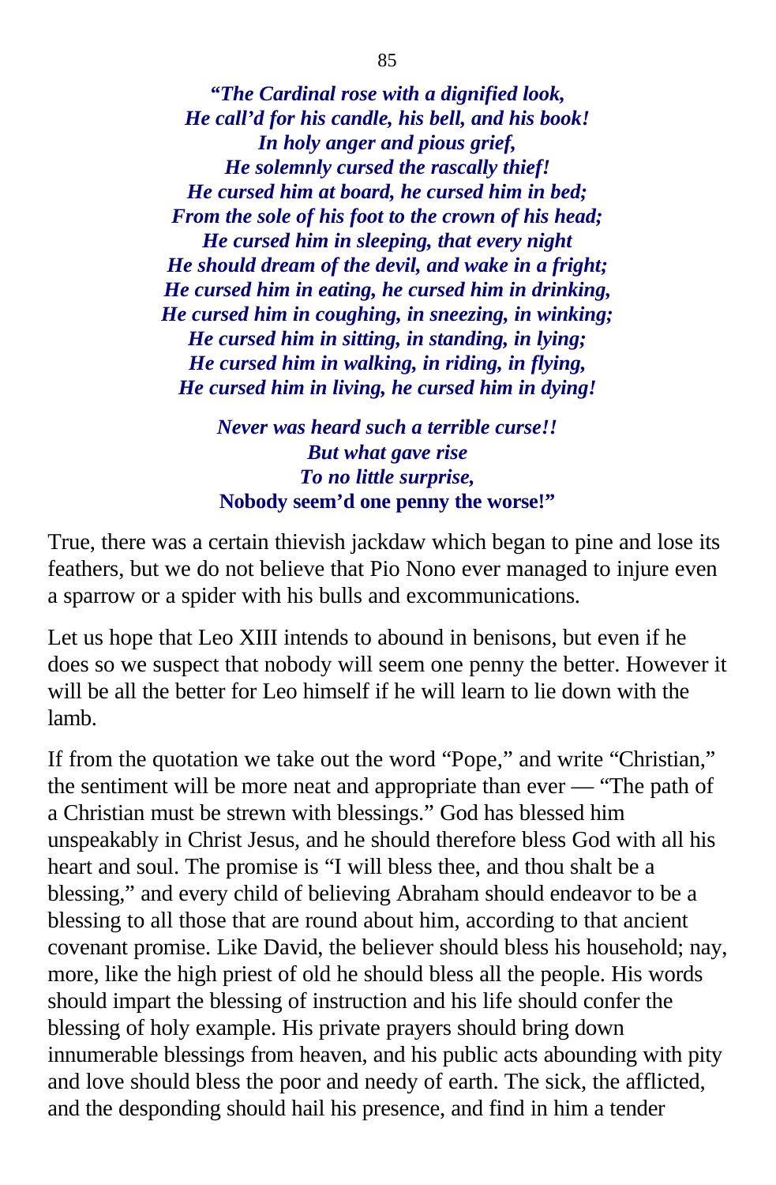*"The Cardinal rose with a dignified look,*
*He call'd for his candle, his bell, and his book!*
*In holy anger and pious grief,*
*He solemnly cursed the rascally thief!*
*He cursed him at board, he cursed him in bed;*
*From the sole of his foot to the crown of his head;*
*He cursed him in sleeping, that every night*
*He should dream of the devil, and wake in a fright;*
*He cursed him in eating, he cursed him in drinking,*
*He cursed him in coughing, in sneezing, in winking;*
*He cursed him in sitting, in standing, in lying;*
*He cursed him in walking, in riding, in flying,*
*He cursed him in living, he cursed him in dying!*

*Never was heard such a terrible curse!!*
*But what gave rise*
*To no little surprise,*
**Nobody seem'd one penny the worse!"**

True, there was a certain thievish jackdaw which began to pine and lose its feathers, but we do not believe that Pio Nono ever managed to injure even a sparrow or a spider with his bulls and excommunications.

Let us hope that Leo XIII intends to abound in benisons, but even if he does so we suspect that nobody will seem one penny the better. However it will be all the better for Leo himself if he will learn to lie down with the lamb.

If from the quotation we take out the word "Pope," and write "Christian," the sentiment will be more neat and appropriate than ever — "The path of a Christian must be strewn with blessings." God has blessed him unspeakably in Christ Jesus, and he should therefore bless God with all his heart and soul. The promise is "I will bless thee, and thou shalt be a blessing," and every child of believing Abraham should endeavor to be a blessing to all those that are round about him, according to that ancient covenant promise. Like David, the believer should bless his household; nay, more, like the high priest of old he should bless all the people. His words should impart the blessing of instruction and his life should confer the blessing of holy example. His private prayers should bring down innumerable blessings from heaven, and his public acts abounding with pity and love should bless the poor and needy of earth. The sick, the afflicted, and the desponding should hail his presence, and find in him a tender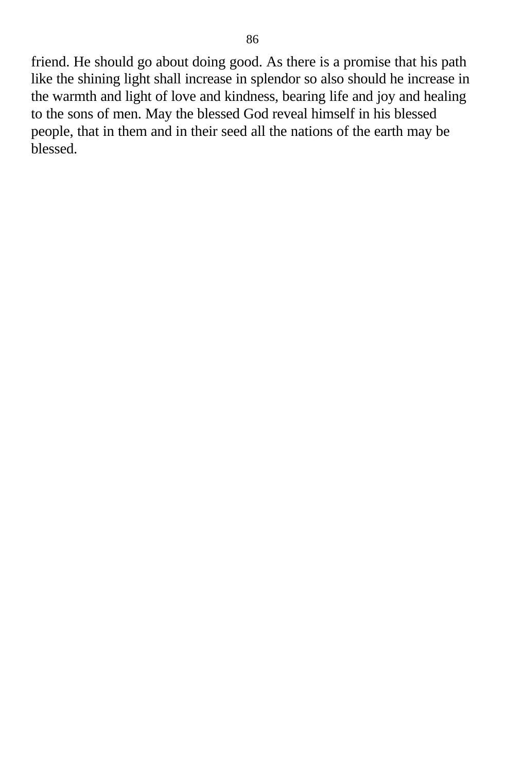friend. He should go about doing good. As there is a promise that his path like the shining light shall increase in splendor so also should he increase in the warmth and light of love and kindness, bearing life and joy and healing to the sons of men. May the blessed God reveal himself in his blessed people, that in them and in their seed all the nations of the earth may be blessed.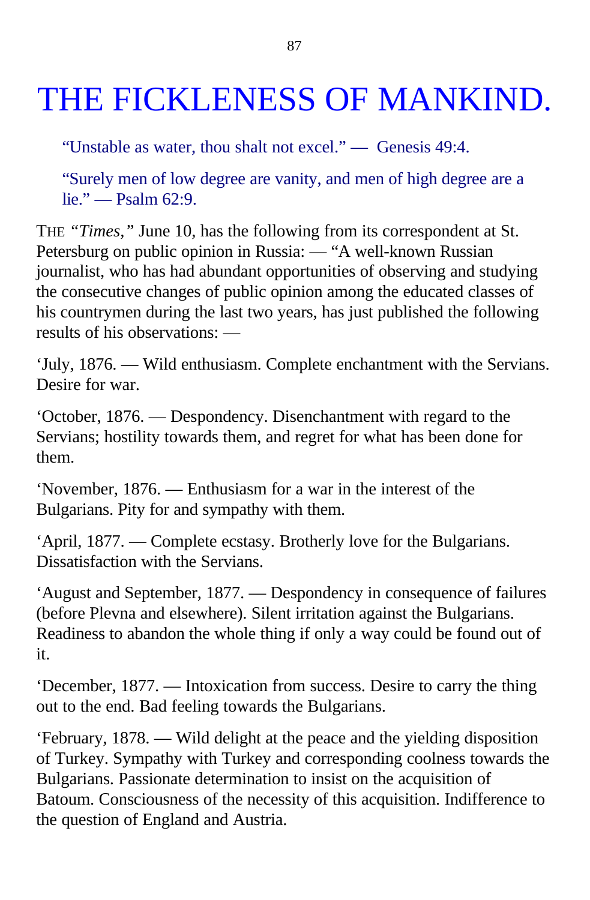# THE FICKLENESS OF MANKIND.

> "Unstable as water, thou shalt not excel." — Genesis 49:4.

> "Surely men of low degree are vanity, and men of high degree are a lie." — Psalm 62:9.

THE *"Times,"* June 10, has the following from its correspondent at St. Petersburg on public opinion in Russia: — "A well-known Russian journalist, who has had abundant opportunities of observing and studying the consecutive changes of public opinion among the educated classes of his countrymen during the last two years, has just published the following results of his observations: —

'July, 1876. — Wild enthusiasm. Complete enchantment with the Servians. Desire for war.

'October, 1876. — Despondency. Disenchantment with regard to the Servians; hostility towards them, and regret for what has been done for them.

'November, 1876. — Enthusiasm for a war in the interest of the Bulgarians. Pity for and sympathy with them.

'April, 1877. — Complete ecstasy. Brotherly love for the Bulgarians. Dissatisfaction with the Servians.

'August and September, 1877. — Despondency in consequence of failures (before Plevna and elsewhere). Silent irritation against the Bulgarians. Readiness to abandon the whole thing if only a way could be found out of it.

'December, 1877. — Intoxication from success. Desire to carry the thing out to the end. Bad feeling towards the Bulgarians.

'February, 1878. — Wild delight at the peace and the yielding disposition of Turkey. Sympathy with Turkey and corresponding coolness towards the Bulgarians. Passionate determination to insist on the acquisition of Batoum. Consciousness of the necessity of this acquisition. Indifference to the question of England and Austria.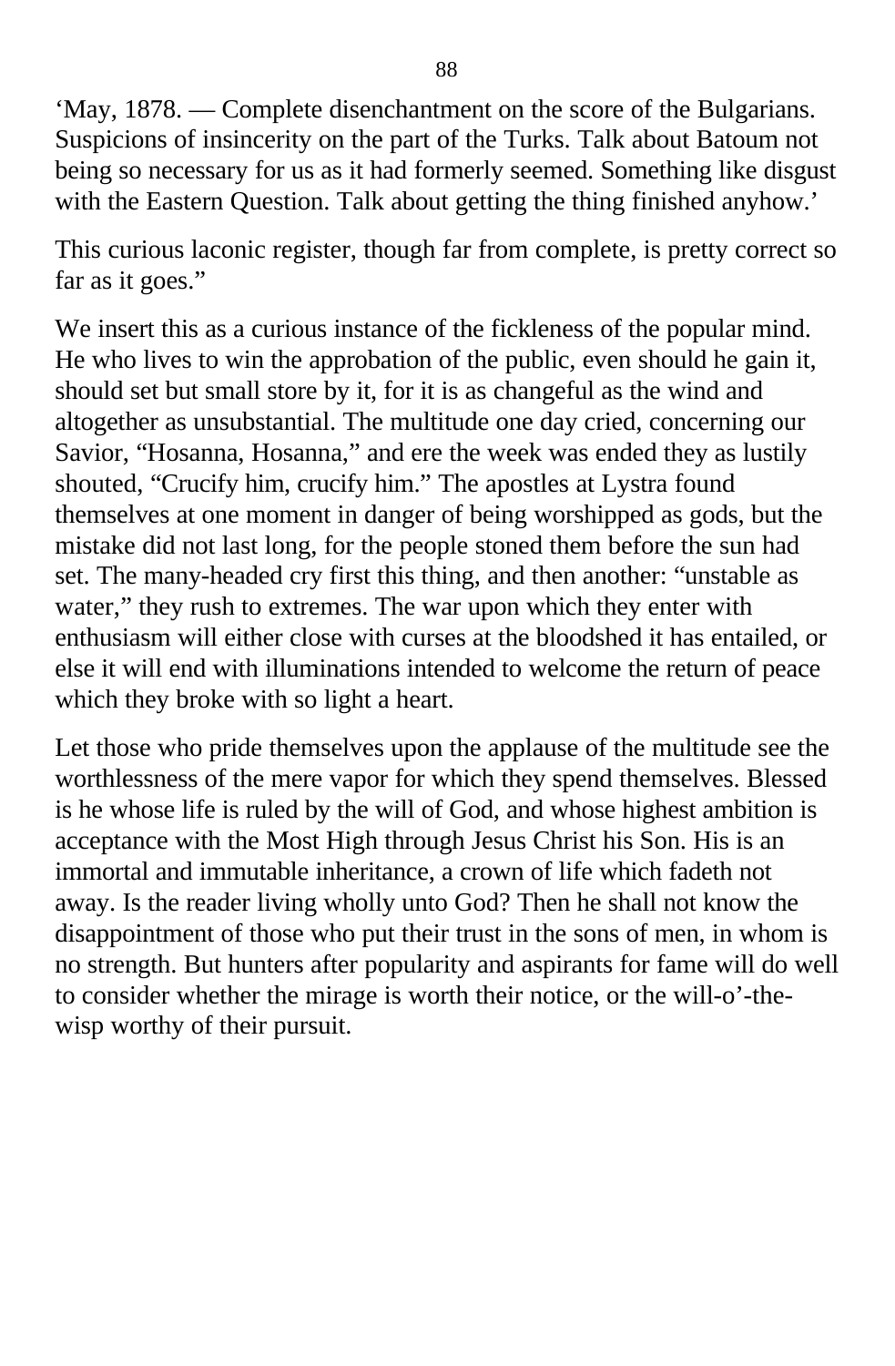‘May, 1878. — Complete disenchantment on the score of the Bulgarians. Suspicions of insincerity on the part of the Turks. Talk about Batoum not being so necessary for us as it had formerly seemed. Something like disgust with the Eastern Question. Talk about getting the thing finished anyhow.’

This curious laconic register, though far from complete, is pretty correct so far as it goes.”

We insert this as a curious instance of the fickleness of the popular mind. He who lives to win the approbation of the public, even should he gain it, should set but small store by it, for it is as changeful as the wind and altogether as unsubstantial. The multitude one day cried, concerning our Savior, “Hosanna, Hosanna,” and ere the week was ended they as lustily shouted, “Crucify him, crucify him.” The apostles at Lystra found themselves at one moment in danger of being worshipped as gods, but the mistake did not last long, for the people stoned them before the sun had set. The many-headed cry first this thing, and then another: “unstable as water,” they rush to extremes. The war upon which they enter with enthusiasm will either close with curses at the bloodshed it has entailed, or else it will end with illuminations intended to welcome the return of peace which they broke with so light a heart.

Let those who pride themselves upon the applause of the multitude see the worthlessness of the mere vapor for which they spend themselves. Blessed is he whose life is ruled by the will of God, and whose highest ambition is acceptance with the Most High through Jesus Christ his Son. His is an immortal and immutable inheritance, a crown of life which fadeth not away. Is the reader living wholly unto God? Then he shall not know the disappointment of those who put their trust in the sons of men, in whom is no strength. But hunters after popularity and aspirants for fame will do well to consider whether the mirage is worth their notice, or the will-o’-the-wisp worthy of their pursuit.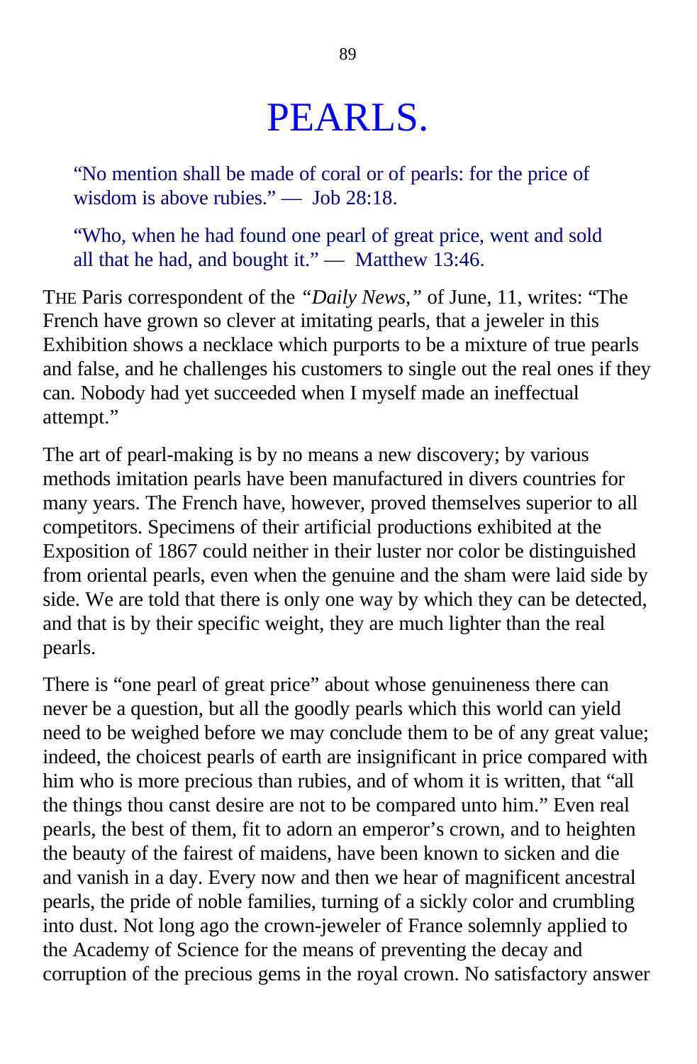# PEARLS.

> "No mention shall be made of coral or of pearls: for the price of wisdom is above rubies." — Job 28:18.

> "Who, when he had found one pearl of great price, went and sold all that he had, and bought it." — Matthew 13:46.

THE Paris correspondent of the *"Daily News,"* of June, 11, writes: "The French have grown so clever at imitating pearls, that a jeweler in this Exhibition shows a necklace which purports to be a mixture of true pearls and false, and he challenges his customers to single out the real ones if they can. Nobody had yet succeeded when I myself made an ineffectual attempt."

The art of pearl-making is by no means a new discovery; by various methods imitation pearls have been manufactured in divers countries for many years. The French have, however, proved themselves superior to all competitors. Specimens of their artificial productions exhibited at the Exposition of 1867 could neither in their luster nor color be distinguished from oriental pearls, even when the genuine and the sham were laid side by side. We are told that there is only one way by which they can be detected, and that is by their specific weight, they are much lighter than the real pearls.

There is "one pearl of great price" about whose genuineness there can never be a question, but all the goodly pearls which this world can yield need to be weighed before we may conclude them to be of any great value; indeed, the choicest pearls of earth are insignificant in price compared with him who is more precious than rubies, and of whom it is written, that "all the things thou canst desire are not to be compared unto him." Even real pearls, the best of them, fit to adorn an emperor's crown, and to heighten the beauty of the fairest of maidens, have been known to sicken and die and vanish in a day. Every now and then we hear of magnificent ancestral pearls, the pride of noble families, turning of a sickly color and crumbling into dust. Not long ago the crown-jeweler of France solemnly applied to the Academy of Science for the means of preventing the decay and corruption of the precious gems in the royal crown. No satisfactory answer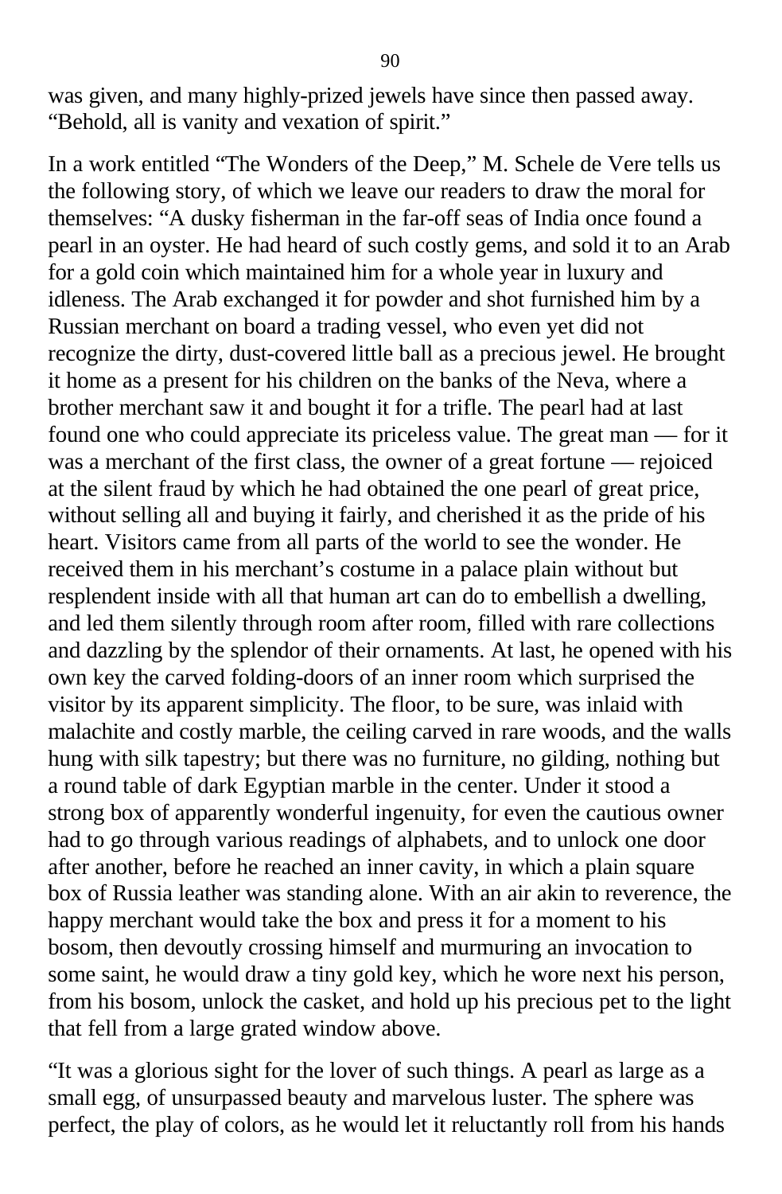was given, and many highly-prized jewels have since then passed away. “Behold, all is vanity and vexation of spirit.”

In a work entitled “The Wonders of the Deep,” M. Schele de Vere tells us the following story, of which we leave our readers to draw the moral for themselves: “A dusky fisherman in the far-off seas of India once found a pearl in an oyster. He had heard of such costly gems, and sold it to an Arab for a gold coin which maintained him for a whole year in luxury and idleness. The Arab exchanged it for powder and shot furnished him by a Russian merchant on board a trading vessel, who even yet did not recognize the dirty, dust-covered little ball as a precious jewel. He brought it home as a present for his children on the banks of the Neva, where a brother merchant saw it and bought it for a trifle. The pearl had at last found one who could appreciate its priceless value. The great man — for it was a merchant of the first class, the owner of a great fortune — rejoiced at the silent fraud by which he had obtained the one pearl of great price, without selling all and buying it fairly, and cherished it as the pride of his heart. Visitors came from all parts of the world to see the wonder. He received them in his merchant’s costume in a palace plain without but resplendent inside with all that human art can do to embellish a dwelling, and led them silently through room after room, filled with rare collections and dazzling by the splendor of their ornaments. At last, he opened with his own key the carved folding-doors of an inner room which surprised the visitor by its apparent simplicity. The floor, to be sure, was inlaid with malachite and costly marble, the ceiling carved in rare woods, and the walls hung with silk tapestry; but there was no furniture, no gilding, nothing but a round table of dark Egyptian marble in the center. Under it stood a strong box of apparently wonderful ingenuity, for even the cautious owner had to go through various readings of alphabets, and to unlock one door after another, before he reached an inner cavity, in which a plain square box of Russia leather was standing alone. With an air akin to reverence, the happy merchant would take the box and press it for a moment to his bosom, then devoutly crossing himself and murmuring an invocation to some saint, he would draw a tiny gold key, which he wore next his person, from his bosom, unlock the casket, and hold up his precious pet to the light that fell from a large grated window above.

“It was a glorious sight for the lover of such things. A pearl as large as a small egg, of unsurpassed beauty and marvelous luster. The sphere was perfect, the play of colors, as he would let it reluctantly roll from his hands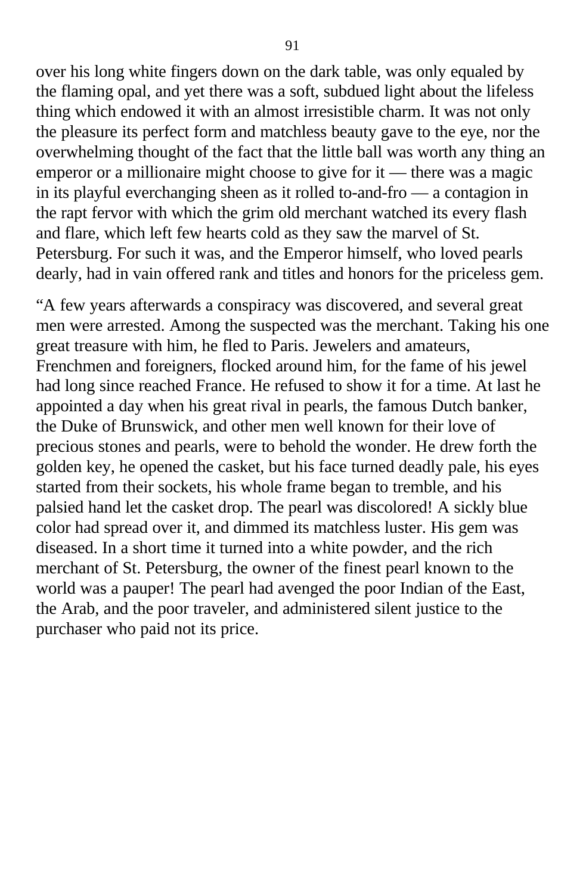over his long white fingers down on the dark table, was only equaled by the flaming opal, and yet there was a soft, subdued light about the lifeless thing which endowed it with an almost irresistible charm. It was not only the pleasure its perfect form and matchless beauty gave to the eye, nor the overwhelming thought of the fact that the little ball was worth any thing an emperor or a millionaire might choose to give for it — there was a magic in its playful everchanging sheen as it rolled to-and-fro — a contagion in the rapt fervor with which the grim old merchant watched its every flash and flare, which left few hearts cold as they saw the marvel of St. Petersburg. For such it was, and the Emperor himself, who loved pearls dearly, had in vain offered rank and titles and honors for the priceless gem.

"A few years afterwards a conspiracy was discovered, and several great men were arrested. Among the suspected was the merchant. Taking his one great treasure with him, he fled to Paris. Jewelers and amateurs, Frenchmen and foreigners, flocked around him, for the fame of his jewel had long since reached France. He refused to show it for a time. At last he appointed a day when his great rival in pearls, the famous Dutch banker, the Duke of Brunswick, and other men well known for their love of precious stones and pearls, were to behold the wonder. He drew forth the golden key, he opened the casket, but his face turned deadly pale, his eyes started from their sockets, his whole frame began to tremble, and his palsied hand let the casket drop. The pearl was discolored! A sickly blue color had spread over it, and dimmed its matchless luster. His gem was diseased. In a short time it turned into a white powder, and the rich merchant of St. Petersburg, the owner of the finest pearl known to the world was a pauper! The pearl had avenged the poor Indian of the East, the Arab, and the poor traveler, and administered silent justice to the purchaser who paid not its price.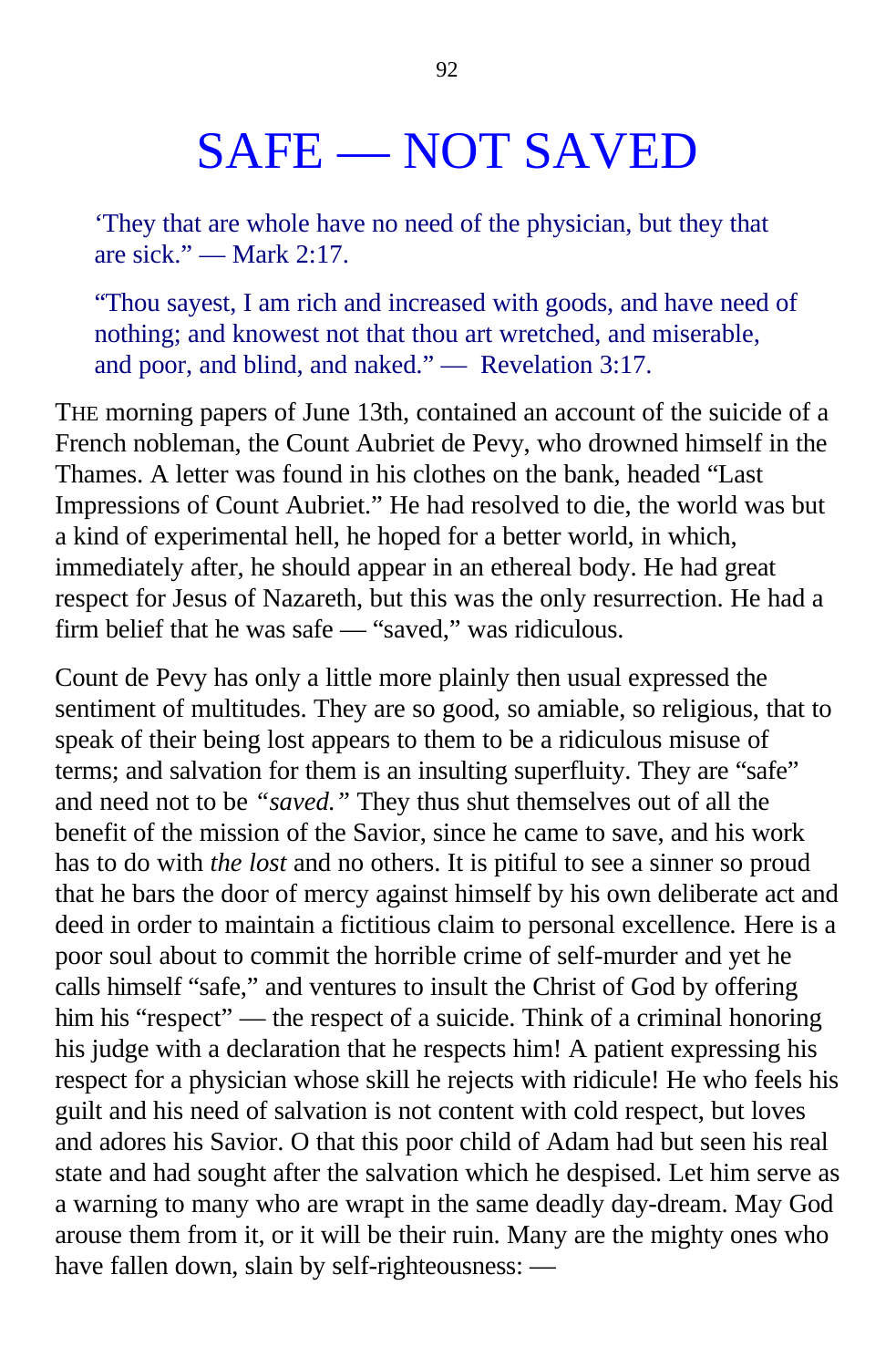# SAFE — NOT SAVED

‘They that are whole have no need of the physician, but they that are sick.” — Mark 2:17.

“Thou sayest, I am rich and increased with goods, and have need of nothing; and knowest not that thou art wretched, and miserable, and poor, and blind, and naked.” — Revelation 3:17.

THE morning papers of June 13th, contained an account of the suicide of a French nobleman, the Count Aubriet de Pevy, who drowned himself in the Thames. A letter was found in his clothes on the bank, headed “Last Impressions of Count Aubriet.” He had resolved to die, the world was but a kind of experimental hell, he hoped for a better world, in which, immediately after, he should appear in an ethereal body. He had great respect for Jesus of Nazareth, but this was the only resurrection. He had a firm belief that he was safe — “saved,” was ridiculous.

Count de Pevy has only a little more plainly then usual expressed the sentiment of multitudes. They are so good, so amiable, so religious, that to speak of their being lost appears to them to be a ridiculous misuse of terms; and salvation for them is an insulting superfluity. They are “safe” and need not to be *“saved.”* They thus shut themselves out of all the benefit of the mission of the Savior, since he came to save, and his work has to do with *the lost* and no others. It is pitiful to see a sinner so proud that he bars the door of mercy against himself by his own deliberate act and deed in order to maintain a fictitious claim to personal excellence. Here is a poor soul about to commit the horrible crime of self-murder and yet he calls himself “safe,” and ventures to insult the Christ of God by offering him his “respect” — the respect of a suicide. Think of a criminal honoring his judge with a declaration that he respects him! A patient expressing his respect for a physician whose skill he rejects with ridicule! He who feels his guilt and his need of salvation is not content with cold respect, but loves and adores his Savior. O that this poor child of Adam had but seen his real state and had sought after the salvation which he despised. Let him serve as a warning to many who are wrapt in the same deadly day-dream. May God arouse them from it, or it will be their ruin. Many are the mighty ones who have fallen down, slain by self-righteousness: —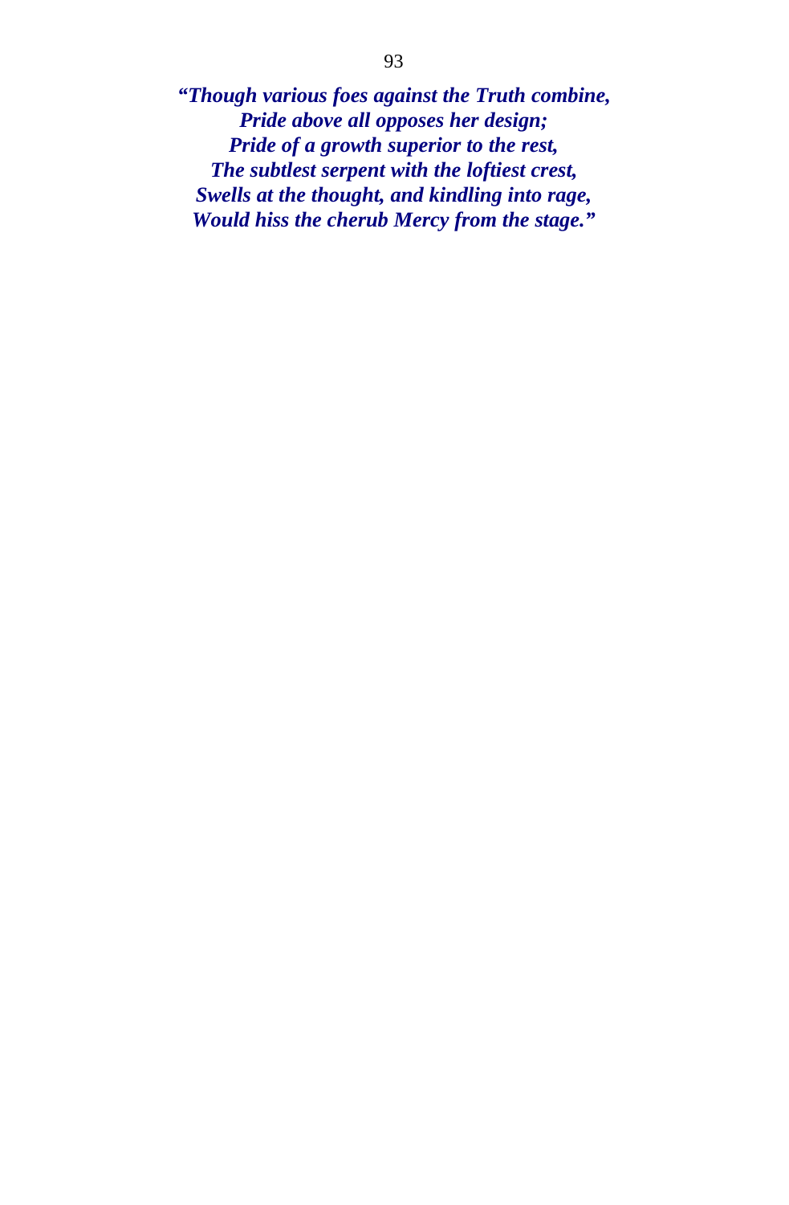***"Though various foes against the Truth combine,***
***Pride above all opposes her design;***
***Pride of a growth superior to the rest,***
***The subtlest serpent with the loftiest crest,***
***Swells at the thought, and kindling into rage,***
***Would hiss the cherub Mercy from the stage."***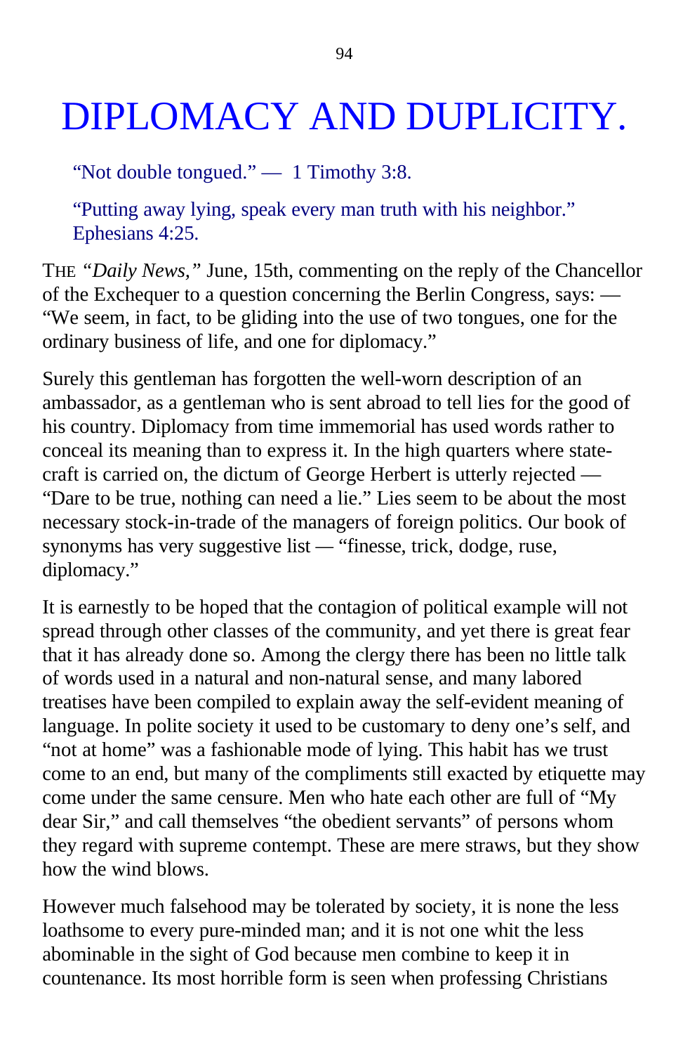# DIPLOMACY AND DUPLICITY.

"Not double tongued." — 1 Timothy 3:8.

"Putting away lying, speak every man truth with his neighbor." Ephesians 4:25.

THE *"Daily News,"* June, 15th, commenting on the reply of the Chancellor of the Exchequer to a question concerning the Berlin Congress, says: — "We seem, in fact, to be gliding into the use of two tongues, one for the ordinary business of life, and one for diplomacy."

Surely this gentleman has forgotten the well-worn description of an ambassador, as a gentleman who is sent abroad to tell lies for the good of his country. Diplomacy from time immemorial has used words rather to conceal its meaning than to express it. In the high quarters where state-craft is carried on, the dictum of George Herbert is utterly rejected — "Dare to be true, nothing can need a lie." Lies seem to be about the most necessary stock-in-trade of the managers of foreign politics. Our book of synonyms has very suggestive list — "finesse, trick, dodge, ruse, diplomacy."

It is earnestly to be hoped that the contagion of political example will not spread through other classes of the community, and yet there is great fear that it has already done so. Among the clergy there has been no little talk of words used in a natural and non-natural sense, and many labored treatises have been compiled to explain away the self-evident meaning of language. In polite society it used to be customary to deny one's self, and "not at home" was a fashionable mode of lying. This habit has we trust come to an end, but many of the compliments still exacted by etiquette may come under the same censure. Men who hate each other are full of "My dear Sir," and call themselves "the obedient servants" of persons whom they regard with supreme contempt. These are mere straws, but they show how the wind blows.

However much falsehood may be tolerated by society, it is none the less loathsome to every pure-minded man; and it is not one whit the less abominable in the sight of God because men combine to keep it in countenance. Its most horrible form is seen when professing Christians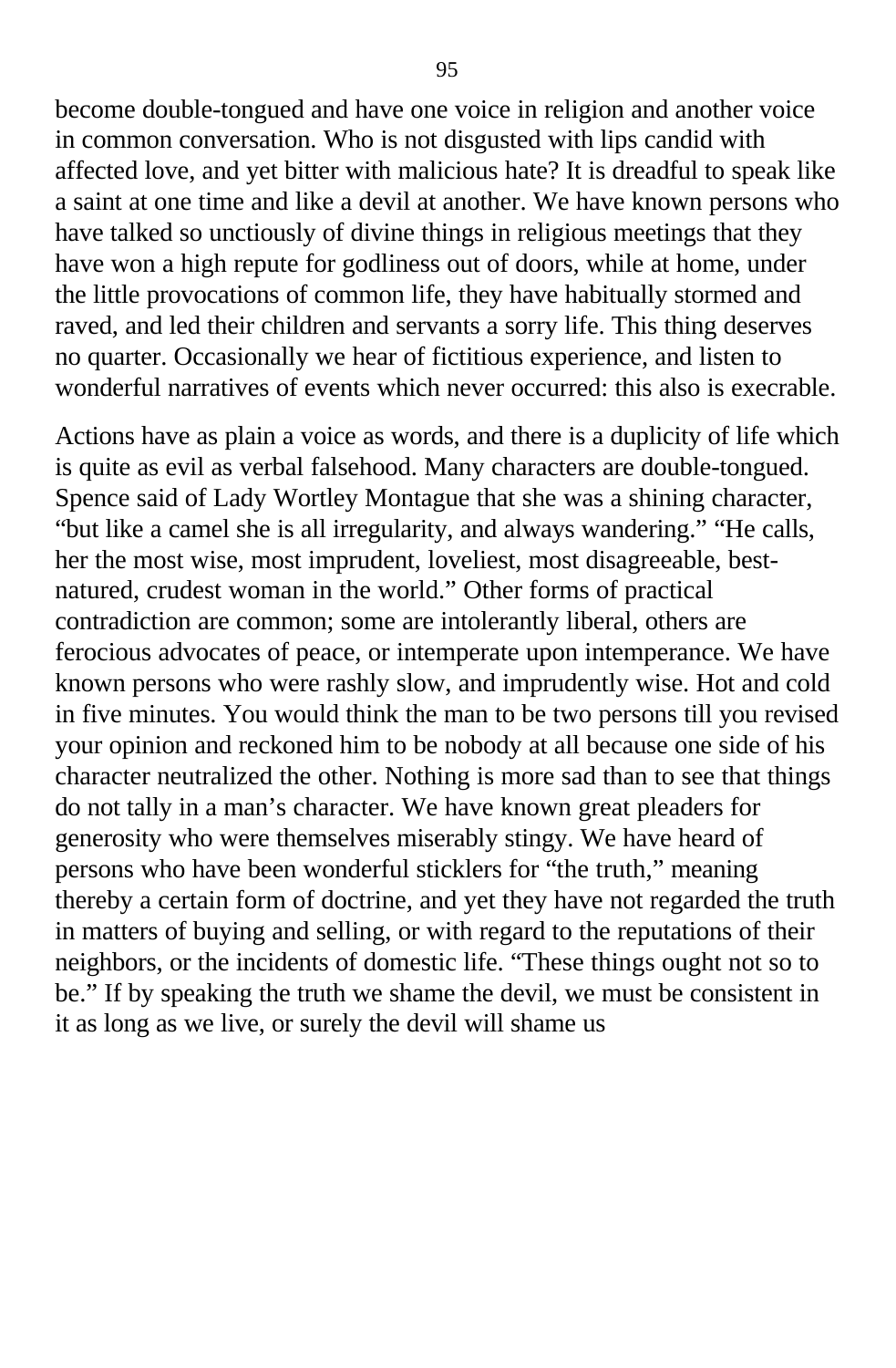become double-tongued and have one voice in religion and another voice in common conversation. Who is not disgusted with lips candid with affected love, and yet bitter with malicious hate? It is dreadful to speak like a saint at one time and like a devil at another. We have known persons who have talked so unctiously of divine things in religious meetings that they have won a high repute for godliness out of doors, while at home, under the little provocations of common life, they have habitually stormed and raved, and led their children and servants a sorry life. This thing deserves no quarter. Occasionally we hear of fictitious experience, and listen to wonderful narratives of events which never occurred: this also is execrable.

Actions have as plain a voice as words, and there is a duplicity of life which is quite as evil as verbal falsehood. Many characters are double-tongued. Spence said of Lady Wortley Montague that she was a shining character, "but like a camel she is all irregularity, and always wandering." "He calls, her the most wise, most imprudent, loveliest, most disagreeable, best-natured, crudest woman in the world." Other forms of practical contradiction are common; some are intolerantly liberal, others are ferocious advocates of peace, or intemperate upon intemperance. We have known persons who were rashly slow, and imprudently wise. Hot and cold in five minutes. You would think the man to be two persons till you revised your opinion and reckoned him to be nobody at all because one side of his character neutralized the other. Nothing is more sad than to see that things do not tally in a man's character. We have known great pleaders for generosity who were themselves miserably stingy. We have heard of persons who have been wonderful sticklers for "the truth," meaning thereby a certain form of doctrine, and yet they have not regarded the truth in matters of buying and selling, or with regard to the reputations of their neighbors, or the incidents of domestic life. "These things ought not so to be." If by speaking the truth we shame the devil, we must be consistent in it as long as we live, or surely the devil will shame us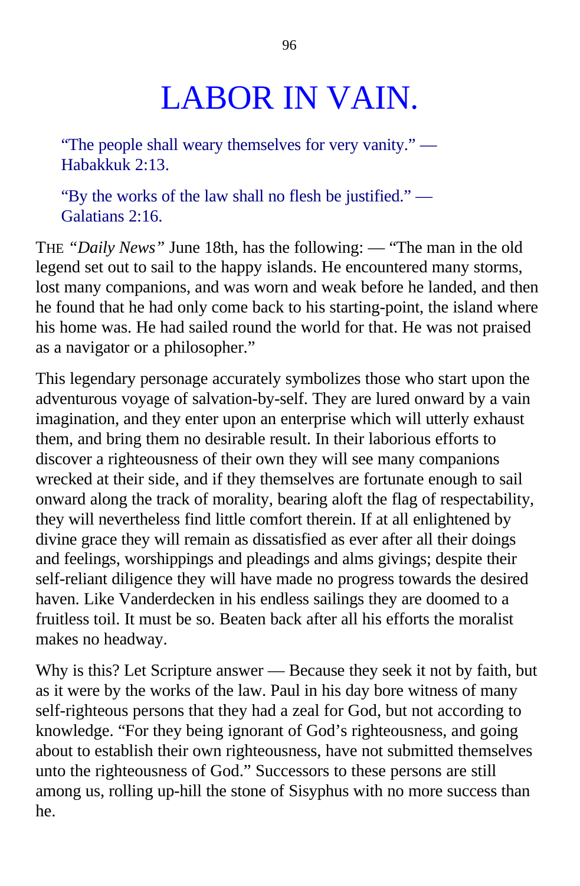# LABOR IN VAIN.

"The people shall weary themselves for very vanity." — Habakkuk 2:13.

"By the works of the law shall no flesh be justified." — Galatians 2:16.

THE *"Daily News"* June 18th, has the following: — "The man in the old legend set out to sail to the happy islands. He encountered many storms, lost many companions, and was worn and weak before he landed, and then he found that he had only come back to his starting-point, the island where his home was. He had sailed round the world for that. He was not praised as a navigator or a philosopher."

This legendary personage accurately symbolizes those who start upon the adventurous voyage of salvation-by-self. They are lured onward by a vain imagination, and they enter upon an enterprise which will utterly exhaust them, and bring them no desirable result. In their laborious efforts to discover a righteousness of their own they will see many companions wrecked at their side, and if they themselves are fortunate enough to sail onward along the track of morality, bearing aloft the flag of respectability, they will nevertheless find little comfort therein. If at all enlightened by divine grace they will remain as dissatisfied as ever after all their doings and feelings, worshippings and pleadings and alms givings; despite their self-reliant diligence they will have made no progress towards the desired haven. Like Vanderdecken in his endless sailings they are doomed to a fruitless toil. It must be so. Beaten back after all his efforts the moralist makes no headway.

Why is this? Let Scripture answer — Because they seek it not by faith, but as it were by the works of the law. Paul in his day bore witness of many self-righteous persons that they had a zeal for God, but not according to knowledge. "For they being ignorant of God's righteousness, and going about to establish their own righteousness, have not submitted themselves unto the righteousness of God." Successors to these persons are still among us, rolling up-hill the stone of Sisyphus with no more success than he.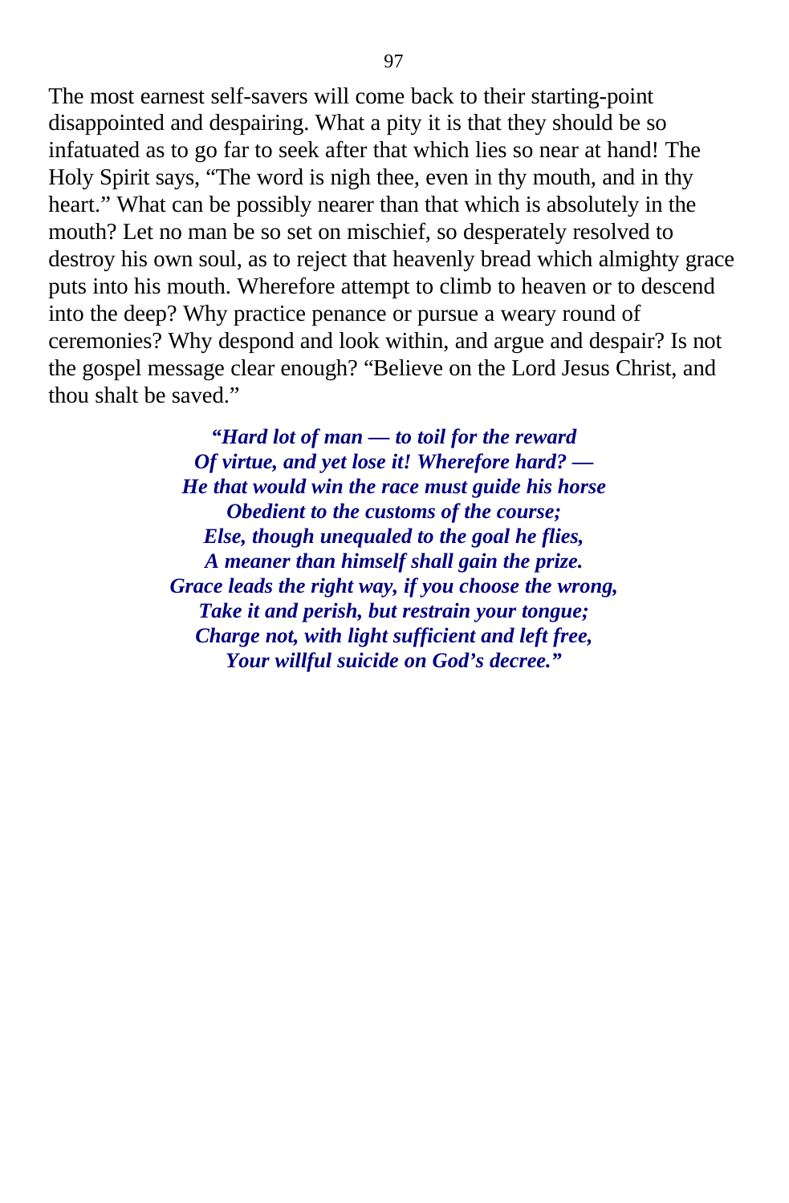The most earnest self-savers will come back to their starting-point disappointed and despairing. What a pity it is that they should be so infatuated as to go far to seek after that which lies so near at hand! The Holy Spirit says, "The word is nigh thee, even in thy mouth, and in thy heart." What can be possibly nearer than that which is absolutely in the mouth? Let no man be so set on mischief, so desperately resolved to destroy his own soul, as to reject that heavenly bread which almighty grace puts into his mouth. Wherefore attempt to climb to heaven or to descend into the deep? Why practice penance or pursue a weary round of ceremonies? Why despond and look within, and argue and despair? Is not the gospel message clear enough? "Believe on the Lord Jesus Christ, and thou shalt be saved."

***"Hard lot of man — to toil for the reward***
***Of virtue, and yet lose it! Wherefore hard? —***
***He that would win the race must guide his horse***
***Obedient to the customs of the course;***
***Else, though unequaled to the goal he flies,***
***A meaner than himself shall gain the prize.***
***Grace leads the right way, if you choose the wrong,***
***Take it and perish, but restrain your tongue;***
***Charge not, with light sufficient and left free,***
***Your willful suicide on God's decree."***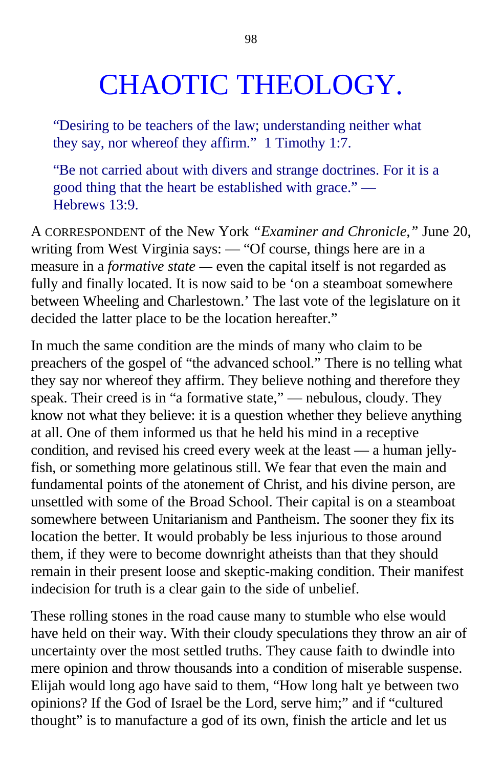# CHAOTIC THEOLOGY.

> "Desiring to be teachers of the law; understanding neither what they say, nor whereof they affirm." 1 Timothy 1:7.

> "Be not carried about with divers and strange doctrines. For it is a good thing that the heart be established with grace." — Hebrews 13:9.

A CORRESPONDENT of the New York *"Examiner and Chronicle,"* June 20, writing from West Virginia says: — "Of course, things here are in a measure in a *formative state* — even the capital itself is not regarded as fully and finally located. It is now said to be 'on a steamboat somewhere between Wheeling and Charlestown.' The last vote of the legislature on it decided the latter place to be the location hereafter."

In much the same condition are the minds of many who claim to be preachers of the gospel of "the advanced school." There is no telling what they say nor whereof they affirm. They believe nothing and therefore they speak. Their creed is in "a formative state," — nebulous, cloudy. They know not what they believe: it is a question whether they believe anything at all. One of them informed us that he held his mind in a receptive condition, and revised his creed every week at the least — a human jelly-fish, or something more gelatinous still. We fear that even the main and fundamental points of the atonement of Christ, and his divine person, are unsettled with some of the Broad School. Their capital is on a steamboat somewhere between Unitarianism and Pantheism. The sooner they fix its location the better. It would probably be less injurious to those around them, if they were to become downright atheists than that they should remain in their present loose and skeptic-making condition. Their manifest indecision for truth is a clear gain to the side of unbelief.

These rolling stones in the road cause many to stumble who else would have held on their way. With their cloudy speculations they throw an air of uncertainty over the most settled truths. They cause faith to dwindle into mere opinion and throw thousands into a condition of miserable suspense. Elijah would long ago have said to them, "How long halt ye between two opinions? If the God of Israel be the Lord, serve him;" and if "cultured thought" is to manufacture a god of its own, finish the article and let us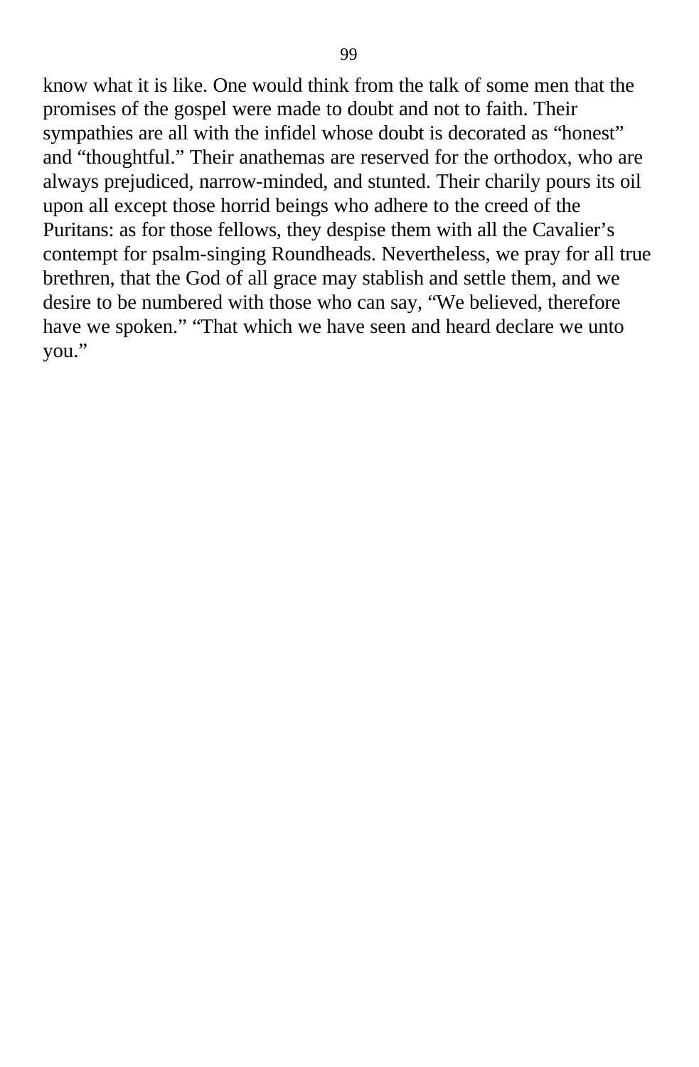know what it is like. One would think from the talk of some men that the promises of the gospel were made to doubt and not to faith. Their sympathies are all with the infidel whose doubt is decorated as "honest" and "thoughtful." Their anathemas are reserved for the orthodox, who are always prejudiced, narrow-minded, and stunted. Their charily pours its oil upon all except those horrid beings who adhere to the creed of the Puritans: as for those fellows, they despise them with all the Cavalier's contempt for psalm-singing Roundheads. Nevertheless, we pray for all true brethren, that the God of all grace may stablish and settle them, and we desire to be numbered with those who can say, "We believed, therefore have we spoken." "That which we have seen and heard declare we unto you."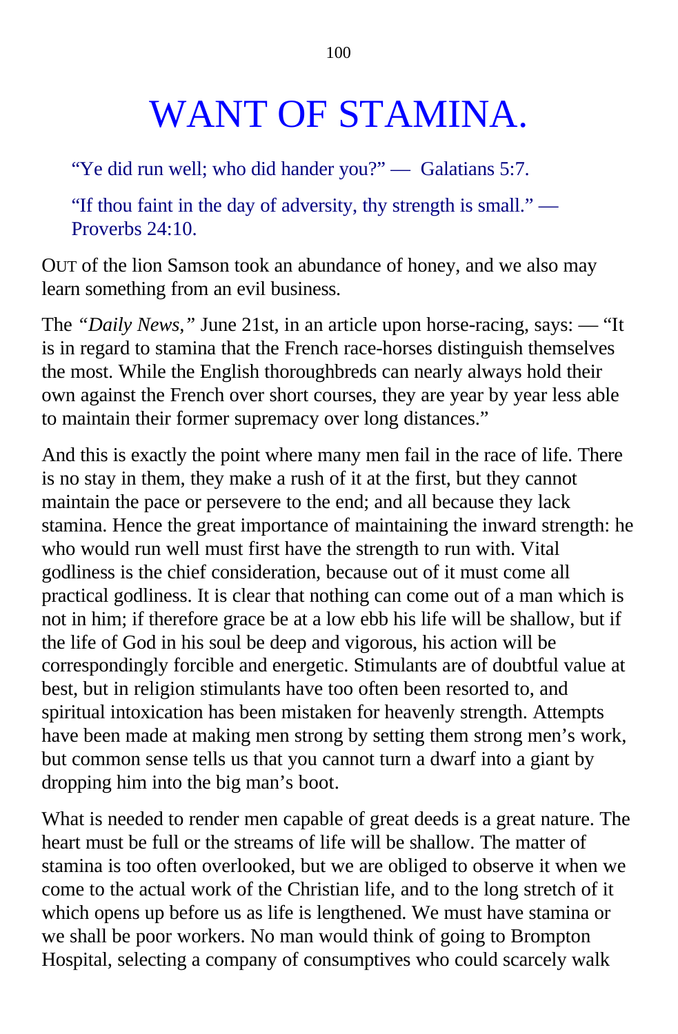# WANT OF STAMINA.

"Ye did run well; who did hander you?" — Galatians 5:7.

"If thou faint in the day of adversity, thy strength is small." — Proverbs 24:10.

OUT of the lion Samson took an abundance of honey, and we also may learn something from an evil business.

The *"Daily News,"* June 21st, in an article upon horse-racing, says: — "It is in regard to stamina that the French race-horses distinguish themselves the most. While the English thoroughbreds can nearly always hold their own against the French over short courses, they are year by year less able to maintain their former supremacy over long distances."

And this is exactly the point where many men fail in the race of life. There is no stay in them, they make a rush of it at the first, but they cannot maintain the pace or persevere to the end; and all because they lack stamina. Hence the great importance of maintaining the inward strength: he who would run well must first have the strength to run with. Vital godliness is the chief consideration, because out of it must come all practical godliness. It is clear that nothing can come out of a man which is not in him; if therefore grace be at a low ebb his life will be shallow, but if the life of God in his soul be deep and vigorous, his action will be correspondingly forcible and energetic. Stimulants are of doubtful value at best, but in religion stimulants have too often been resorted to, and spiritual intoxication has been mistaken for heavenly strength. Attempts have been made at making men strong by setting them strong men's work, but common sense tells us that you cannot turn a dwarf into a giant by dropping him into the big man's boot.

What is needed to render men capable of great deeds is a great nature. The heart must be full or the streams of life will be shallow. The matter of stamina is too often overlooked, but we are obliged to observe it when we come to the actual work of the Christian life, and to the long stretch of it which opens up before us as life is lengthened. We must have stamina or we shall be poor workers. No man would think of going to Brompton Hospital, selecting a company of consumptives who could scarcely walk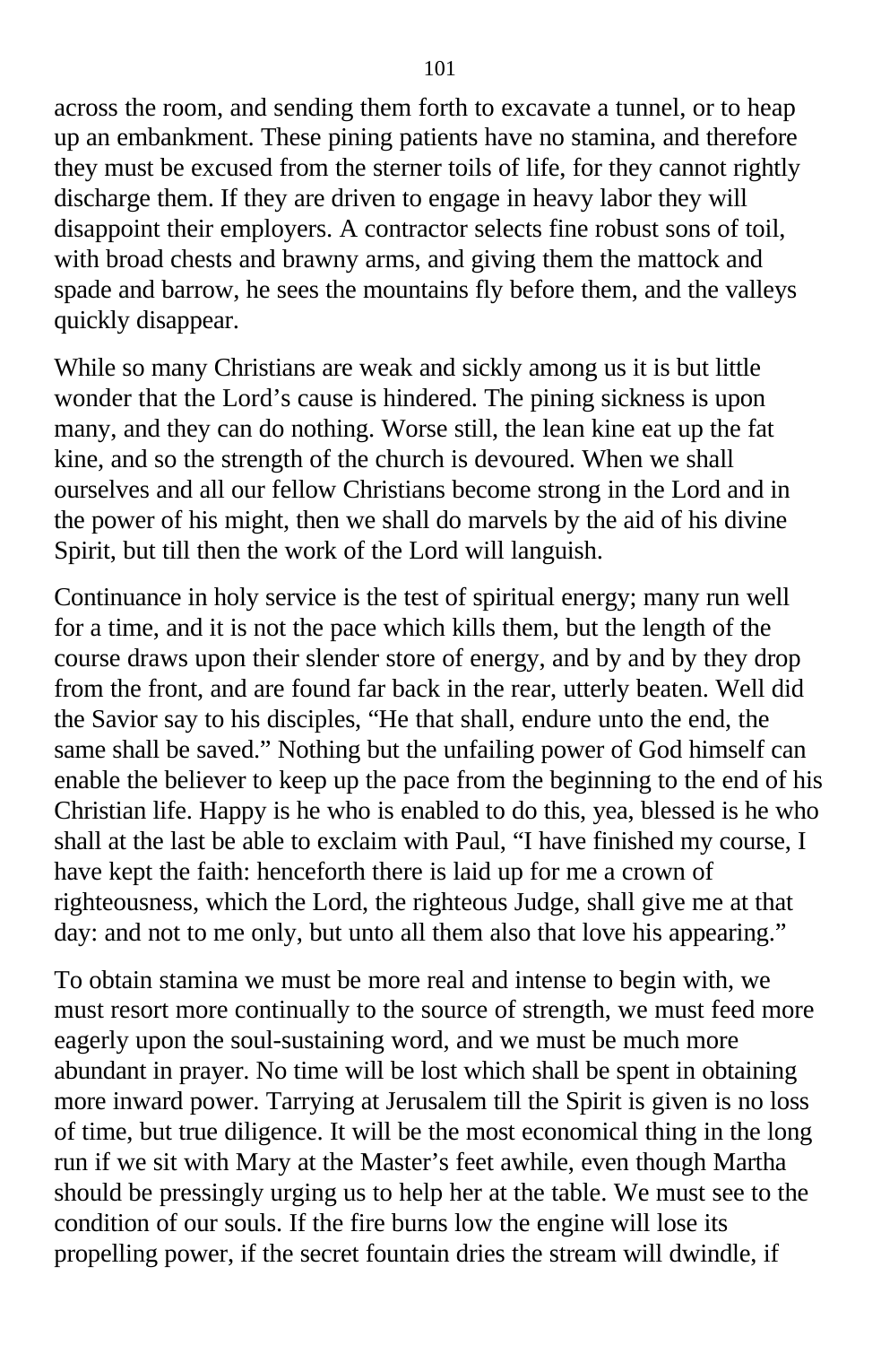across the room, and sending them forth to excavate a tunnel, or to heap up an embankment. These pining patients have no stamina, and therefore they must be excused from the sterner toils of life, for they cannot rightly discharge them. If they are driven to engage in heavy labor they will disappoint their employers. A contractor selects fine robust sons of toil, with broad chests and brawny arms, and giving them the mattock and spade and barrow, he sees the mountains fly before them, and the valleys quickly disappear.

While so many Christians are weak and sickly among us it is but little wonder that the Lord's cause is hindered. The pining sickness is upon many, and they can do nothing. Worse still, the lean kine eat up the fat kine, and so the strength of the church is devoured. When we shall ourselves and all our fellow Christians become strong in the Lord and in the power of his might, then we shall do marvels by the aid of his divine Spirit, but till then the work of the Lord will languish.

Continuance in holy service is the test of spiritual energy; many run well for a time, and it is not the pace which kills them, but the length of the course draws upon their slender store of energy, and by and by they drop from the front, and are found far back in the rear, utterly beaten. Well did the Savior say to his disciples, "He that shall, endure unto the end, the same shall be saved." Nothing but the unfailing power of God himself can enable the believer to keep up the pace from the beginning to the end of his Christian life. Happy is he who is enabled to do this, yea, blessed is he who shall at the last be able to exclaim with Paul, "I have finished my course, I have kept the faith: henceforth there is laid up for me a crown of righteousness, which the Lord, the righteous Judge, shall give me at that day: and not to me only, but unto all them also that love his appearing."

To obtain stamina we must be more real and intense to begin with, we must resort more continually to the source of strength, we must feed more eagerly upon the soul-sustaining word, and we must be much more abundant in prayer. No time will be lost which shall be spent in obtaining more inward power. Tarrying at Jerusalem till the Spirit is given is no loss of time, but true diligence. It will be the most economical thing in the long run if we sit with Mary at the Master's feet awhile, even though Martha should be pressingly urging us to help her at the table. We must see to the condition of our souls. If the fire burns low the engine will lose its propelling power, if the secret fountain dries the stream will dwindle, if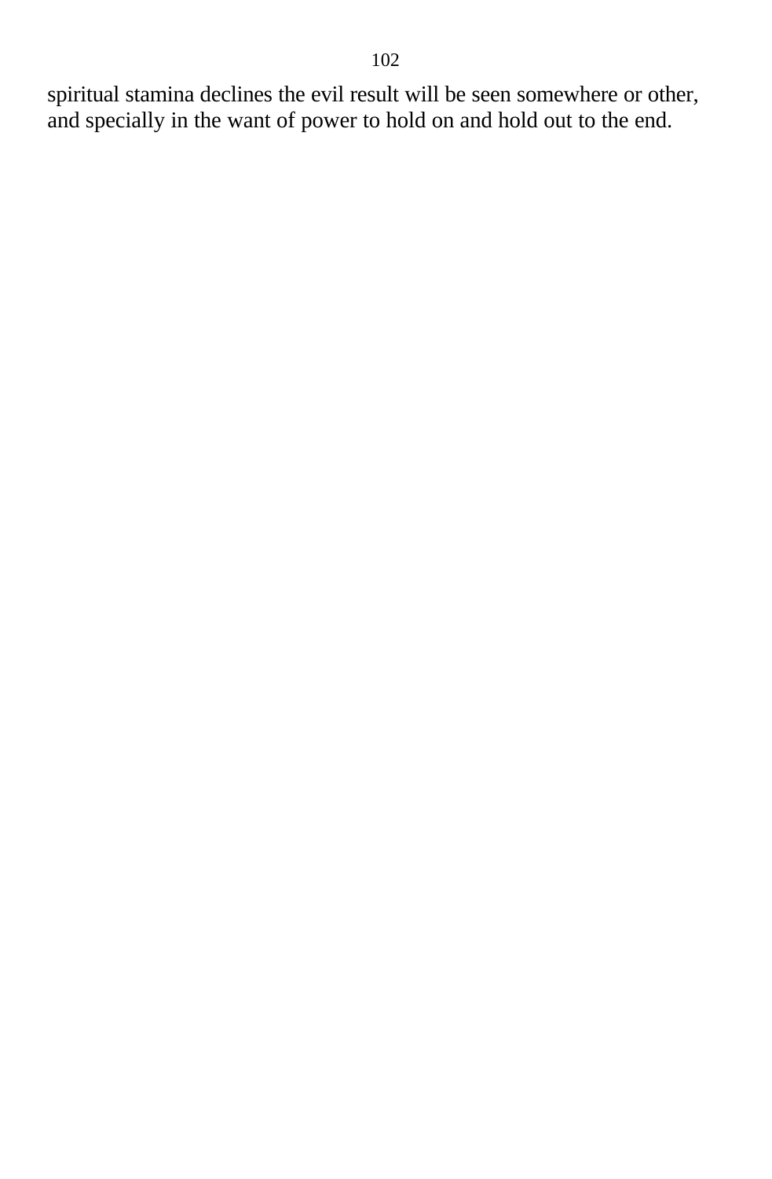spiritual stamina declines the evil result will be seen somewhere or other, and specially in the want of power to hold on and hold out to the end.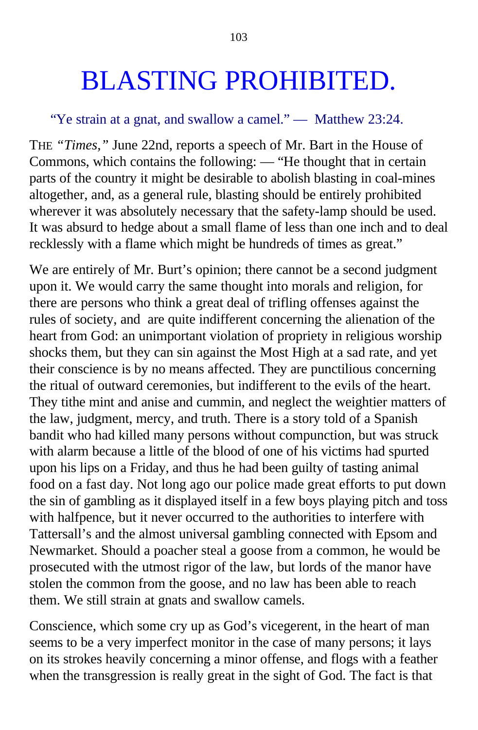# BLASTING PROHIBITED.

"Ye strain at a gnat, and swallow a camel." — Matthew 23:24.

THE *"Times,"* June 22nd, reports a speech of Mr. Bart in the House of Commons, which contains the following: — "He thought that in certain parts of the country it might be desirable to abolish blasting in coal-mines altogether, and, as a general rule, blasting should be entirely prohibited wherever it was absolutely necessary that the safety-lamp should be used. It was absurd to hedge about a small flame of less than one inch and to deal recklessly with a flame which might be hundreds of times as great."

We are entirely of Mr. Burt's opinion; there cannot be a second judgment upon it. We would carry the same thought into morals and religion, for there are persons who think a great deal of trifling offenses against the rules of society, and are quite indifferent concerning the alienation of the heart from God: an unimportant violation of propriety in religious worship shocks them, but they can sin against the Most High at a sad rate, and yet their conscience is by no means affected. They are punctilious concerning the ritual of outward ceremonies, but indifferent to the evils of the heart. They tithe mint and anise and cummin, and neglect the weightier matters of the law, judgment, mercy, and truth. There is a story told of a Spanish bandit who had killed many persons without compunction, but was struck with alarm because a little of the blood of one of his victims had spurted upon his lips on a Friday, and thus he had been guilty of tasting animal food on a fast day. Not long ago our police made great efforts to put down the sin of gambling as it displayed itself in a few boys playing pitch and toss with halfpence, but it never occurred to the authorities to interfere with Tattersall's and the almost universal gambling connected with Epsom and Newmarket. Should a poacher steal a goose from a common, he would be prosecuted with the utmost rigor of the law, but lords of the manor have stolen the common from the goose, and no law has been able to reach them. We still strain at gnats and swallow camels.

Conscience, which some cry up as God's vicegerent, in the heart of man seems to be a very imperfect monitor in the case of many persons; it lays on its strokes heavily concerning a minor offense, and flogs with a feather when the transgression is really great in the sight of God. The fact is that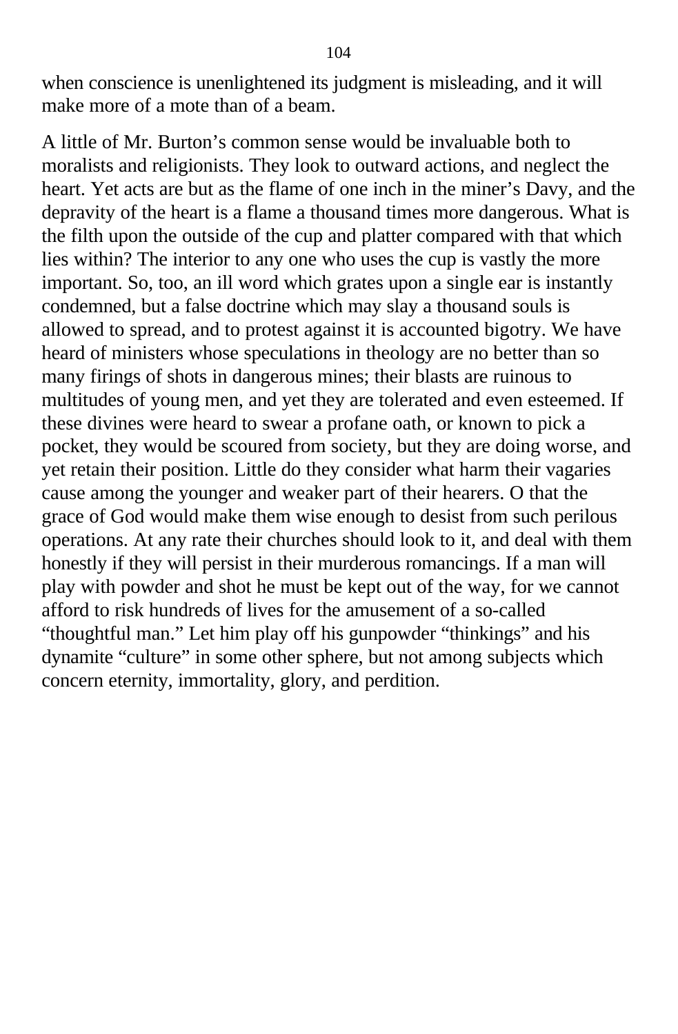when conscience is unenlightened its judgment is misleading, and it will make more of a mote than of a beam.

A little of Mr. Burton's common sense would be invaluable both to moralists and religionists. They look to outward actions, and neglect the heart. Yet acts are but as the flame of one inch in the miner's Davy, and the depravity of the heart is a flame a thousand times more dangerous. What is the filth upon the outside of the cup and platter compared with that which lies within? The interior to any one who uses the cup is vastly the more important. So, too, an ill word which grates upon a single ear is instantly condemned, but a false doctrine which may slay a thousand souls is allowed to spread, and to protest against it is accounted bigotry. We have heard of ministers whose speculations in theology are no better than so many firings of shots in dangerous mines; their blasts are ruinous to multitudes of young men, and yet they are tolerated and even esteemed. If these divines were heard to swear a profane oath, or known to pick a pocket, they would be scoured from society, but they are doing worse, and yet retain their position. Little do they consider what harm their vagaries cause among the younger and weaker part of their hearers. O that the grace of God would make them wise enough to desist from such perilous operations. At any rate their churches should look to it, and deal with them honestly if they will persist in their murderous romancings. If a man will play with powder and shot he must be kept out of the way, for we cannot afford to risk hundreds of lives for the amusement of a so-called "thoughtful man." Let him play off his gunpowder "thinkings" and his dynamite "culture" in some other sphere, but not among subjects which concern eternity, immortality, glory, and perdition.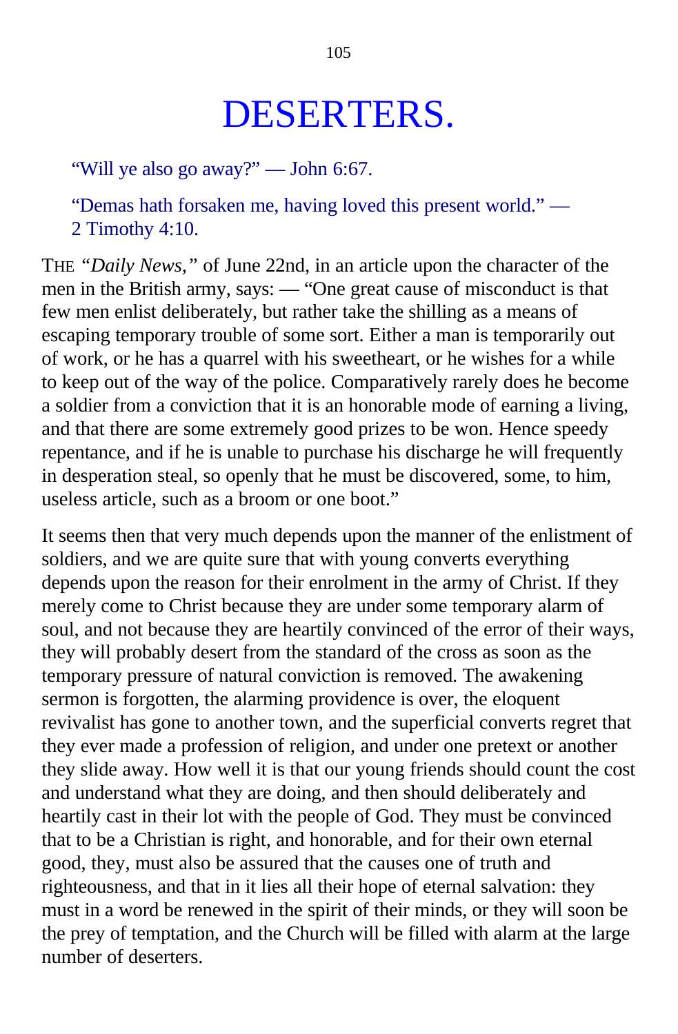# DESERTERS.

"Will ye also go away?" — John 6:67.

"Demas hath forsaken me, having loved this present world." — 2 Timothy 4:10.

THE *"Daily News,"* of June 22nd, in an article upon the character of the men in the British army, says: — "One great cause of misconduct is that few men enlist deliberately, but rather take the shilling as a means of escaping temporary trouble of some sort. Either a man is temporarily out of work, or he has a quarrel with his sweetheart, or he wishes for a while to keep out of the way of the police. Comparatively rarely does he become a soldier from a conviction that it is an honorable mode of earning a living, and that there are some extremely good prizes to be won. Hence speedy repentance, and if he is unable to purchase his discharge he will frequently in desperation steal, so openly that he must be discovered, some, to him, useless article, such as a broom or one boot."

It seems then that very much depends upon the manner of the enlistment of soldiers, and we are quite sure that with young converts everything depends upon the reason for their enrolment in the army of Christ. If they merely come to Christ because they are under some temporary alarm of soul, and not because they are heartily convinced of the error of their ways, they will probably desert from the standard of the cross as soon as the temporary pressure of natural conviction is removed. The awakening sermon is forgotten, the alarming providence is over, the eloquent revivalist has gone to another town, and the superficial converts regret that they ever made a profession of religion, and under one pretext or another they slide away. How well it is that our young friends should count the cost and understand what they are doing, and then should deliberately and heartily cast in their lot with the people of God. They must be convinced that to be a Christian is right, and honorable, and for their own eternal good, they, must also be assured that the causes one of truth and righteousness, and that in it lies all their hope of eternal salvation: they must in a word be renewed in the spirit of their minds, or they will soon be the prey of temptation, and the Church will be filled with alarm at the large number of deserters.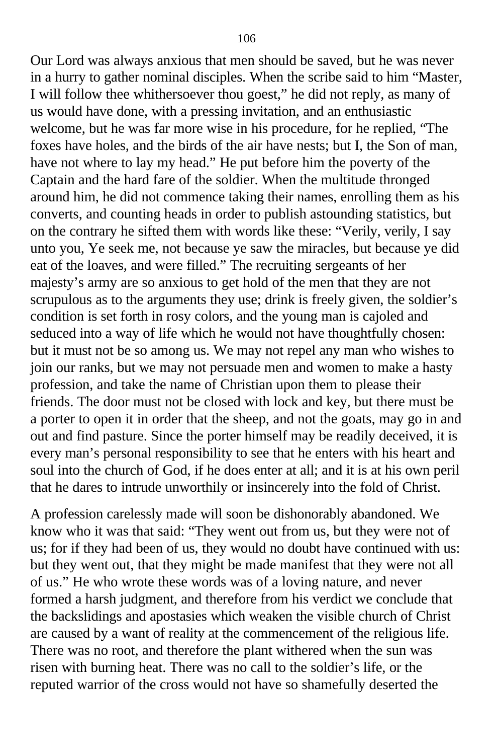Our Lord was always anxious that men should be saved, but he was never in a hurry to gather nominal disciples. When the scribe said to him "Master, I will follow thee whithersoever thou goest," he did not reply, as many of us would have done, with a pressing invitation, and an enthusiastic welcome, but he was far more wise in his procedure, for he replied, "The foxes have holes, and the birds of the air have nests; but I, the Son of man, have not where to lay my head." He put before him the poverty of the Captain and the hard fare of the soldier. When the multitude thronged around him, he did not commence taking their names, enrolling them as his converts, and counting heads in order to publish astounding statistics, but on the contrary he sifted them with words like these: "Verily, verily, I say unto you, Ye seek me, not because ye saw the miracles, but because ye did eat of the loaves, and were filled." The recruiting sergeants of her majesty's army are so anxious to get hold of the men that they are not scrupulous as to the arguments they use; drink is freely given, the soldier's condition is set forth in rosy colors, and the young man is cajoled and seduced into a way of life which he would not have thoughtfully chosen: but it must not be so among us. We may not repel any man who wishes to join our ranks, but we may not persuade men and women to make a hasty profession, and take the name of Christian upon them to please their friends. The door must not be closed with lock and key, but there must be a porter to open it in order that the sheep, and not the goats, may go in and out and find pasture. Since the porter himself may be readily deceived, it is every man's personal responsibility to see that he enters with his heart and soul into the church of God, if he does enter at all; and it is at his own peril that he dares to intrude unworthily or insincerely into the fold of Christ.

A profession carelessly made will soon be dishonorably abandoned. We know who it was that said: "They went out from us, but they were not of us; for if they had been of us, they would no doubt have continued with us: but they went out, that they might be made manifest that they were not all of us." He who wrote these words was of a loving nature, and never formed a harsh judgment, and therefore from his verdict we conclude that the backslidings and apostasies which weaken the visible church of Christ are caused by a want of reality at the commencement of the religious life. There was no root, and therefore the plant withered when the sun was risen with burning heat. There was no call to the soldier's life, or the reputed warrior of the cross would not have so shamefully deserted the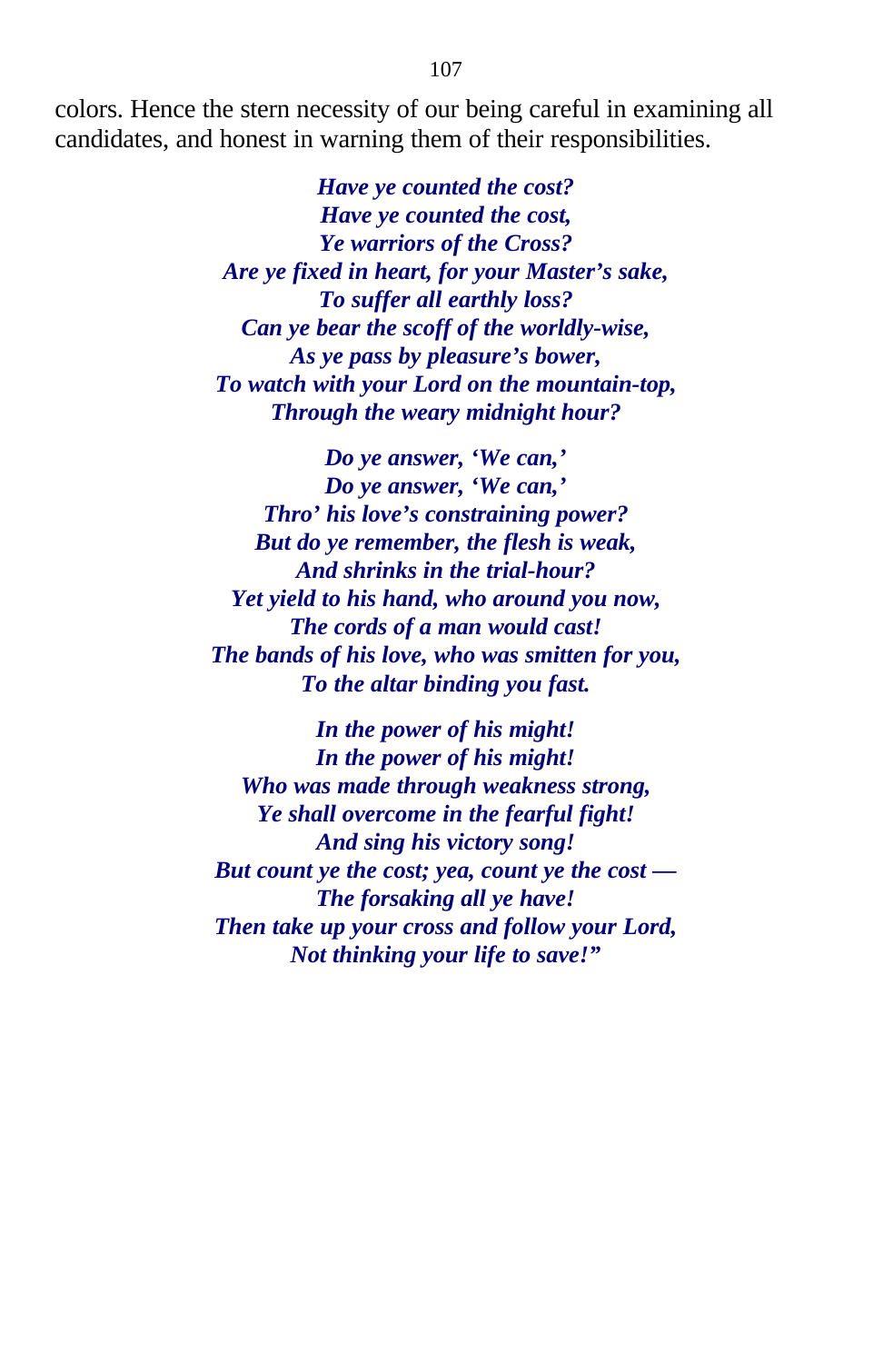colors. Hence the stern necessity of our being careful in examining all candidates, and honest in warning them of their responsibilities.

*Have ye counted the cost?*
*Have ye counted the cost,*
*Ye warriors of the Cross?*
*Are ye fixed in heart, for your Master's sake,*
*To suffer all earthly loss?*
*Can ye bear the scoff of the worldly-wise,*
*As ye pass by pleasure's bower,*
*To watch with your Lord on the mountain-top,*
*Through the weary midnight hour?*

*Do ye answer, 'We can,'*
*Do ye answer, 'We can,'*
*Thro' his love's constraining power?*
*But do ye remember, the flesh is weak,*
*And shrinks in the trial-hour?*
*Yet yield to his hand, who around you now,*
*The cords of a man would cast!*
*The bands of his love, who was smitten for you,*
*To the altar binding you fast.*

*In the power of his might!*
*In the power of his might!*
*Who was made through weakness strong,*
*Ye shall overcome in the fearful fight!*
*And sing his victory song!*
*But count ye the cost; yea, count ye the cost —*
*The forsaking all ye have!*
*Then take up your cross and follow your Lord,*
*Not thinking your life to save!"*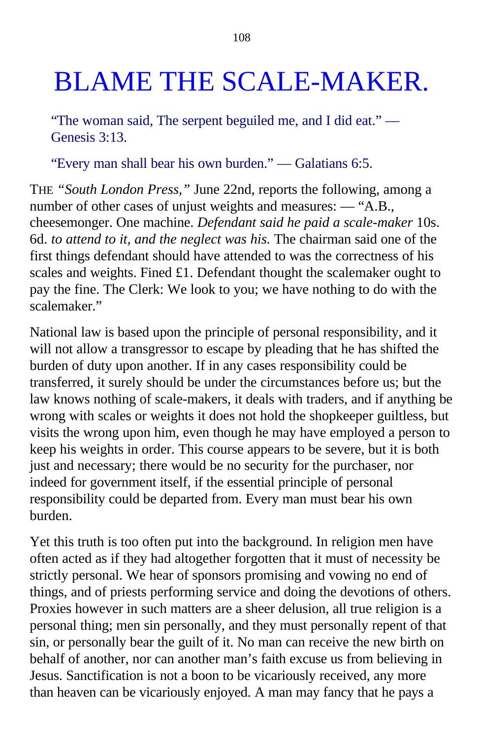# BLAME THE SCALE-MAKER.

> "The woman said, The serpent beguiled me, and I did eat." — Genesis 3:13.

> "Every man shall bear his own burden." — Galatians 6:5.

THE *"South London Press,"* June 22nd, reports the following, among a number of other cases of unjust weights and measures: — "A.B., cheesemonger. One machine. *Defendant said he paid a scale-maker* 10s. 6d. *to attend to it, and the neglect was his.* The chairman said one of the first things defendant should have attended to was the correctness of his scales and weights. Fined £1. Defendant thought the scalemaker ought to pay the fine. The Clerk: We look to you; we have nothing to do with the scalemaker."

National law is based upon the principle of personal responsibility, and it will not allow a transgressor to escape by pleading that he has shifted the burden of duty upon another. If in any cases responsibility could be transferred, it surely should be under the circumstances before us; but the law knows nothing of scale-makers, it deals with traders, and if anything be wrong with scales or weights it does not hold the shopkeeper guiltless, but visits the wrong upon him, even though he may have employed a person to keep his weights in order. This course appears to be severe, but it is both just and necessary; there would be no security for the purchaser, nor indeed for government itself, if the essential principle of personal responsibility could be departed from. Every man must bear his own burden.

Yet this truth is too often put into the background. In religion men have often acted as if they had altogether forgotten that it must of necessity be strictly personal. We hear of sponsors promising and vowing no end of things, and of priests performing service and doing the devotions of others. Proxies however in such matters are a sheer delusion, all true religion is a personal thing; men sin personally, and they must personally repent of that sin, or personally bear the guilt of it. No man can receive the new birth on behalf of another, nor can another man's faith excuse us from believing in Jesus. Sanctification is not a boon to be vicariously received, any more than heaven can be vicariously enjoyed. A man may fancy that he pays a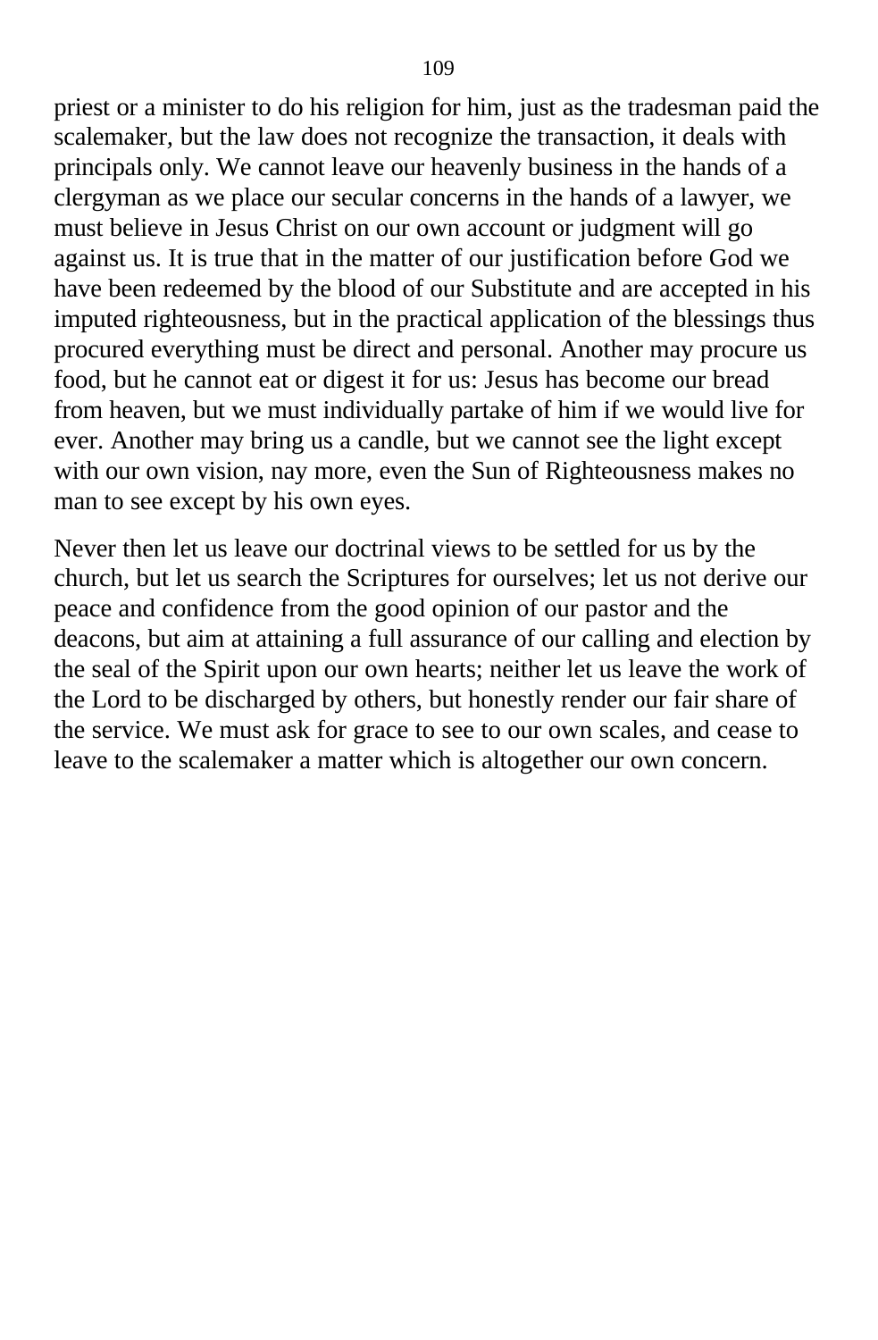priest or a minister to do his religion for him, just as the tradesman paid the scalemaker, but the law does not recognize the transaction, it deals with principals only. We cannot leave our heavenly business in the hands of a clergyman as we place our secular concerns in the hands of a lawyer, we must believe in Jesus Christ on our own account or judgment will go against us. It is true that in the matter of our justification before God we have been redeemed by the blood of our Substitute and are accepted in his imputed righteousness, but in the practical application of the blessings thus procured everything must be direct and personal. Another may procure us food, but he cannot eat or digest it for us: Jesus has become our bread from heaven, but we must individually partake of him if we would live for ever. Another may bring us a candle, but we cannot see the light except with our own vision, nay more, even the Sun of Righteousness makes no man to see except by his own eyes.

Never then let us leave our doctrinal views to be settled for us by the church, but let us search the Scriptures for ourselves; let us not derive our peace and confidence from the good opinion of our pastor and the deacons, but aim at attaining a full assurance of our calling and election by the seal of the Spirit upon our own hearts; neither let us leave the work of the Lord to be discharged by others, but honestly render our fair share of the service. We must ask for grace to see to our own scales, and cease to leave to the scalemaker a matter which is altogether our own concern.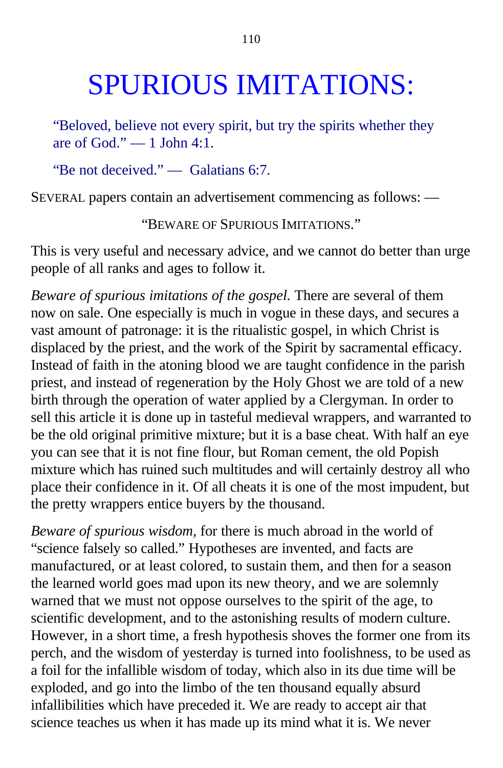# SPURIOUS IMITATIONS:

> "Beloved, believe not every spirit, but try the spirits whether they are of God." — 1 John 4:1.
>
> "Be not deceived." — Galatians 6:7.

SEVERAL papers contain an advertisement commencing as follows: —

"BEWARE OF SPURIOUS IMITATIONS."

This is very useful and necessary advice, and we cannot do better than urge people of all ranks and ages to follow it.

*Beware of spurious imitations of the gospel.* There are several of them now on sale. One especially is much in vogue in these days, and secures a vast amount of patronage: it is the ritualistic gospel, in which Christ is displaced by the priest, and the work of the Spirit by sacramental efficacy. Instead of faith in the atoning blood we are taught confidence in the parish priest, and instead of regeneration by the Holy Ghost we are told of a new birth through the operation of water applied by a Clergyman. In order to sell this article it is done up in tasteful medieval wrappers, and warranted to be the old original primitive mixture; but it is a base cheat. With half an eye you can see that it is not fine flour, but Roman cement, the old Popish mixture which has ruined such multitudes and will certainly destroy all who place their confidence in it. Of all cheats it is one of the most impudent, but the pretty wrappers entice buyers by the thousand.

*Beware of spurious wisdom,* for there is much abroad in the world of "science falsely so called." Hypotheses are invented, and facts are manufactured, or at least colored, to sustain them, and then for a season the learned world goes mad upon its new theory, and we are solemnly warned that we must not oppose ourselves to the spirit of the age, to scientific development, and to the astonishing results of modern culture. However, in a short time, a fresh hypothesis shoves the former one from its perch, and the wisdom of yesterday is turned into foolishness, to be used as a foil for the infallible wisdom of today, which also in its due time will be exploded, and go into the limbo of the ten thousand equally absurd infallibilities which have preceded it. We are ready to accept air that science teaches us when it has made up its mind what it is. We never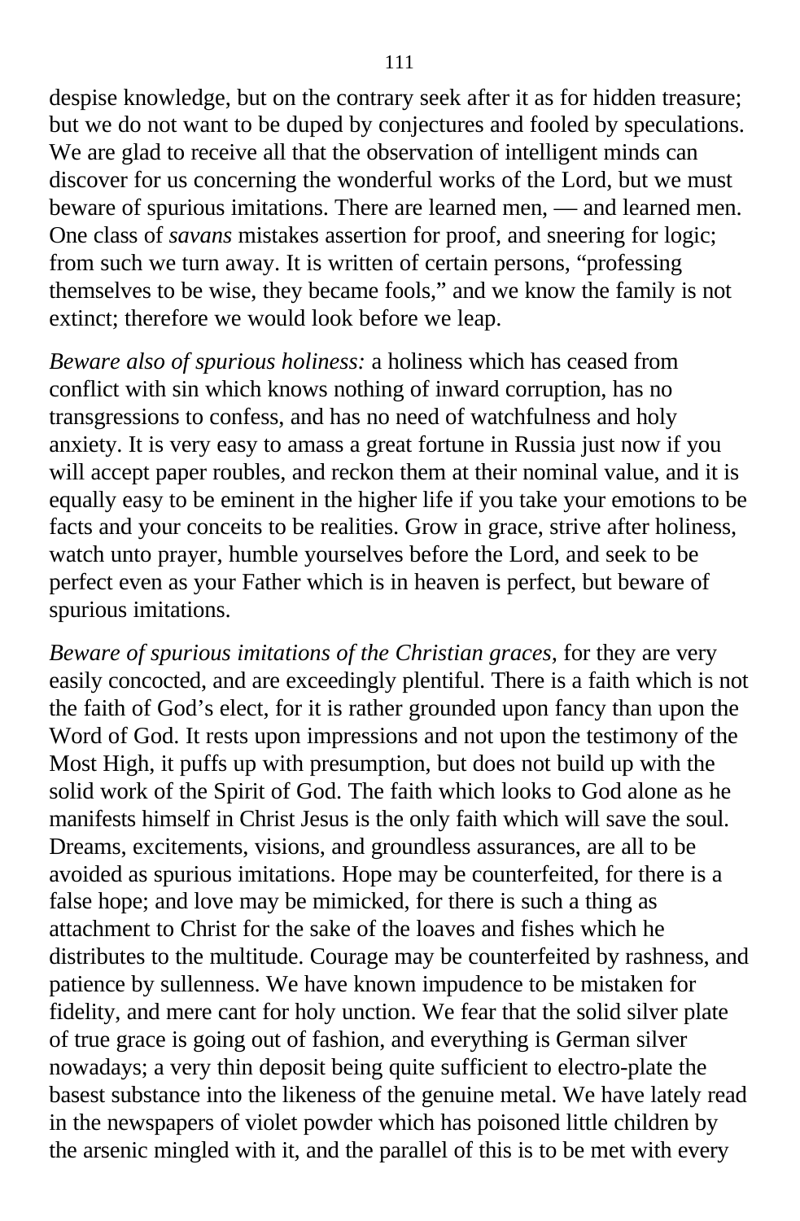despise knowledge, but on the contrary seek after it as for hidden treasure; but we do not want to be duped by conjectures and fooled by speculations. We are glad to receive all that the observation of intelligent minds can discover for us concerning the wonderful works of the Lord, but we must beware of spurious imitations. There are learned men, — and learned men. One class of *savans* mistakes assertion for proof, and sneering for logic; from such we turn away. It is written of certain persons, "professing themselves to be wise, they became fools," and we know the family is not extinct; therefore we would look before we leap.

*Beware also of spurious holiness:* a holiness which has ceased from conflict with sin which knows nothing of inward corruption, has no transgressions to confess, and has no need of watchfulness and holy anxiety. It is very easy to amass a great fortune in Russia just now if you will accept paper roubles, and reckon them at their nominal value, and it is equally easy to be eminent in the higher life if you take your emotions to be facts and your conceits to be realities. Grow in grace, strive after holiness, watch unto prayer, humble yourselves before the Lord, and seek to be perfect even as your Father which is in heaven is perfect, but beware of spurious imitations.

*Beware of spurious imitations of the Christian graces,* for they are very easily concocted, and are exceedingly plentiful. There is a faith which is not the faith of God's elect, for it is rather grounded upon fancy than upon the Word of God. It rests upon impressions and not upon the testimony of the Most High, it puffs up with presumption, but does not build up with the solid work of the Spirit of God. The faith which looks to God alone as he manifests himself in Christ Jesus is the only faith which will save the soul. Dreams, excitements, visions, and groundless assurances, are all to be avoided as spurious imitations. Hope may be counterfeited, for there is a false hope; and love may be mimicked, for there is such a thing as attachment to Christ for the sake of the loaves and fishes which he distributes to the multitude. Courage may be counterfeited by rashness, and patience by sullenness. We have known impudence to be mistaken for fidelity, and mere cant for holy unction. We fear that the solid silver plate of true grace is going out of fashion, and everything is German silver nowadays; a very thin deposit being quite sufficient to electro-plate the basest substance into the likeness of the genuine metal. We have lately read in the newspapers of violet powder which has poisoned little children by the arsenic mingled with it, and the parallel of this is to be met with every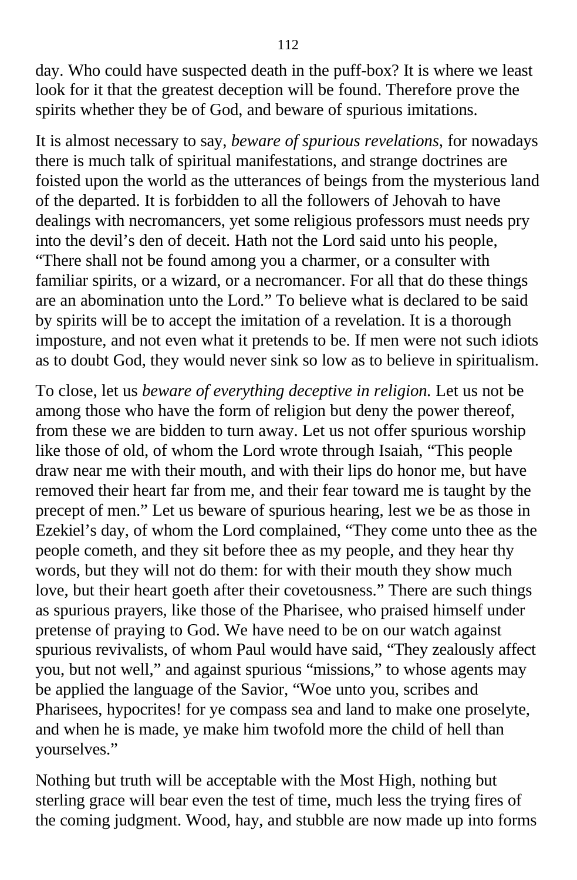day. Who could have suspected death in the puff-box? It is where we least look for it that the greatest deception will be found. Therefore prove the spirits whether they be of God, and beware of spurious imitations.

It is almost necessary to say, *beware of spurious revelations,* for nowadays there is much talk of spiritual manifestations, and strange doctrines are foisted upon the world as the utterances of beings from the mysterious land of the departed. It is forbidden to all the followers of Jehovah to have dealings with necromancers, yet some religious professors must needs pry into the devil's den of deceit. Hath not the Lord said unto his people, "There shall not be found among you a charmer, or a consulter with familiar spirits, or a wizard, or a necromancer. For all that do these things are an abomination unto the Lord." To believe what is declared to be said by spirits will be to accept the imitation of a revelation. It is a thorough imposture, and not even what it pretends to be. If men were not such idiots as to doubt God, they would never sink so low as to believe in spiritualism.

To close, let us *beware of everything deceptive in religion.* Let us not be among those who have the form of religion but deny the power thereof, from these we are bidden to turn away. Let us not offer spurious worship like those of old, of whom the Lord wrote through Isaiah, "This people draw near me with their mouth, and with their lips do honor me, but have removed their heart far from me, and their fear toward me is taught by the precept of men." Let us beware of spurious hearing, lest we be as those in Ezekiel's day, of whom the Lord complained, "They come unto thee as the people cometh, and they sit before thee as my people, and they hear thy words, but they will not do them: for with their mouth they show much love, but their heart goeth after their covetousness." There are such things as spurious prayers, like those of the Pharisee, who praised himself under pretense of praying to God. We have need to be on our watch against spurious revivalists, of whom Paul would have said, "They zealously affect you, but not well," and against spurious "missions," to whose agents may be applied the language of the Savior, "Woe unto you, scribes and Pharisees, hypocrites! for ye compass sea and land to make one proselyte, and when he is made, ye make him twofold more the child of hell than yourselves."

Nothing but truth will be acceptable with the Most High, nothing but sterling grace will bear even the test of time, much less the trying fires of the coming judgment. Wood, hay, and stubble are now made up into forms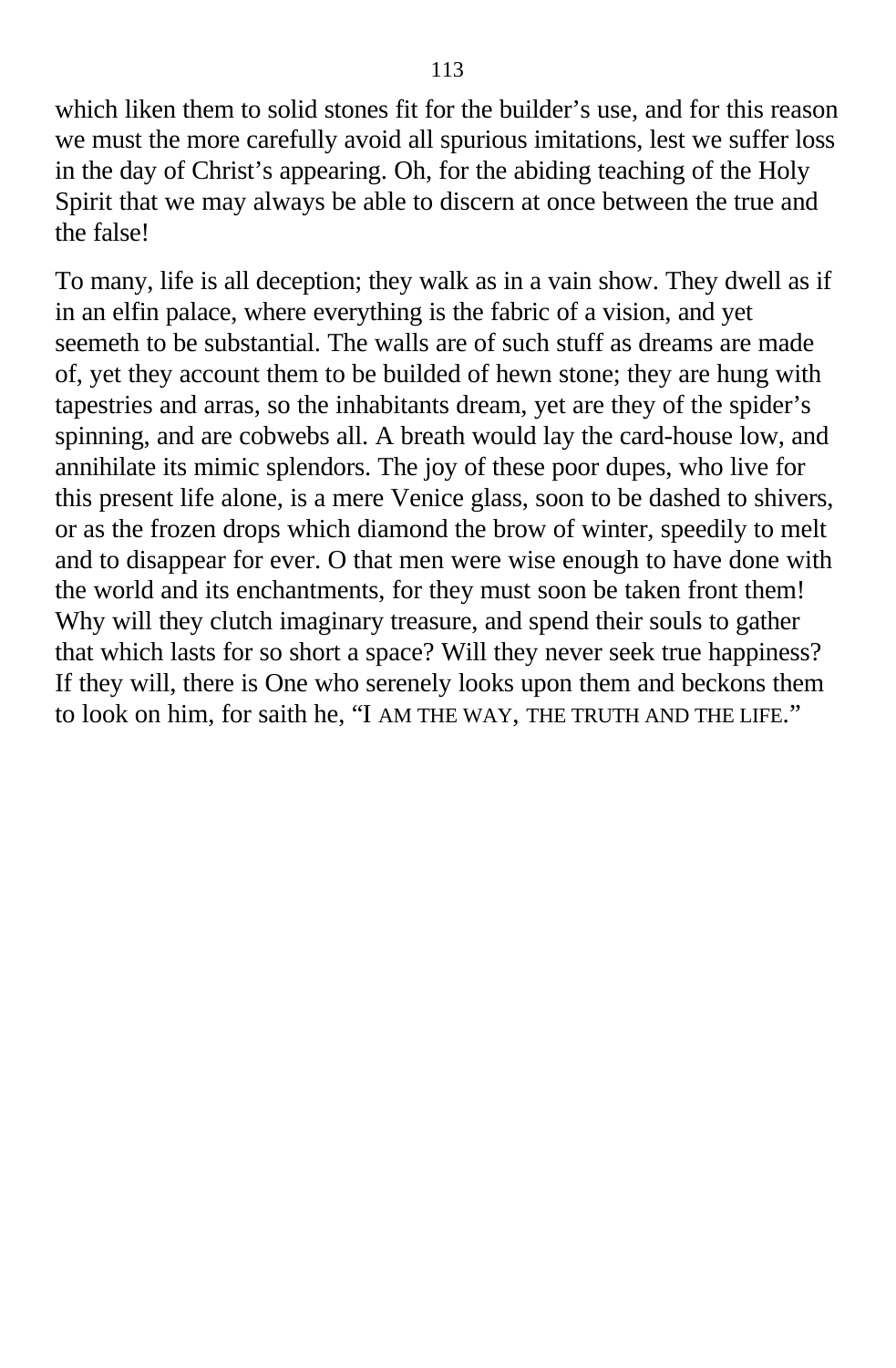which liken them to solid stones fit for the builder's use, and for this reason we must the more carefully avoid all spurious imitations, lest we suffer loss in the day of Christ's appearing. Oh, for the abiding teaching of the Holy Spirit that we may always be able to discern at once between the true and the false!

To many, life is all deception; they walk as in a vain show. They dwell as if in an elfin palace, where everything is the fabric of a vision, and yet seemeth to be substantial. The walls are of such stuff as dreams are made of, yet they account them to be builded of hewn stone; they are hung with tapestries and arras, so the inhabitants dream, yet are they of the spider's spinning, and are cobwebs all. A breath would lay the card-house low, and annihilate its mimic splendors. The joy of these poor dupes, who live for this present life alone, is a mere Venice glass, soon to be dashed to shivers, or as the frozen drops which diamond the brow of winter, speedily to melt and to disappear for ever. O that men were wise enough to have done with the world and its enchantments, for they must soon be taken front them! Why will they clutch imaginary treasure, and spend their souls to gather that which lasts for so short a space? Will they never seek true happiness? If they will, there is One who serenely looks upon them and beckons them to look on him, for saith he, "I AM THE WAY, THE TRUTH AND THE LIFE."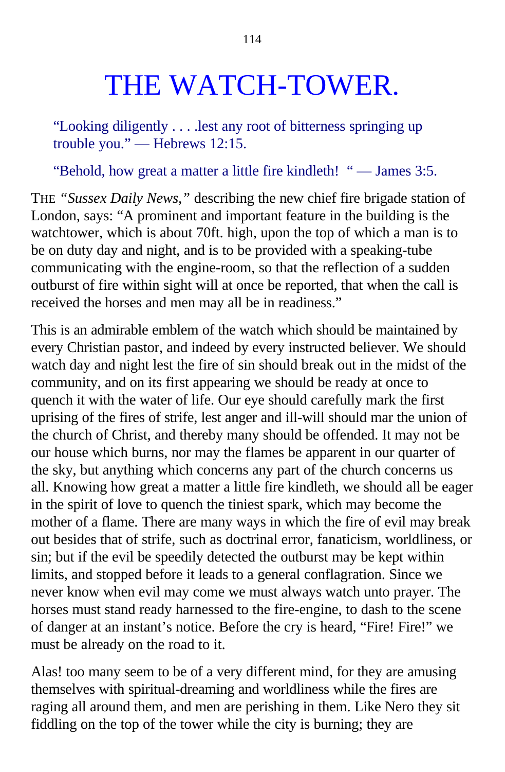# THE WATCH-TOWER.

"Looking diligently . . . .lest any root of bitterness springing up trouble you." — Hebrews 12:15.

"Behold, how great a matter a little fire kindleth! " — James 3:5.

THE *"Sussex Daily News,"* describing the new chief fire brigade station of London, says: "A prominent and important feature in the building is the watchtower, which is about 70ft. high, upon the top of which a man is to be on duty day and night, and is to be provided with a speaking-tube communicating with the engine-room, so that the reflection of a sudden outburst of fire within sight will at once be reported, that when the call is received the horses and men may all be in readiness."

This is an admirable emblem of the watch which should be maintained by every Christian pastor, and indeed by every instructed believer. We should watch day and night lest the fire of sin should break out in the midst of the community, and on its first appearing we should be ready at once to quench it with the water of life. Our eye should carefully mark the first uprising of the fires of strife, lest anger and ill-will should mar the union of the church of Christ, and thereby many should be offended. It may not be our house which burns, nor may the flames be apparent in our quarter of the sky, but anything which concerns any part of the church concerns us all. Knowing how great a matter a little fire kindleth, we should all be eager in the spirit of love to quench the tiniest spark, which may become the mother of a flame. There are many ways in which the fire of evil may break out besides that of strife, such as doctrinal error, fanaticism, worldliness, or sin; but if the evil be speedily detected the outburst may be kept within limits, and stopped before it leads to a general conflagration. Since we never know when evil may come we must always watch unto prayer. The horses must stand ready harnessed to the fire-engine, to dash to the scene of danger at an instant's notice. Before the cry is heard, "Fire! Fire!" we must be already on the road to it.

Alas! too many seem to be of a very different mind, for they are amusing themselves with spiritual-dreaming and worldliness while the fires are raging all around them, and men are perishing in them. Like Nero they sit fiddling on the top of the tower while the city is burning; they are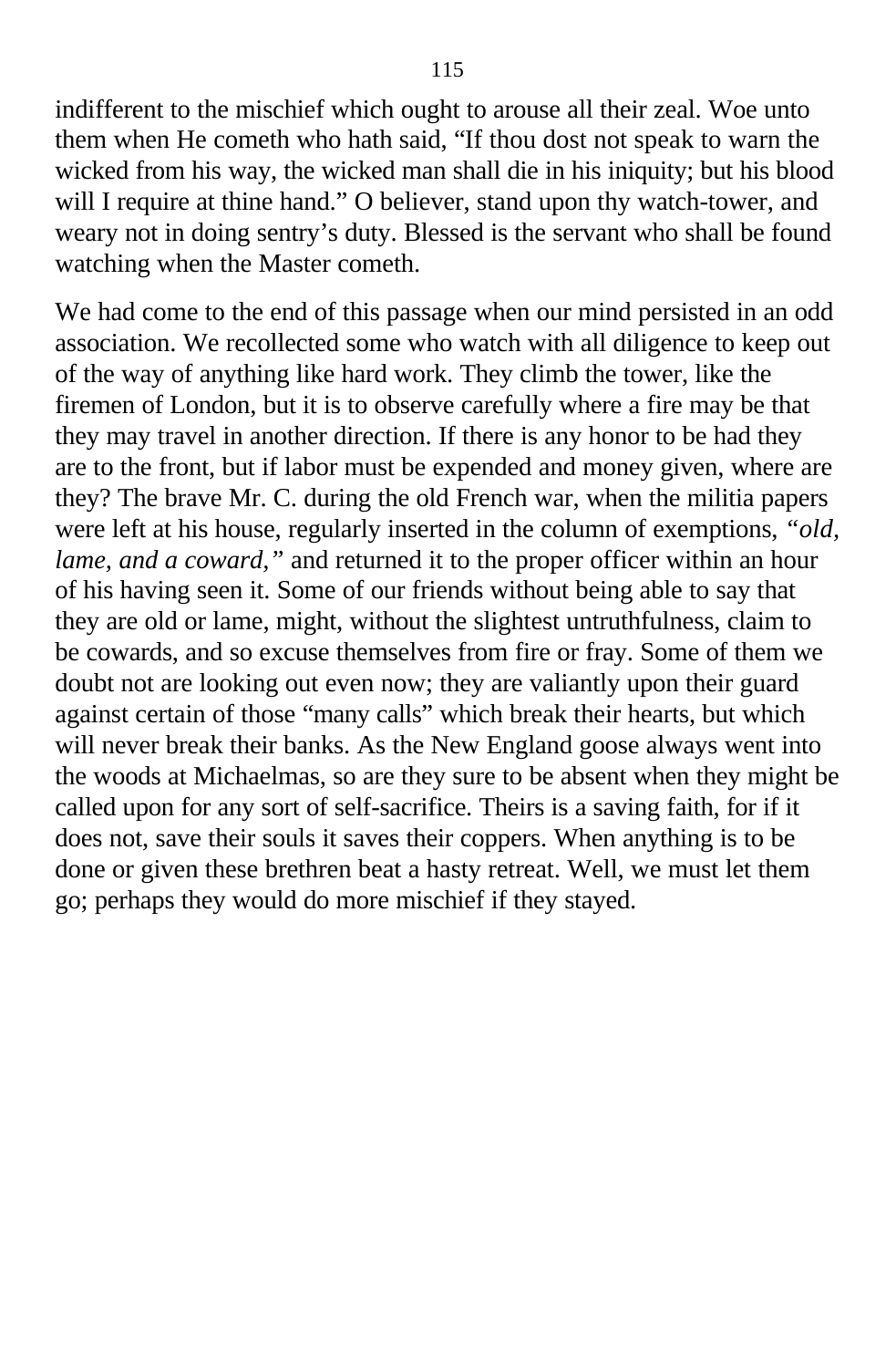indifferent to the mischief which ought to arouse all their zeal. Woe unto them when He cometh who hath said, “If thou dost not speak to warn the wicked from his way, the wicked man shall die in his iniquity; but his blood will I require at thine hand.” O believer, stand upon thy watch-tower, and weary not in doing sentry’s duty. Blessed is the servant who shall be found watching when the Master cometh.

We had come to the end of this passage when our mind persisted in an odd association. We recollected some who watch with all diligence to keep out of the way of anything like hard work. They climb the tower, like the firemen of London, but it is to observe carefully where a fire may be that they may travel in another direction. If there is any honor to be had they are to the front, but if labor must be expended and money given, where are they? The brave Mr. C. during the old French war, when the militia papers were left at his house, regularly inserted in the column of exemptions, *“old, lame, and a coward,”* and returned it to the proper officer within an hour of his having seen it. Some of our friends without being able to say that they are old or lame, might, without the slightest untruthfulness, claim to be cowards, and so excuse themselves from fire or fray. Some of them we doubt not are looking out even now; they are valiantly upon their guard against certain of those “many calls” which break their hearts, but which will never break their banks. As the New England goose always went into the woods at Michaelmas, so are they sure to be absent when they might be called upon for any sort of self-sacrifice. Theirs is a saving faith, for if it does not, save their souls it saves their coppers. When anything is to be done or given these brethren beat a hasty retreat. Well, we must let them go; perhaps they would do more mischief if they stayed.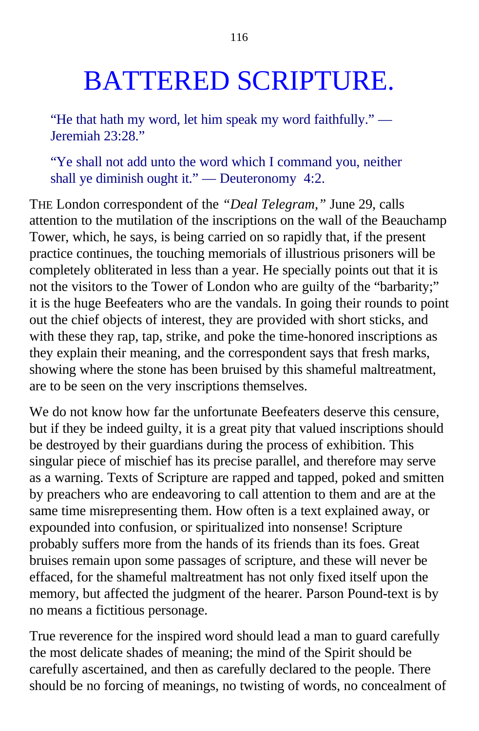# BATTERED SCRIPTURE.

> "He that hath my word, let him speak my word faithfully." — Jeremiah 23:28."
>
> "Ye shall not add unto the word which I command you, neither shall ye diminish ought it." — Deuteronomy 4:2.

THE London correspondent of the *"Deal Telegram,"* June 29, calls attention to the mutilation of the inscriptions on the wall of the Beauchamp Tower, which, he says, is being carried on so rapidly that, if the present practice continues, the touching memorials of illustrious prisoners will be completely obliterated in less than a year. He specially points out that it is not the visitors to the Tower of London who are guilty of the "barbarity;" it is the huge Beefeaters who are the vandals. In going their rounds to point out the chief objects of interest, they are provided with short sticks, and with these they rap, tap, strike, and poke the time-honored inscriptions as they explain their meaning, and the correspondent says that fresh marks, showing where the stone has been bruised by this shameful maltreatment, are to be seen on the very inscriptions themselves.

We do not know how far the unfortunate Beefeaters deserve this censure, but if they be indeed guilty, it is a great pity that valued inscriptions should be destroyed by their guardians during the process of exhibition. This singular piece of mischief has its precise parallel, and therefore may serve as a warning. Texts of Scripture are rapped and tapped, poked and smitten by preachers who are endeavoring to call attention to them and are at the same time misrepresenting them. How often is a text explained away, or expounded into confusion, or spiritualized into nonsense! Scripture probably suffers more from the hands of its friends than its foes. Great bruises remain upon some passages of scripture, and these will never be effaced, for the shameful maltreatment has not only fixed itself upon the memory, but affected the judgment of the hearer. Parson Pound-text is by no means a fictitious personage.

True reverence for the inspired word should lead a man to guard carefully the most delicate shades of meaning; the mind of the Spirit should be carefully ascertained, and then as carefully declared to the people. There should be no forcing of meanings, no twisting of words, no concealment of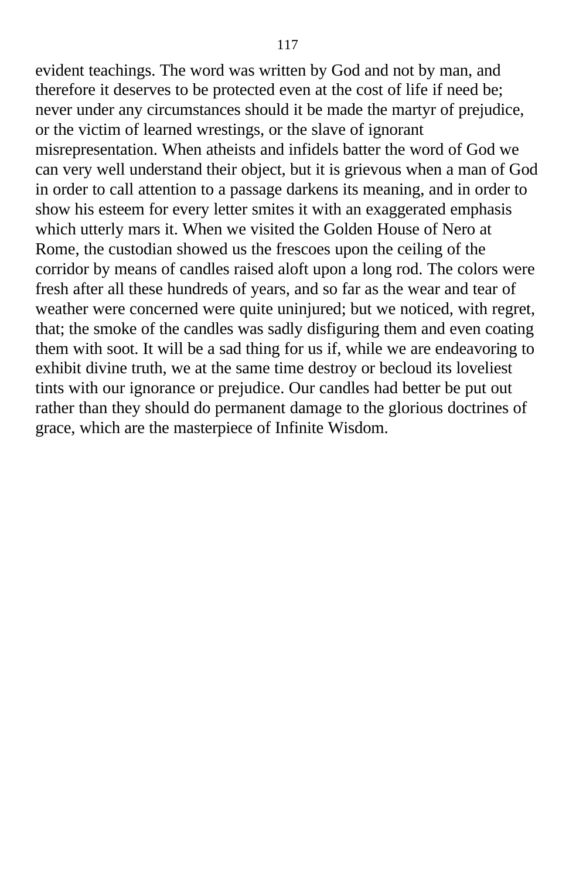evident teachings. The word was written by God and not by man, and therefore it deserves to be protected even at the cost of life if need be; never under any circumstances should it be made the martyr of prejudice, or the victim of learned wrestings, or the slave of ignorant misrepresentation. When atheists and infidels batter the word of God we can very well understand their object, but it is grievous when a man of God in order to call attention to a passage darkens its meaning, and in order to show his esteem for every letter smites it with an exaggerated emphasis which utterly mars it. When we visited the Golden House of Nero at Rome, the custodian showed us the frescoes upon the ceiling of the corridor by means of candles raised aloft upon a long rod. The colors were fresh after all these hundreds of years, and so far as the wear and tear of weather were concerned were quite uninjured; but we noticed, with regret, that; the smoke of the candles was sadly disfiguring them and even coating them with soot. It will be a sad thing for us if, while we are endeavoring to exhibit divine truth, we at the same time destroy or becloud its loveliest tints with our ignorance or prejudice. Our candles had better be put out rather than they should do permanent damage to the glorious doctrines of grace, which are the masterpiece of Infinite Wisdom.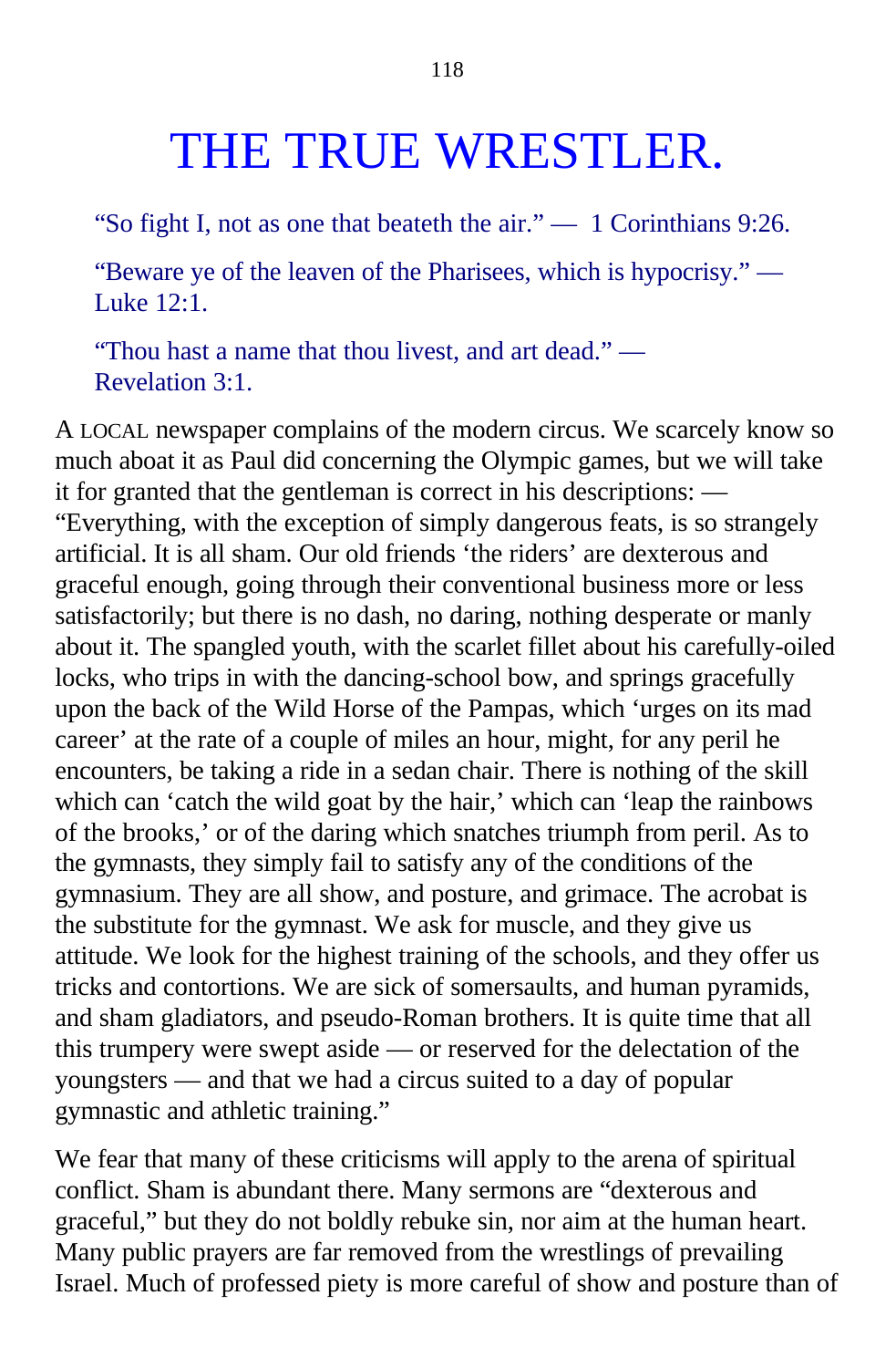# THE TRUE WRESTLER.

"So fight I, not as one that beateth the air." — 1 Corinthians 9:26.

"Beware ye of the leaven of the Pharisees, which is hypocrisy." — Luke 12:1.

"Thou hast a name that thou livest, and art dead." — Revelation 3:1.

A LOCAL newspaper complains of the modern circus. We scarcely know so much aboat it as Paul did concerning the Olympic games, but we will take it for granted that the gentleman is correct in his descriptions: — "Everything, with the exception of simply dangerous feats, is so strangely artificial. It is all sham. Our old friends 'the riders' are dexterous and graceful enough, going through their conventional business more or less satisfactorily; but there is no dash, no daring, nothing desperate or manly about it. The spangled youth, with the scarlet fillet about his carefully-oiled locks, who trips in with the dancing-school bow, and springs gracefully upon the back of the Wild Horse of the Pampas, which 'urges on its mad career' at the rate of a couple of miles an hour, might, for any peril he encounters, be taking a ride in a sedan chair. There is nothing of the skill which can 'catch the wild goat by the hair,' which can 'leap the rainbows of the brooks,' or of the daring which snatches triumph from peril. As to the gymnasts, they simply fail to satisfy any of the conditions of the gymnasium. They are all show, and posture, and grimace. The acrobat is the substitute for the gymnast. We ask for muscle, and they give us attitude. We look for the highest training of the schools, and they offer us tricks and contortions. We are sick of somersaults, and human pyramids, and sham gladiators, and pseudo-Roman brothers. It is quite time that all this trumpery were swept aside — or reserved for the delectation of the youngsters — and that we had a circus suited to a day of popular gymnastic and athletic training."

We fear that many of these criticisms will apply to the arena of spiritual conflict. Sham is abundant there. Many sermons are "dexterous and graceful," but they do not boldly rebuke sin, nor aim at the human heart. Many public prayers are far removed from the wrestlings of prevailing Israel. Much of professed piety is more careful of show and posture than of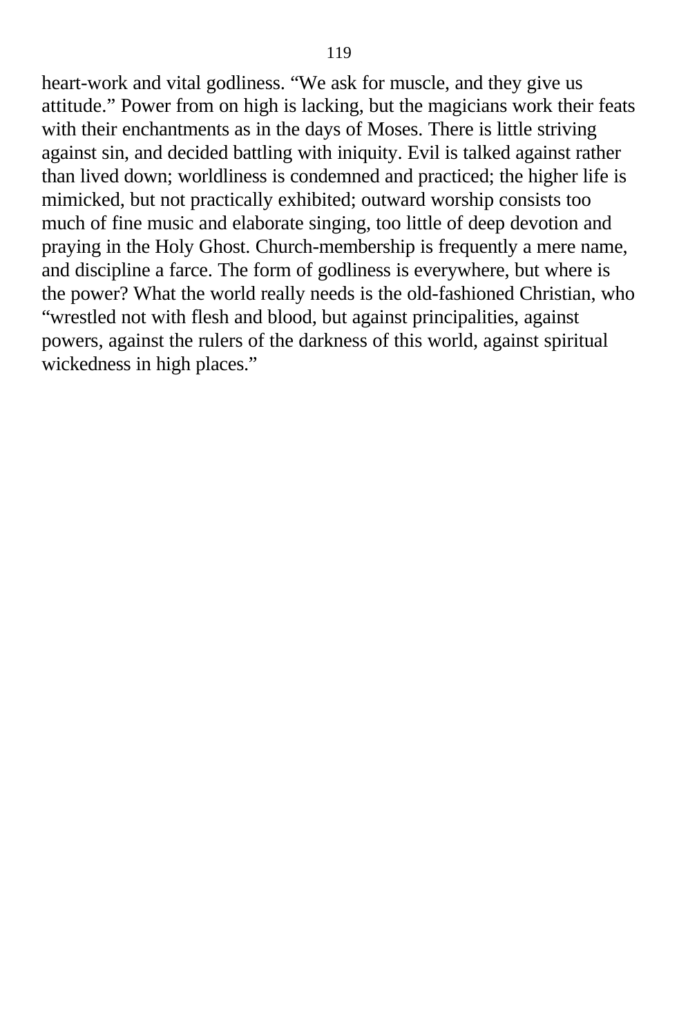heart-work and vital godliness. “We ask for muscle, and they give us attitude.” Power from on high is lacking, but the magicians work their feats with their enchantments as in the days of Moses. There is little striving against sin, and decided battling with iniquity. Evil is talked against rather than lived down; worldliness is condemned and practiced; the higher life is mimicked, but not practically exhibited; outward worship consists too much of fine music and elaborate singing, too little of deep devotion and praying in the Holy Ghost. Church-membership is frequently a mere name, and discipline a farce. The form of godliness is everywhere, but where is the power? What the world really needs is the old-fashioned Christian, who “wrestled not with flesh and blood, but against principalities, against powers, against the rulers of the darkness of this world, against spiritual wickedness in high places.”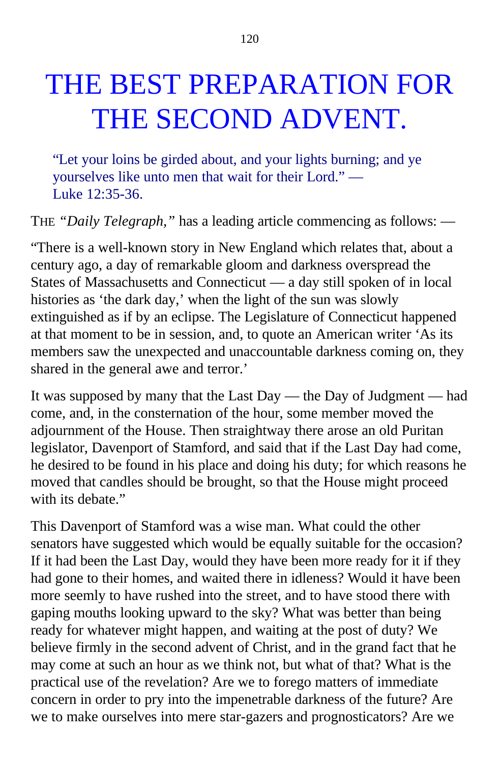# THE BEST PREPARATION FOR THE SECOND ADVENT.

> "Let your loins be girded about, and your lights burning; and ye yourselves like unto men that wait for their Lord." — Luke 12:35-36.

THE *"Daily Telegraph,"* has a leading article commencing as follows: —

"There is a well-known story in New England which relates that, about a century ago, a day of remarkable gloom and darkness overspread the States of Massachusetts and Connecticut — a day still spoken of in local histories as 'the dark day,' when the light of the sun was slowly extinguished as if by an eclipse. The Legislature of Connecticut happened at that moment to be in session, and, to quote an American writer 'As its members saw the unexpected and unaccountable darkness coming on, they shared in the general awe and terror.'

It was supposed by many that the Last Day — the Day of Judgment — had come, and, in the consternation of the hour, some member moved the adjournment of the House. Then straightway there arose an old Puritan legislator, Davenport of Stamford, and said that if the Last Day had come, he desired to be found in his place and doing his duty; for which reasons he moved that candles should be brought, so that the House might proceed with its debate."

This Davenport of Stamford was a wise man. What could the other senators have suggested which would be equally suitable for the occasion? If it had been the Last Day, would they have been more ready for it if they had gone to their homes, and waited there in idleness? Would it have been more seemly to have rushed into the street, and to have stood there with gaping mouths looking upward to the sky? What was better than being ready for whatever might happen, and waiting at the post of duty? We believe firmly in the second advent of Christ, and in the grand fact that he may come at such an hour as we think not, but what of that? What is the practical use of the revelation? Are we to forego matters of immediate concern in order to pry into the impenetrable darkness of the future? Are we to make ourselves into mere star-gazers and prognosticators? Are we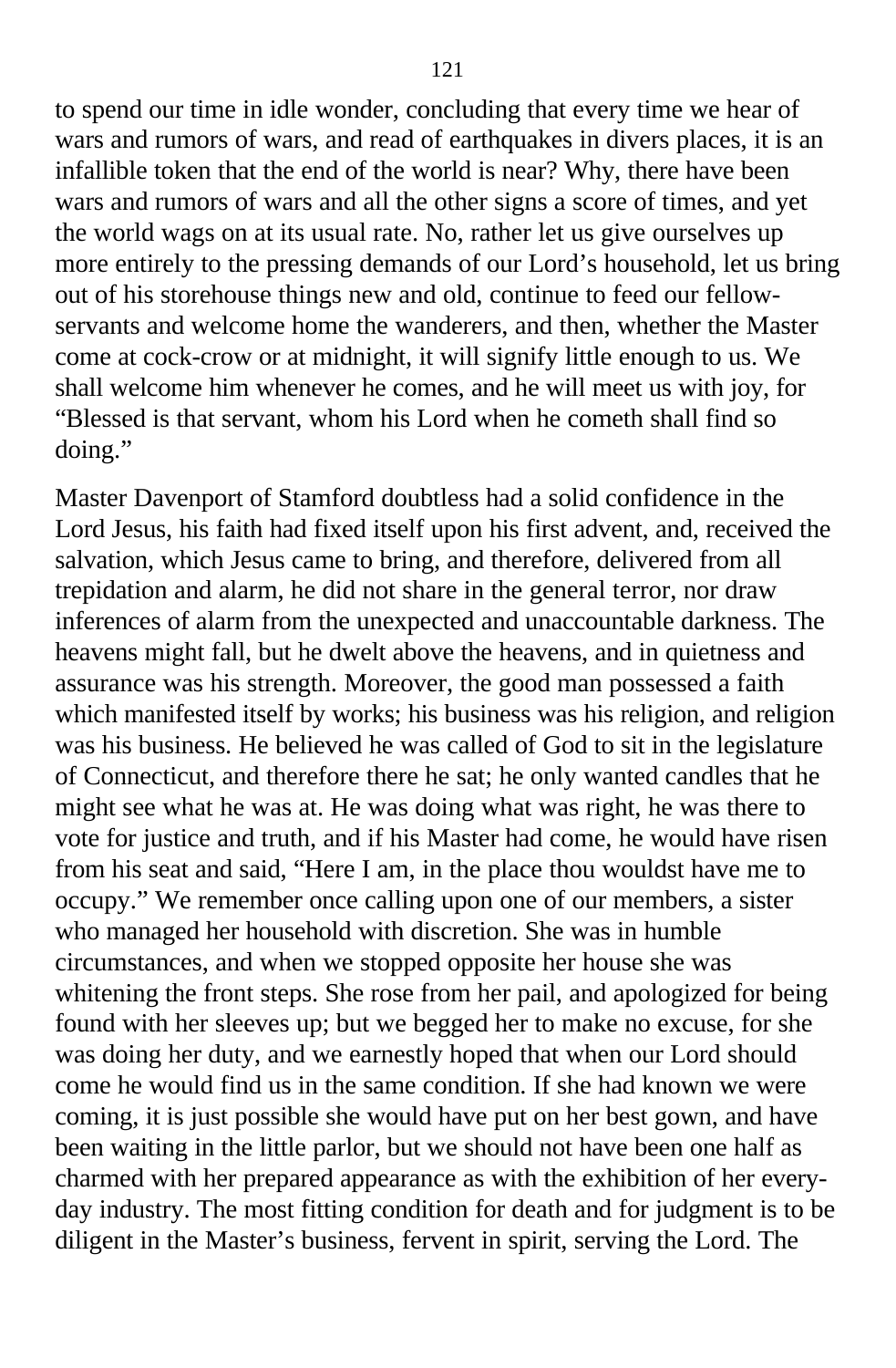to spend our time in idle wonder, concluding that every time we hear of wars and rumors of wars, and read of earthquakes in divers places, it is an infallible token that the end of the world is near? Why, there have been wars and rumors of wars and all the other signs a score of times, and yet the world wags on at its usual rate. No, rather let us give ourselves up more entirely to the pressing demands of our Lord's household, let us bring out of his storehouse things new and old, continue to feed our fellow-servants and welcome home the wanderers, and then, whether the Master come at cock-crow or at midnight, it will signify little enough to us. We shall welcome him whenever he comes, and he will meet us with joy, for "Blessed is that servant, whom his Lord when he cometh shall find so doing."

Master Davenport of Stamford doubtless had a solid confidence in the Lord Jesus, his faith had fixed itself upon his first advent, and, received the salvation, which Jesus came to bring, and therefore, delivered from all trepidation and alarm, he did not share in the general terror, nor draw inferences of alarm from the unexpected and unaccountable darkness. The heavens might fall, but he dwelt above the heavens, and in quietness and assurance was his strength. Moreover, the good man possessed a faith which manifested itself by works; his business was his religion, and religion was his business. He believed he was called of God to sit in the legislature of Connecticut, and therefore there he sat; he only wanted candles that he might see what he was at. He was doing what was right, he was there to vote for justice and truth, and if his Master had come, he would have risen from his seat and said, "Here I am, in the place thou wouldst have me to occupy." We remember once calling upon one of our members, a sister who managed her household with discretion. She was in humble circumstances, and when we stopped opposite her house she was whitening the front steps. She rose from her pail, and apologized for being found with her sleeves up; but we begged her to make no excuse, for she was doing her duty, and we earnestly hoped that when our Lord should come he would find us in the same condition. If she had known we were coming, it is just possible she would have put on her best gown, and have been waiting in the little parlor, but we should not have been one half as charmed with her prepared appearance as with the exhibition of her every-day industry. The most fitting condition for death and for judgment is to be diligent in the Master's business, fervent in spirit, serving the Lord. The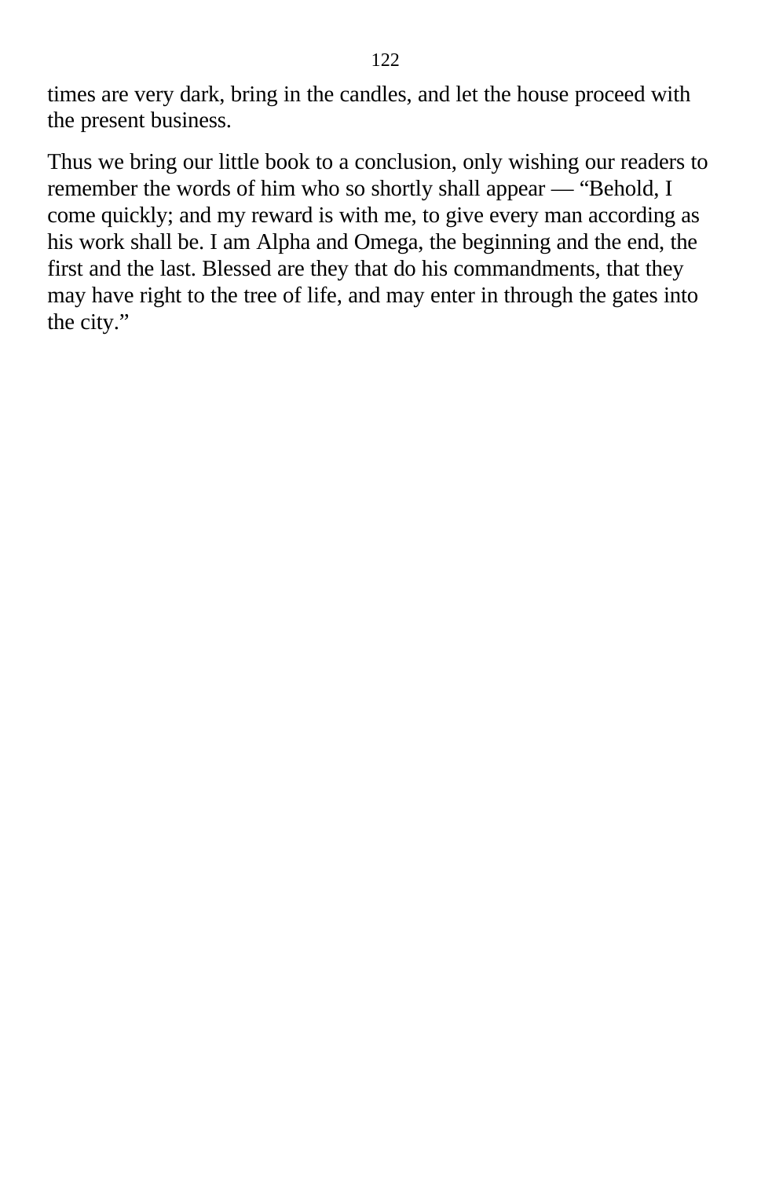times are very dark, bring in the candles, and let the house proceed with the present business.

Thus we bring our little book to a conclusion, only wishing our readers to remember the words of him who so shortly shall appear — “Behold, I come quickly; and my reward is with me, to give every man according as his work shall be. I am Alpha and Omega, the beginning and the end, the first and the last. Blessed are they that do his commandments, that they may have right to the tree of life, and may enter in through the gates into the city.”